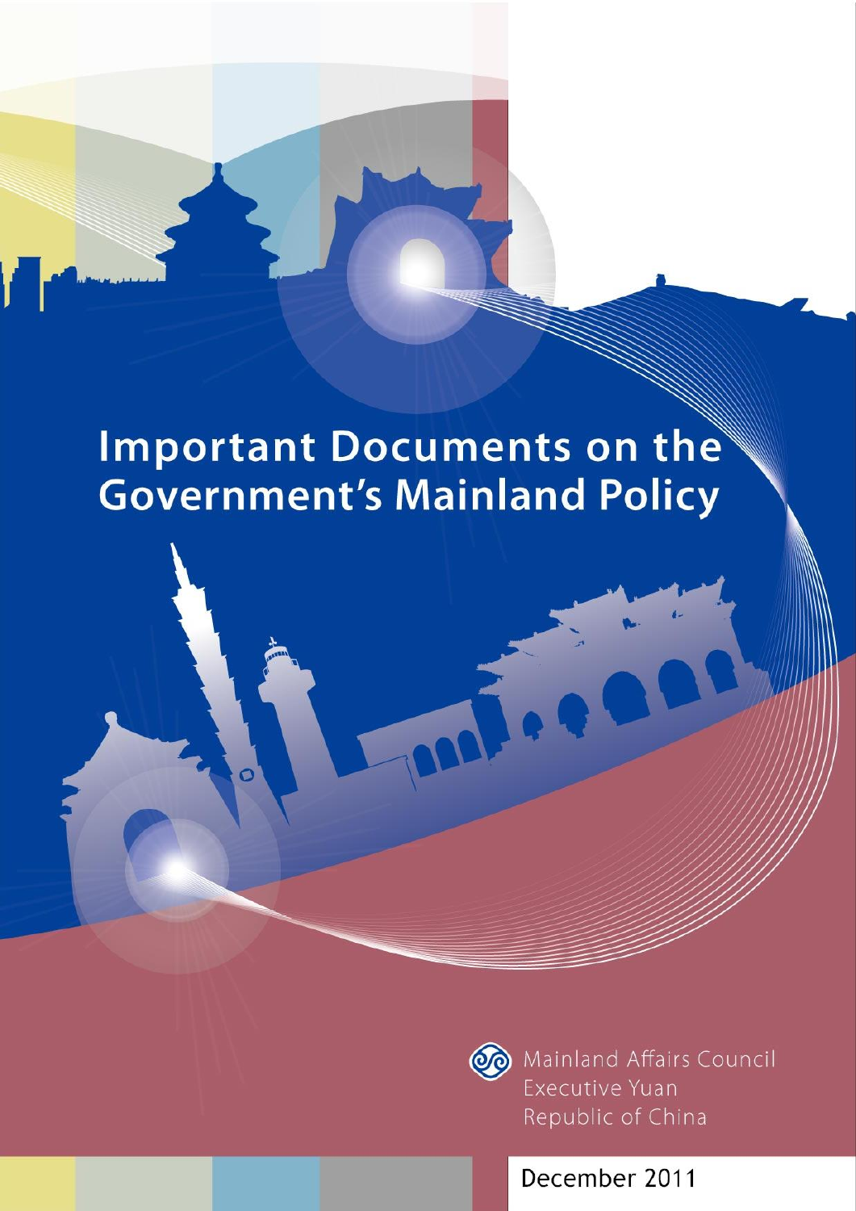# Important Documents on the Government's Mainland Policy

Mainland Affairs Council
Executive Yuan
Republic of China

December 2011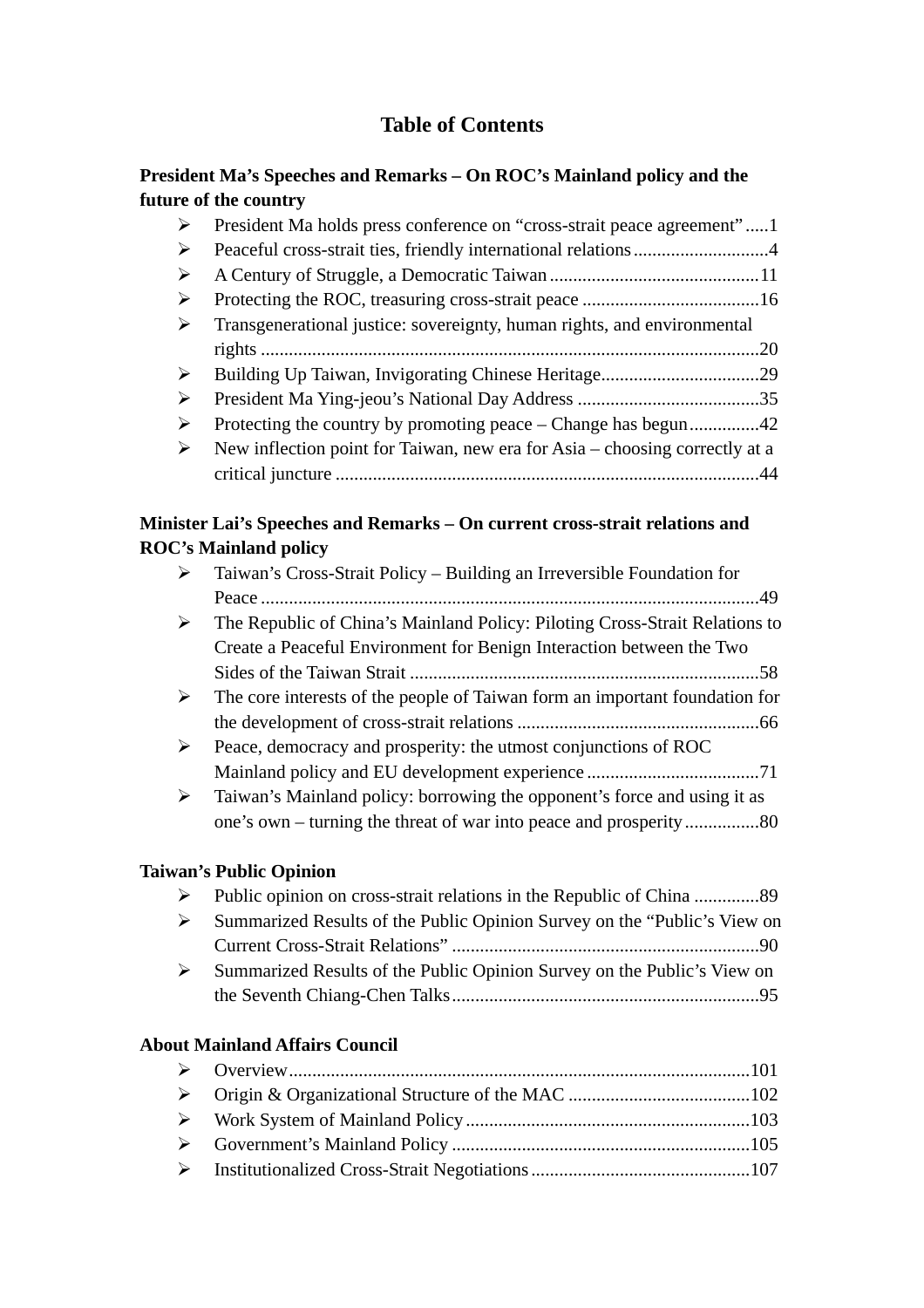# Table of Contents

**President Ma's Speeches and Remarks – On ROC's Mainland policy and the future of the country**

- President Ma holds press conference on "cross-strait peace agreement" .....1
- Peaceful cross-strait ties, friendly international relations .............................4
- A Century of Struggle, a Democratic Taiwan .............................................11
- Protecting the ROC, treasuring cross-strait peace ......................................16
- Transgenerational justice: sovereignty, human rights, and environmental rights ..........................................................................................................20
- Building Up Taiwan, Invigorating Chinese Heritage..................................29
- President Ma Ying-jeou's National Day Address .......................................35
- Protecting the country by promoting peace – Change has begun...............42
- New inflection point for Taiwan, new era for Asia – choosing correctly at a critical juncture ..........................................................................................44

**Minister Lai's Speeches and Remarks – On current cross-strait relations and ROC's Mainland policy**

- Taiwan's Cross-Strait Policy – Building an Irreversible Foundation for Peace ..........................................................................................................49
- The Republic of China's Mainland Policy: Piloting Cross-Strait Relations to Create a Peaceful Environment for Benign Interaction between the Two Sides of the Taiwan Strait ..........................................................................58
- The core interests of the people of Taiwan form an important foundation for the development of cross-strait relations ...................................................66
- Peace, democracy and prosperity: the utmost conjunctions of ROC Mainland policy and EU development experience .....................................71
- Taiwan's Mainland policy: borrowing the opponent's force and using it as one's own – turning the threat of war into peace and prosperity................80

**Taiwan's Public Opinion**

- Public opinion on cross-strait relations in the Republic of China ..............89
- Summarized Results of the Public Opinion Survey on the "Public's View on Current Cross-Strait Relations" .................................................................90
- Summarized Results of the Public Opinion Survey on the Public's View on the Seventh Chiang-Chen Talks.................................................................95

**About Mainland Affairs Council**

- Overview..................................................................................................101
- Origin & Organizational Structure of the MAC .......................................102
- Work System of Mainland Policy .............................................................103
- Government's Mainland Policy ................................................................105
- Institutionalized Cross-Strait Negotiations ..............................................107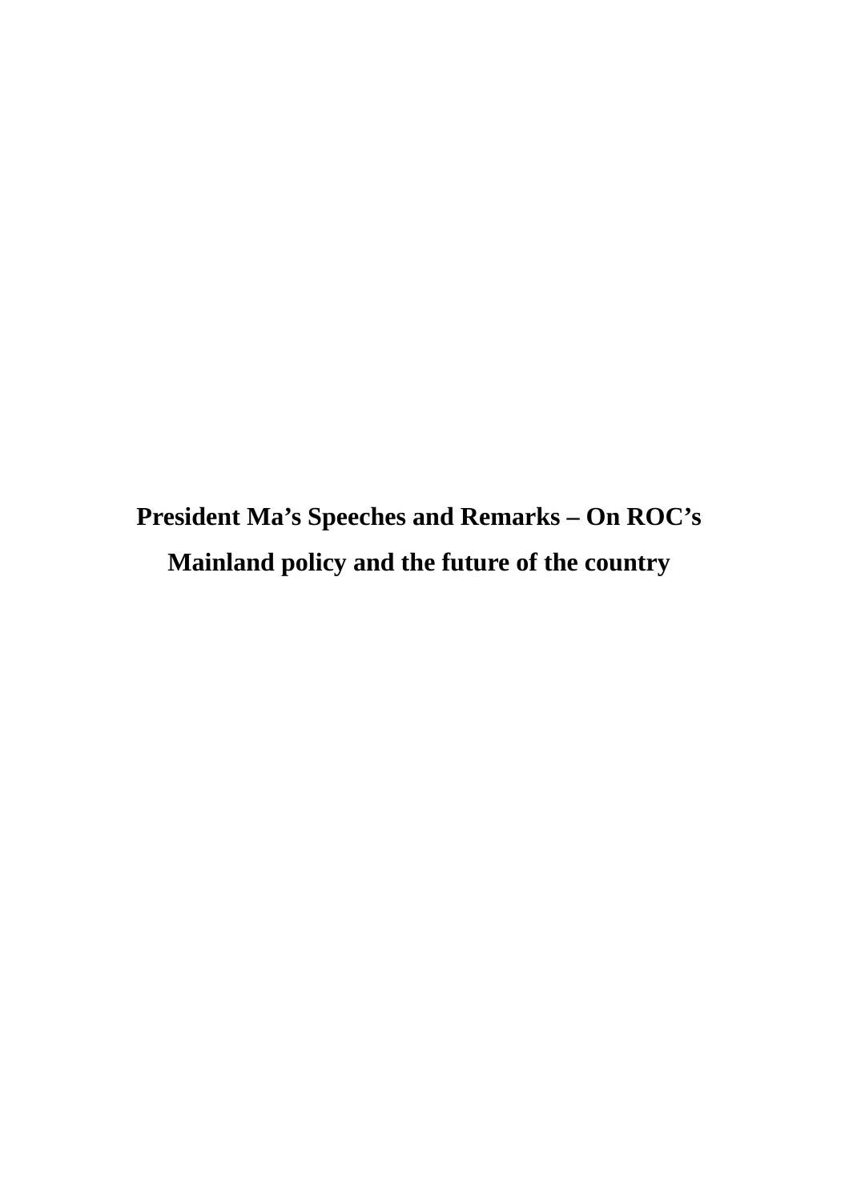# President Ma's Speeches and Remarks – On ROC's Mainland policy and the future of the country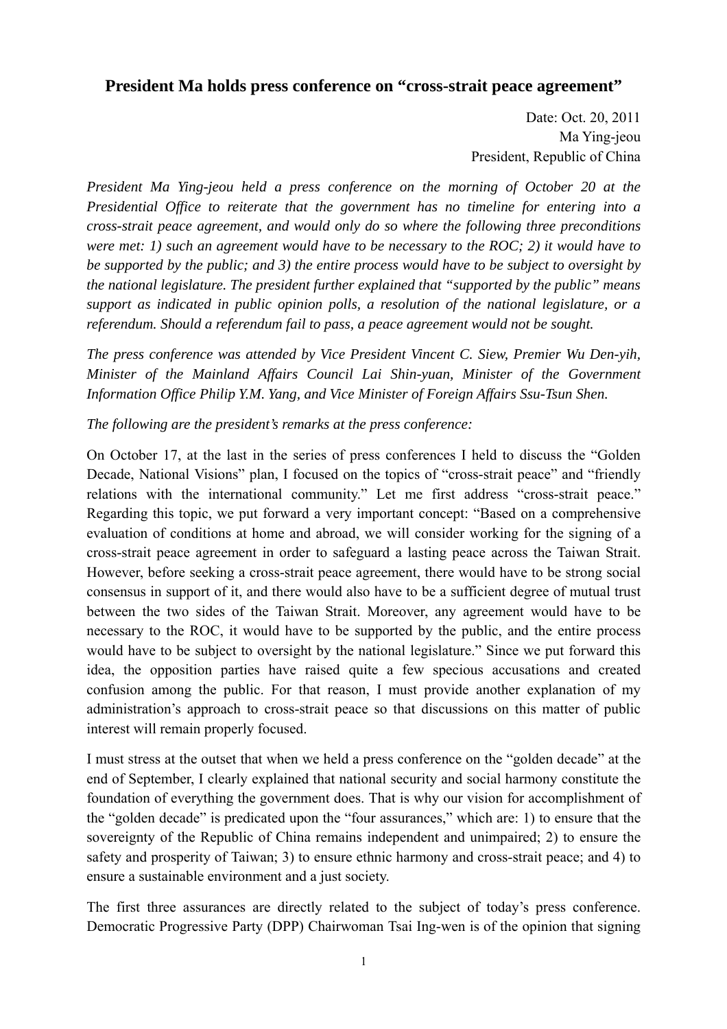## President Ma holds press conference on "cross-strait peace agreement"

Date: Oct. 20, 2011
Ma Ying-jeou
President, Republic of China

*President Ma Ying-jeou held a press conference on the morning of October 20 at the Presidential Office to reiterate that the government has no timeline for entering into a cross-strait peace agreement, and would only do so where the following three preconditions were met: 1) such an agreement would have to be necessary to the ROC; 2) it would have to be supported by the public; and 3) the entire process would have to be subject to oversight by the national legislature. The president further explained that "supported by the public" means support as indicated in public opinion polls, a resolution of the national legislature, or a referendum. Should a referendum fail to pass, a peace agreement would not be sought.*

*The press conference was attended by Vice President Vincent C. Siew, Premier Wu Den-yih, Minister of the Mainland Affairs Council Lai Shin-yuan, Minister of the Government Information Office Philip Y.M. Yang, and Vice Minister of Foreign Affairs Ssu-Tsun Shen.*

*The following are the president's remarks at the press conference:*

On October 17, at the last in the series of press conferences I held to discuss the "Golden Decade, National Visions" plan, I focused on the topics of "cross-strait peace" and "friendly relations with the international community." Let me first address "cross-strait peace." Regarding this topic, we put forward a very important concept: "Based on a comprehensive evaluation of conditions at home and abroad, we will consider working for the signing of a cross-strait peace agreement in order to safeguard a lasting peace across the Taiwan Strait. However, before seeking a cross-strait peace agreement, there would have to be strong social consensus in support of it, and there would also have to be a sufficient degree of mutual trust between the two sides of the Taiwan Strait. Moreover, any agreement would have to be necessary to the ROC, it would have to be supported by the public, and the entire process would have to be subject to oversight by the national legislature." Since we put forward this idea, the opposition parties have raised quite a few specious accusations and created confusion among the public. For that reason, I must provide another explanation of my administration's approach to cross-strait peace so that discussions on this matter of public interest will remain properly focused.

I must stress at the outset that when we held a press conference on the "golden decade" at the end of September, I clearly explained that national security and social harmony constitute the foundation of everything the government does. That is why our vision for accomplishment of the "golden decade" is predicated upon the "four assurances," which are: 1) to ensure that the sovereignty of the Republic of China remains independent and unimpaired; 2) to ensure the safety and prosperity of Taiwan; 3) to ensure ethnic harmony and cross-strait peace; and 4) to ensure a sustainable environment and a just society.

The first three assurances are directly related to the subject of today's press conference. Democratic Progressive Party (DPP) Chairwoman Tsai Ing-wen is of the opinion that signing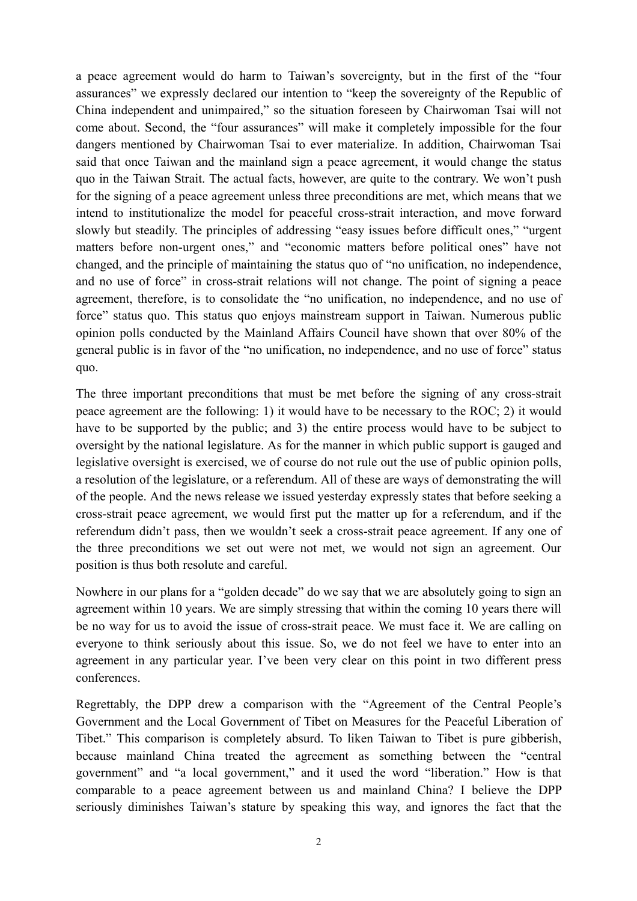a peace agreement would do harm to Taiwan's sovereignty, but in the first of the "four assurances" we expressly declared our intention to "keep the sovereignty of the Republic of China independent and unimpaired," so the situation foreseen by Chairwoman Tsai will not come about. Second, the "four assurances" will make it completely impossible for the four dangers mentioned by Chairwoman Tsai to ever materialize. In addition, Chairwoman Tsai said that once Taiwan and the mainland sign a peace agreement, it would change the status quo in the Taiwan Strait. The actual facts, however, are quite to the contrary. We won't push for the signing of a peace agreement unless three preconditions are met, which means that we intend to institutionalize the model for peaceful cross-strait interaction, and move forward slowly but steadily. The principles of addressing "easy issues before difficult ones," "urgent matters before non-urgent ones," and "economic matters before political ones" have not changed, and the principle of maintaining the status quo of "no unification, no independence, and no use of force" in cross-strait relations will not change. The point of signing a peace agreement, therefore, is to consolidate the "no unification, no independence, and no use of force" status quo. This status quo enjoys mainstream support in Taiwan. Numerous public opinion polls conducted by the Mainland Affairs Council have shown that over 80% of the general public is in favor of the "no unification, no independence, and no use of force" status quo.

The three important preconditions that must be met before the signing of any cross-strait peace agreement are the following: 1) it would have to be necessary to the ROC; 2) it would have to be supported by the public; and 3) the entire process would have to be subject to oversight by the national legislature. As for the manner in which public support is gauged and legislative oversight is exercised, we of course do not rule out the use of public opinion polls, a resolution of the legislature, or a referendum. All of these are ways of demonstrating the will of the people. And the news release we issued yesterday expressly states that before seeking a cross-strait peace agreement, we would first put the matter up for a referendum, and if the referendum didn't pass, then we wouldn't seek a cross-strait peace agreement. If any one of the three preconditions we set out were not met, we would not sign an agreement. Our position is thus both resolute and careful.

Nowhere in our plans for a "golden decade" do we say that we are absolutely going to sign an agreement within 10 years. We are simply stressing that within the coming 10 years there will be no way for us to avoid the issue of cross-strait peace. We must face it. We are calling on everyone to think seriously about this issue. So, we do not feel we have to enter into an agreement in any particular year. I've been very clear on this point in two different press conferences.

Regrettably, the DPP drew a comparison with the "Agreement of the Central People's Government and the Local Government of Tibet on Measures for the Peaceful Liberation of Tibet." This comparison is completely absurd. To liken Taiwan to Tibet is pure gibberish, because mainland China treated the agreement as something between the "central government" and "a local government," and it used the word "liberation." How is that comparable to a peace agreement between us and mainland China? I believe the DPP seriously diminishes Taiwan's stature by speaking this way, and ignores the fact that the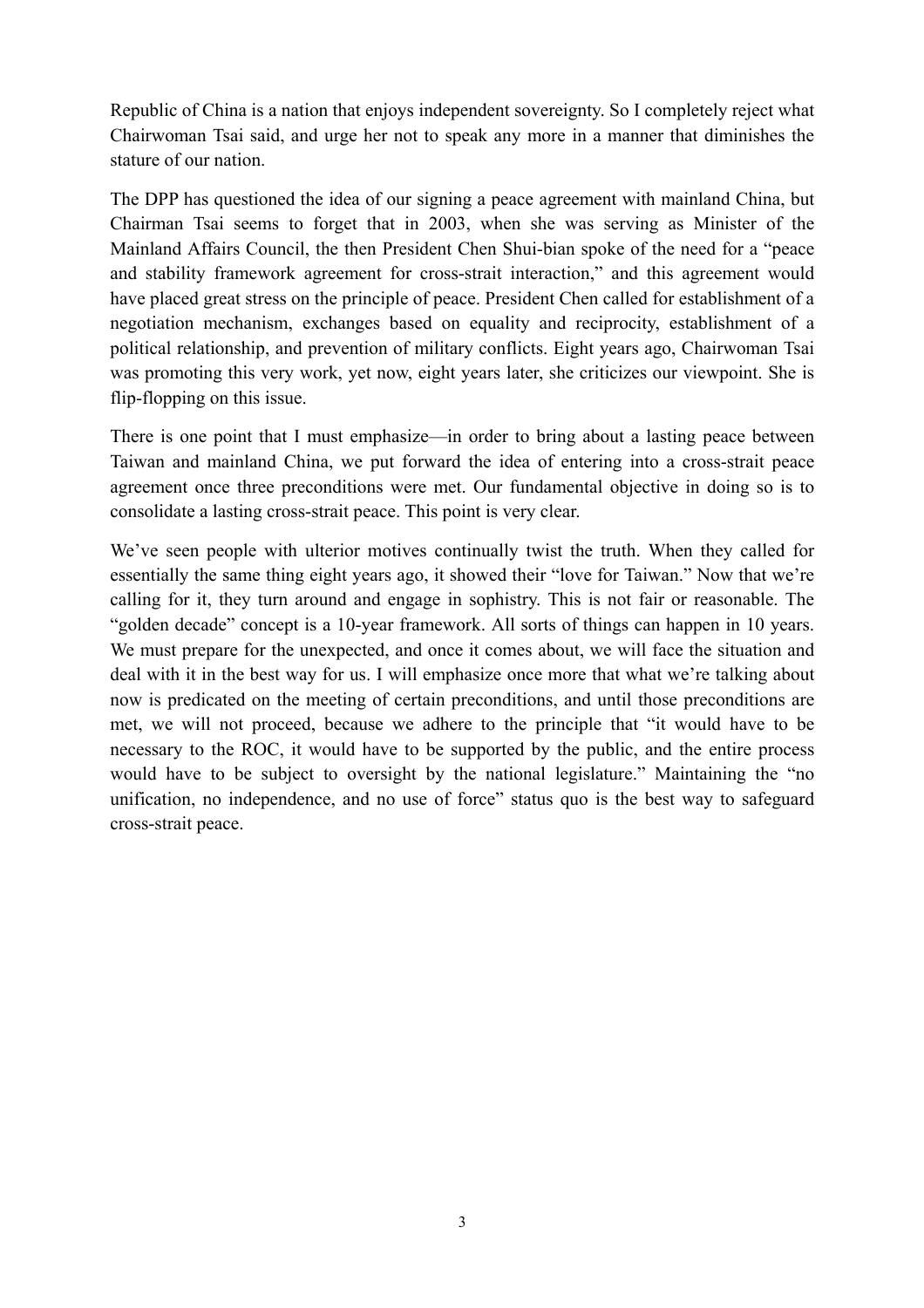Republic of China is a nation that enjoys independent sovereignty. So I completely reject what Chairwoman Tsai said, and urge her not to speak any more in a manner that diminishes the stature of our nation.

The DPP has questioned the idea of our signing a peace agreement with mainland China, but Chairman Tsai seems to forget that in 2003, when she was serving as Minister of the Mainland Affairs Council, the then President Chen Shui-bian spoke of the need for a "peace and stability framework agreement for cross-strait interaction," and this agreement would have placed great stress on the principle of peace. President Chen called for establishment of a negotiation mechanism, exchanges based on equality and reciprocity, establishment of a political relationship, and prevention of military conflicts. Eight years ago, Chairwoman Tsai was promoting this very work, yet now, eight years later, she criticizes our viewpoint. She is flip-flopping on this issue.

There is one point that I must emphasize—in order to bring about a lasting peace between Taiwan and mainland China, we put forward the idea of entering into a cross-strait peace agreement once three preconditions were met. Our fundamental objective in doing so is to consolidate a lasting cross-strait peace. This point is very clear.

We've seen people with ulterior motives continually twist the truth. When they called for essentially the same thing eight years ago, it showed their "love for Taiwan." Now that we're calling for it, they turn around and engage in sophistry. This is not fair or reasonable. The "golden decade" concept is a 10-year framework. All sorts of things can happen in 10 years. We must prepare for the unexpected, and once it comes about, we will face the situation and deal with it in the best way for us. I will emphasize once more that what we're talking about now is predicated on the meeting of certain preconditions, and until those preconditions are met, we will not proceed, because we adhere to the principle that "it would have to be necessary to the ROC, it would have to be supported by the public, and the entire process would have to be subject to oversight by the national legislature." Maintaining the "no unification, no independence, and no use of force" status quo is the best way to safeguard cross-strait peace.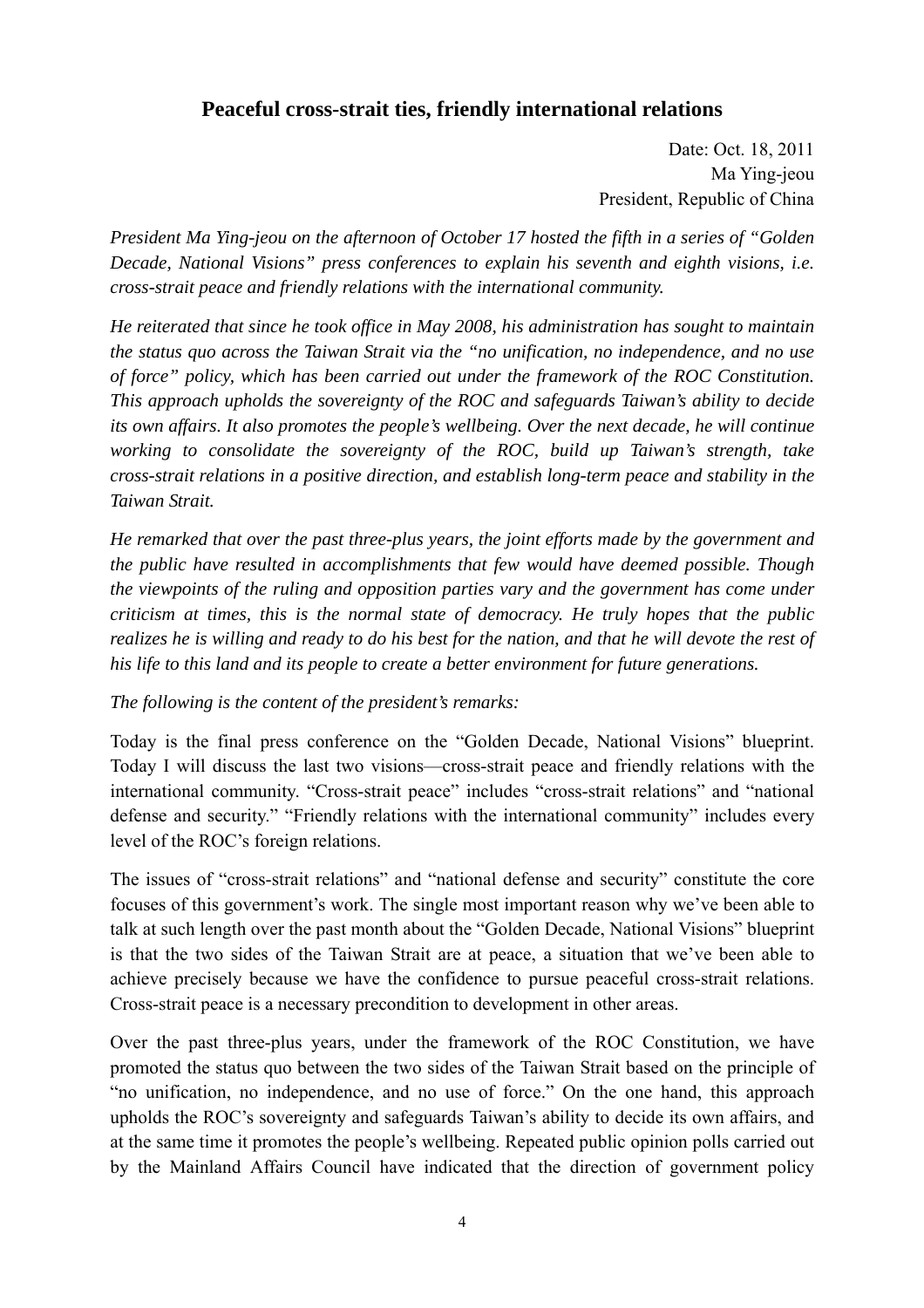## Peaceful cross-strait ties, friendly international relations

Date: Oct. 18, 2011
Ma Ying-jeou
President, Republic of China

*President Ma Ying-jeou on the afternoon of October 17 hosted the fifth in a series of "Golden Decade, National Visions" press conferences to explain his seventh and eighth visions, i.e. cross-strait peace and friendly relations with the international community.*

*He reiterated that since he took office in May 2008, his administration has sought to maintain the status quo across the Taiwan Strait via the "no unification, no independence, and no use of force" policy, which has been carried out under the framework of the ROC Constitution. This approach upholds the sovereignty of the ROC and safeguards Taiwan's ability to decide its own affairs. It also promotes the people's wellbeing. Over the next decade, he will continue working to consolidate the sovereignty of the ROC, build up Taiwan's strength, take cross-strait relations in a positive direction, and establish long-term peace and stability in the Taiwan Strait.*

*He remarked that over the past three-plus years, the joint efforts made by the government and the public have resulted in accomplishments that few would have deemed possible. Though the viewpoints of the ruling and opposition parties vary and the government has come under criticism at times, this is the normal state of democracy. He truly hopes that the public realizes he is willing and ready to do his best for the nation, and that he will devote the rest of his life to this land and its people to create a better environment for future generations.*

*The following is the content of the president's remarks:*

Today is the final press conference on the "Golden Decade, National Visions" blueprint. Today I will discuss the last two visions—cross-strait peace and friendly relations with the international community. "Cross-strait peace" includes "cross-strait relations" and "national defense and security." "Friendly relations with the international community" includes every level of the ROC's foreign relations.

The issues of "cross-strait relations" and "national defense and security" constitute the core focuses of this government's work. The single most important reason why we've been able to talk at such length over the past month about the "Golden Decade, National Visions" blueprint is that the two sides of the Taiwan Strait are at peace, a situation that we've been able to achieve precisely because we have the confidence to pursue peaceful cross-strait relations. Cross-strait peace is a necessary precondition to development in other areas.

Over the past three-plus years, under the framework of the ROC Constitution, we have promoted the status quo between the two sides of the Taiwan Strait based on the principle of "no unification, no independence, and no use of force." On the one hand, this approach upholds the ROC's sovereignty and safeguards Taiwan's ability to decide its own affairs, and at the same time it promotes the people's wellbeing. Repeated public opinion polls carried out by the Mainland Affairs Council have indicated that the direction of government policy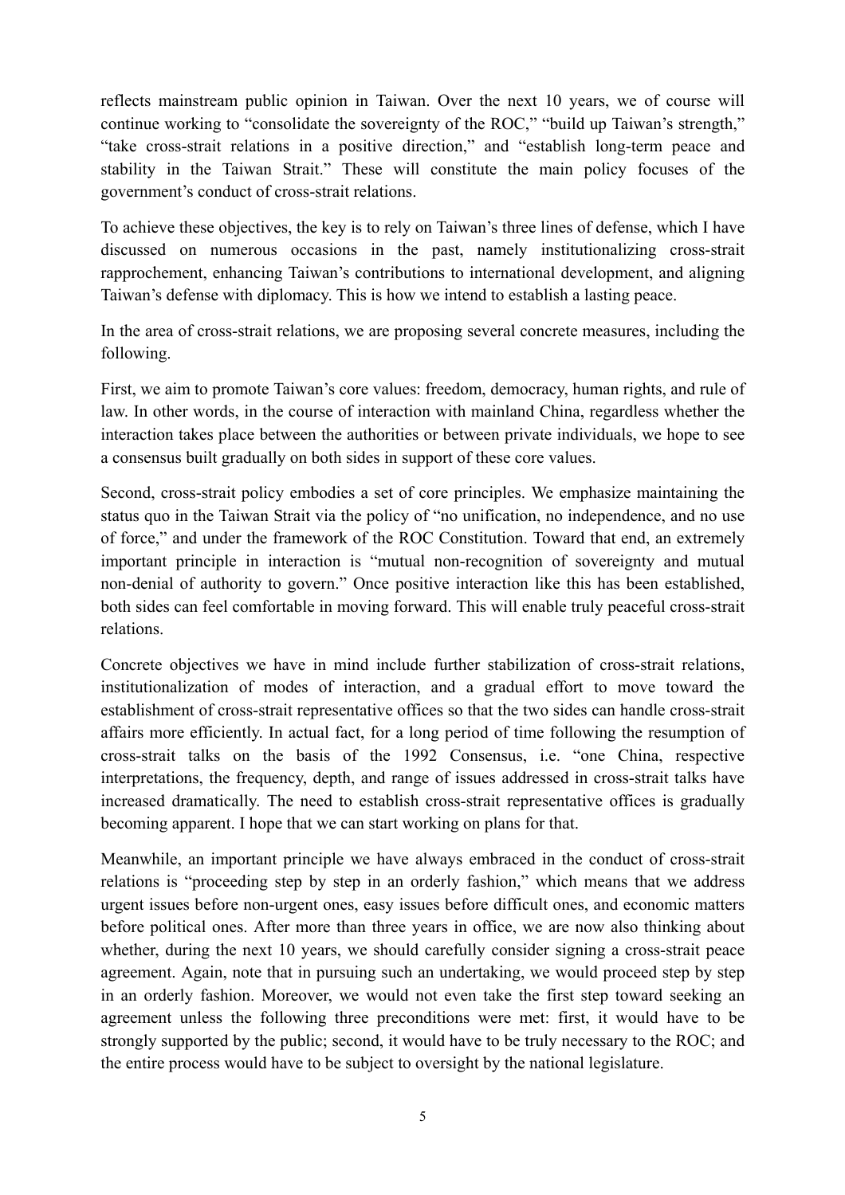reflects mainstream public opinion in Taiwan. Over the next 10 years, we of course will continue working to "consolidate the sovereignty of the ROC," "build up Taiwan's strength," "take cross-strait relations in a positive direction," and "establish long-term peace and stability in the Taiwan Strait." These will constitute the main policy focuses of the government's conduct of cross-strait relations.

To achieve these objectives, the key is to rely on Taiwan's three lines of defense, which I have discussed on numerous occasions in the past, namely institutionalizing cross-strait rapprochement, enhancing Taiwan's contributions to international development, and aligning Taiwan's defense with diplomacy. This is how we intend to establish a lasting peace.

In the area of cross-strait relations, we are proposing several concrete measures, including the following.

First, we aim to promote Taiwan's core values: freedom, democracy, human rights, and rule of law. In other words, in the course of interaction with mainland China, regardless whether the interaction takes place between the authorities or between private individuals, we hope to see a consensus built gradually on both sides in support of these core values.

Second, cross-strait policy embodies a set of core principles. We emphasize maintaining the status quo in the Taiwan Strait via the policy of "no unification, no independence, and no use of force," and under the framework of the ROC Constitution. Toward that end, an extremely important principle in interaction is "mutual non-recognition of sovereignty and mutual non-denial of authority to govern." Once positive interaction like this has been established, both sides can feel comfortable in moving forward. This will enable truly peaceful cross-strait relations.

Concrete objectives we have in mind include further stabilization of cross-strait relations, institutionalization of modes of interaction, and a gradual effort to move toward the establishment of cross-strait representative offices so that the two sides can handle cross-strait affairs more efficiently. In actual fact, for a long period of time following the resumption of cross-strait talks on the basis of the 1992 Consensus, i.e. "one China, respective interpretations, the frequency, depth, and range of issues addressed in cross-strait talks have increased dramatically. The need to establish cross-strait representative offices is gradually becoming apparent. I hope that we can start working on plans for that.

Meanwhile, an important principle we have always embraced in the conduct of cross-strait relations is "proceeding step by step in an orderly fashion," which means that we address urgent issues before non-urgent ones, easy issues before difficult ones, and economic matters before political ones. After more than three years in office, we are now also thinking about whether, during the next 10 years, we should carefully consider signing a cross-strait peace agreement. Again, note that in pursuing such an undertaking, we would proceed step by step in an orderly fashion. Moreover, we would not even take the first step toward seeking an agreement unless the following three preconditions were met: first, it would have to be strongly supported by the public; second, it would have to be truly necessary to the ROC; and the entire process would have to be subject to oversight by the national legislature.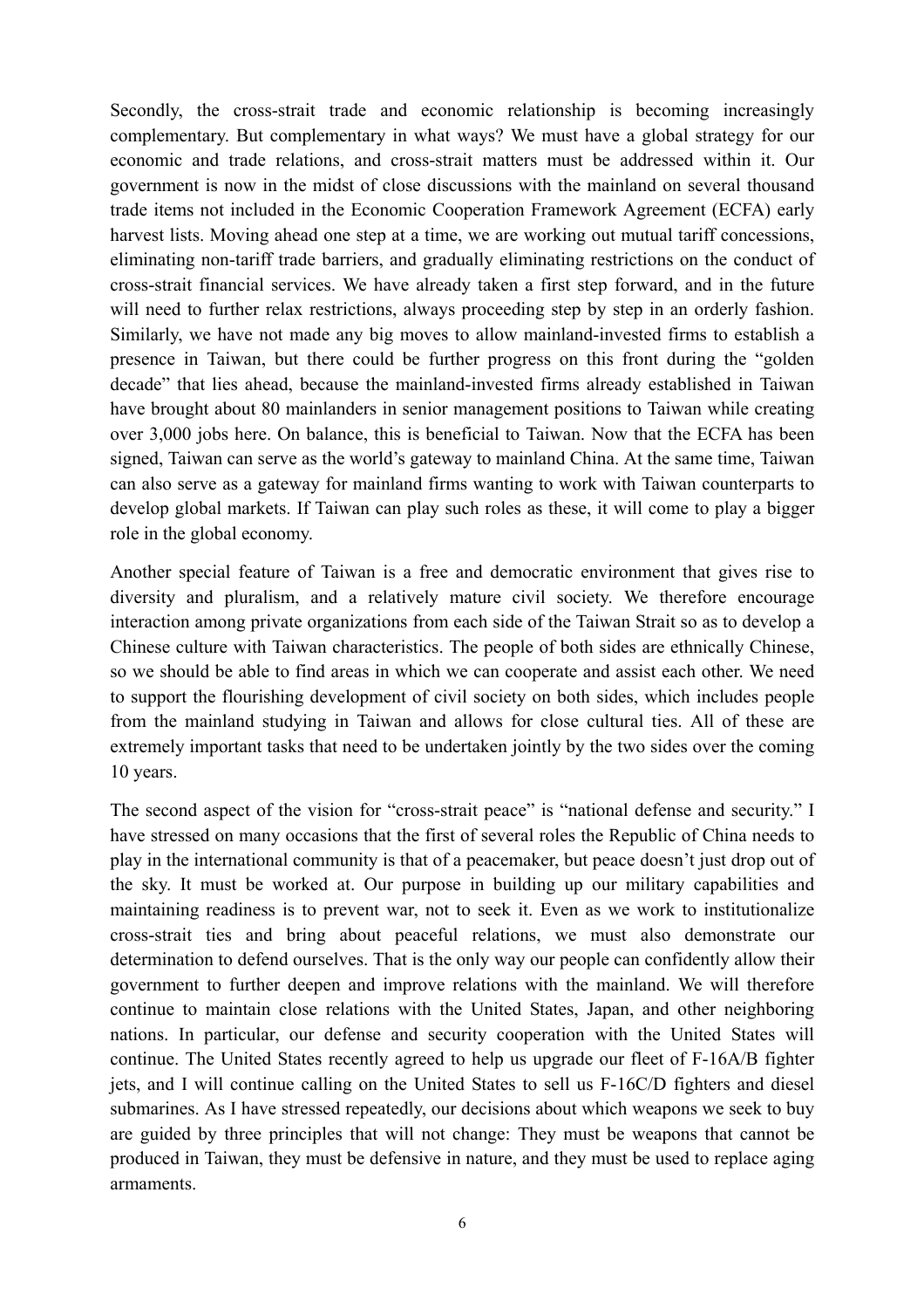Secondly, the cross-strait trade and economic relationship is becoming increasingly complementary. But complementary in what ways? We must have a global strategy for our economic and trade relations, and cross-strait matters must be addressed within it. Our government is now in the midst of close discussions with the mainland on several thousand trade items not included in the Economic Cooperation Framework Agreement (ECFA) early harvest lists. Moving ahead one step at a time, we are working out mutual tariff concessions, eliminating non-tariff trade barriers, and gradually eliminating restrictions on the conduct of cross-strait financial services. We have already taken a first step forward, and in the future will need to further relax restrictions, always proceeding step by step in an orderly fashion. Similarly, we have not made any big moves to allow mainland-invested firms to establish a presence in Taiwan, but there could be further progress on this front during the "golden decade" that lies ahead, because the mainland-invested firms already established in Taiwan have brought about 80 mainlanders in senior management positions to Taiwan while creating over 3,000 jobs here. On balance, this is beneficial to Taiwan. Now that the ECFA has been signed, Taiwan can serve as the world's gateway to mainland China. At the same time, Taiwan can also serve as a gateway for mainland firms wanting to work with Taiwan counterparts to develop global markets. If Taiwan can play such roles as these, it will come to play a bigger role in the global economy.

Another special feature of Taiwan is a free and democratic environment that gives rise to diversity and pluralism, and a relatively mature civil society. We therefore encourage interaction among private organizations from each side of the Taiwan Strait so as to develop a Chinese culture with Taiwan characteristics. The people of both sides are ethnically Chinese, so we should be able to find areas in which we can cooperate and assist each other. We need to support the flourishing development of civil society on both sides, which includes people from the mainland studying in Taiwan and allows for close cultural ties. All of these are extremely important tasks that need to be undertaken jointly by the two sides over the coming 10 years.

The second aspect of the vision for "cross-strait peace" is "national defense and security." I have stressed on many occasions that the first of several roles the Republic of China needs to play in the international community is that of a peacemaker, but peace doesn't just drop out of the sky. It must be worked at. Our purpose in building up our military capabilities and maintaining readiness is to prevent war, not to seek it. Even as we work to institutionalize cross-strait ties and bring about peaceful relations, we must also demonstrate our determination to defend ourselves. That is the only way our people can confidently allow their government to further deepen and improve relations with the mainland. We will therefore continue to maintain close relations with the United States, Japan, and other neighboring nations. In particular, our defense and security cooperation with the United States will continue. The United States recently agreed to help us upgrade our fleet of F-16A/B fighter jets, and I will continue calling on the United States to sell us F-16C/D fighters and diesel submarines. As I have stressed repeatedly, our decisions about which weapons we seek to buy are guided by three principles that will not change: They must be weapons that cannot be produced in Taiwan, they must be defensive in nature, and they must be used to replace aging armaments.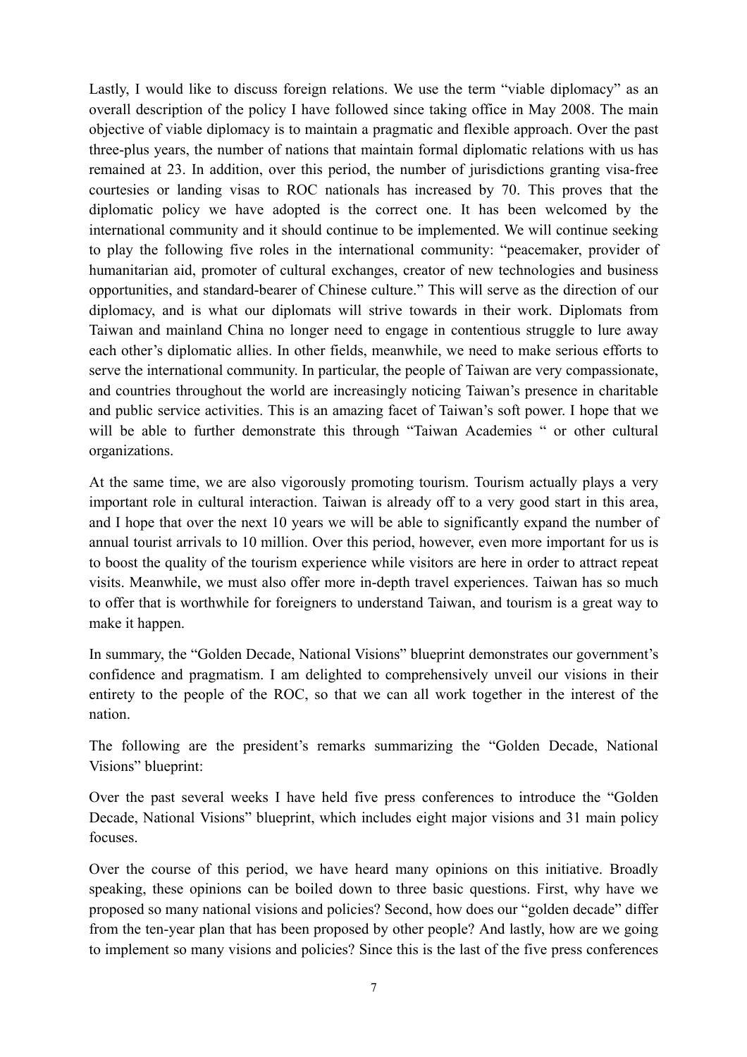Lastly, I would like to discuss foreign relations. We use the term "viable diplomacy" as an overall description of the policy I have followed since taking office in May 2008. The main objective of viable diplomacy is to maintain a pragmatic and flexible approach. Over the past three-plus years, the number of nations that maintain formal diplomatic relations with us has remained at 23. In addition, over this period, the number of jurisdictions granting visa-free courtesies or landing visas to ROC nationals has increased by 70. This proves that the diplomatic policy we have adopted is the correct one. It has been welcomed by the international community and it should continue to be implemented. We will continue seeking to play the following five roles in the international community: "peacemaker, provider of humanitarian aid, promoter of cultural exchanges, creator of new technologies and business opportunities, and standard-bearer of Chinese culture." This will serve as the direction of our diplomacy, and is what our diplomats will strive towards in their work. Diplomats from Taiwan and mainland China no longer need to engage in contentious struggle to lure away each other's diplomatic allies. In other fields, meanwhile, we need to make serious efforts to serve the international community. In particular, the people of Taiwan are very compassionate, and countries throughout the world are increasingly noticing Taiwan's presence in charitable and public service activities. This is an amazing facet of Taiwan's soft power. I hope that we will be able to further demonstrate this through "Taiwan Academies " or other cultural organizations.

At the same time, we are also vigorously promoting tourism. Tourism actually plays a very important role in cultural interaction. Taiwan is already off to a very good start in this area, and I hope that over the next 10 years we will be able to significantly expand the number of annual tourist arrivals to 10 million. Over this period, however, even more important for us is to boost the quality of the tourism experience while visitors are here in order to attract repeat visits. Meanwhile, we must also offer more in-depth travel experiences. Taiwan has so much to offer that is worthwhile for foreigners to understand Taiwan, and tourism is a great way to make it happen.

In summary, the "Golden Decade, National Visions" blueprint demonstrates our government's confidence and pragmatism. I am delighted to comprehensively unveil our visions in their entirety to the people of the ROC, so that we can all work together in the interest of the nation.

The following are the president's remarks summarizing the "Golden Decade, National Visions" blueprint:

Over the past several weeks I have held five press conferences to introduce the "Golden Decade, National Visions" blueprint, which includes eight major visions and 31 main policy focuses.

Over the course of this period, we have heard many opinions on this initiative. Broadly speaking, these opinions can be boiled down to three basic questions. First, why have we proposed so many national visions and policies? Second, how does our "golden decade" differ from the ten-year plan that has been proposed by other people? And lastly, how are we going to implement so many visions and policies? Since this is the last of the five press conferences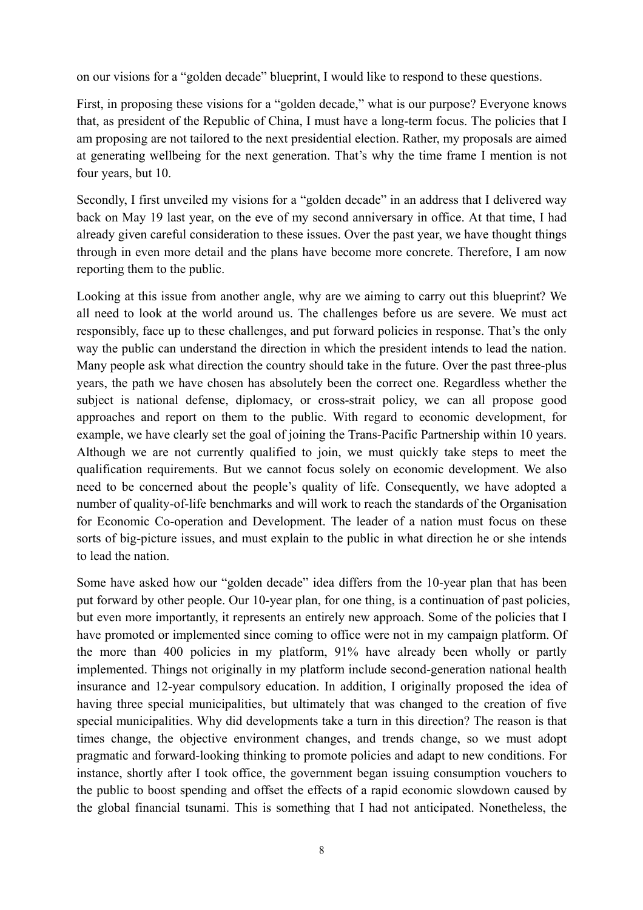on our visions for a "golden decade" blueprint, I would like to respond to these questions.

First, in proposing these visions for a "golden decade," what is our purpose? Everyone knows that, as president of the Republic of China, I must have a long-term focus. The policies that I am proposing are not tailored to the next presidential election. Rather, my proposals are aimed at generating wellbeing for the next generation. That's why the time frame I mention is not four years, but 10.

Secondly, I first unveiled my visions for a "golden decade" in an address that I delivered way back on May 19 last year, on the eve of my second anniversary in office. At that time, I had already given careful consideration to these issues. Over the past year, we have thought things through in even more detail and the plans have become more concrete. Therefore, I am now reporting them to the public.

Looking at this issue from another angle, why are we aiming to carry out this blueprint? We all need to look at the world around us. The challenges before us are severe. We must act responsibly, face up to these challenges, and put forward policies in response. That's the only way the public can understand the direction in which the president intends to lead the nation. Many people ask what direction the country should take in the future. Over the past three-plus years, the path we have chosen has absolutely been the correct one. Regardless whether the subject is national defense, diplomacy, or cross-strait policy, we can all propose good approaches and report on them to the public. With regard to economic development, for example, we have clearly set the goal of joining the Trans-Pacific Partnership within 10 years. Although we are not currently qualified to join, we must quickly take steps to meet the qualification requirements. But we cannot focus solely on economic development. We also need to be concerned about the people's quality of life. Consequently, we have adopted a number of quality-of-life benchmarks and will work to reach the standards of the Organisation for Economic Co-operation and Development. The leader of a nation must focus on these sorts of big-picture issues, and must explain to the public in what direction he or she intends to lead the nation.

Some have asked how our "golden decade" idea differs from the 10-year plan that has been put forward by other people. Our 10-year plan, for one thing, is a continuation of past policies, but even more importantly, it represents an entirely new approach. Some of the policies that I have promoted or implemented since coming to office were not in my campaign platform. Of the more than 400 policies in my platform, 91% have already been wholly or partly implemented. Things not originally in my platform include second-generation national health insurance and 12-year compulsory education. In addition, I originally proposed the idea of having three special municipalities, but ultimately that was changed to the creation of five special municipalities. Why did developments take a turn in this direction? The reason is that times change, the objective environment changes, and trends change, so we must adopt pragmatic and forward-looking thinking to promote policies and adapt to new conditions. For instance, shortly after I took office, the government began issuing consumption vouchers to the public to boost spending and offset the effects of a rapid economic slowdown caused by the global financial tsunami. This is something that I had not anticipated. Nonetheless, the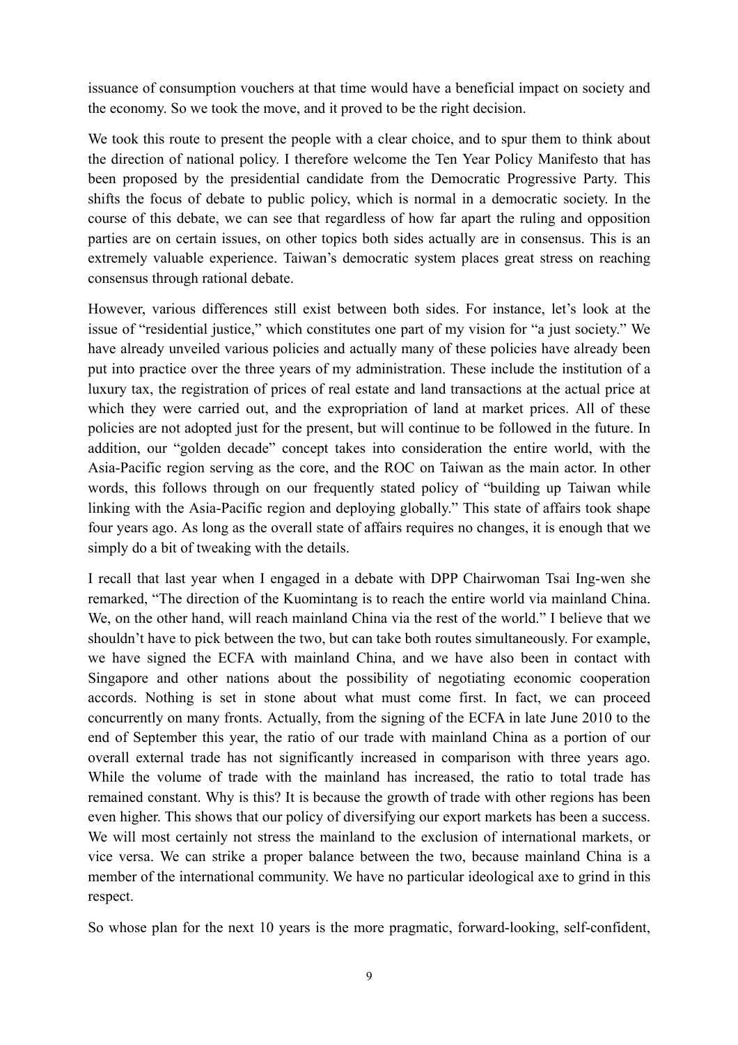issuance of consumption vouchers at that time would have a beneficial impact on society and the economy. So we took the move, and it proved to be the right decision.

We took this route to present the people with a clear choice, and to spur them to think about the direction of national policy. I therefore welcome the Ten Year Policy Manifesto that has been proposed by the presidential candidate from the Democratic Progressive Party. This shifts the focus of debate to public policy, which is normal in a democratic society. In the course of this debate, we can see that regardless of how far apart the ruling and opposition parties are on certain issues, on other topics both sides actually are in consensus. This is an extremely valuable experience. Taiwan's democratic system places great stress on reaching consensus through rational debate.

However, various differences still exist between both sides. For instance, let's look at the issue of "residential justice," which constitutes one part of my vision for "a just society." We have already unveiled various policies and actually many of these policies have already been put into practice over the three years of my administration. These include the institution of a luxury tax, the registration of prices of real estate and land transactions at the actual price at which they were carried out, and the expropriation of land at market prices. All of these policies are not adopted just for the present, but will continue to be followed in the future. In addition, our "golden decade" concept takes into consideration the entire world, with the Asia-Pacific region serving as the core, and the ROC on Taiwan as the main actor. In other words, this follows through on our frequently stated policy of "building up Taiwan while linking with the Asia-Pacific region and deploying globally." This state of affairs took shape four years ago. As long as the overall state of affairs requires no changes, it is enough that we simply do a bit of tweaking with the details.

I recall that last year when I engaged in a debate with DPP Chairwoman Tsai Ing-wen she remarked, "The direction of the Kuomintang is to reach the entire world via mainland China. We, on the other hand, will reach mainland China via the rest of the world." I believe that we shouldn't have to pick between the two, but can take both routes simultaneously. For example, we have signed the ECFA with mainland China, and we have also been in contact with Singapore and other nations about the possibility of negotiating economic cooperation accords. Nothing is set in stone about what must come first. In fact, we can proceed concurrently on many fronts. Actually, from the signing of the ECFA in late June 2010 to the end of September this year, the ratio of our trade with mainland China as a portion of our overall external trade has not significantly increased in comparison with three years ago. While the volume of trade with the mainland has increased, the ratio to total trade has remained constant. Why is this? It is because the growth of trade with other regions has been even higher. This shows that our policy of diversifying our export markets has been a success. We will most certainly not stress the mainland to the exclusion of international markets, or vice versa. We can strike a proper balance between the two, because mainland China is a member of the international community. We have no particular ideological axe to grind in this respect.

So whose plan for the next 10 years is the more pragmatic, forward-looking, self-confident,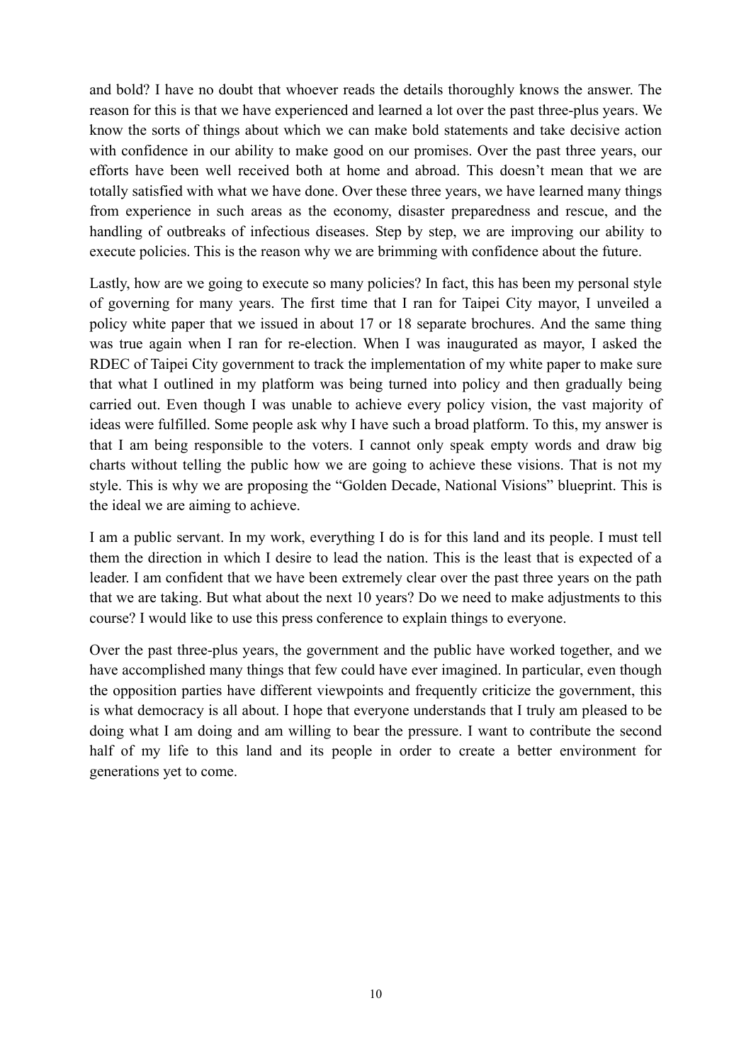and bold? I have no doubt that whoever reads the details thoroughly knows the answer. The reason for this is that we have experienced and learned a lot over the past three-plus years. We know the sorts of things about which we can make bold statements and take decisive action with confidence in our ability to make good on our promises. Over the past three years, our efforts have been well received both at home and abroad. This doesn't mean that we are totally satisfied with what we have done. Over these three years, we have learned many things from experience in such areas as the economy, disaster preparedness and rescue, and the handling of outbreaks of infectious diseases. Step by step, we are improving our ability to execute policies. This is the reason why we are brimming with confidence about the future.

Lastly, how are we going to execute so many policies? In fact, this has been my personal style of governing for many years. The first time that I ran for Taipei City mayor, I unveiled a policy white paper that we issued in about 17 or 18 separate brochures. And the same thing was true again when I ran for re-election. When I was inaugurated as mayor, I asked the RDEC of Taipei City government to track the implementation of my white paper to make sure that what I outlined in my platform was being turned into policy and then gradually being carried out. Even though I was unable to achieve every policy vision, the vast majority of ideas were fulfilled. Some people ask why I have such a broad platform. To this, my answer is that I am being responsible to the voters. I cannot only speak empty words and draw big charts without telling the public how we are going to achieve these visions. That is not my style. This is why we are proposing the "Golden Decade, National Visions" blueprint. This is the ideal we are aiming to achieve.

I am a public servant. In my work, everything I do is for this land and its people. I must tell them the direction in which I desire to lead the nation. This is the least that is expected of a leader. I am confident that we have been extremely clear over the past three years on the path that we are taking. But what about the next 10 years? Do we need to make adjustments to this course? I would like to use this press conference to explain things to everyone.

Over the past three-plus years, the government and the public have worked together, and we have accomplished many things that few could have ever imagined. In particular, even though the opposition parties have different viewpoints and frequently criticize the government, this is what democracy is all about. I hope that everyone understands that I truly am pleased to be doing what I am doing and am willing to bear the pressure. I want to contribute the second half of my life to this land and its people in order to create a better environment for generations yet to come.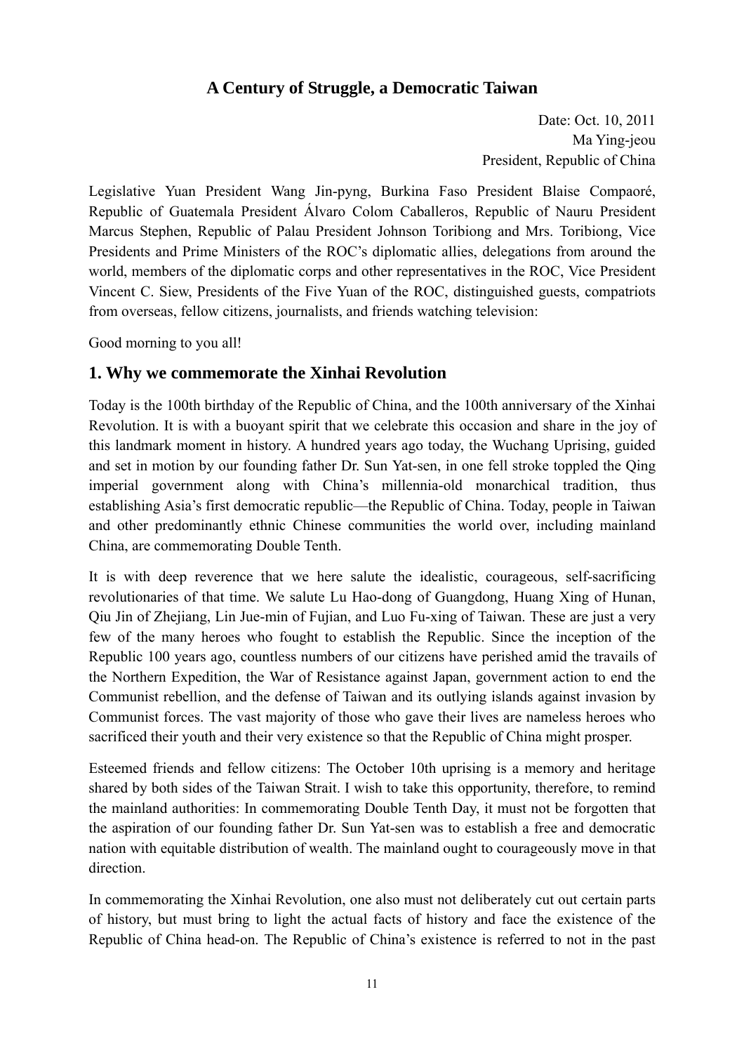# A Century of Struggle, a Democratic Taiwan

Date: Oct. 10, 2011
Ma Ying-jeou
President, Republic of China

Legislative Yuan President Wang Jin-pyng, Burkina Faso President Blaise Compaoré, Republic of Guatemala President Álvaro Colom Caballeros, Republic of Nauru President Marcus Stephen, Republic of Palau President Johnson Toribiong and Mrs. Toribiong, Vice Presidents and Prime Ministers of the ROC's diplomatic allies, delegations from around the world, members of the diplomatic corps and other representatives in the ROC, Vice President Vincent C. Siew, Presidents of the Five Yuan of the ROC, distinguished guests, compatriots from overseas, fellow citizens, journalists, and friends watching television:

Good morning to you all!

## 1. Why we commemorate the Xinhai Revolution

Today is the 100th birthday of the Republic of China, and the 100th anniversary of the Xinhai Revolution. It is with a buoyant spirit that we celebrate this occasion and share in the joy of this landmark moment in history. A hundred years ago today, the Wuchang Uprising, guided and set in motion by our founding father Dr. Sun Yat-sen, in one fell stroke toppled the Qing imperial government along with China's millennia-old monarchical tradition, thus establishing Asia's first democratic republic—the Republic of China. Today, people in Taiwan and other predominantly ethnic Chinese communities the world over, including mainland China, are commemorating Double Tenth.

It is with deep reverence that we here salute the idealistic, courageous, self-sacrificing revolutionaries of that time. We salute Lu Hao-dong of Guangdong, Huang Xing of Hunan, Qiu Jin of Zhejiang, Lin Jue-min of Fujian, and Luo Fu-xing of Taiwan. These are just a very few of the many heroes who fought to establish the Republic. Since the inception of the Republic 100 years ago, countless numbers of our citizens have perished amid the travails of the Northern Expedition, the War of Resistance against Japan, government action to end the Communist rebellion, and the defense of Taiwan and its outlying islands against invasion by Communist forces. The vast majority of those who gave their lives are nameless heroes who sacrificed their youth and their very existence so that the Republic of China might prosper.

Esteemed friends and fellow citizens: The October 10th uprising is a memory and heritage shared by both sides of the Taiwan Strait. I wish to take this opportunity, therefore, to remind the mainland authorities: In commemorating Double Tenth Day, it must not be forgotten that the aspiration of our founding father Dr. Sun Yat-sen was to establish a free and democratic nation with equitable distribution of wealth. The mainland ought to courageously move in that direction.

In commemorating the Xinhai Revolution, one also must not deliberately cut out certain parts of history, but must bring to light the actual facts of history and face the existence of the Republic of China head-on. The Republic of China's existence is referred to not in the past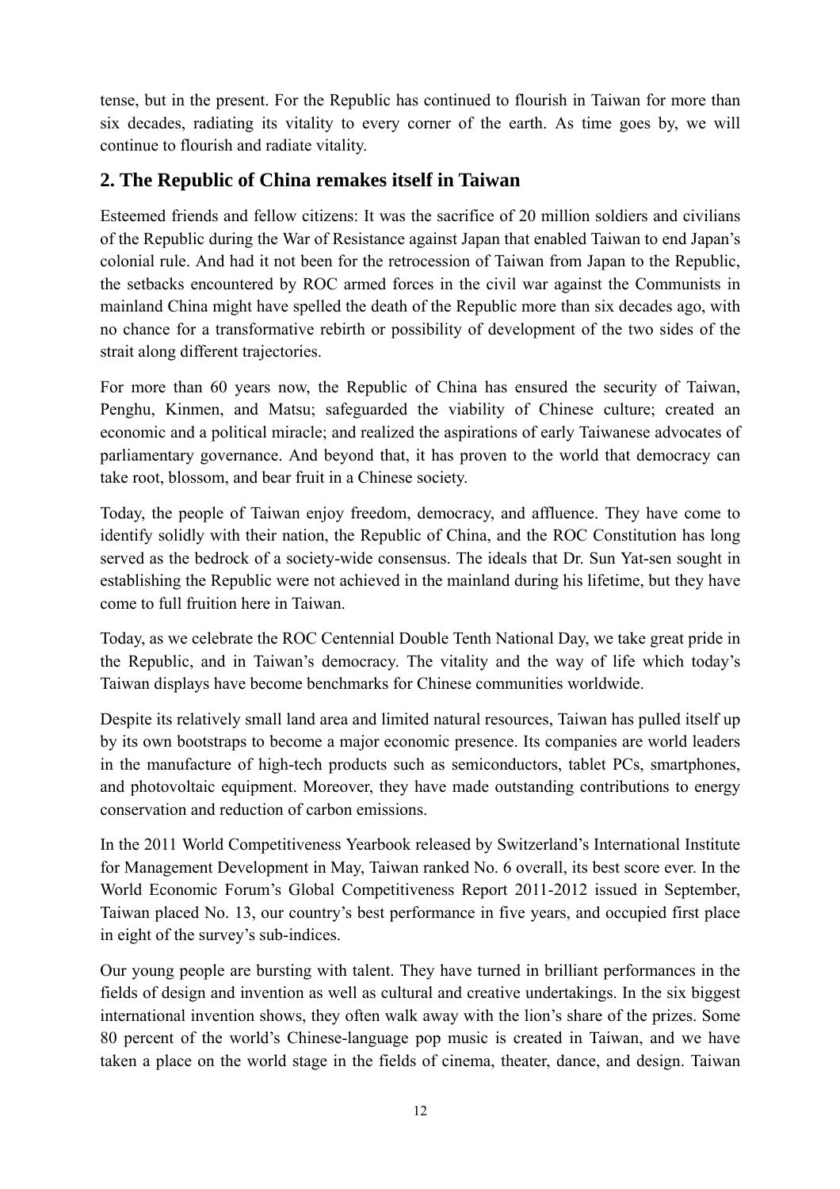tense, but in the present. For the Republic has continued to flourish in Taiwan for more than six decades, radiating its vitality to every corner of the earth. As time goes by, we will continue to flourish and radiate vitality.

## 2. The Republic of China remakes itself in Taiwan

Esteemed friends and fellow citizens: It was the sacrifice of 20 million soldiers and civilians of the Republic during the War of Resistance against Japan that enabled Taiwan to end Japan's colonial rule. And had it not been for the retrocession of Taiwan from Japan to the Republic, the setbacks encountered by ROC armed forces in the civil war against the Communists in mainland China might have spelled the death of the Republic more than six decades ago, with no chance for a transformative rebirth or possibility of development of the two sides of the strait along different trajectories.

For more than 60 years now, the Republic of China has ensured the security of Taiwan, Penghu, Kinmen, and Matsu; safeguarded the viability of Chinese culture; created an economic and a political miracle; and realized the aspirations of early Taiwanese advocates of parliamentary governance. And beyond that, it has proven to the world that democracy can take root, blossom, and bear fruit in a Chinese society.

Today, the people of Taiwan enjoy freedom, democracy, and affluence. They have come to identify solidly with their nation, the Republic of China, and the ROC Constitution has long served as the bedrock of a society-wide consensus. The ideals that Dr. Sun Yat-sen sought in establishing the Republic were not achieved in the mainland during his lifetime, but they have come to full fruition here in Taiwan.

Today, as we celebrate the ROC Centennial Double Tenth National Day, we take great pride in the Republic, and in Taiwan's democracy. The vitality and the way of life which today's Taiwan displays have become benchmarks for Chinese communities worldwide.

Despite its relatively small land area and limited natural resources, Taiwan has pulled itself up by its own bootstraps to become a major economic presence. Its companies are world leaders in the manufacture of high-tech products such as semiconductors, tablet PCs, smartphones, and photovoltaic equipment. Moreover, they have made outstanding contributions to energy conservation and reduction of carbon emissions.

In the 2011 World Competitiveness Yearbook released by Switzerland's International Institute for Management Development in May, Taiwan ranked No. 6 overall, its best score ever. In the World Economic Forum's Global Competitiveness Report 2011-2012 issued in September, Taiwan placed No. 13, our country's best performance in five years, and occupied first place in eight of the survey's sub-indices.

Our young people are bursting with talent. They have turned in brilliant performances in the fields of design and invention as well as cultural and creative undertakings. In the six biggest international invention shows, they often walk away with the lion's share of the prizes. Some 80 percent of the world's Chinese-language pop music is created in Taiwan, and we have taken a place on the world stage in the fields of cinema, theater, dance, and design. Taiwan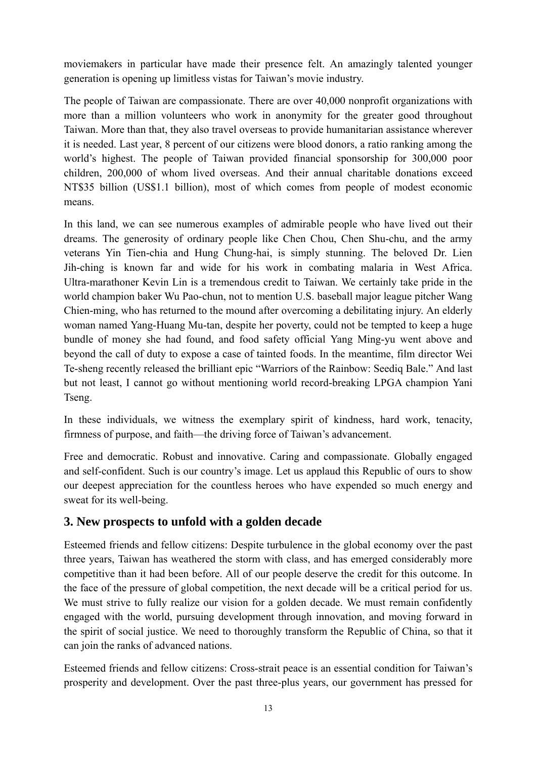moviemakers in particular have made their presence felt. An amazingly talented younger generation is opening up limitless vistas for Taiwan's movie industry.

The people of Taiwan are compassionate. There are over 40,000 nonprofit organizations with more than a million volunteers who work in anonymity for the greater good throughout Taiwan. More than that, they also travel overseas to provide humanitarian assistance wherever it is needed. Last year, 8 percent of our citizens were blood donors, a ratio ranking among the world's highest. The people of Taiwan provided financial sponsorship for 300,000 poor children, 200,000 of whom lived overseas. And their annual charitable donations exceed NT$35 billion (US$1.1 billion), most of which comes from people of modest economic means.

In this land, we can see numerous examples of admirable people who have lived out their dreams. The generosity of ordinary people like Chen Chou, Chen Shu-chu, and the army veterans Yin Tien-chia and Hung Chung-hai, is simply stunning. The beloved Dr. Lien Jih-ching is known far and wide for his work in combating malaria in West Africa. Ultra-marathoner Kevin Lin is a tremendous credit to Taiwan. We certainly take pride in the world champion baker Wu Pao-chun, not to mention U.S. baseball major league pitcher Wang Chien-ming, who has returned to the mound after overcoming a debilitating injury. An elderly woman named Yang-Huang Mu-tan, despite her poverty, could not be tempted to keep a huge bundle of money she had found, and food safety official Yang Ming-yu went above and beyond the call of duty to expose a case of tainted foods. In the meantime, film director Wei Te-sheng recently released the brilliant epic "Warriors of the Rainbow: Seediq Bale." And last but not least, I cannot go without mentioning world record-breaking LPGA champion Yani Tseng.

In these individuals, we witness the exemplary spirit of kindness, hard work, tenacity, firmness of purpose, and faith—the driving force of Taiwan's advancement.

Free and democratic. Robust and innovative. Caring and compassionate. Globally engaged and self-confident. Such is our country's image. Let us applaud this Republic of ours to show our deepest appreciation for the countless heroes who have expended so much energy and sweat for its well-being.

## 3. New prospects to unfold with a golden decade

Esteemed friends and fellow citizens: Despite turbulence in the global economy over the past three years, Taiwan has weathered the storm with class, and has emerged considerably more competitive than it had been before. All of our people deserve the credit for this outcome. In the face of the pressure of global competition, the next decade will be a critical period for us. We must strive to fully realize our vision for a golden decade. We must remain confidently engaged with the world, pursuing development through innovation, and moving forward in the spirit of social justice. We need to thoroughly transform the Republic of China, so that it can join the ranks of advanced nations.

Esteemed friends and fellow citizens: Cross-strait peace is an essential condition for Taiwan's prosperity and development. Over the past three-plus years, our government has pressed for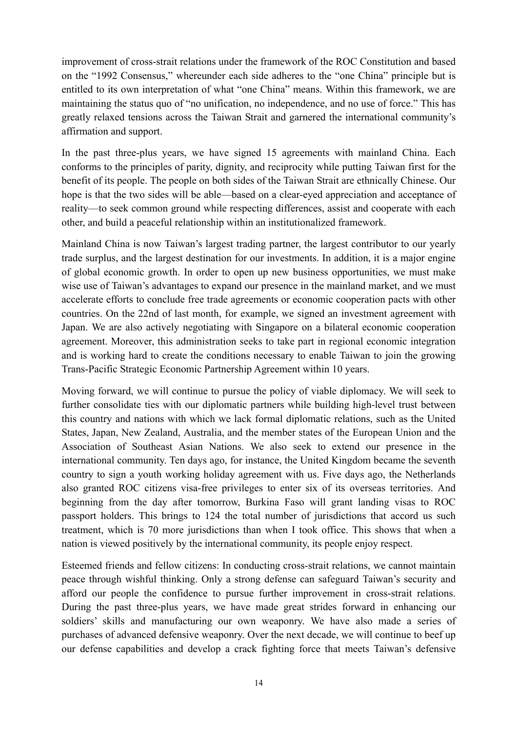improvement of cross-strait relations under the framework of the ROC Constitution and based on the "1992 Consensus," whereunder each side adheres to the "one China" principle but is entitled to its own interpretation of what "one China" means. Within this framework, we are maintaining the status quo of "no unification, no independence, and no use of force." This has greatly relaxed tensions across the Taiwan Strait and garnered the international community's affirmation and support.

In the past three-plus years, we have signed 15 agreements with mainland China. Each conforms to the principles of parity, dignity, and reciprocity while putting Taiwan first for the benefit of its people. The people on both sides of the Taiwan Strait are ethnically Chinese. Our hope is that the two sides will be able—based on a clear-eyed appreciation and acceptance of reality—to seek common ground while respecting differences, assist and cooperate with each other, and build a peaceful relationship within an institutionalized framework.

Mainland China is now Taiwan's largest trading partner, the largest contributor to our yearly trade surplus, and the largest destination for our investments. In addition, it is a major engine of global economic growth. In order to open up new business opportunities, we must make wise use of Taiwan's advantages to expand our presence in the mainland market, and we must accelerate efforts to conclude free trade agreements or economic cooperation pacts with other countries. On the 22nd of last month, for example, we signed an investment agreement with Japan. We are also actively negotiating with Singapore on a bilateral economic cooperation agreement. Moreover, this administration seeks to take part in regional economic integration and is working hard to create the conditions necessary to enable Taiwan to join the growing Trans-Pacific Strategic Economic Partnership Agreement within 10 years.

Moving forward, we will continue to pursue the policy of viable diplomacy. We will seek to further consolidate ties with our diplomatic partners while building high-level trust between this country and nations with which we lack formal diplomatic relations, such as the United States, Japan, New Zealand, Australia, and the member states of the European Union and the Association of Southeast Asian Nations. We also seek to extend our presence in the international community. Ten days ago, for instance, the United Kingdom became the seventh country to sign a youth working holiday agreement with us. Five days ago, the Netherlands also granted ROC citizens visa-free privileges to enter six of its overseas territories. And beginning from the day after tomorrow, Burkina Faso will grant landing visas to ROC passport holders. This brings to 124 the total number of jurisdictions that accord us such treatment, which is 70 more jurisdictions than when I took office. This shows that when a nation is viewed positively by the international community, its people enjoy respect.

Esteemed friends and fellow citizens: In conducting cross-strait relations, we cannot maintain peace through wishful thinking. Only a strong defense can safeguard Taiwan's security and afford our people the confidence to pursue further improvement in cross-strait relations. During the past three-plus years, we have made great strides forward in enhancing our soldiers' skills and manufacturing our own weaponry. We have also made a series of purchases of advanced defensive weaponry. Over the next decade, we will continue to beef up our defense capabilities and develop a crack fighting force that meets Taiwan's defensive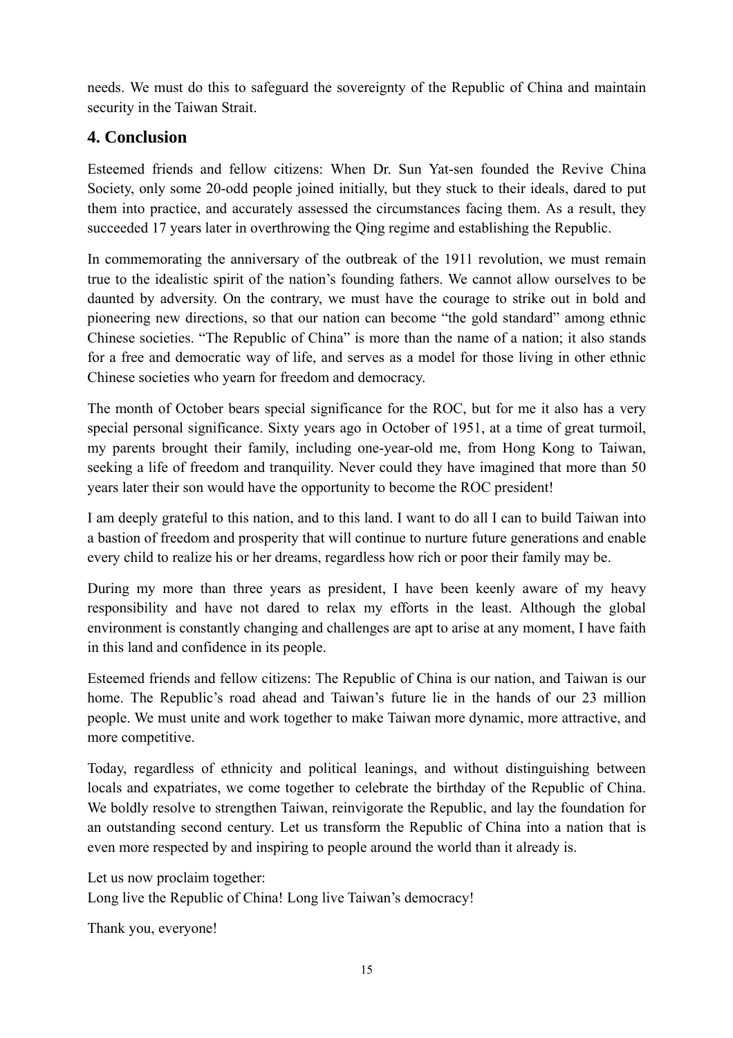needs. We must do this to safeguard the sovereignty of the Republic of China and maintain security in the Taiwan Strait.

## 4. Conclusion

Esteemed friends and fellow citizens: When Dr. Sun Yat-sen founded the Revive China Society, only some 20-odd people joined initially, but they stuck to their ideals, dared to put them into practice, and accurately assessed the circumstances facing them. As a result, they succeeded 17 years later in overthrowing the Qing regime and establishing the Republic.

In commemorating the anniversary of the outbreak of the 1911 revolution, we must remain true to the idealistic spirit of the nation's founding fathers. We cannot allow ourselves to be daunted by adversity. On the contrary, we must have the courage to strike out in bold and pioneering new directions, so that our nation can become "the gold standard" among ethnic Chinese societies. "The Republic of China" is more than the name of a nation; it also stands for a free and democratic way of life, and serves as a model for those living in other ethnic Chinese societies who yearn for freedom and democracy.

The month of October bears special significance for the ROC, but for me it also has a very special personal significance. Sixty years ago in October of 1951, at a time of great turmoil, my parents brought their family, including one-year-old me, from Hong Kong to Taiwan, seeking a life of freedom and tranquility. Never could they have imagined that more than 50 years later their son would have the opportunity to become the ROC president!

I am deeply grateful to this nation, and to this land. I want to do all I can to build Taiwan into a bastion of freedom and prosperity that will continue to nurture future generations and enable every child to realize his or her dreams, regardless how rich or poor their family may be.

During my more than three years as president, I have been keenly aware of my heavy responsibility and have not dared to relax my efforts in the least. Although the global environment is constantly changing and challenges are apt to arise at any moment, I have faith in this land and confidence in its people.

Esteemed friends and fellow citizens: The Republic of China is our nation, and Taiwan is our home. The Republic's road ahead and Taiwan's future lie in the hands of our 23 million people. We must unite and work together to make Taiwan more dynamic, more attractive, and more competitive.

Today, regardless of ethnicity and political leanings, and without distinguishing between locals and expatriates, we come together to celebrate the birthday of the Republic of China. We boldly resolve to strengthen Taiwan, reinvigorate the Republic, and lay the foundation for an outstanding second century. Let us transform the Republic of China into a nation that is even more respected by and inspiring to people around the world than it already is.

Let us now proclaim together:
Long live the Republic of China! Long live Taiwan's democracy!

Thank you, everyone!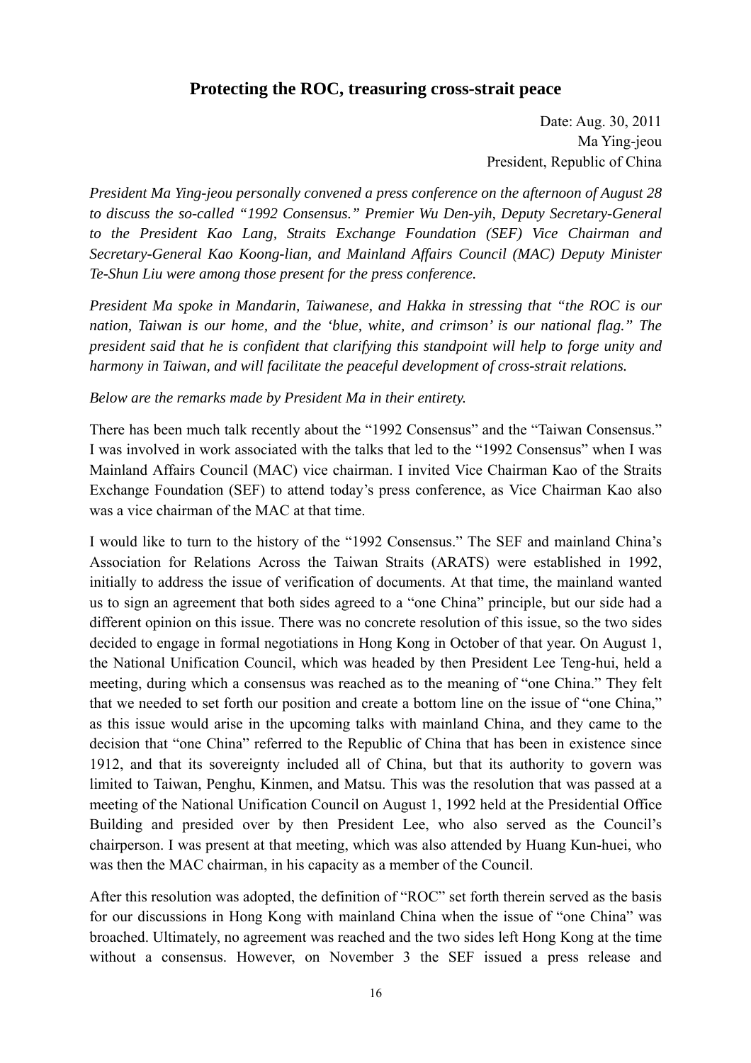## Protecting the ROC, treasuring cross-strait peace

Date: Aug. 30, 2011
Ma Ying-jeou
President, Republic of China

*President Ma Ying-jeou personally convened a press conference on the afternoon of August 28 to discuss the so-called "1992 Consensus." Premier Wu Den-yih, Deputy Secretary-General to the President Kao Lang, Straits Exchange Foundation (SEF) Vice Chairman and Secretary-General Kao Koong-lian, and Mainland Affairs Council (MAC) Deputy Minister Te-Shun Liu were among those present for the press conference.*

*President Ma spoke in Mandarin, Taiwanese, and Hakka in stressing that "the ROC is our nation, Taiwan is our home, and the 'blue, white, and crimson' is our national flag." The president said that he is confident that clarifying this standpoint will help to forge unity and harmony in Taiwan, and will facilitate the peaceful development of cross-strait relations.*

*Below are the remarks made by President Ma in their entirety.*

There has been much talk recently about the "1992 Consensus" and the "Taiwan Consensus." I was involved in work associated with the talks that led to the "1992 Consensus" when I was Mainland Affairs Council (MAC) vice chairman. I invited Vice Chairman Kao of the Straits Exchange Foundation (SEF) to attend today's press conference, as Vice Chairman Kao also was a vice chairman of the MAC at that time.

I would like to turn to the history of the "1992 Consensus." The SEF and mainland China's Association for Relations Across the Taiwan Straits (ARATS) were established in 1992, initially to address the issue of verification of documents. At that time, the mainland wanted us to sign an agreement that both sides agreed to a "one China" principle, but our side had a different opinion on this issue. There was no concrete resolution of this issue, so the two sides decided to engage in formal negotiations in Hong Kong in October of that year. On August 1, the National Unification Council, which was headed by then President Lee Teng-hui, held a meeting, during which a consensus was reached as to the meaning of "one China." They felt that we needed to set forth our position and create a bottom line on the issue of "one China," as this issue would arise in the upcoming talks with mainland China, and they came to the decision that "one China" referred to the Republic of China that has been in existence since 1912, and that its sovereignty included all of China, but that its authority to govern was limited to Taiwan, Penghu, Kinmen, and Matsu. This was the resolution that was passed at a meeting of the National Unification Council on August 1, 1992 held at the Presidential Office Building and presided over by then President Lee, who also served as the Council's chairperson. I was present at that meeting, which was also attended by Huang Kun-huei, who was then the MAC chairman, in his capacity as a member of the Council.

After this resolution was adopted, the definition of "ROC" set forth therein served as the basis for our discussions in Hong Kong with mainland China when the issue of "one China" was broached. Ultimately, no agreement was reached and the two sides left Hong Kong at the time without a consensus. However, on November 3 the SEF issued a press release and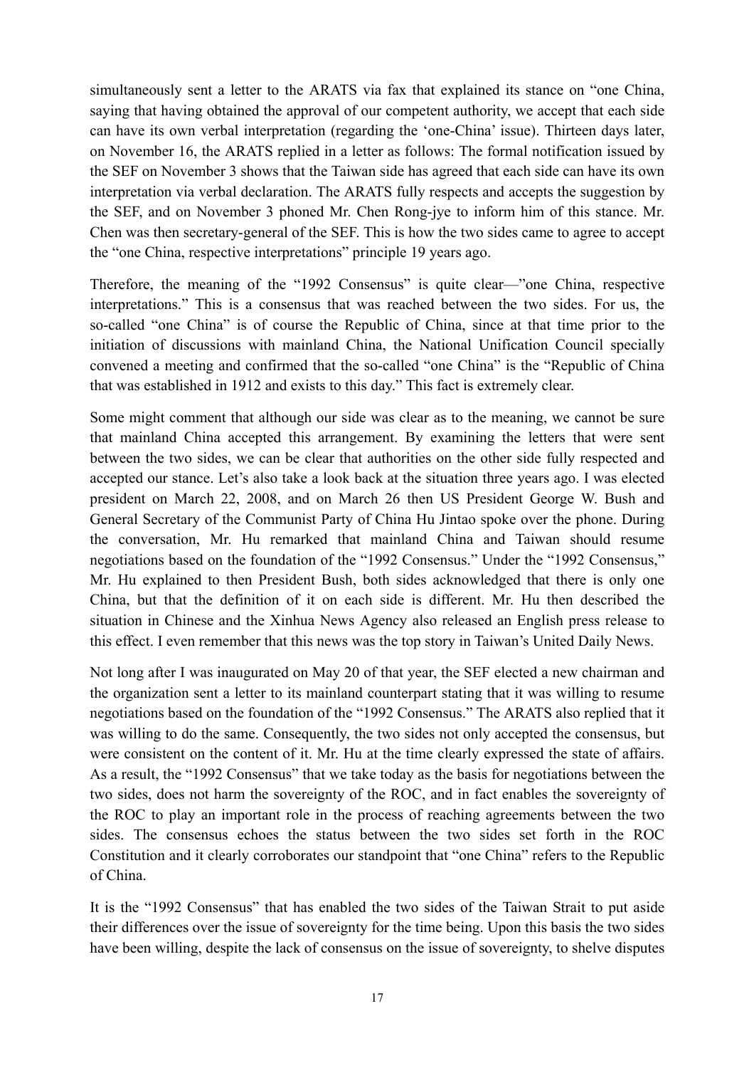simultaneously sent a letter to the ARATS via fax that explained its stance on "one China, saying that having obtained the approval of our competent authority, we accept that each side can have its own verbal interpretation (regarding the 'one-China' issue). Thirteen days later, on November 16, the ARATS replied in a letter as follows: The formal notification issued by the SEF on November 3 shows that the Taiwan side has agreed that each side can have its own interpretation via verbal declaration. The ARATS fully respects and accepts the suggestion by the SEF, and on November 3 phoned Mr. Chen Rong-jye to inform him of this stance. Mr. Chen was then secretary-general of the SEF. This is how the two sides came to agree to accept the "one China, respective interpretations" principle 19 years ago.

Therefore, the meaning of the "1992 Consensus" is quite clear—"one China, respective interpretations." This is a consensus that was reached between the two sides. For us, the so-called "one China" is of course the Republic of China, since at that time prior to the initiation of discussions with mainland China, the National Unification Council specially convened a meeting and confirmed that the so-called "one China" is the "Republic of China that was established in 1912 and exists to this day." This fact is extremely clear.

Some might comment that although our side was clear as to the meaning, we cannot be sure that mainland China accepted this arrangement. By examining the letters that were sent between the two sides, we can be clear that authorities on the other side fully respected and accepted our stance. Let's also take a look back at the situation three years ago. I was elected president on March 22, 2008, and on March 26 then US President George W. Bush and General Secretary of the Communist Party of China Hu Jintao spoke over the phone. During the conversation, Mr. Hu remarked that mainland China and Taiwan should resume negotiations based on the foundation of the "1992 Consensus." Under the "1992 Consensus," Mr. Hu explained to then President Bush, both sides acknowledged that there is only one China, but that the definition of it on each side is different. Mr. Hu then described the situation in Chinese and the Xinhua News Agency also released an English press release to this effect. I even remember that this news was the top story in Taiwan's United Daily News.

Not long after I was inaugurated on May 20 of that year, the SEF elected a new chairman and the organization sent a letter to its mainland counterpart stating that it was willing to resume negotiations based on the foundation of the "1992 Consensus." The ARATS also replied that it was willing to do the same. Consequently, the two sides not only accepted the consensus, but were consistent on the content of it. Mr. Hu at the time clearly expressed the state of affairs. As a result, the "1992 Consensus" that we take today as the basis for negotiations between the two sides, does not harm the sovereignty of the ROC, and in fact enables the sovereignty of the ROC to play an important role in the process of reaching agreements between the two sides. The consensus echoes the status between the two sides set forth in the ROC Constitution and it clearly corroborates our standpoint that "one China" refers to the Republic of China.

It is the "1992 Consensus" that has enabled the two sides of the Taiwan Strait to put aside their differences over the issue of sovereignty for the time being. Upon this basis the two sides have been willing, despite the lack of consensus on the issue of sovereignty, to shelve disputes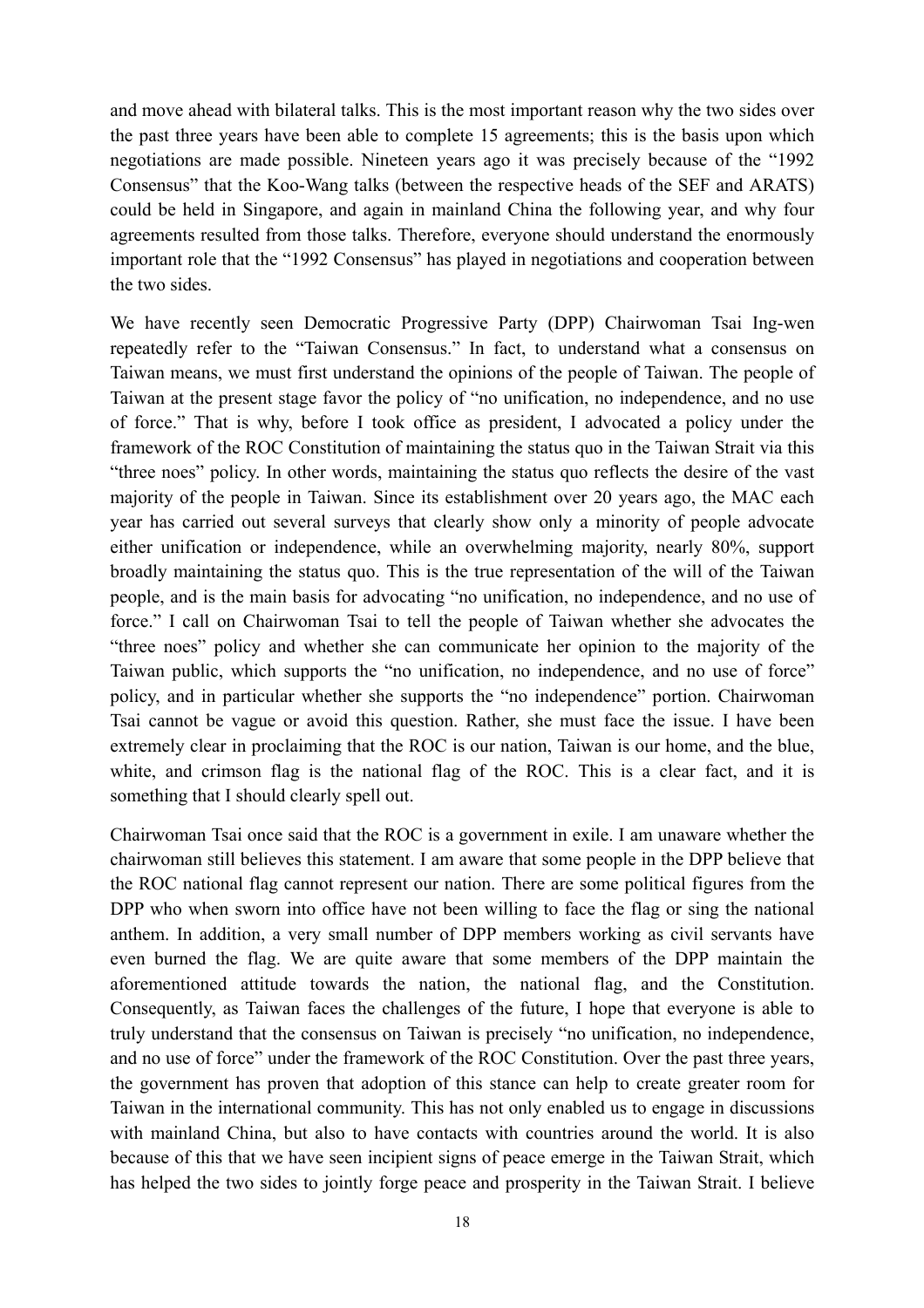and move ahead with bilateral talks. This is the most important reason why the two sides over the past three years have been able to complete 15 agreements; this is the basis upon which negotiations are made possible. Nineteen years ago it was precisely because of the "1992 Consensus" that the Koo-Wang talks (between the respective heads of the SEF and ARATS) could be held in Singapore, and again in mainland China the following year, and why four agreements resulted from those talks. Therefore, everyone should understand the enormously important role that the "1992 Consensus" has played in negotiations and cooperation between the two sides.

We have recently seen Democratic Progressive Party (DPP) Chairwoman Tsai Ing-wen repeatedly refer to the "Taiwan Consensus." In fact, to understand what a consensus on Taiwan means, we must first understand the opinions of the people of Taiwan. The people of Taiwan at the present stage favor the policy of "no unification, no independence, and no use of force." That is why, before I took office as president, I advocated a policy under the framework of the ROC Constitution of maintaining the status quo in the Taiwan Strait via this "three noes" policy. In other words, maintaining the status quo reflects the desire of the vast majority of the people in Taiwan. Since its establishment over 20 years ago, the MAC each year has carried out several surveys that clearly show only a minority of people advocate either unification or independence, while an overwhelming majority, nearly 80%, support broadly maintaining the status quo. This is the true representation of the will of the Taiwan people, and is the main basis for advocating "no unification, no independence, and no use of force." I call on Chairwoman Tsai to tell the people of Taiwan whether she advocates the "three noes" policy and whether she can communicate her opinion to the majority of the Taiwan public, which supports the "no unification, no independence, and no use of force" policy, and in particular whether she supports the "no independence" portion. Chairwoman Tsai cannot be vague or avoid this question. Rather, she must face the issue. I have been extremely clear in proclaiming that the ROC is our nation, Taiwan is our home, and the blue, white, and crimson flag is the national flag of the ROC. This is a clear fact, and it is something that I should clearly spell out.

Chairwoman Tsai once said that the ROC is a government in exile. I am unaware whether the chairwoman still believes this statement. I am aware that some people in the DPP believe that the ROC national flag cannot represent our nation. There are some political figures from the DPP who when sworn into office have not been willing to face the flag or sing the national anthem. In addition, a very small number of DPP members working as civil servants have even burned the flag. We are quite aware that some members of the DPP maintain the aforementioned attitude towards the nation, the national flag, and the Constitution. Consequently, as Taiwan faces the challenges of the future, I hope that everyone is able to truly understand that the consensus on Taiwan is precisely "no unification, no independence, and no use of force" under the framework of the ROC Constitution. Over the past three years, the government has proven that adoption of this stance can help to create greater room for Taiwan in the international community. This has not only enabled us to engage in discussions with mainland China, but also to have contacts with countries around the world. It is also because of this that we have seen incipient signs of peace emerge in the Taiwan Strait, which has helped the two sides to jointly forge peace and prosperity in the Taiwan Strait. I believe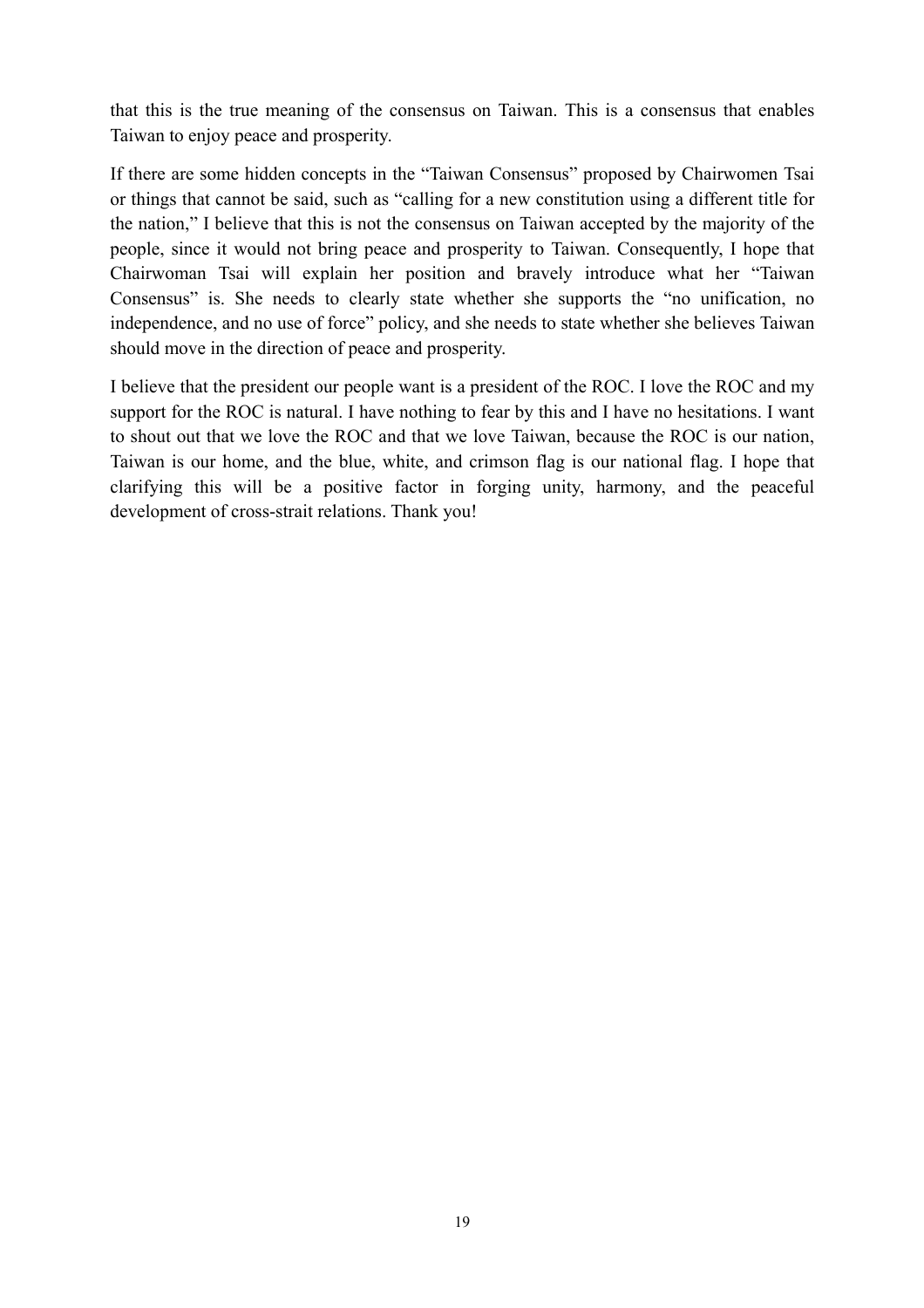that this is the true meaning of the consensus on Taiwan. This is a consensus that enables Taiwan to enjoy peace and prosperity.

If there are some hidden concepts in the "Taiwan Consensus" proposed by Chairwomen Tsai or things that cannot be said, such as "calling for a new constitution using a different title for the nation," I believe that this is not the consensus on Taiwan accepted by the majority of the people, since it would not bring peace and prosperity to Taiwan. Consequently, I hope that Chairwoman Tsai will explain her position and bravely introduce what her "Taiwan Consensus" is. She needs to clearly state whether she supports the "no unification, no independence, and no use of force" policy, and she needs to state whether she believes Taiwan should move in the direction of peace and prosperity.

I believe that the president our people want is a president of the ROC. I love the ROC and my support for the ROC is natural. I have nothing to fear by this and I have no hesitations. I want to shout out that we love the ROC and that we love Taiwan, because the ROC is our nation, Taiwan is our home, and the blue, white, and crimson flag is our national flag. I hope that clarifying this will be a positive factor in forging unity, harmony, and the peaceful development of cross-strait relations. Thank you!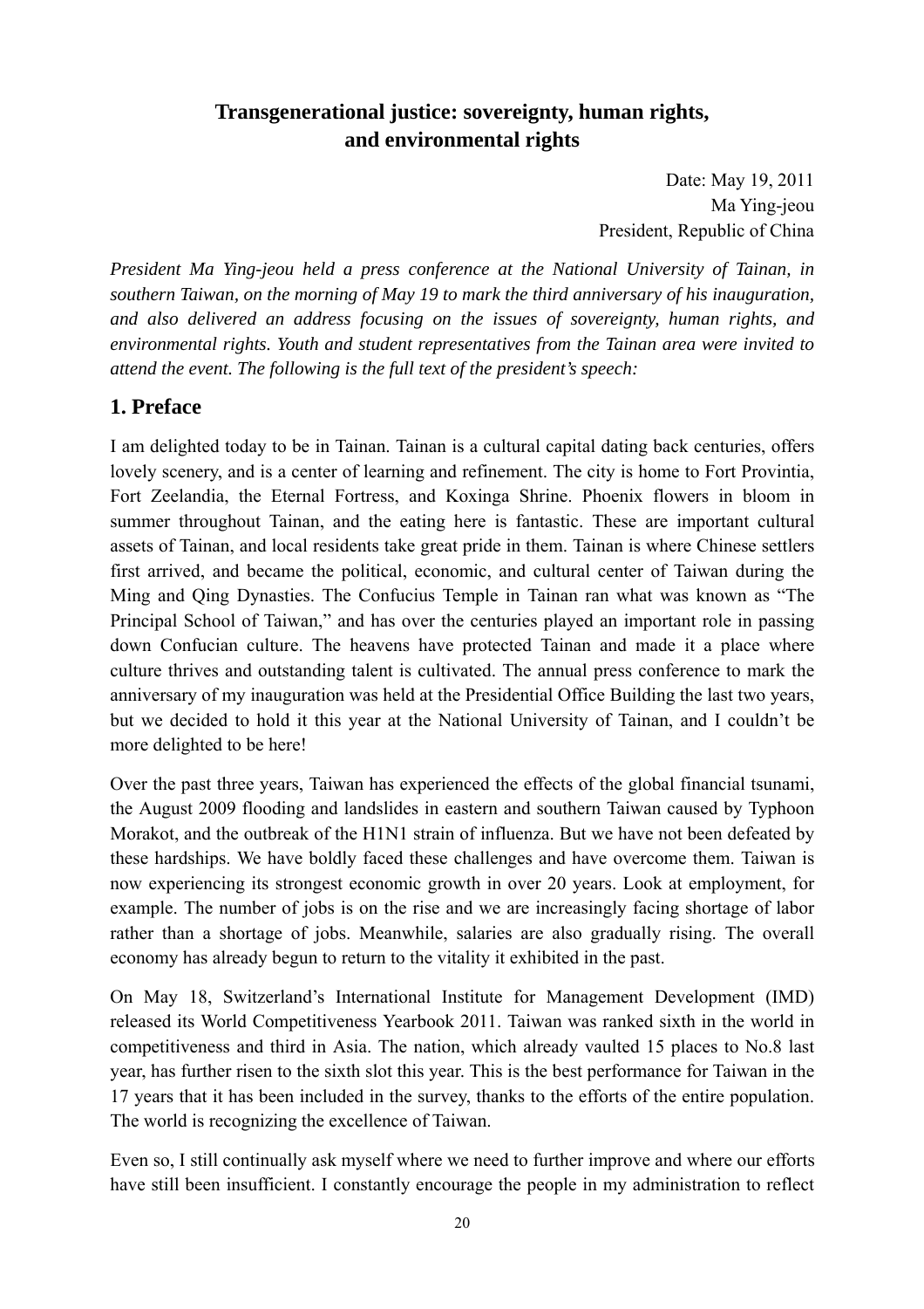# Transgenerational justice: sovereignty, human rights, and environmental rights

Date: May 19, 2011
Ma Ying-jeou
President, Republic of China

*President Ma Ying-jeou held a press conference at the National University of Tainan, in southern Taiwan, on the morning of May 19 to mark the third anniversary of his inauguration, and also delivered an address focusing on the issues of sovereignty, human rights, and environmental rights. Youth and student representatives from the Tainan area were invited to attend the event. The following is the full text of the president's speech:*

## 1. Preface

I am delighted today to be in Tainan. Tainan is a cultural capital dating back centuries, offers lovely scenery, and is a center of learning and refinement. The city is home to Fort Provintia, Fort Zeelandia, the Eternal Fortress, and Koxinga Shrine. Phoenix flowers in bloom in summer throughout Tainan, and the eating here is fantastic. These are important cultural assets of Tainan, and local residents take great pride in them. Tainan is where Chinese settlers first arrived, and became the political, economic, and cultural center of Taiwan during the Ming and Qing Dynasties. The Confucius Temple in Tainan ran what was known as "The Principal School of Taiwan," and has over the centuries played an important role in passing down Confucian culture. The heavens have protected Tainan and made it a place where culture thrives and outstanding talent is cultivated. The annual press conference to mark the anniversary of my inauguration was held at the Presidential Office Building the last two years, but we decided to hold it this year at the National University of Tainan, and I couldn't be more delighted to be here!

Over the past three years, Taiwan has experienced the effects of the global financial tsunami, the August 2009 flooding and landslides in eastern and southern Taiwan caused by Typhoon Morakot, and the outbreak of the H1N1 strain of influenza. But we have not been defeated by these hardships. We have boldly faced these challenges and have overcome them. Taiwan is now experiencing its strongest economic growth in over 20 years. Look at employment, for example. The number of jobs is on the rise and we are increasingly facing shortage of labor rather than a shortage of jobs. Meanwhile, salaries are also gradually rising. The overall economy has already begun to return to the vitality it exhibited in the past.

On May 18, Switzerland's International Institute for Management Development (IMD) released its World Competitiveness Yearbook 2011. Taiwan was ranked sixth in the world in competitiveness and third in Asia. The nation, which already vaulted 15 places to No.8 last year, has further risen to the sixth slot this year. This is the best performance for Taiwan in the 17 years that it has been included in the survey, thanks to the efforts of the entire population. The world is recognizing the excellence of Taiwan.

Even so, I still continually ask myself where we need to further improve and where our efforts have still been insufficient. I constantly encourage the people in my administration to reflect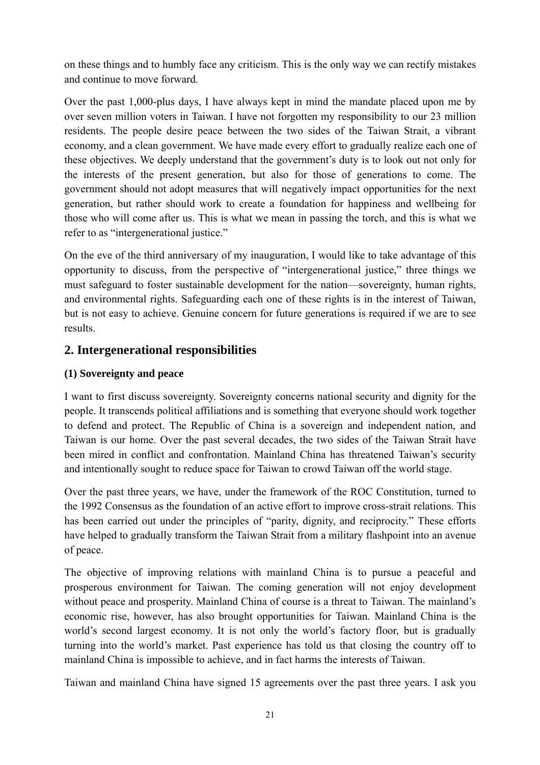on these things and to humbly face any criticism. This is the only way we can rectify mistakes and continue to move forward.

Over the past 1,000-plus days, I have always kept in mind the mandate placed upon me by over seven million voters in Taiwan. I have not forgotten my responsibility to our 23 million residents. The people desire peace between the two sides of the Taiwan Strait, a vibrant economy, and a clean government. We have made every effort to gradually realize each one of these objectives. We deeply understand that the government's duty is to look out not only for the interests of the present generation, but also for those of generations to come. The government should not adopt measures that will negatively impact opportunities for the next generation, but rather should work to create a foundation for happiness and wellbeing for those who will come after us. This is what we mean in passing the torch, and this is what we refer to as "intergenerational justice."

On the eve of the third anniversary of my inauguration, I would like to take advantage of this opportunity to discuss, from the perspective of "intergenerational justice," three things we must safeguard to foster sustainable development for the nation—sovereignty, human rights, and environmental rights. Safeguarding each one of these rights is in the interest of Taiwan, but is not easy to achieve. Genuine concern for future generations is required if we are to see results.

## 2. Intergenerational responsibilities

### (1) Sovereignty and peace

I want to first discuss sovereignty. Sovereignty concerns national security and dignity for the people. It transcends political affiliations and is something that everyone should work together to defend and protect. The Republic of China is a sovereign and independent nation, and Taiwan is our home. Over the past several decades, the two sides of the Taiwan Strait have been mired in conflict and confrontation. Mainland China has threatened Taiwan's security and intentionally sought to reduce space for Taiwan to crowd Taiwan off the world stage.

Over the past three years, we have, under the framework of the ROC Constitution, turned to the 1992 Consensus as the foundation of an active effort to improve cross-strait relations. This has been carried out under the principles of "parity, dignity, and reciprocity." These efforts have helped to gradually transform the Taiwan Strait from a military flashpoint into an avenue of peace.

The objective of improving relations with mainland China is to pursue a peaceful and prosperous environment for Taiwan. The coming generation will not enjoy development without peace and prosperity. Mainland China of course is a threat to Taiwan. The mainland's economic rise, however, has also brought opportunities for Taiwan. Mainland China is the world's second largest economy. It is not only the world's factory floor, but is gradually turning into the world's market. Past experience has told us that closing the country off to mainland China is impossible to achieve, and in fact harms the interests of Taiwan.

Taiwan and mainland China have signed 15 agreements over the past three years. I ask you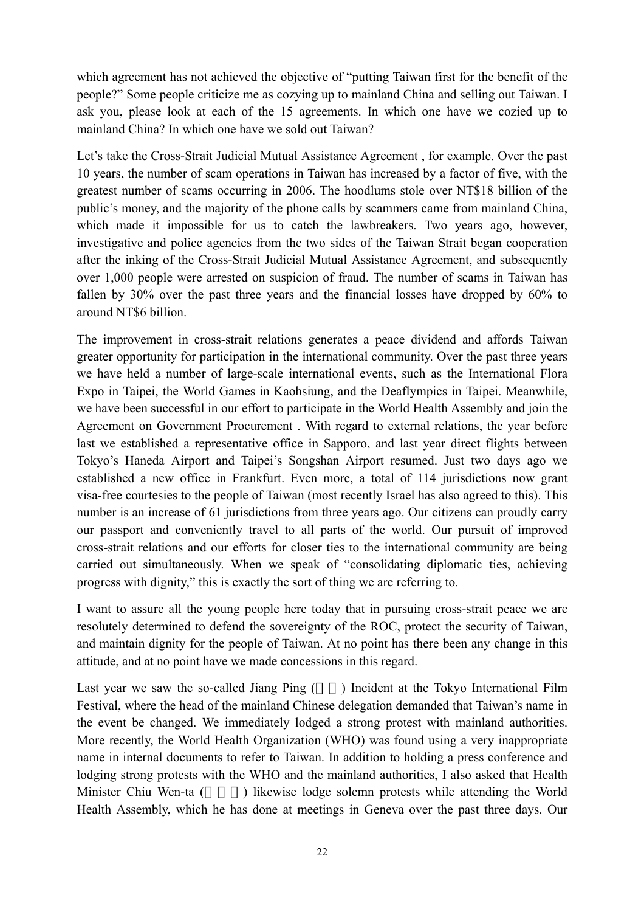which agreement has not achieved the objective of "putting Taiwan first for the benefit of the people?" Some people criticize me as cozying up to mainland China and selling out Taiwan. I ask you, please look at each of the 15 agreements. In which one have we cozied up to mainland China? In which one have we sold out Taiwan?

Let's take the Cross-Strait Judicial Mutual Assistance Agreement , for example. Over the past 10 years, the number of scam operations in Taiwan has increased by a factor of five, with the greatest number of scams occurring in 2006. The hoodlums stole over NT$18 billion of the public's money, and the majority of the phone calls by scammers came from mainland China, which made it impossible for us to catch the lawbreakers. Two years ago, however, investigative and police agencies from the two sides of the Taiwan Strait began cooperation after the inking of the Cross-Strait Judicial Mutual Assistance Agreement, and subsequently over 1,000 people were arrested on suspicion of fraud. The number of scams in Taiwan has fallen by 30% over the past three years and the financial losses have dropped by 60% to around NT$6 billion.

The improvement in cross-strait relations generates a peace dividend and affords Taiwan greater opportunity for participation in the international community. Over the past three years we have held a number of large-scale international events, such as the International Flora Expo in Taipei, the World Games in Kaohsiung, and the Deaflympics in Taipei. Meanwhile, we have been successful in our effort to participate in the World Health Assembly and join the Agreement on Government Procurement . With regard to external relations, the year before last we established a representative office in Sapporo, and last year direct flights between Tokyo's Haneda Airport and Taipei's Songshan Airport resumed. Just two days ago we established a new office in Frankfurt. Even more, a total of 114 jurisdictions now grant visa-free courtesies to the people of Taiwan (most recently Israel has also agreed to this). This number is an increase of 61 jurisdictions from three years ago. Our citizens can proudly carry our passport and conveniently travel to all parts of the world. Our pursuit of improved cross-strait relations and our efforts for closer ties to the international community are being carried out simultaneously. When we speak of "consolidating diplomatic ties, achieving progress with dignity," this is exactly the sort of thing we are referring to.

I want to assure all the young people here today that in pursuing cross-strait peace we are resolutely determined to defend the sovereignty of the ROC, protect the security of Taiwan, and maintain dignity for the people of Taiwan. At no point has there been any change in this attitude, and at no point have we made concessions in this regard.

Last year we saw the so-called Jiang Ping (□□) Incident at the Tokyo International Film Festival, where the head of the mainland Chinese delegation demanded that Taiwan's name in the event be changed. We immediately lodged a strong protest with mainland authorities. More recently, the World Health Organization (WHO) was found using a very inappropriate name in internal documents to refer to Taiwan. In addition to holding a press conference and lodging strong protests with the WHO and the mainland authorities, I also asked that Health Minister Chiu Wen-ta (□□□) likewise lodge solemn protests while attending the World Health Assembly, which he has done at meetings in Geneva over the past three days. Our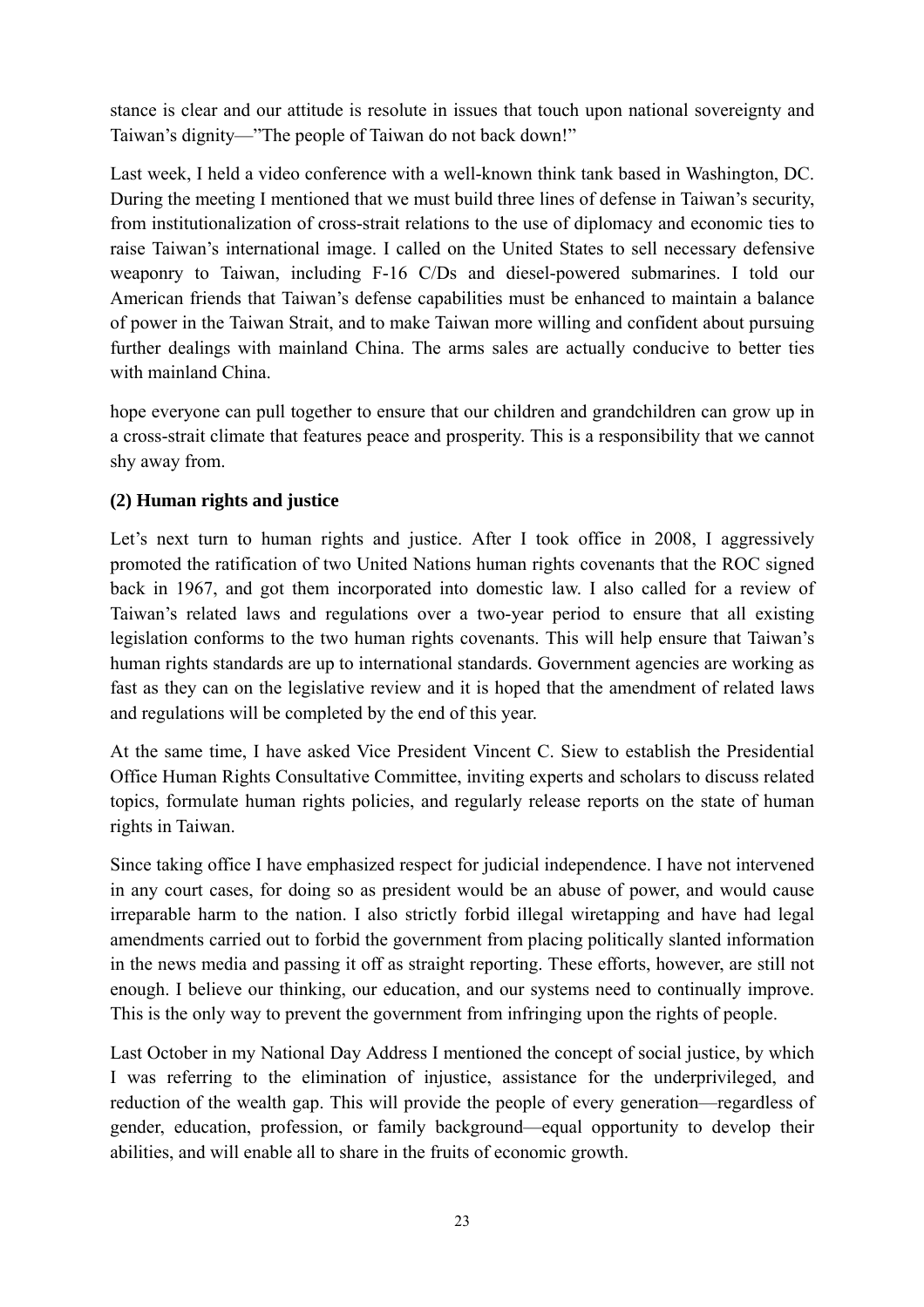stance is clear and our attitude is resolute in issues that touch upon national sovereignty and Taiwan's dignity—"The people of Taiwan do not back down!"

Last week, I held a video conference with a well-known think tank based in Washington, DC. During the meeting I mentioned that we must build three lines of defense in Taiwan's security, from institutionalization of cross-strait relations to the use of diplomacy and economic ties to raise Taiwan's international image. I called on the United States to sell necessary defensive weaponry to Taiwan, including F-16 C/Ds and diesel-powered submarines. I told our American friends that Taiwan's defense capabilities must be enhanced to maintain a balance of power in the Taiwan Strait, and to make Taiwan more willing and confident about pursuing further dealings with mainland China. The arms sales are actually conducive to better ties with mainland China.

hope everyone can pull together to ensure that our children and grandchildren can grow up in a cross-strait climate that features peace and prosperity. This is a responsibility that we cannot shy away from.

**(2) Human rights and justice**

Let's next turn to human rights and justice. After I took office in 2008, I aggressively promoted the ratification of two United Nations human rights covenants that the ROC signed back in 1967, and got them incorporated into domestic law. I also called for a review of Taiwan's related laws and regulations over a two-year period to ensure that all existing legislation conforms to the two human rights covenants. This will help ensure that Taiwan's human rights standards are up to international standards. Government agencies are working as fast as they can on the legislative review and it is hoped that the amendment of related laws and regulations will be completed by the end of this year.

At the same time, I have asked Vice President Vincent C. Siew to establish the Presidential Office Human Rights Consultative Committee, inviting experts and scholars to discuss related topics, formulate human rights policies, and regularly release reports on the state of human rights in Taiwan.

Since taking office I have emphasized respect for judicial independence. I have not intervened in any court cases, for doing so as president would be an abuse of power, and would cause irreparable harm to the nation. I also strictly forbid illegal wiretapping and have had legal amendments carried out to forbid the government from placing politically slanted information in the news media and passing it off as straight reporting. These efforts, however, are still not enough. I believe our thinking, our education, and our systems need to continually improve. This is the only way to prevent the government from infringing upon the rights of people.

Last October in my National Day Address I mentioned the concept of social justice, by which I was referring to the elimination of injustice, assistance for the underprivileged, and reduction of the wealth gap. This will provide the people of every generation—regardless of gender, education, profession, or family background—equal opportunity to develop their abilities, and will enable all to share in the fruits of economic growth.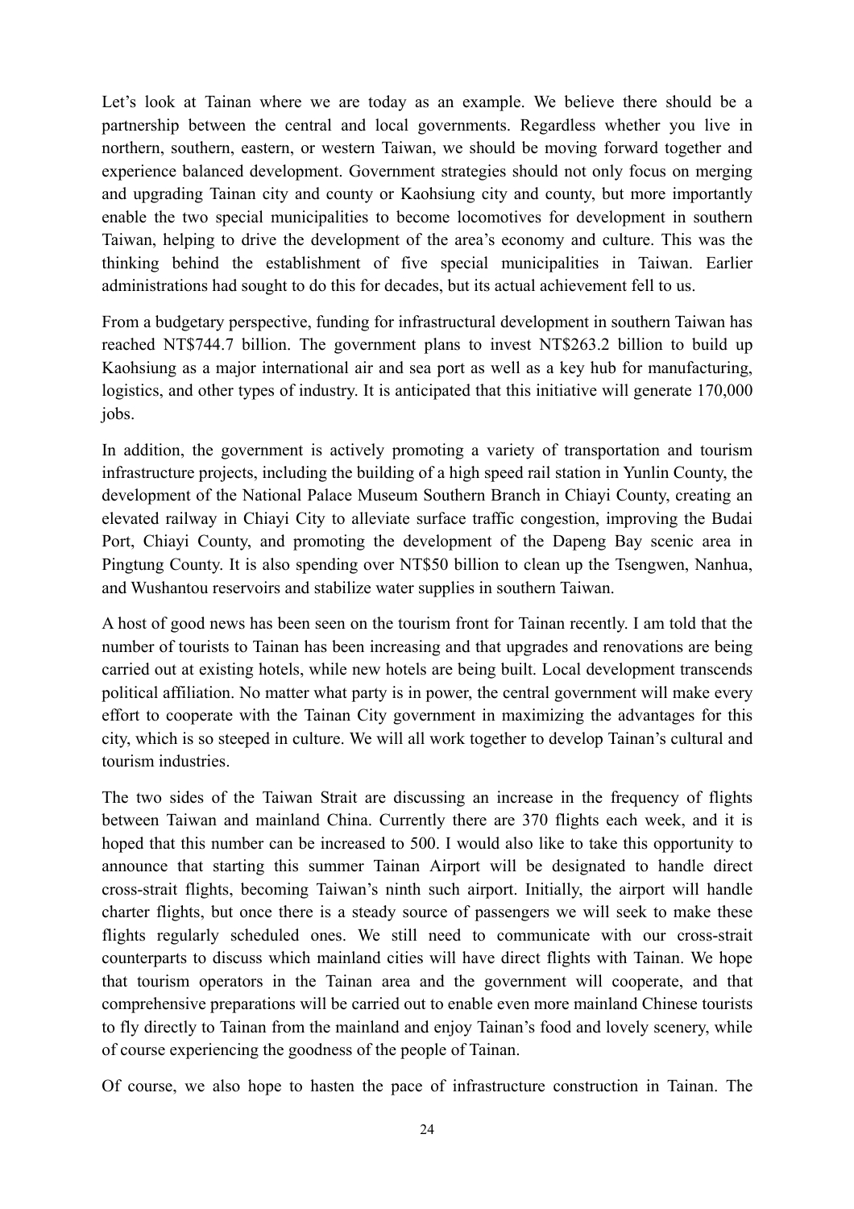Let's look at Tainan where we are today as an example. We believe there should be a partnership between the central and local governments. Regardless whether you live in northern, southern, eastern, or western Taiwan, we should be moving forward together and experience balanced development. Government strategies should not only focus on merging and upgrading Tainan city and county or Kaohsiung city and county, but more importantly enable the two special municipalities to become locomotives for development in southern Taiwan, helping to drive the development of the area's economy and culture. This was the thinking behind the establishment of five special municipalities in Taiwan. Earlier administrations had sought to do this for decades, but its actual achievement fell to us.

From a budgetary perspective, funding for infrastructural development in southern Taiwan has reached NT$744.7 billion. The government plans to invest NT$263.2 billion to build up Kaohsiung as a major international air and sea port as well as a key hub for manufacturing, logistics, and other types of industry. It is anticipated that this initiative will generate 170,000 jobs.

In addition, the government is actively promoting a variety of transportation and tourism infrastructure projects, including the building of a high speed rail station in Yunlin County, the development of the National Palace Museum Southern Branch in Chiayi County, creating an elevated railway in Chiayi City to alleviate surface traffic congestion, improving the Budai Port, Chiayi County, and promoting the development of the Dapeng Bay scenic area in Pingtung County. It is also spending over NT$50 billion to clean up the Tsengwen, Nanhua, and Wushantou reservoirs and stabilize water supplies in southern Taiwan.

A host of good news has been seen on the tourism front for Tainan recently. I am told that the number of tourists to Tainan has been increasing and that upgrades and renovations are being carried out at existing hotels, while new hotels are being built. Local development transcends political affiliation. No matter what party is in power, the central government will make every effort to cooperate with the Tainan City government in maximizing the advantages for this city, which is so steeped in culture. We will all work together to develop Tainan's cultural and tourism industries.

The two sides of the Taiwan Strait are discussing an increase in the frequency of flights between Taiwan and mainland China. Currently there are 370 flights each week, and it is hoped that this number can be increased to 500. I would also like to take this opportunity to announce that starting this summer Tainan Airport will be designated to handle direct cross-strait flights, becoming Taiwan's ninth such airport. Initially, the airport will handle charter flights, but once there is a steady source of passengers we will seek to make these flights regularly scheduled ones. We still need to communicate with our cross-strait counterparts to discuss which mainland cities will have direct flights with Tainan. We hope that tourism operators in the Tainan area and the government will cooperate, and that comprehensive preparations will be carried out to enable even more mainland Chinese tourists to fly directly to Tainan from the mainland and enjoy Tainan's food and lovely scenery, while of course experiencing the goodness of the people of Tainan.

Of course, we also hope to hasten the pace of infrastructure construction in Tainan. The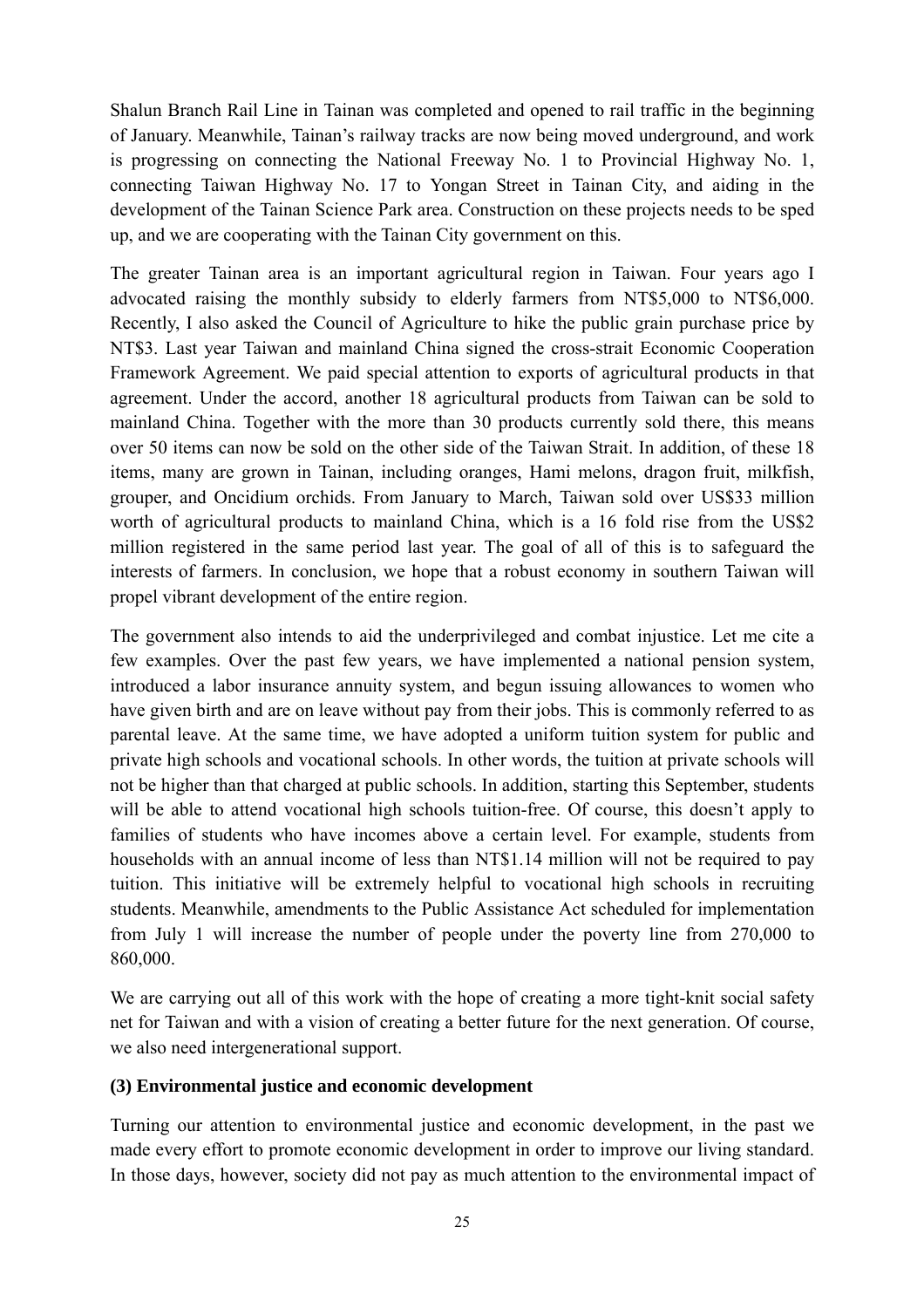Shalun Branch Rail Line in Tainan was completed and opened to rail traffic in the beginning of January. Meanwhile, Tainan's railway tracks are now being moved underground, and work is progressing on connecting the National Freeway No. 1 to Provincial Highway No. 1, connecting Taiwan Highway No. 17 to Yongan Street in Tainan City, and aiding in the development of the Tainan Science Park area. Construction on these projects needs to be sped up, and we are cooperating with the Tainan City government on this.

The greater Tainan area is an important agricultural region in Taiwan. Four years ago I advocated raising the monthly subsidy to elderly farmers from NT$5,000 to NT$6,000. Recently, I also asked the Council of Agriculture to hike the public grain purchase price by NT$3. Last year Taiwan and mainland China signed the cross-strait Economic Cooperation Framework Agreement. We paid special attention to exports of agricultural products in that agreement. Under the accord, another 18 agricultural products from Taiwan can be sold to mainland China. Together with the more than 30 products currently sold there, this means over 50 items can now be sold on the other side of the Taiwan Strait. In addition, of these 18 items, many are grown in Tainan, including oranges, Hami melons, dragon fruit, milkfish, grouper, and Oncidium orchids. From January to March, Taiwan sold over US$33 million worth of agricultural products to mainland China, which is a 16 fold rise from the US$2 million registered in the same period last year. The goal of all of this is to safeguard the interests of farmers. In conclusion, we hope that a robust economy in southern Taiwan will propel vibrant development of the entire region.

The government also intends to aid the underprivileged and combat injustice. Let me cite a few examples. Over the past few years, we have implemented a national pension system, introduced a labor insurance annuity system, and begun issuing allowances to women who have given birth and are on leave without pay from their jobs. This is commonly referred to as parental leave. At the same time, we have adopted a uniform tuition system for public and private high schools and vocational schools. In other words, the tuition at private schools will not be higher than that charged at public schools. In addition, starting this September, students will be able to attend vocational high schools tuition-free. Of course, this doesn't apply to families of students who have incomes above a certain level. For example, students from households with an annual income of less than NT$1.14 million will not be required to pay tuition. This initiative will be extremely helpful to vocational high schools in recruiting students. Meanwhile, amendments to the Public Assistance Act scheduled for implementation from July 1 will increase the number of people under the poverty line from 270,000 to 860,000.

We are carrying out all of this work with the hope of creating a more tight-knit social safety net for Taiwan and with a vision of creating a better future for the next generation. Of course, we also need intergenerational support.

**(3) Environmental justice and economic development**

Turning our attention to environmental justice and economic development, in the past we made every effort to promote economic development in order to improve our living standard. In those days, however, society did not pay as much attention to the environmental impact of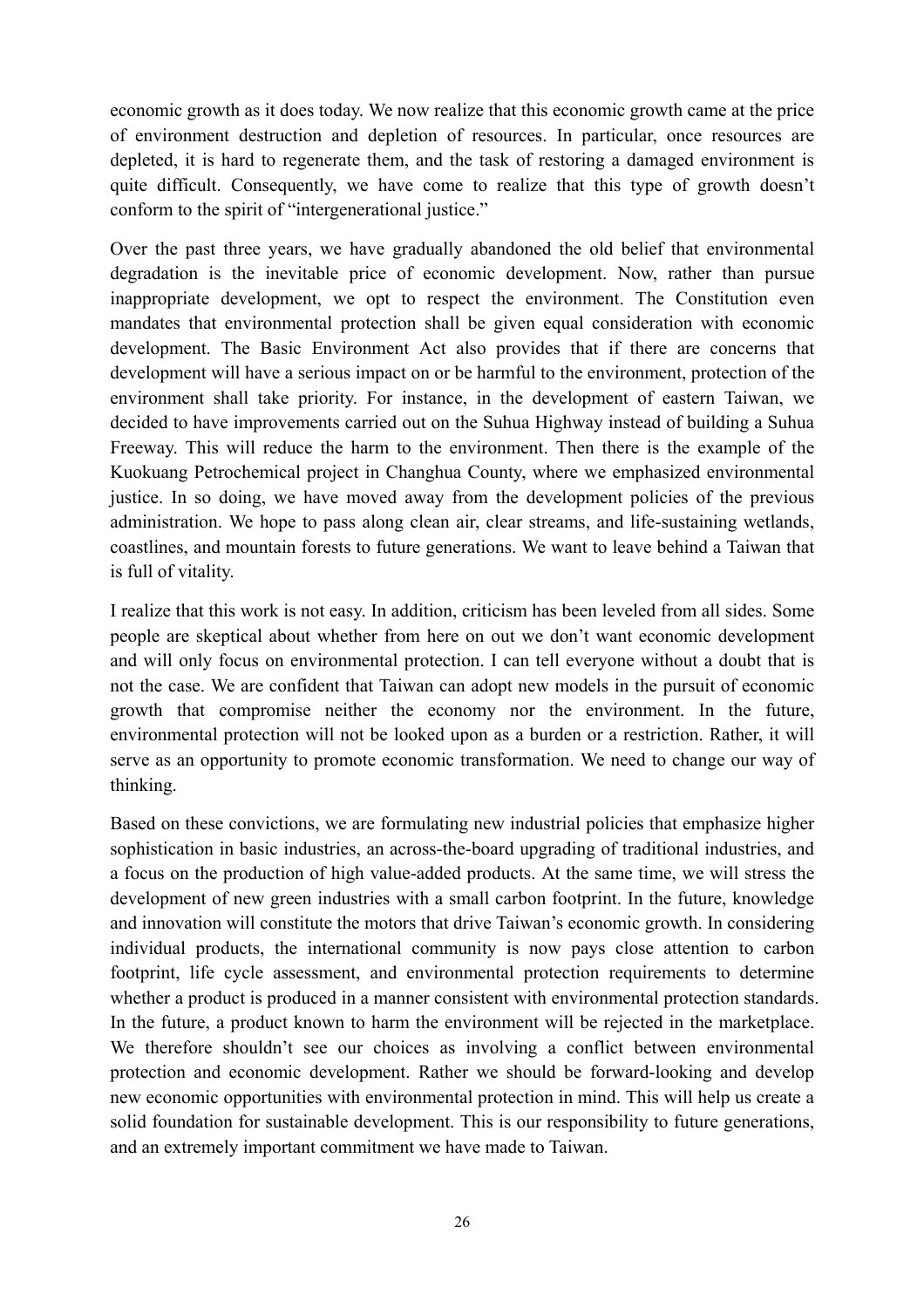economic growth as it does today. We now realize that this economic growth came at the price of environment destruction and depletion of resources. In particular, once resources are depleted, it is hard to regenerate them, and the task of restoring a damaged environment is quite difficult. Consequently, we have come to realize that this type of growth doesn't conform to the spirit of "intergenerational justice."

Over the past three years, we have gradually abandoned the old belief that environmental degradation is the inevitable price of economic development. Now, rather than pursue inappropriate development, we opt to respect the environment. The Constitution even mandates that environmental protection shall be given equal consideration with economic development. The Basic Environment Act also provides that if there are concerns that development will have a serious impact on or be harmful to the environment, protection of the environment shall take priority. For instance, in the development of eastern Taiwan, we decided to have improvements carried out on the Suhua Highway instead of building a Suhua Freeway. This will reduce the harm to the environment. Then there is the example of the Kuokuang Petrochemical project in Changhua County, where we emphasized environmental justice. In so doing, we have moved away from the development policies of the previous administration. We hope to pass along clean air, clear streams, and life-sustaining wetlands, coastlines, and mountain forests to future generations. We want to leave behind a Taiwan that is full of vitality.

I realize that this work is not easy. In addition, criticism has been leveled from all sides. Some people are skeptical about whether from here on out we don't want economic development and will only focus on environmental protection. I can tell everyone without a doubt that is not the case. We are confident that Taiwan can adopt new models in the pursuit of economic growth that compromise neither the economy nor the environment. In the future, environmental protection will not be looked upon as a burden or a restriction. Rather, it will serve as an opportunity to promote economic transformation. We need to change our way of thinking.

Based on these convictions, we are formulating new industrial policies that emphasize higher sophistication in basic industries, an across-the-board upgrading of traditional industries, and a focus on the production of high value-added products. At the same time, we will stress the development of new green industries with a small carbon footprint. In the future, knowledge and innovation will constitute the motors that drive Taiwan's economic growth. In considering individual products, the international community is now pays close attention to carbon footprint, life cycle assessment, and environmental protection requirements to determine whether a product is produced in a manner consistent with environmental protection standards. In the future, a product known to harm the environment will be rejected in the marketplace. We therefore shouldn't see our choices as involving a conflict between environmental protection and economic development. Rather we should be forward-looking and develop new economic opportunities with environmental protection in mind. This will help us create a solid foundation for sustainable development. This is our responsibility to future generations, and an extremely important commitment we have made to Taiwan.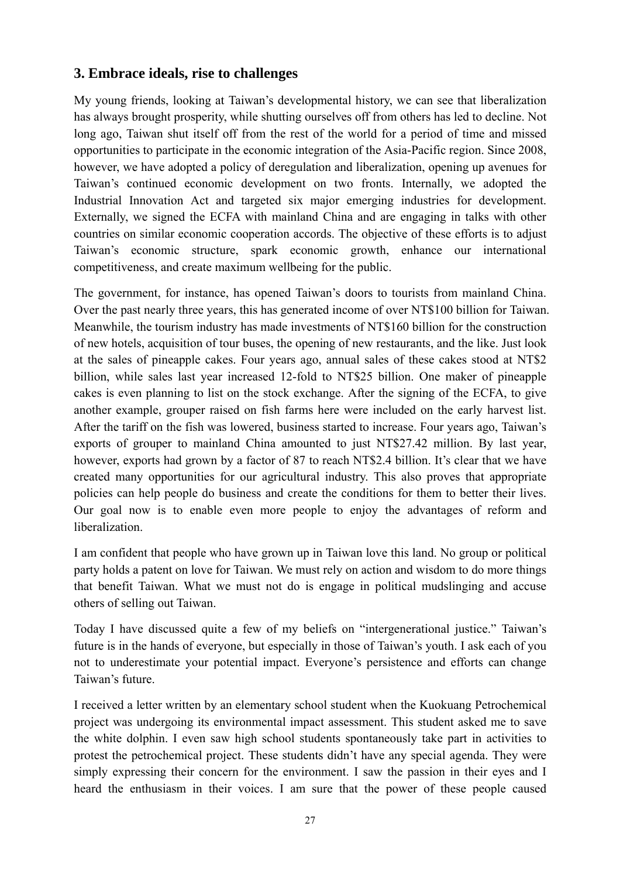## 3. Embrace ideals, rise to challenges

My young friends, looking at Taiwan's developmental history, we can see that liberalization has always brought prosperity, while shutting ourselves off from others has led to decline. Not long ago, Taiwan shut itself off from the rest of the world for a period of time and missed opportunities to participate in the economic integration of the Asia-Pacific region. Since 2008, however, we have adopted a policy of deregulation and liberalization, opening up avenues for Taiwan's continued economic development on two fronts. Internally, we adopted the Industrial Innovation Act and targeted six major emerging industries for development. Externally, we signed the ECFA with mainland China and are engaging in talks with other countries on similar economic cooperation accords. The objective of these efforts is to adjust Taiwan's economic structure, spark economic growth, enhance our international competitiveness, and create maximum wellbeing for the public.

The government, for instance, has opened Taiwan's doors to tourists from mainland China. Over the past nearly three years, this has generated income of over NT$100 billion for Taiwan. Meanwhile, the tourism industry has made investments of NT$160 billion for the construction of new hotels, acquisition of tour buses, the opening of new restaurants, and the like. Just look at the sales of pineapple cakes. Four years ago, annual sales of these cakes stood at NT$2 billion, while sales last year increased 12-fold to NT$25 billion. One maker of pineapple cakes is even planning to list on the stock exchange. After the signing of the ECFA, to give another example, grouper raised on fish farms here were included on the early harvest list. After the tariff on the fish was lowered, business started to increase. Four years ago, Taiwan's exports of grouper to mainland China amounted to just NT$27.42 million. By last year, however, exports had grown by a factor of 87 to reach NT$2.4 billion. It's clear that we have created many opportunities for our agricultural industry. This also proves that appropriate policies can help people do business and create the conditions for them to better their lives. Our goal now is to enable even more people to enjoy the advantages of reform and liberalization.

I am confident that people who have grown up in Taiwan love this land. No group or political party holds a patent on love for Taiwan. We must rely on action and wisdom to do more things that benefit Taiwan. What we must not do is engage in political mudslinging and accuse others of selling out Taiwan.

Today I have discussed quite a few of my beliefs on "intergenerational justice." Taiwan's future is in the hands of everyone, but especially in those of Taiwan's youth. I ask each of you not to underestimate your potential impact. Everyone's persistence and efforts can change Taiwan's future.

I received a letter written by an elementary school student when the Kuokuang Petrochemical project was undergoing its environmental impact assessment. This student asked me to save the white dolphin. I even saw high school students spontaneously take part in activities to protest the petrochemical project. These students didn't have any special agenda. They were simply expressing their concern for the environment. I saw the passion in their eyes and I heard the enthusiasm in their voices. I am sure that the power of these people caused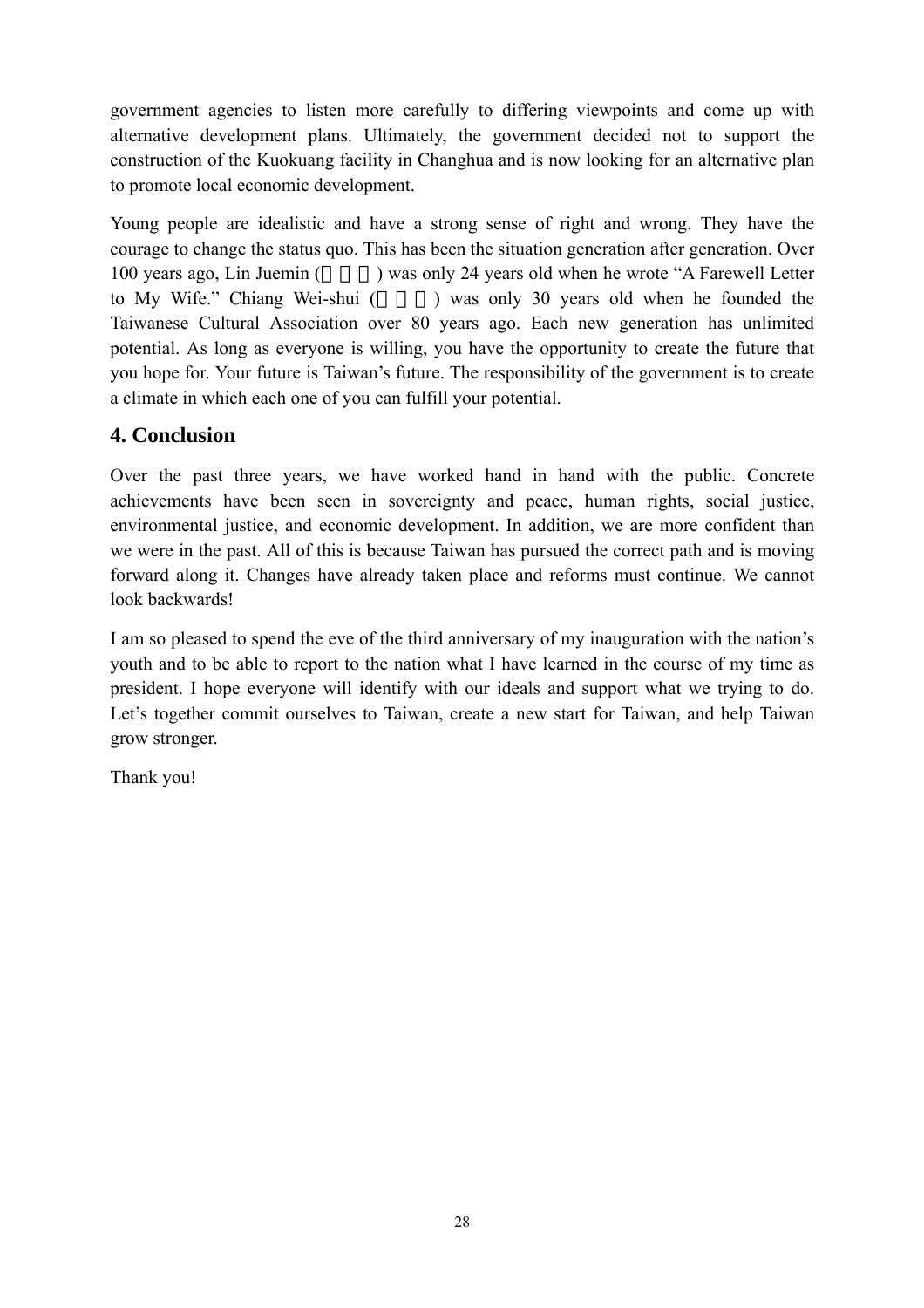government agencies to listen more carefully to differing viewpoints and come up with alternative development plans. Ultimately, the government decided not to support the construction of the Kuokuang facility in Changhua and is now looking for an alternative plan to promote local economic development.

Young people are idealistic and have a strong sense of right and wrong. They have the courage to change the status quo. This has been the situation generation after generation. Over 100 years ago, Lin Juemin (林覺民) was only 24 years old when he wrote "A Farewell Letter to My Wife." Chiang Wei-shui (蔣渭水) was only 30 years old when he founded the Taiwanese Cultural Association over 80 years ago. Each new generation has unlimited potential. As long as everyone is willing, you have the opportunity to create the future that you hope for. Your future is Taiwan's future. The responsibility of the government is to create a climate in which each one of you can fulfill your potential.

## 4. Conclusion

Over the past three years, we have worked hand in hand with the public. Concrete achievements have been seen in sovereignty and peace, human rights, social justice, environmental justice, and economic development. In addition, we are more confident than we were in the past. All of this is because Taiwan has pursued the correct path and is moving forward along it. Changes have already taken place and reforms must continue. We cannot look backwards!

I am so pleased to spend the eve of the third anniversary of my inauguration with the nation's youth and to be able to report to the nation what I have learned in the course of my time as president. I hope everyone will identify with our ideals and support what we trying to do. Let's together commit ourselves to Taiwan, create a new start for Taiwan, and help Taiwan grow stronger.

Thank you!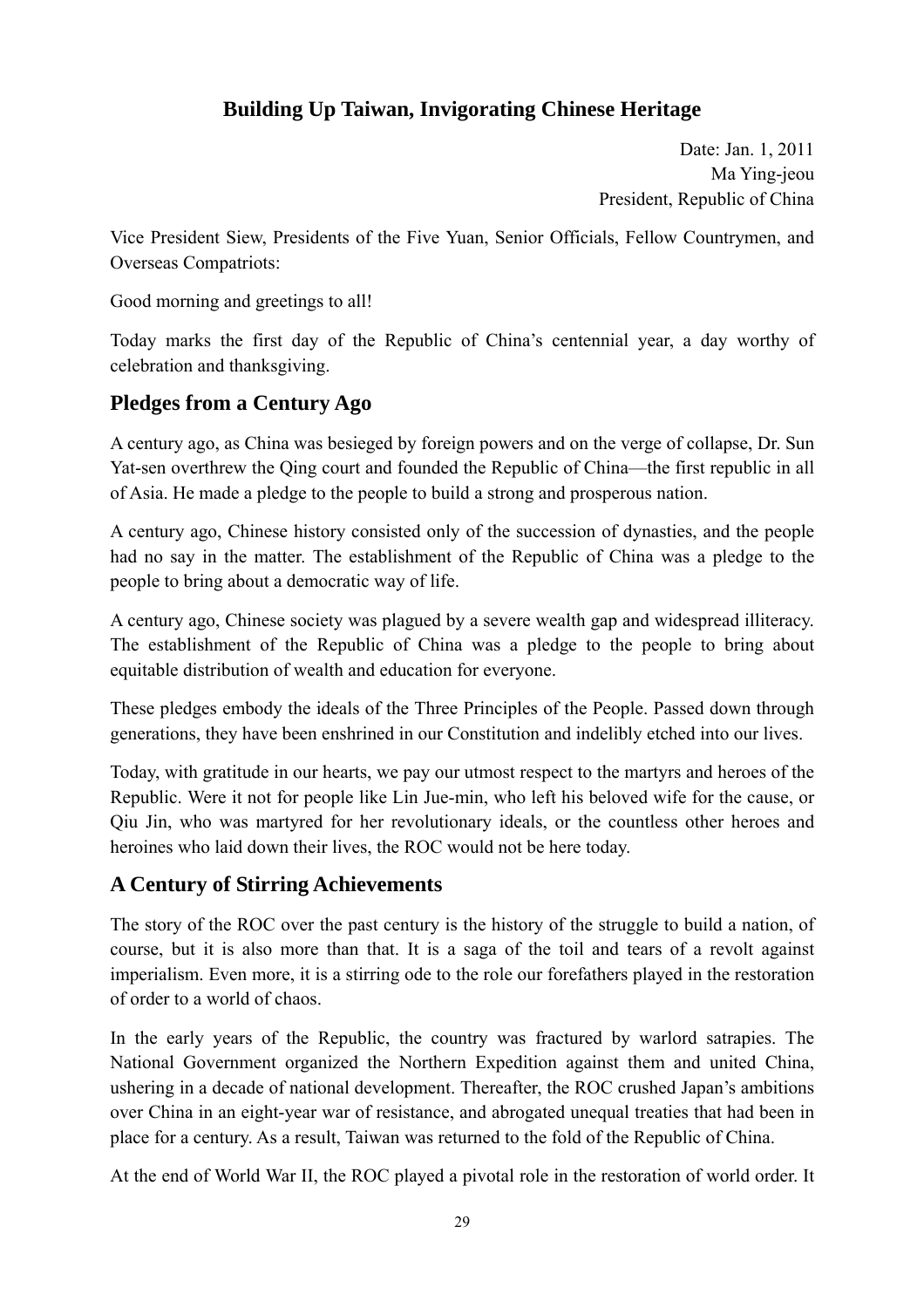# Building Up Taiwan, Invigorating Chinese Heritage

Date: Jan. 1, 2011
Ma Ying-jeou
President, Republic of China

Vice President Siew, Presidents of the Five Yuan, Senior Officials, Fellow Countrymen, and Overseas Compatriots:

Good morning and greetings to all!

Today marks the first day of the Republic of China's centennial year, a day worthy of celebration and thanksgiving.

## Pledges from a Century Ago

A century ago, as China was besieged by foreign powers and on the verge of collapse, Dr. Sun Yat-sen overthrew the Qing court and founded the Republic of China—the first republic in all of Asia. He made a pledge to the people to build a strong and prosperous nation.

A century ago, Chinese history consisted only of the succession of dynasties, and the people had no say in the matter. The establishment of the Republic of China was a pledge to the people to bring about a democratic way of life.

A century ago, Chinese society was plagued by a severe wealth gap and widespread illiteracy. The establishment of the Republic of China was a pledge to the people to bring about equitable distribution of wealth and education for everyone.

These pledges embody the ideals of the Three Principles of the People. Passed down through generations, they have been enshrined in our Constitution and indelibly etched into our lives.

Today, with gratitude in our hearts, we pay our utmost respect to the martyrs and heroes of the Republic. Were it not for people like Lin Jue-min, who left his beloved wife for the cause, or Qiu Jin, who was martyred for her revolutionary ideals, or the countless other heroes and heroines who laid down their lives, the ROC would not be here today.

## A Century of Stirring Achievements

The story of the ROC over the past century is the history of the struggle to build a nation, of course, but it is also more than that. It is a saga of the toil and tears of a revolt against imperialism. Even more, it is a stirring ode to the role our forefathers played in the restoration of order to a world of chaos.

In the early years of the Republic, the country was fractured by warlord satrapies. The National Government organized the Northern Expedition against them and united China, ushering in a decade of national development. Thereafter, the ROC crushed Japan's ambitions over China in an eight-year war of resistance, and abrogated unequal treaties that had been in place for a century. As a result, Taiwan was returned to the fold of the Republic of China.

At the end of World War II, the ROC played a pivotal role in the restoration of world order. It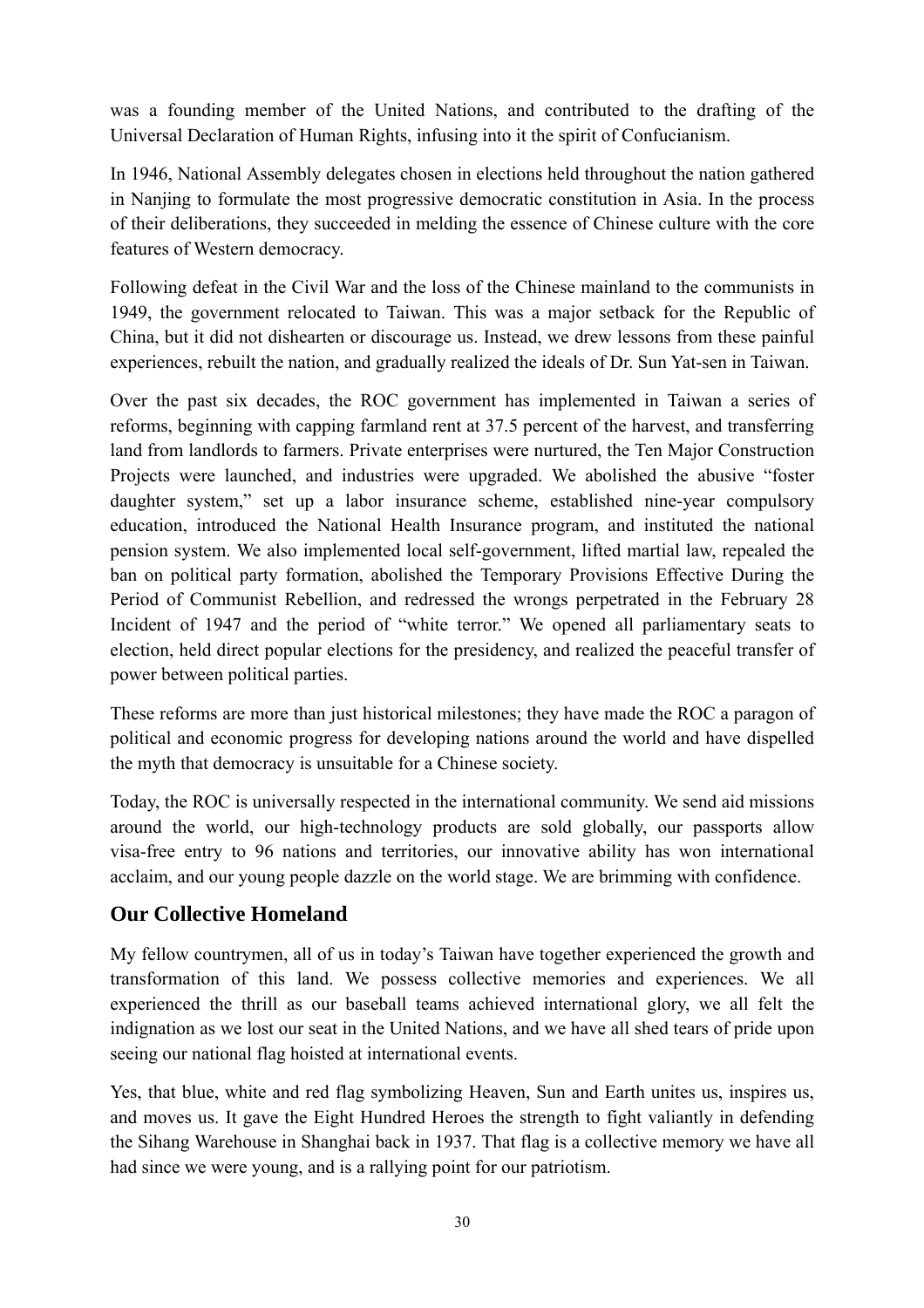was a founding member of the United Nations, and contributed to the drafting of the Universal Declaration of Human Rights, infusing into it the spirit of Confucianism.

In 1946, National Assembly delegates chosen in elections held throughout the nation gathered in Nanjing to formulate the most progressive democratic constitution in Asia. In the process of their deliberations, they succeeded in melding the essence of Chinese culture with the core features of Western democracy.

Following defeat in the Civil War and the loss of the Chinese mainland to the communists in 1949, the government relocated to Taiwan. This was a major setback for the Republic of China, but it did not dishearten or discourage us. Instead, we drew lessons from these painful experiences, rebuilt the nation, and gradually realized the ideals of Dr. Sun Yat-sen in Taiwan.

Over the past six decades, the ROC government has implemented in Taiwan a series of reforms, beginning with capping farmland rent at 37.5 percent of the harvest, and transferring land from landlords to farmers. Private enterprises were nurtured, the Ten Major Construction Projects were launched, and industries were upgraded. We abolished the abusive "foster daughter system," set up a labor insurance scheme, established nine-year compulsory education, introduced the National Health Insurance program, and instituted the national pension system. We also implemented local self-government, lifted martial law, repealed the ban on political party formation, abolished the Temporary Provisions Effective During the Period of Communist Rebellion, and redressed the wrongs perpetrated in the February 28 Incident of 1947 and the period of "white terror." We opened all parliamentary seats to election, held direct popular elections for the presidency, and realized the peaceful transfer of power between political parties.

These reforms are more than just historical milestones; they have made the ROC a paragon of political and economic progress for developing nations around the world and have dispelled the myth that democracy is unsuitable for a Chinese society.

Today, the ROC is universally respected in the international community. We send aid missions around the world, our high-technology products are sold globally, our passports allow visa-free entry to 96 nations and territories, our innovative ability has won international acclaim, and our young people dazzle on the world stage. We are brimming with confidence.

## Our Collective Homeland

My fellow countrymen, all of us in today's Taiwan have together experienced the growth and transformation of this land. We possess collective memories and experiences. We all experienced the thrill as our baseball teams achieved international glory, we all felt the indignation as we lost our seat in the United Nations, and we have all shed tears of pride upon seeing our national flag hoisted at international events.

Yes, that blue, white and red flag symbolizing Heaven, Sun and Earth unites us, inspires us, and moves us. It gave the Eight Hundred Heroes the strength to fight valiantly in defending the Sihang Warehouse in Shanghai back in 1937. That flag is a collective memory we have all had since we were young, and is a rallying point for our patriotism.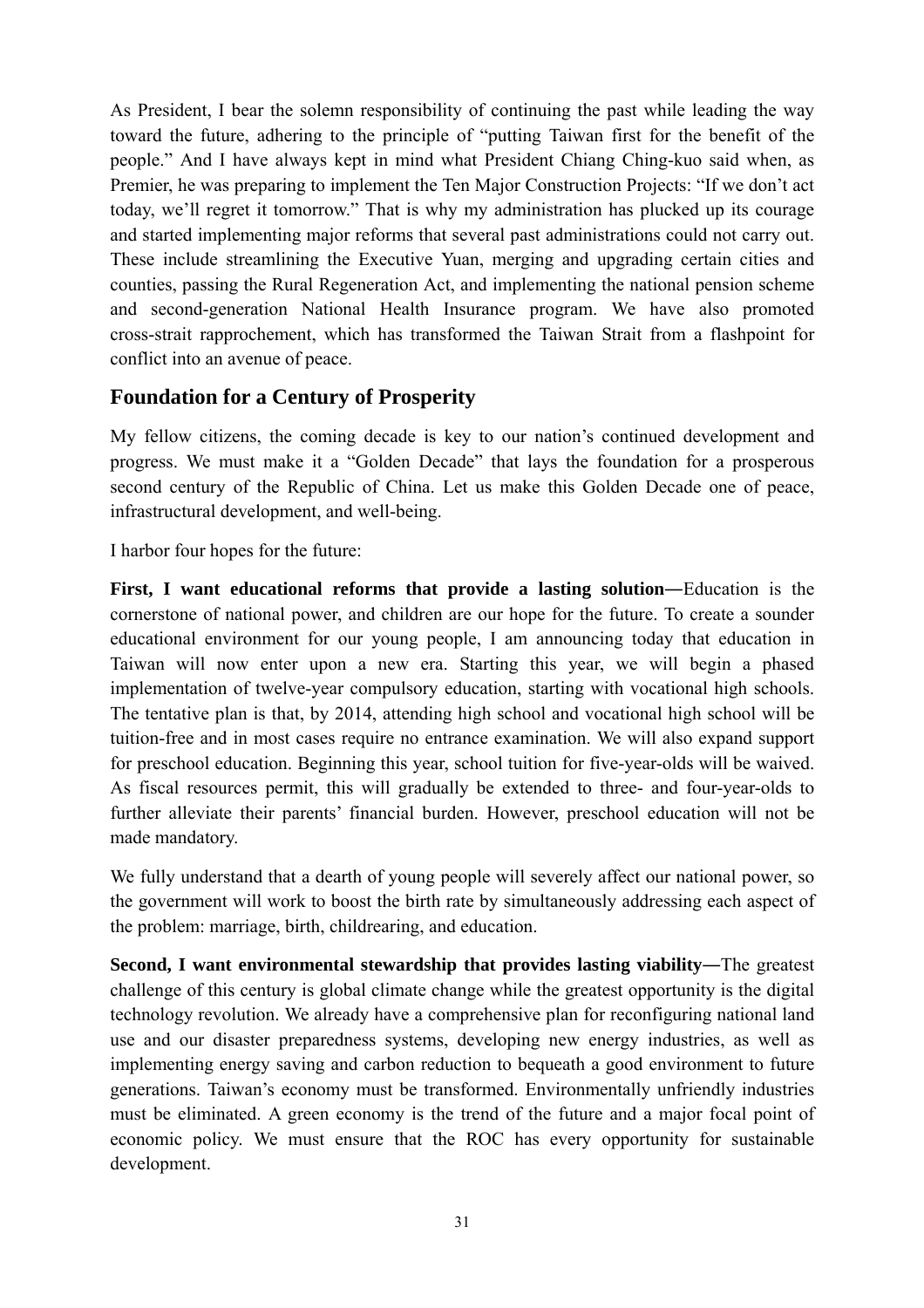As President, I bear the solemn responsibility of continuing the past while leading the way toward the future, adhering to the principle of "putting Taiwan first for the benefit of the people." And I have always kept in mind what President Chiang Ching-kuo said when, as Premier, he was preparing to implement the Ten Major Construction Projects: "If we don't act today, we'll regret it tomorrow." That is why my administration has plucked up its courage and started implementing major reforms that several past administrations could not carry out. These include streamlining the Executive Yuan, merging and upgrading certain cities and counties, passing the Rural Regeneration Act, and implementing the national pension scheme and second-generation National Health Insurance program. We have also promoted cross-strait rapprochement, which has transformed the Taiwan Strait from a flashpoint for conflict into an avenue of peace.

## Foundation for a Century of Prosperity

My fellow citizens, the coming decade is key to our nation's continued development and progress. We must make it a "Golden Decade" that lays the foundation for a prosperous second century of the Republic of China. Let us make this Golden Decade one of peace, infrastructural development, and well-being.

I harbor four hopes for the future:

**First, I want educational reforms that provide a lasting solution—**Education is the cornerstone of national power, and children are our hope for the future. To create a sounder educational environment for our young people, I am announcing today that education in Taiwan will now enter upon a new era. Starting this year, we will begin a phased implementation of twelve-year compulsory education, starting with vocational high schools. The tentative plan is that, by 2014, attending high school and vocational high school will be tuition-free and in most cases require no entrance examination. We will also expand support for preschool education. Beginning this year, school tuition for five-year-olds will be waived. As fiscal resources permit, this will gradually be extended to three- and four-year-olds to further alleviate their parents' financial burden. However, preschool education will not be made mandatory.

We fully understand that a dearth of young people will severely affect our national power, so the government will work to boost the birth rate by simultaneously addressing each aspect of the problem: marriage, birth, childrearing, and education.

**Second, I want environmental stewardship that provides lasting viability—**The greatest challenge of this century is global climate change while the greatest opportunity is the digital technology revolution. We already have a comprehensive plan for reconfiguring national land use and our disaster preparedness systems, developing new energy industries, as well as implementing energy saving and carbon reduction to bequeath a good environment to future generations. Taiwan's economy must be transformed. Environmentally unfriendly industries must be eliminated. A green economy is the trend of the future and a major focal point of economic policy. We must ensure that the ROC has every opportunity for sustainable development.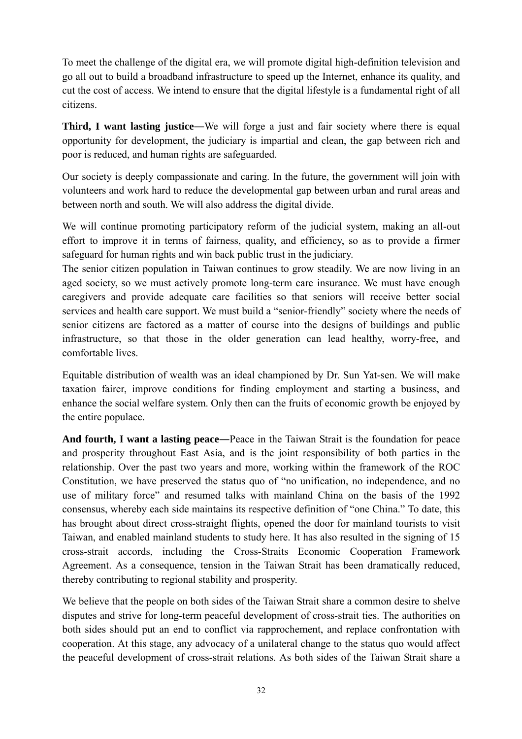To meet the challenge of the digital era, we will promote digital high-definition television and go all out to build a broadband infrastructure to speed up the Internet, enhance its quality, and cut the cost of access. We intend to ensure that the digital lifestyle is a fundamental right of all citizens.

**Third, I want lasting justice—**We will forge a just and fair society where there is equal opportunity for development, the judiciary is impartial and clean, the gap between rich and poor is reduced, and human rights are safeguarded.

Our society is deeply compassionate and caring. In the future, the government will join with volunteers and work hard to reduce the developmental gap between urban and rural areas and between north and south. We will also address the digital divide.

We will continue promoting participatory reform of the judicial system, making an all-out effort to improve it in terms of fairness, quality, and efficiency, so as to provide a firmer safeguard for human rights and win back public trust in the judiciary.

The senior citizen population in Taiwan continues to grow steadily. We are now living in an aged society, so we must actively promote long-term care insurance. We must have enough caregivers and provide adequate care facilities so that seniors will receive better social services and health care support. We must build a "senior-friendly" society where the needs of senior citizens are factored as a matter of course into the designs of buildings and public infrastructure, so that those in the older generation can lead healthy, worry-free, and comfortable lives.

Equitable distribution of wealth was an ideal championed by Dr. Sun Yat-sen. We will make taxation fairer, improve conditions for finding employment and starting a business, and enhance the social welfare system. Only then can the fruits of economic growth be enjoyed by the entire populace.

**And fourth, I want a lasting peace—**Peace in the Taiwan Strait is the foundation for peace and prosperity throughout East Asia, and is the joint responsibility of both parties in the relationship. Over the past two years and more, working within the framework of the ROC Constitution, we have preserved the status quo of "no unification, no independence, and no use of military force" and resumed talks with mainland China on the basis of the 1992 consensus, whereby each side maintains its respective definition of "one China." To date, this has brought about direct cross-straight flights, opened the door for mainland tourists to visit Taiwan, and enabled mainland students to study here. It has also resulted in the signing of 15 cross-strait accords, including the Cross-Straits Economic Cooperation Framework Agreement. As a consequence, tension in the Taiwan Strait has been dramatically reduced, thereby contributing to regional stability and prosperity.

We believe that the people on both sides of the Taiwan Strait share a common desire to shelve disputes and strive for long-term peaceful development of cross-strait ties. The authorities on both sides should put an end to conflict via rapprochement, and replace confrontation with cooperation. At this stage, any advocacy of a unilateral change to the status quo would affect the peaceful development of cross-strait relations. As both sides of the Taiwan Strait share a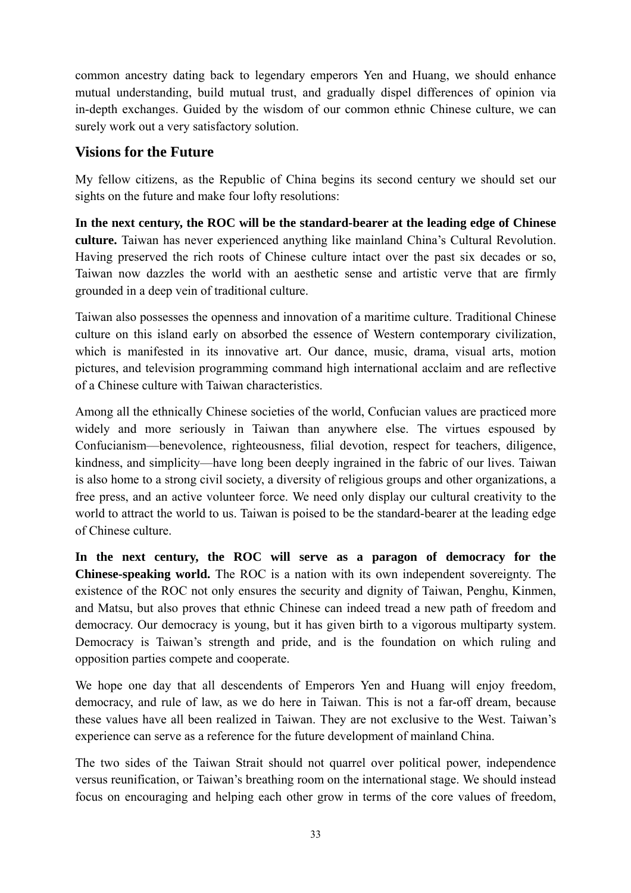common ancestry dating back to legendary emperors Yen and Huang, we should enhance mutual understanding, build mutual trust, and gradually dispel differences of opinion via in-depth exchanges. Guided by the wisdom of our common ethnic Chinese culture, we can surely work out a very satisfactory solution.

## Visions for the Future

My fellow citizens, as the Republic of China begins its second century we should set our sights on the future and make four lofty resolutions:

**In the next century, the ROC will be the standard-bearer at the leading edge of Chinese culture.** Taiwan has never experienced anything like mainland China's Cultural Revolution. Having preserved the rich roots of Chinese culture intact over the past six decades or so, Taiwan now dazzles the world with an aesthetic sense and artistic verve that are firmly grounded in a deep vein of traditional culture.

Taiwan also possesses the openness and innovation of a maritime culture. Traditional Chinese culture on this island early on absorbed the essence of Western contemporary civilization, which is manifested in its innovative art. Our dance, music, drama, visual arts, motion pictures, and television programming command high international acclaim and are reflective of a Chinese culture with Taiwan characteristics.

Among all the ethnically Chinese societies of the world, Confucian values are practiced more widely and more seriously in Taiwan than anywhere else. The virtues espoused by Confucianism—benevolence, righteousness, filial devotion, respect for teachers, diligence, kindness, and simplicity—have long been deeply ingrained in the fabric of our lives. Taiwan is also home to a strong civil society, a diversity of religious groups and other organizations, a free press, and an active volunteer force. We need only display our cultural creativity to the world to attract the world to us. Taiwan is poised to be the standard-bearer at the leading edge of Chinese culture.

**In the next century, the ROC will serve as a paragon of democracy for the Chinese-speaking world.** The ROC is a nation with its own independent sovereignty. The existence of the ROC not only ensures the security and dignity of Taiwan, Penghu, Kinmen, and Matsu, but also proves that ethnic Chinese can indeed tread a new path of freedom and democracy. Our democracy is young, but it has given birth to a vigorous multiparty system. Democracy is Taiwan's strength and pride, and is the foundation on which ruling and opposition parties compete and cooperate.

We hope one day that all descendents of Emperors Yen and Huang will enjoy freedom, democracy, and rule of law, as we do here in Taiwan. This is not a far-off dream, because these values have all been realized in Taiwan. They are not exclusive to the West. Taiwan's experience can serve as a reference for the future development of mainland China.

The two sides of the Taiwan Strait should not quarrel over political power, independence versus reunification, or Taiwan's breathing room on the international stage. We should instead focus on encouraging and helping each other grow in terms of the core values of freedom,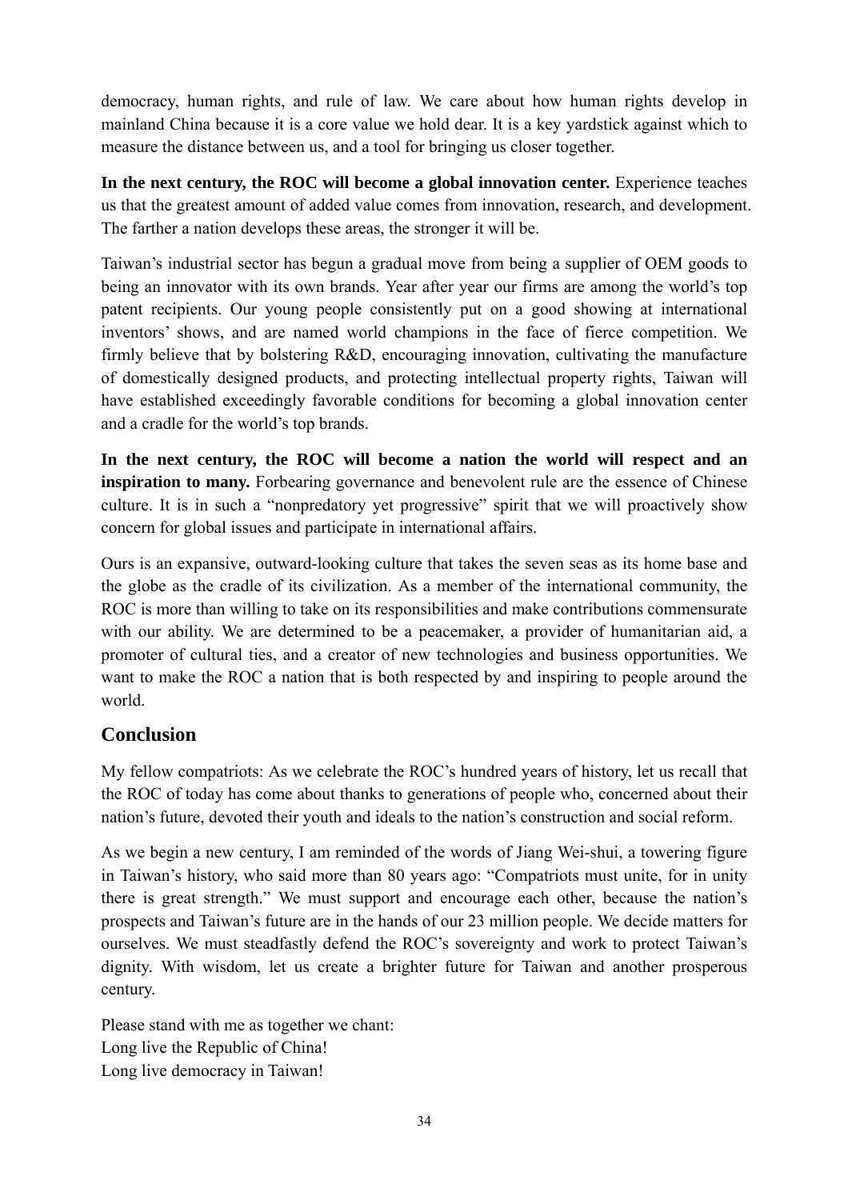democracy, human rights, and rule of law. We care about how human rights develop in mainland China because it is a core value we hold dear. It is a key yardstick against which to measure the distance between us, and a tool for bringing us closer together.

**In the next century, the ROC will become a global innovation center.** Experience teaches us that the greatest amount of added value comes from innovation, research, and development. The farther a nation develops these areas, the stronger it will be.

Taiwan's industrial sector has begun a gradual move from being a supplier of OEM goods to being an innovator with its own brands. Year after year our firms are among the world's top patent recipients. Our young people consistently put on a good showing at international inventors' shows, and are named world champions in the face of fierce competition. We firmly believe that by bolstering R&D, encouraging innovation, cultivating the manufacture of domestically designed products, and protecting intellectual property rights, Taiwan will have established exceedingly favorable conditions for becoming a global innovation center and a cradle for the world's top brands.

**In the next century, the ROC will become a nation the world will respect and an inspiration to many.** Forbearing governance and benevolent rule are the essence of Chinese culture. It is in such a "nonpredatory yet progressive" spirit that we will proactively show concern for global issues and participate in international affairs.

Ours is an expansive, outward-looking culture that takes the seven seas as its home base and the globe as the cradle of its civilization. As a member of the international community, the ROC is more than willing to take on its responsibilities and make contributions commensurate with our ability. We are determined to be a peacemaker, a provider of humanitarian aid, a promoter of cultural ties, and a creator of new technologies and business opportunities. We want to make the ROC a nation that is both respected by and inspiring to people around the world.

## Conclusion

My fellow compatriots: As we celebrate the ROC's hundred years of history, let us recall that the ROC of today has come about thanks to generations of people who, concerned about their nation's future, devoted their youth and ideals to the nation's construction and social reform.

As we begin a new century, I am reminded of the words of Jiang Wei-shui, a towering figure in Taiwan's history, who said more than 80 years ago: "Compatriots must unite, for in unity there is great strength." We must support and encourage each other, because the nation's prospects and Taiwan's future are in the hands of our 23 million people. We decide matters for ourselves. We must steadfastly defend the ROC's sovereignty and work to protect Taiwan's dignity. With wisdom, let us create a brighter future for Taiwan and another prosperous century.

Please stand with me as together we chant:
Long live the Republic of China!
Long live democracy in Taiwan!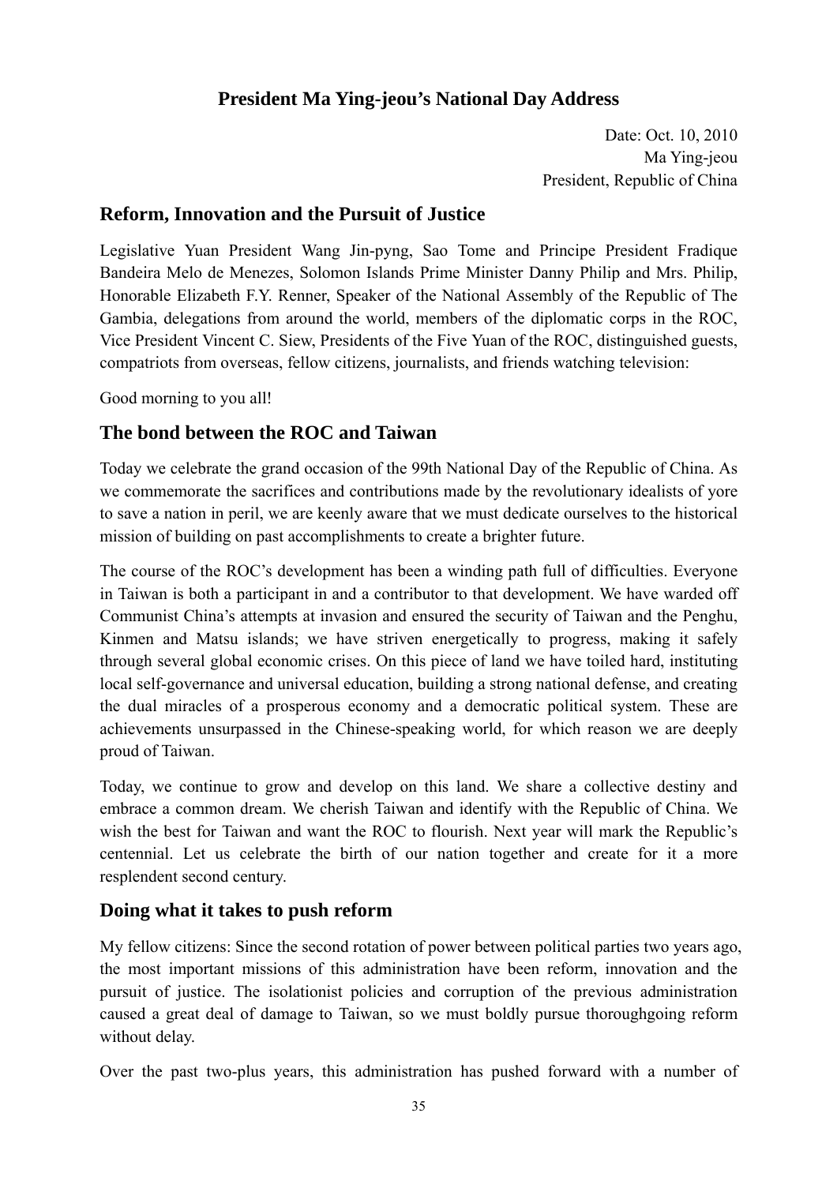## President Ma Ying-jeou's National Day Address

Date: Oct. 10, 2010
Ma Ying-jeou
President, Republic of China

### Reform, Innovation and the Pursuit of Justice

Legislative Yuan President Wang Jin-pyng, Sao Tome and Principe President Fradique Bandeira Melo de Menezes, Solomon Islands Prime Minister Danny Philip and Mrs. Philip, Honorable Elizabeth F.Y. Renner, Speaker of the National Assembly of the Republic of The Gambia, delegations from around the world, members of the diplomatic corps in the ROC, Vice President Vincent C. Siew, Presidents of the Five Yuan of the ROC, distinguished guests, compatriots from overseas, fellow citizens, journalists, and friends watching television:

Good morning to you all!

### The bond between the ROC and Taiwan

Today we celebrate the grand occasion of the 99th National Day of the Republic of China. As we commemorate the sacrifices and contributions made by the revolutionary idealists of yore to save a nation in peril, we are keenly aware that we must dedicate ourselves to the historical mission of building on past accomplishments to create a brighter future.

The course of the ROC's development has been a winding path full of difficulties. Everyone in Taiwan is both a participant in and a contributor to that development. We have warded off Communist China's attempts at invasion and ensured the security of Taiwan and the Penghu, Kinmen and Matsu islands; we have striven energetically to progress, making it safely through several global economic crises. On this piece of land we have toiled hard, instituting local self-governance and universal education, building a strong national defense, and creating the dual miracles of a prosperous economy and a democratic political system. These are achievements unsurpassed in the Chinese-speaking world, for which reason we are deeply proud of Taiwan.

Today, we continue to grow and develop on this land. We share a collective destiny and embrace a common dream. We cherish Taiwan and identify with the Republic of China. We wish the best for Taiwan and want the ROC to flourish. Next year will mark the Republic's centennial. Let us celebrate the birth of our nation together and create for it a more resplendent second century.

### Doing what it takes to push reform

My fellow citizens: Since the second rotation of power between political parties two years ago, the most important missions of this administration have been reform, innovation and the pursuit of justice. The isolationist policies and corruption of the previous administration caused a great deal of damage to Taiwan, so we must boldly pursue thoroughgoing reform without delay.

Over the past two-plus years, this administration has pushed forward with a number of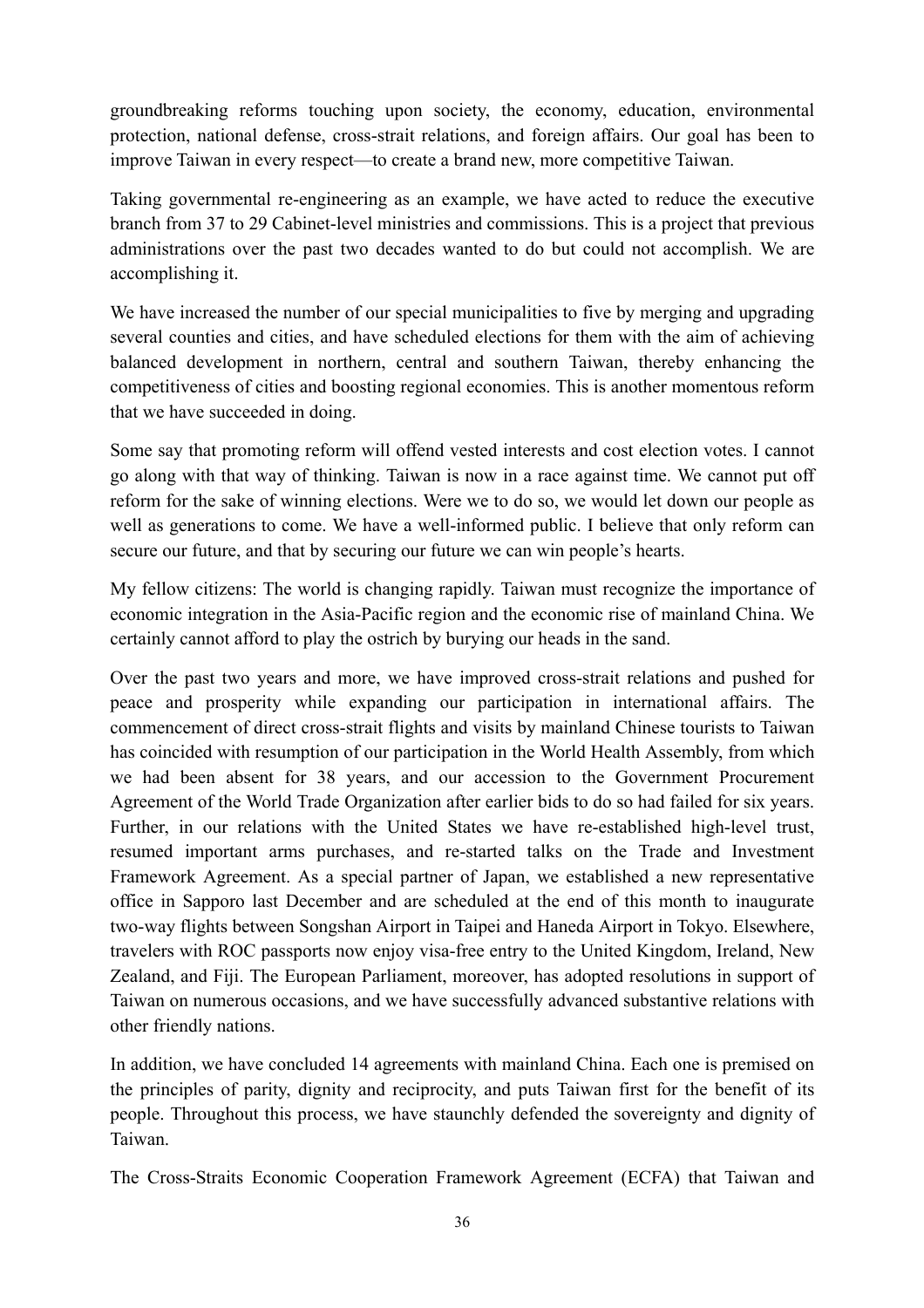groundbreaking reforms touching upon society, the economy, education, environmental protection, national defense, cross-strait relations, and foreign affairs. Our goal has been to improve Taiwan in every respect—to create a brand new, more competitive Taiwan.

Taking governmental re-engineering as an example, we have acted to reduce the executive branch from 37 to 29 Cabinet-level ministries and commissions. This is a project that previous administrations over the past two decades wanted to do but could not accomplish. We are accomplishing it.

We have increased the number of our special municipalities to five by merging and upgrading several counties and cities, and have scheduled elections for them with the aim of achieving balanced development in northern, central and southern Taiwan, thereby enhancing the competitiveness of cities and boosting regional economies. This is another momentous reform that we have succeeded in doing.

Some say that promoting reform will offend vested interests and cost election votes. I cannot go along with that way of thinking. Taiwan is now in a race against time. We cannot put off reform for the sake of winning elections. Were we to do so, we would let down our people as well as generations to come. We have a well-informed public. I believe that only reform can secure our future, and that by securing our future we can win people's hearts.

My fellow citizens: The world is changing rapidly. Taiwan must recognize the importance of economic integration in the Asia-Pacific region and the economic rise of mainland China. We certainly cannot afford to play the ostrich by burying our heads in the sand.

Over the past two years and more, we have improved cross-strait relations and pushed for peace and prosperity while expanding our participation in international affairs. The commencement of direct cross-strait flights and visits by mainland Chinese tourists to Taiwan has coincided with resumption of our participation in the World Health Assembly, from which we had been absent for 38 years, and our accession to the Government Procurement Agreement of the World Trade Organization after earlier bids to do so had failed for six years. Further, in our relations with the United States we have re-established high-level trust, resumed important arms purchases, and re-started talks on the Trade and Investment Framework Agreement. As a special partner of Japan, we established a new representative office in Sapporo last December and are scheduled at the end of this month to inaugurate two-way flights between Songshan Airport in Taipei and Haneda Airport in Tokyo. Elsewhere, travelers with ROC passports now enjoy visa-free entry to the United Kingdom, Ireland, New Zealand, and Fiji. The European Parliament, moreover, has adopted resolutions in support of Taiwan on numerous occasions, and we have successfully advanced substantive relations with other friendly nations.

In addition, we have concluded 14 agreements with mainland China. Each one is premised on the principles of parity, dignity and reciprocity, and puts Taiwan first for the benefit of its people. Throughout this process, we have staunchly defended the sovereignty and dignity of Taiwan.

The Cross-Straits Economic Cooperation Framework Agreement (ECFA) that Taiwan and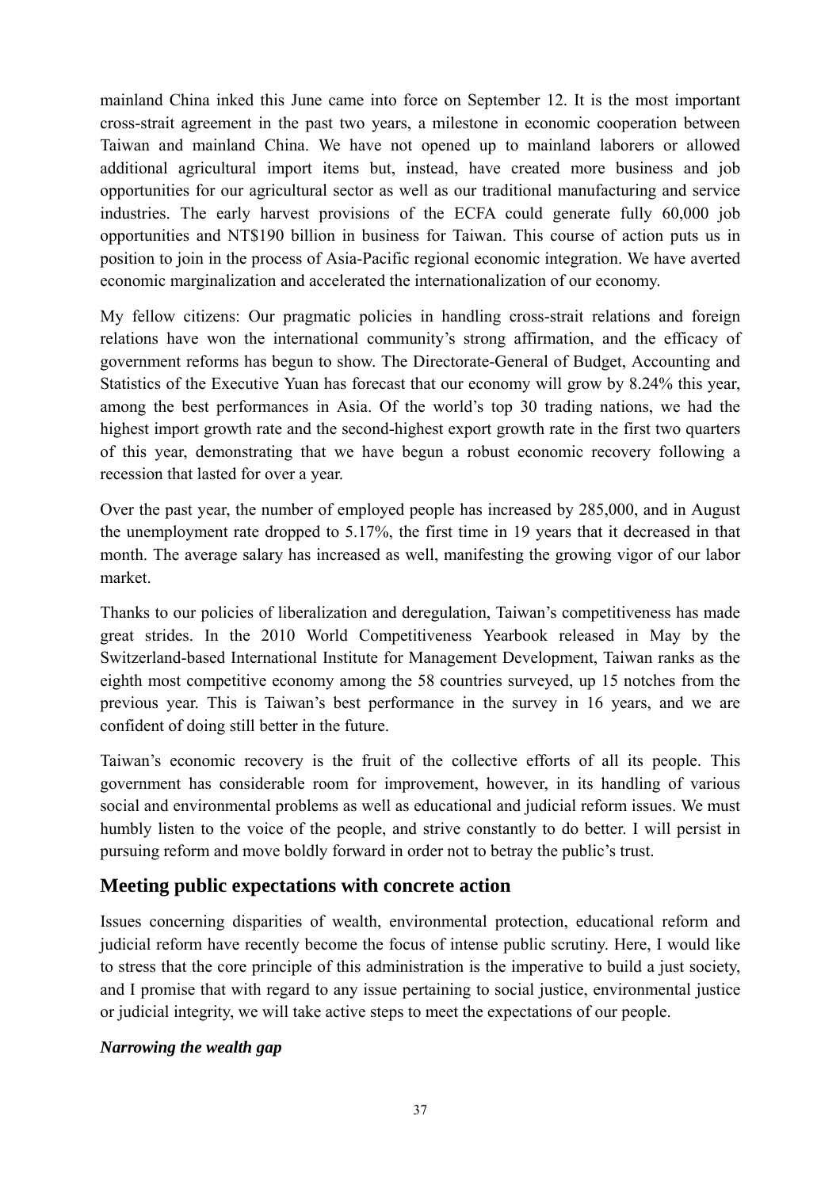mainland China inked this June came into force on September 12. It is the most important cross-strait agreement in the past two years, a milestone in economic cooperation between Taiwan and mainland China. We have not opened up to mainland laborers or allowed additional agricultural import items but, instead, have created more business and job opportunities for our agricultural sector as well as our traditional manufacturing and service industries. The early harvest provisions of the ECFA could generate fully 60,000 job opportunities and NT$190 billion in business for Taiwan. This course of action puts us in position to join in the process of Asia-Pacific regional economic integration. We have averted economic marginalization and accelerated the internationalization of our economy.

My fellow citizens: Our pragmatic policies in handling cross-strait relations and foreign relations have won the international community's strong affirmation, and the efficacy of government reforms has begun to show. The Directorate-General of Budget, Accounting and Statistics of the Executive Yuan has forecast that our economy will grow by 8.24% this year, among the best performances in Asia. Of the world's top 30 trading nations, we had the highest import growth rate and the second-highest export growth rate in the first two quarters of this year, demonstrating that we have begun a robust economic recovery following a recession that lasted for over a year.

Over the past year, the number of employed people has increased by 285,000, and in August the unemployment rate dropped to 5.17%, the first time in 19 years that it decreased in that month. The average salary has increased as well, manifesting the growing vigor of our labor market.

Thanks to our policies of liberalization and deregulation, Taiwan's competitiveness has made great strides. In the 2010 World Competitiveness Yearbook released in May by the Switzerland-based International Institute for Management Development, Taiwan ranks as the eighth most competitive economy among the 58 countries surveyed, up 15 notches from the previous year. This is Taiwan's best performance in the survey in 16 years, and we are confident of doing still better in the future.

Taiwan's economic recovery is the fruit of the collective efforts of all its people. This government has considerable room for improvement, however, in its handling of various social and environmental problems as well as educational and judicial reform issues. We must humbly listen to the voice of the people, and strive constantly to do better. I will persist in pursuing reform and move boldly forward in order not to betray the public's trust.

## Meeting public expectations with concrete action

Issues concerning disparities of wealth, environmental protection, educational reform and judicial reform have recently become the focus of intense public scrutiny. Here, I would like to stress that the core principle of this administration is the imperative to build a just society, and I promise that with regard to any issue pertaining to social justice, environmental justice or judicial integrity, we will take active steps to meet the expectations of our people.

### *Narrowing the wealth gap*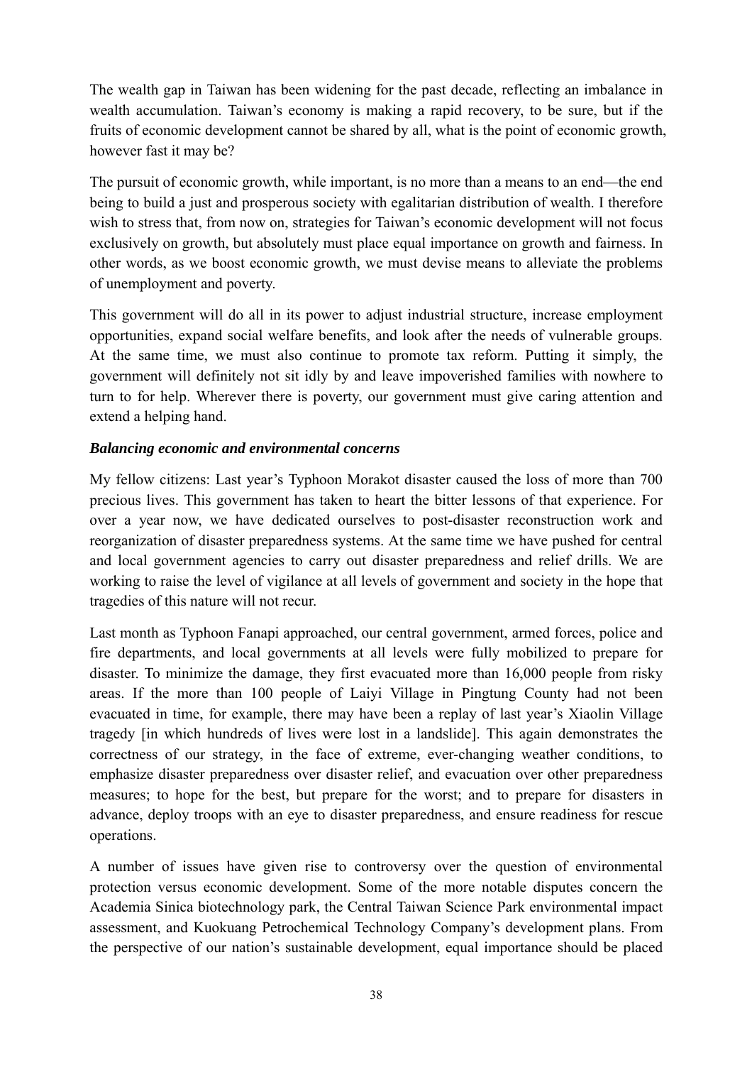The wealth gap in Taiwan has been widening for the past decade, reflecting an imbalance in wealth accumulation. Taiwan's economy is making a rapid recovery, to be sure, but if the fruits of economic development cannot be shared by all, what is the point of economic growth, however fast it may be?

The pursuit of economic growth, while important, is no more than a means to an end—the end being to build a just and prosperous society with egalitarian distribution of wealth. I therefore wish to stress that, from now on, strategies for Taiwan's economic development will not focus exclusively on growth, but absolutely must place equal importance on growth and fairness. In other words, as we boost economic growth, we must devise means to alleviate the problems of unemployment and poverty.

This government will do all in its power to adjust industrial structure, increase employment opportunities, expand social welfare benefits, and look after the needs of vulnerable groups. At the same time, we must also continue to promote tax reform. Putting it simply, the government will definitely not sit idly by and leave impoverished families with nowhere to turn to for help. Wherever there is poverty, our government must give caring attention and extend a helping hand.

***Balancing economic and environmental concerns***

My fellow citizens: Last year's Typhoon Morakot disaster caused the loss of more than 700 precious lives. This government has taken to heart the bitter lessons of that experience. For over a year now, we have dedicated ourselves to post-disaster reconstruction work and reorganization of disaster preparedness systems. At the same time we have pushed for central and local government agencies to carry out disaster preparedness and relief drills. We are working to raise the level of vigilance at all levels of government and society in the hope that tragedies of this nature will not recur.

Last month as Typhoon Fanapi approached, our central government, armed forces, police and fire departments, and local governments at all levels were fully mobilized to prepare for disaster. To minimize the damage, they first evacuated more than 16,000 people from risky areas. If the more than 100 people of Laiyi Village in Pingtung County had not been evacuated in time, for example, there may have been a replay of last year's Xiaolin Village tragedy [in which hundreds of lives were lost in a landslide]. This again demonstrates the correctness of our strategy, in the face of extreme, ever-changing weather conditions, to emphasize disaster preparedness over disaster relief, and evacuation over other preparedness measures; to hope for the best, but prepare for the worst; and to prepare for disasters in advance, deploy troops with an eye to disaster preparedness, and ensure readiness for rescue operations.

A number of issues have given rise to controversy over the question of environmental protection versus economic development. Some of the more notable disputes concern the Academia Sinica biotechnology park, the Central Taiwan Science Park environmental impact assessment, and Kuokuang Petrochemical Technology Company's development plans. From the perspective of our nation's sustainable development, equal importance should be placed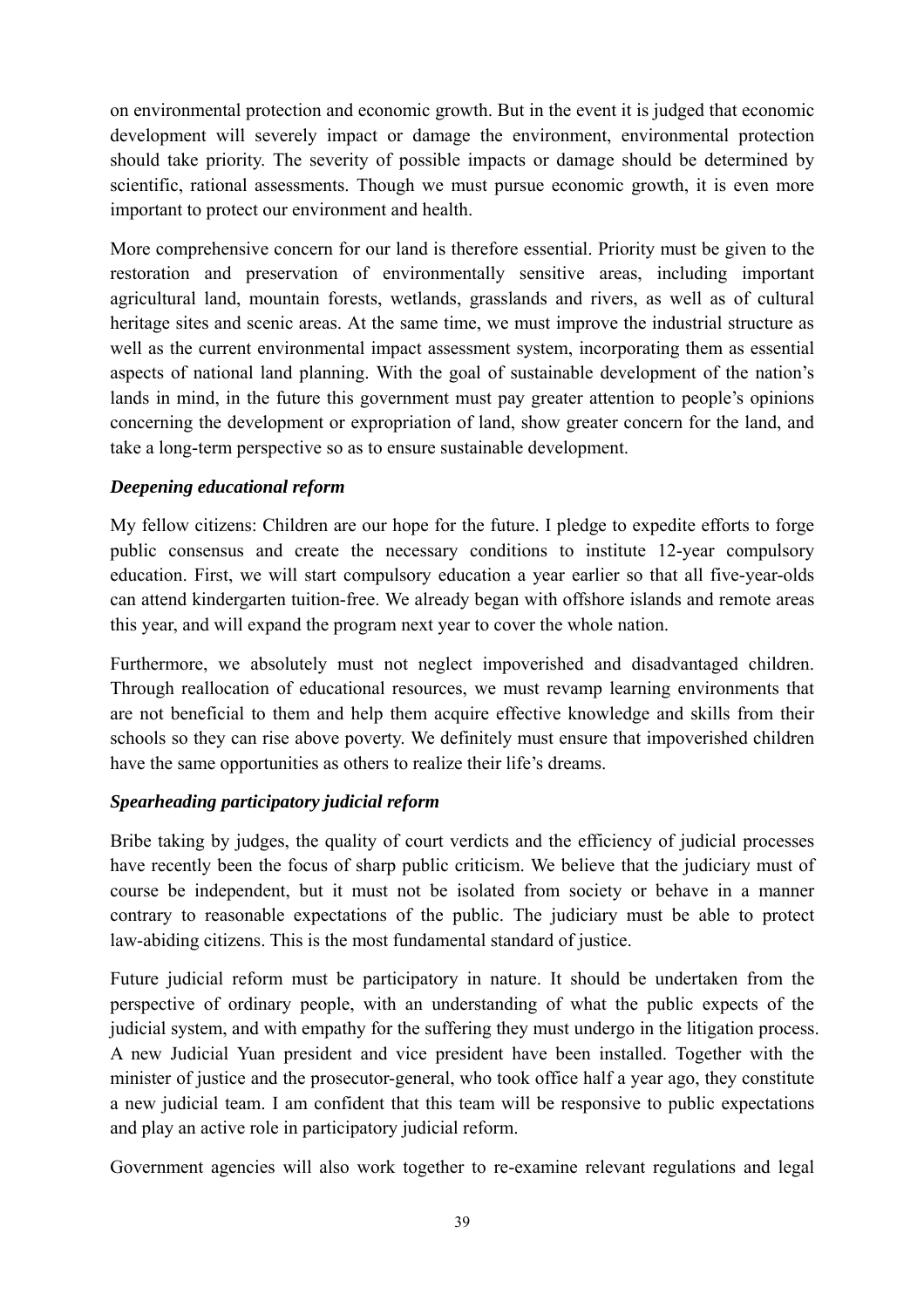on environmental protection and economic growth. But in the event it is judged that economic development will severely impact or damage the environment, environmental protection should take priority. The severity of possible impacts or damage should be determined by scientific, rational assessments. Though we must pursue economic growth, it is even more important to protect our environment and health.

More comprehensive concern for our land is therefore essential. Priority must be given to the restoration and preservation of environmentally sensitive areas, including important agricultural land, mountain forests, wetlands, grasslands and rivers, as well as of cultural heritage sites and scenic areas. At the same time, we must improve the industrial structure as well as the current environmental impact assessment system, incorporating them as essential aspects of national land planning. With the goal of sustainable development of the nation's lands in mind, in the future this government must pay greater attention to people's opinions concerning the development or expropriation of land, show greater concern for the land, and take a long-term perspective so as to ensure sustainable development.

***Deepening educational reform***

My fellow citizens: Children are our hope for the future. I pledge to expedite efforts to forge public consensus and create the necessary conditions to institute 12-year compulsory education. First, we will start compulsory education a year earlier so that all five-year-olds can attend kindergarten tuition-free. We already began with offshore islands and remote areas this year, and will expand the program next year to cover the whole nation.

Furthermore, we absolutely must not neglect impoverished and disadvantaged children. Through reallocation of educational resources, we must revamp learning environments that are not beneficial to them and help them acquire effective knowledge and skills from their schools so they can rise above poverty. We definitely must ensure that impoverished children have the same opportunities as others to realize their life's dreams.

***Spearheading participatory judicial reform***

Bribe taking by judges, the quality of court verdicts and the efficiency of judicial processes have recently been the focus of sharp public criticism. We believe that the judiciary must of course be independent, but it must not be isolated from society or behave in a manner contrary to reasonable expectations of the public. The judiciary must be able to protect law-abiding citizens. This is the most fundamental standard of justice.

Future judicial reform must be participatory in nature. It should be undertaken from the perspective of ordinary people, with an understanding of what the public expects of the judicial system, and with empathy for the suffering they must undergo in the litigation process. A new Judicial Yuan president and vice president have been installed. Together with the minister of justice and the prosecutor-general, who took office half a year ago, they constitute a new judicial team. I am confident that this team will be responsive to public expectations and play an active role in participatory judicial reform.

Government agencies will also work together to re-examine relevant regulations and legal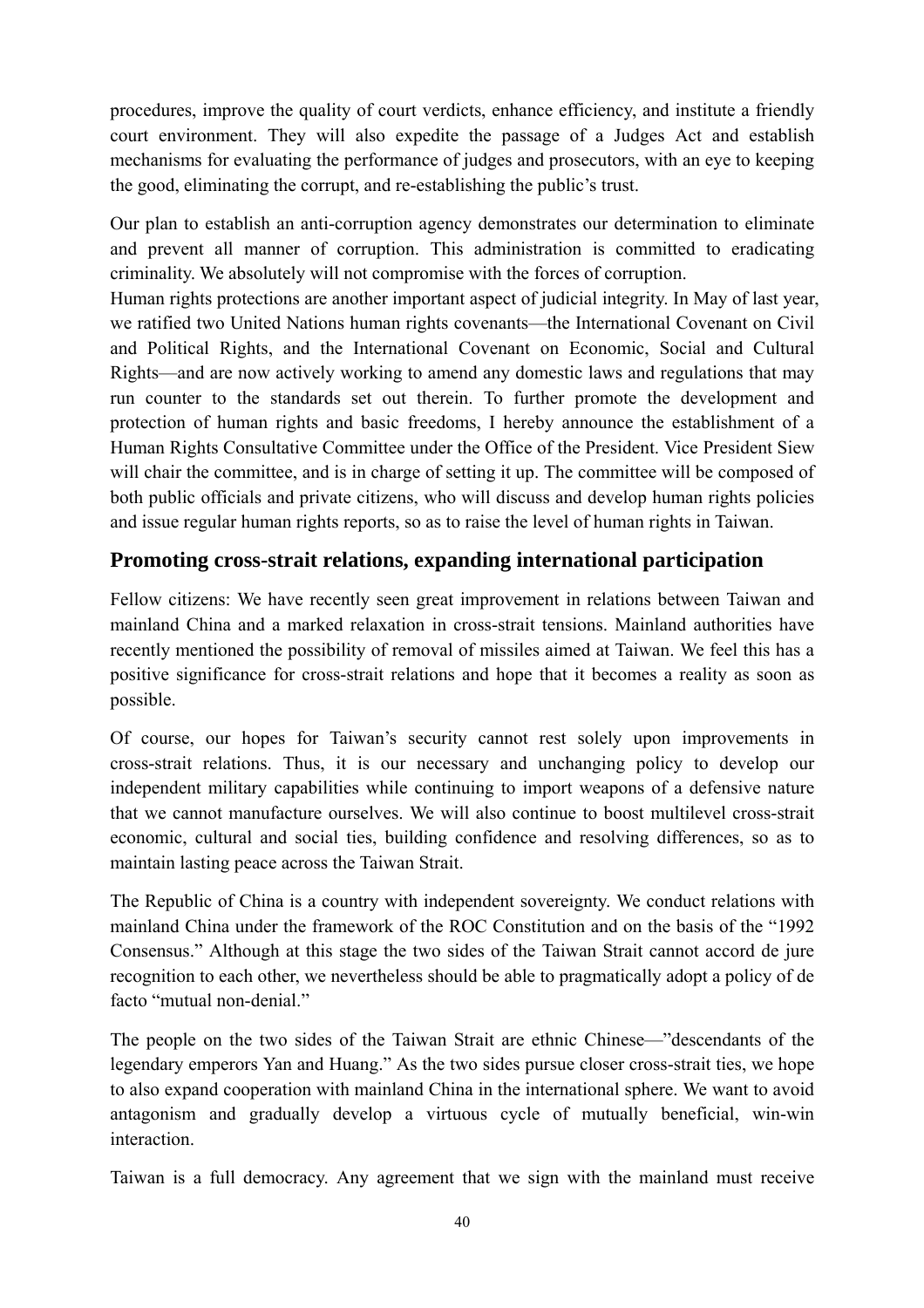procedures, improve the quality of court verdicts, enhance efficiency, and institute a friendly court environment. They will also expedite the passage of a Judges Act and establish mechanisms for evaluating the performance of judges and prosecutors, with an eye to keeping the good, eliminating the corrupt, and re-establishing the public's trust.

Our plan to establish an anti-corruption agency demonstrates our determination to eliminate and prevent all manner of corruption. This administration is committed to eradicating criminality. We absolutely will not compromise with the forces of corruption.

Human rights protections are another important aspect of judicial integrity. In May of last year, we ratified two United Nations human rights covenants—the International Covenant on Civil and Political Rights, and the International Covenant on Economic, Social and Cultural Rights—and are now actively working to amend any domestic laws and regulations that may run counter to the standards set out therein. To further promote the development and protection of human rights and basic freedoms, I hereby announce the establishment of a Human Rights Consultative Committee under the Office of the President. Vice President Siew will chair the committee, and is in charge of setting it up. The committee will be composed of both public officials and private citizens, who will discuss and develop human rights policies and issue regular human rights reports, so as to raise the level of human rights in Taiwan.

## Promoting cross-strait relations, expanding international participation

Fellow citizens: We have recently seen great improvement in relations between Taiwan and mainland China and a marked relaxation in cross-strait tensions. Mainland authorities have recently mentioned the possibility of removal of missiles aimed at Taiwan. We feel this has a positive significance for cross-strait relations and hope that it becomes a reality as soon as possible.

Of course, our hopes for Taiwan's security cannot rest solely upon improvements in cross-strait relations. Thus, it is our necessary and unchanging policy to develop our independent military capabilities while continuing to import weapons of a defensive nature that we cannot manufacture ourselves. We will also continue to boost multilevel cross-strait economic, cultural and social ties, building confidence and resolving differences, so as to maintain lasting peace across the Taiwan Strait.

The Republic of China is a country with independent sovereignty. We conduct relations with mainland China under the framework of the ROC Constitution and on the basis of the "1992 Consensus." Although at this stage the two sides of the Taiwan Strait cannot accord de jure recognition to each other, we nevertheless should be able to pragmatically adopt a policy of de facto "mutual non-denial."

The people on the two sides of the Taiwan Strait are ethnic Chinese—"descendants of the legendary emperors Yan and Huang." As the two sides pursue closer cross-strait ties, we hope to also expand cooperation with mainland China in the international sphere. We want to avoid antagonism and gradually develop a virtuous cycle of mutually beneficial, win-win interaction.

Taiwan is a full democracy. Any agreement that we sign with the mainland must receive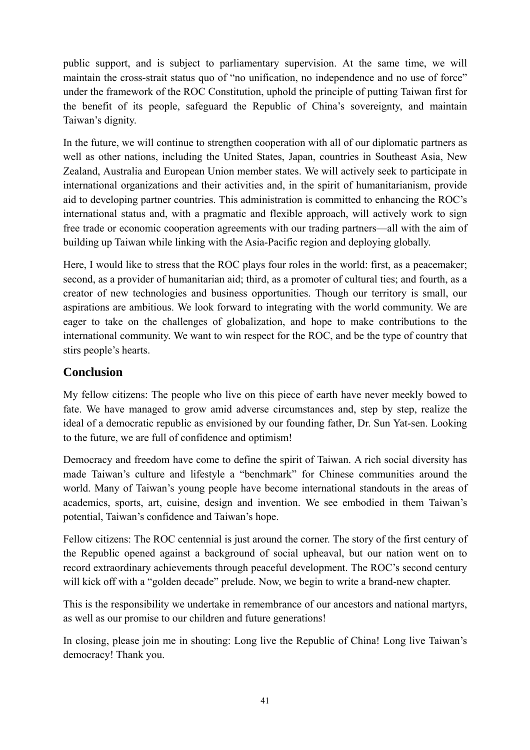public support, and is subject to parliamentary supervision. At the same time, we will maintain the cross-strait status quo of "no unification, no independence and no use of force" under the framework of the ROC Constitution, uphold the principle of putting Taiwan first for the benefit of its people, safeguard the Republic of China's sovereignty, and maintain Taiwan's dignity.

In the future, we will continue to strengthen cooperation with all of our diplomatic partners as well as other nations, including the United States, Japan, countries in Southeast Asia, New Zealand, Australia and European Union member states. We will actively seek to participate in international organizations and their activities and, in the spirit of humanitarianism, provide aid to developing partner countries. This administration is committed to enhancing the ROC's international status and, with a pragmatic and flexible approach, will actively work to sign free trade or economic cooperation agreements with our trading partners—all with the aim of building up Taiwan while linking with the Asia-Pacific region and deploying globally.

Here, I would like to stress that the ROC plays four roles in the world: first, as a peacemaker; second, as a provider of humanitarian aid; third, as a promoter of cultural ties; and fourth, as a creator of new technologies and business opportunities. Though our territory is small, our aspirations are ambitious. We look forward to integrating with the world community. We are eager to take on the challenges of globalization, and hope to make contributions to the international community. We want to win respect for the ROC, and be the type of country that stirs people's hearts.

## Conclusion

My fellow citizens: The people who live on this piece of earth have never meekly bowed to fate. We have managed to grow amid adverse circumstances and, step by step, realize the ideal of a democratic republic as envisioned by our founding father, Dr. Sun Yat-sen. Looking to the future, we are full of confidence and optimism!

Democracy and freedom have come to define the spirit of Taiwan. A rich social diversity has made Taiwan's culture and lifestyle a "benchmark" for Chinese communities around the world. Many of Taiwan's young people have become international standouts in the areas of academics, sports, art, cuisine, design and invention. We see embodied in them Taiwan's potential, Taiwan's confidence and Taiwan's hope.

Fellow citizens: The ROC centennial is just around the corner. The story of the first century of the Republic opened against a background of social upheaval, but our nation went on to record extraordinary achievements through peaceful development. The ROC's second century will kick off with a "golden decade" prelude. Now, we begin to write a brand-new chapter.

This is the responsibility we undertake in remembrance of our ancestors and national martyrs, as well as our promise to our children and future generations!

In closing, please join me in shouting: Long live the Republic of China! Long live Taiwan's democracy! Thank you.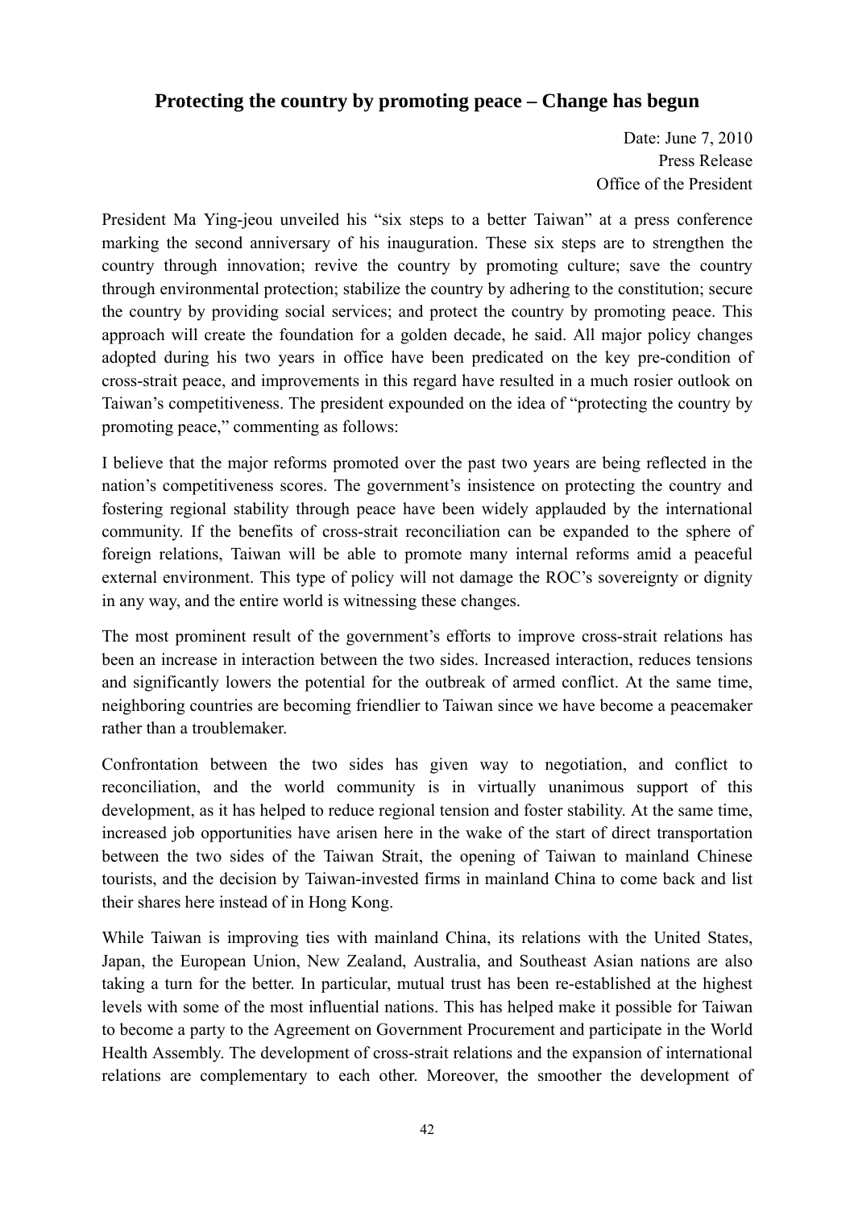## Protecting the country by promoting peace – Change has begun

Date: June 7, 2010
Press Release
Office of the President

President Ma Ying-jeou unveiled his "six steps to a better Taiwan" at a press conference marking the second anniversary of his inauguration. These six steps are to strengthen the country through innovation; revive the country by promoting culture; save the country through environmental protection; stabilize the country by adhering to the constitution; secure the country by providing social services; and protect the country by promoting peace. This approach will create the foundation for a golden decade, he said. All major policy changes adopted during his two years in office have been predicated on the key pre-condition of cross-strait peace, and improvements in this regard have resulted in a much rosier outlook on Taiwan's competitiveness. The president expounded on the idea of "protecting the country by promoting peace," commenting as follows:

I believe that the major reforms promoted over the past two years are being reflected in the nation's competitiveness scores. The government's insistence on protecting the country and fostering regional stability through peace have been widely applauded by the international community. If the benefits of cross-strait reconciliation can be expanded to the sphere of foreign relations, Taiwan will be able to promote many internal reforms amid a peaceful external environment. This type of policy will not damage the ROC's sovereignty or dignity in any way, and the entire world is witnessing these changes.

The most prominent result of the government's efforts to improve cross-strait relations has been an increase in interaction between the two sides. Increased interaction, reduces tensions and significantly lowers the potential for the outbreak of armed conflict. At the same time, neighboring countries are becoming friendlier to Taiwan since we have become a peacemaker rather than a troublemaker.

Confrontation between the two sides has given way to negotiation, and conflict to reconciliation, and the world community is in virtually unanimous support of this development, as it has helped to reduce regional tension and foster stability. At the same time, increased job opportunities have arisen here in the wake of the start of direct transportation between the two sides of the Taiwan Strait, the opening of Taiwan to mainland Chinese tourists, and the decision by Taiwan-invested firms in mainland China to come back and list their shares here instead of in Hong Kong.

While Taiwan is improving ties with mainland China, its relations with the United States, Japan, the European Union, New Zealand, Australia, and Southeast Asian nations are also taking a turn for the better. In particular, mutual trust has been re-established at the highest levels with some of the most influential nations. This has helped make it possible for Taiwan to become a party to the Agreement on Government Procurement and participate in the World Health Assembly. The development of cross-strait relations and the expansion of international relations are complementary to each other. Moreover, the smoother the development of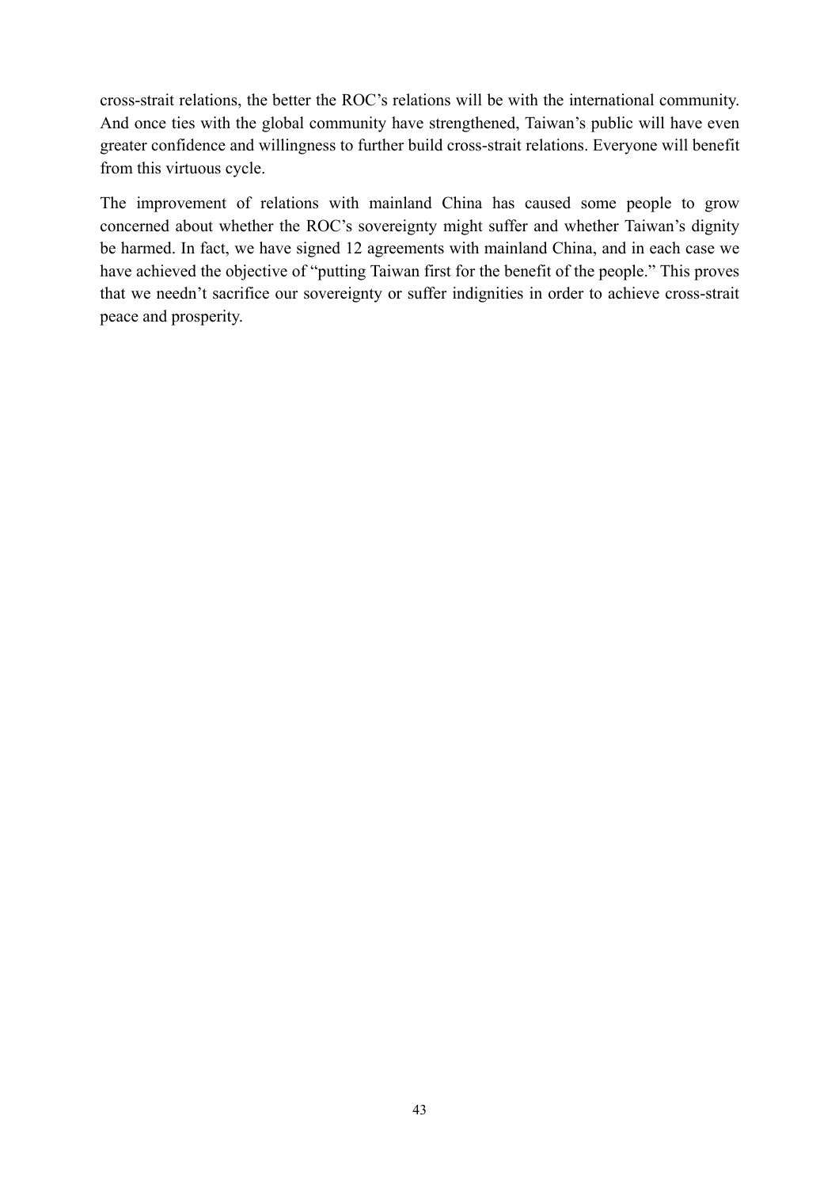cross-strait relations, the better the ROC's relations will be with the international community. And once ties with the global community have strengthened, Taiwan's public will have even greater confidence and willingness to further build cross-strait relations. Everyone will benefit from this virtuous cycle.

The improvement of relations with mainland China has caused some people to grow concerned about whether the ROC's sovereignty might suffer and whether Taiwan's dignity be harmed. In fact, we have signed 12 agreements with mainland China, and in each case we have achieved the objective of "putting Taiwan first for the benefit of the people." This proves that we needn't sacrifice our sovereignty or suffer indignities in order to achieve cross-strait peace and prosperity.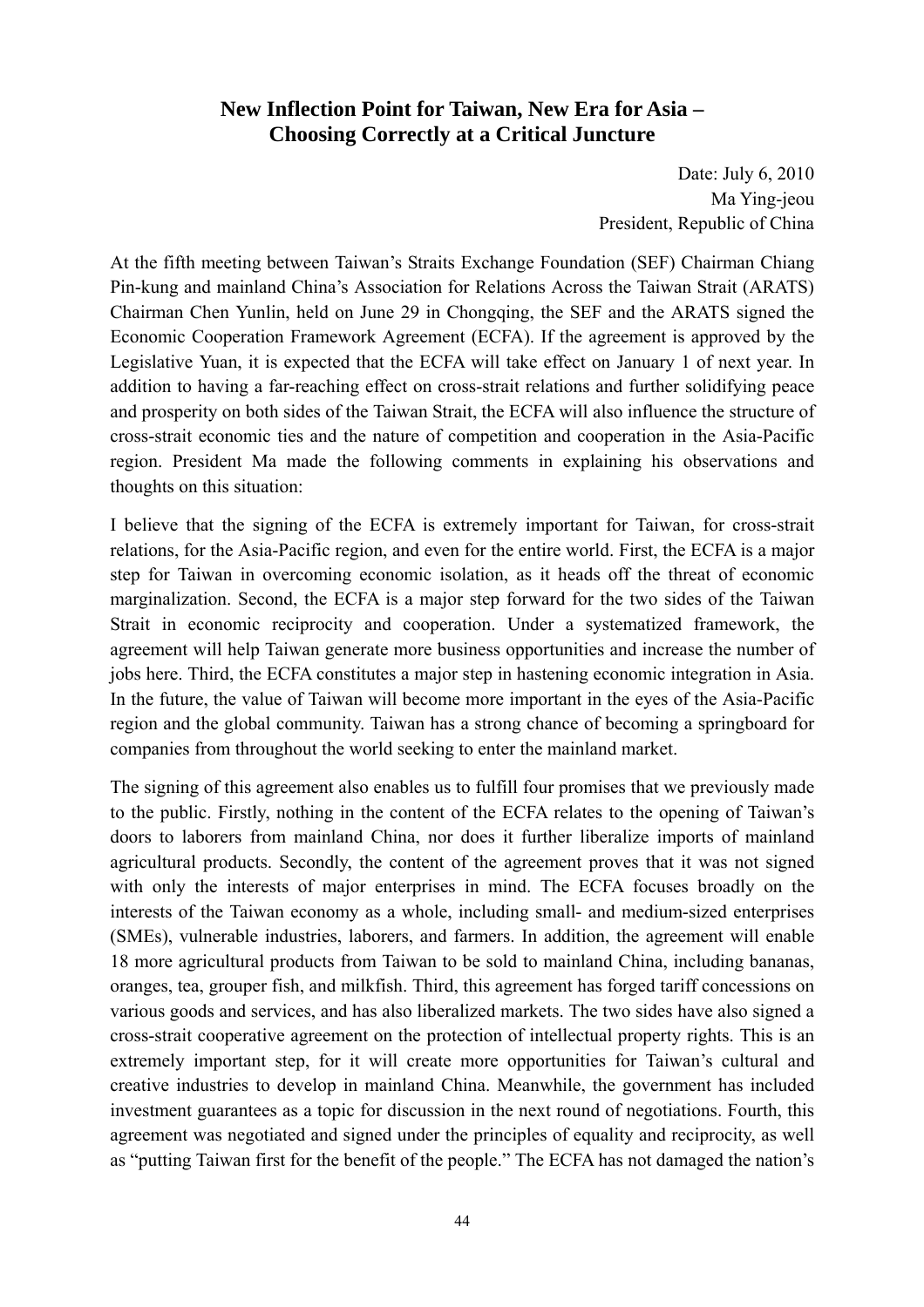## New Inflection Point for Taiwan, New Era for Asia – Choosing Correctly at a Critical Juncture

Date: July 6, 2010
Ma Ying-jeou
President, Republic of China

At the fifth meeting between Taiwan's Straits Exchange Foundation (SEF) Chairman Chiang Pin-kung and mainland China's Association for Relations Across the Taiwan Strait (ARATS) Chairman Chen Yunlin, held on June 29 in Chongqing, the SEF and the ARATS signed the Economic Cooperation Framework Agreement (ECFA). If the agreement is approved by the Legislative Yuan, it is expected that the ECFA will take effect on January 1 of next year. In addition to having a far-reaching effect on cross-strait relations and further solidifying peace and prosperity on both sides of the Taiwan Strait, the ECFA will also influence the structure of cross-strait economic ties and the nature of competition and cooperation in the Asia-Pacific region. President Ma made the following comments in explaining his observations and thoughts on this situation:

I believe that the signing of the ECFA is extremely important for Taiwan, for cross-strait relations, for the Asia-Pacific region, and even for the entire world. First, the ECFA is a major step for Taiwan in overcoming economic isolation, as it heads off the threat of economic marginalization. Second, the ECFA is a major step forward for the two sides of the Taiwan Strait in economic reciprocity and cooperation. Under a systematized framework, the agreement will help Taiwan generate more business opportunities and increase the number of jobs here. Third, the ECFA constitutes a major step in hastening economic integration in Asia. In the future, the value of Taiwan will become more important in the eyes of the Asia-Pacific region and the global community. Taiwan has a strong chance of becoming a springboard for companies from throughout the world seeking to enter the mainland market.

The signing of this agreement also enables us to fulfill four promises that we previously made to the public. Firstly, nothing in the content of the ECFA relates to the opening of Taiwan's doors to laborers from mainland China, nor does it further liberalize imports of mainland agricultural products. Secondly, the content of the agreement proves that it was not signed with only the interests of major enterprises in mind. The ECFA focuses broadly on the interests of the Taiwan economy as a whole, including small- and medium-sized enterprises (SMEs), vulnerable industries, laborers, and farmers. In addition, the agreement will enable 18 more agricultural products from Taiwan to be sold to mainland China, including bananas, oranges, tea, grouper fish, and milkfish. Third, this agreement has forged tariff concessions on various goods and services, and has also liberalized markets. The two sides have also signed a cross-strait cooperative agreement on the protection of intellectual property rights. This is an extremely important step, for it will create more opportunities for Taiwan's cultural and creative industries to develop in mainland China. Meanwhile, the government has included investment guarantees as a topic for discussion in the next round of negotiations. Fourth, this agreement was negotiated and signed under the principles of equality and reciprocity, as well as "putting Taiwan first for the benefit of the people." The ECFA has not damaged the nation's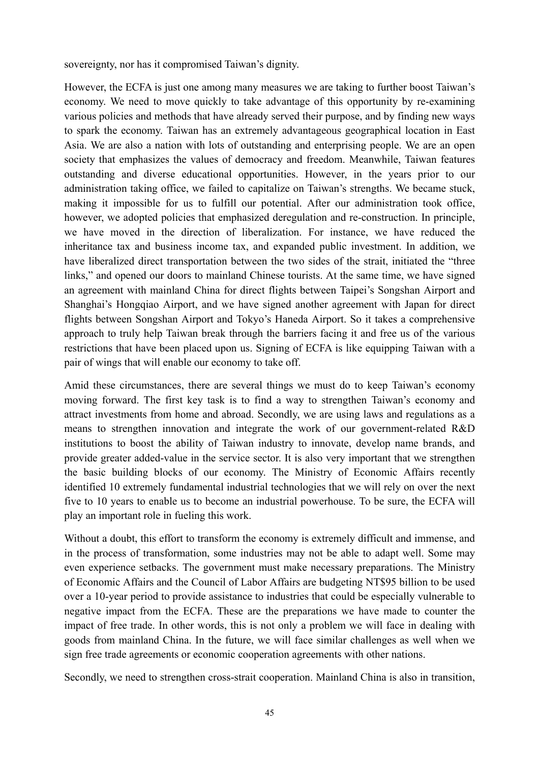sovereignty, nor has it compromised Taiwan's dignity.

However, the ECFA is just one among many measures we are taking to further boost Taiwan's economy. We need to move quickly to take advantage of this opportunity by re-examining various policies and methods that have already served their purpose, and by finding new ways to spark the economy. Taiwan has an extremely advantageous geographical location in East Asia. We are also a nation with lots of outstanding and enterprising people. We are an open society that emphasizes the values of democracy and freedom. Meanwhile, Taiwan features outstanding and diverse educational opportunities. However, in the years prior to our administration taking office, we failed to capitalize on Taiwan's strengths. We became stuck, making it impossible for us to fulfill our potential. After our administration took office, however, we adopted policies that emphasized deregulation and re-construction. In principle, we have moved in the direction of liberalization. For instance, we have reduced the inheritance tax and business income tax, and expanded public investment. In addition, we have liberalized direct transportation between the two sides of the strait, initiated the "three links," and opened our doors to mainland Chinese tourists. At the same time, we have signed an agreement with mainland China for direct flights between Taipei's Songshan Airport and Shanghai's Hongqiao Airport, and we have signed another agreement with Japan for direct flights between Songshan Airport and Tokyo's Haneda Airport. So it takes a comprehensive approach to truly help Taiwan break through the barriers facing it and free us of the various restrictions that have been placed upon us. Signing of ECFA is like equipping Taiwan with a pair of wings that will enable our economy to take off.

Amid these circumstances, there are several things we must do to keep Taiwan's economy moving forward. The first key task is to find a way to strengthen Taiwan's economy and attract investments from home and abroad. Secondly, we are using laws and regulations as a means to strengthen innovation and integrate the work of our government-related R&D institutions to boost the ability of Taiwan industry to innovate, develop name brands, and provide greater added-value in the service sector. It is also very important that we strengthen the basic building blocks of our economy. The Ministry of Economic Affairs recently identified 10 extremely fundamental industrial technologies that we will rely on over the next five to 10 years to enable us to become an industrial powerhouse. To be sure, the ECFA will play an important role in fueling this work.

Without a doubt, this effort to transform the economy is extremely difficult and immense, and in the process of transformation, some industries may not be able to adapt well. Some may even experience setbacks. The government must make necessary preparations. The Ministry of Economic Affairs and the Council of Labor Affairs are budgeting NT$95 billion to be used over a 10-year period to provide assistance to industries that could be especially vulnerable to negative impact from the ECFA. These are the preparations we have made to counter the impact of free trade. In other words, this is not only a problem we will face in dealing with goods from mainland China. In the future, we will face similar challenges as well when we sign free trade agreements or economic cooperation agreements with other nations.

Secondly, we need to strengthen cross-strait cooperation. Mainland China is also in transition,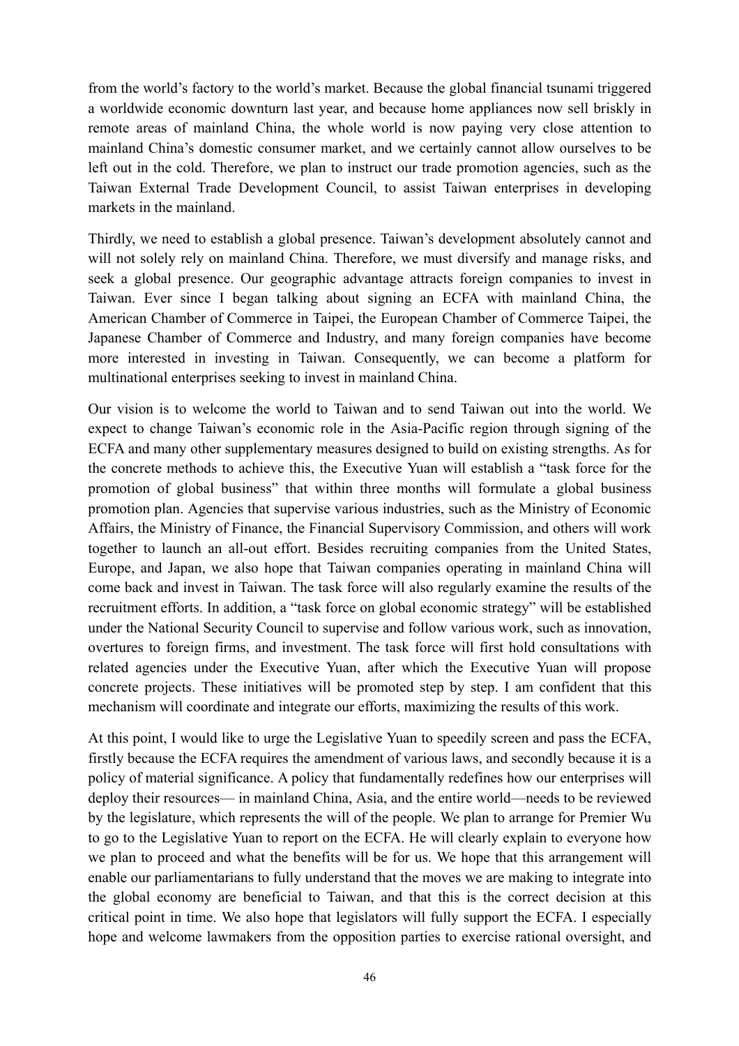from the world's factory to the world's market. Because the global financial tsunami triggered a worldwide economic downturn last year, and because home appliances now sell briskly in remote areas of mainland China, the whole world is now paying very close attention to mainland China's domestic consumer market, and we certainly cannot allow ourselves to be left out in the cold. Therefore, we plan to instruct our trade promotion agencies, such as the Taiwan External Trade Development Council, to assist Taiwan enterprises in developing markets in the mainland.

Thirdly, we need to establish a global presence. Taiwan's development absolutely cannot and will not solely rely on mainland China. Therefore, we must diversify and manage risks, and seek a global presence. Our geographic advantage attracts foreign companies to invest in Taiwan. Ever since I began talking about signing an ECFA with mainland China, the American Chamber of Commerce in Taipei, the European Chamber of Commerce Taipei, the Japanese Chamber of Commerce and Industry, and many foreign companies have become more interested in investing in Taiwan. Consequently, we can become a platform for multinational enterprises seeking to invest in mainland China.

Our vision is to welcome the world to Taiwan and to send Taiwan out into the world. We expect to change Taiwan's economic role in the Asia-Pacific region through signing of the ECFA and many other supplementary measures designed to build on existing strengths. As for the concrete methods to achieve this, the Executive Yuan will establish a "task force for the promotion of global business" that within three months will formulate a global business promotion plan. Agencies that supervise various industries, such as the Ministry of Economic Affairs, the Ministry of Finance, the Financial Supervisory Commission, and others will work together to launch an all-out effort. Besides recruiting companies from the United States, Europe, and Japan, we also hope that Taiwan companies operating in mainland China will come back and invest in Taiwan. The task force will also regularly examine the results of the recruitment efforts. In addition, a "task force on global economic strategy" will be established under the National Security Council to supervise and follow various work, such as innovation, overtures to foreign firms, and investment. The task force will first hold consultations with related agencies under the Executive Yuan, after which the Executive Yuan will propose concrete projects. These initiatives will be promoted step by step. I am confident that this mechanism will coordinate and integrate our efforts, maximizing the results of this work.

At this point, I would like to urge the Legislative Yuan to speedily screen and pass the ECFA, firstly because the ECFA requires the amendment of various laws, and secondly because it is a policy of material significance. A policy that fundamentally redefines how our enterprises will deploy their resources— in mainland China, Asia, and the entire world—needs to be reviewed by the legislature, which represents the will of the people. We plan to arrange for Premier Wu to go to the Legislative Yuan to report on the ECFA. He will clearly explain to everyone how we plan to proceed and what the benefits will be for us. We hope that this arrangement will enable our parliamentarians to fully understand that the moves we are making to integrate into the global economy are beneficial to Taiwan, and that this is the correct decision at this critical point in time. We also hope that legislators will fully support the ECFA. I especially hope and welcome lawmakers from the opposition parties to exercise rational oversight, and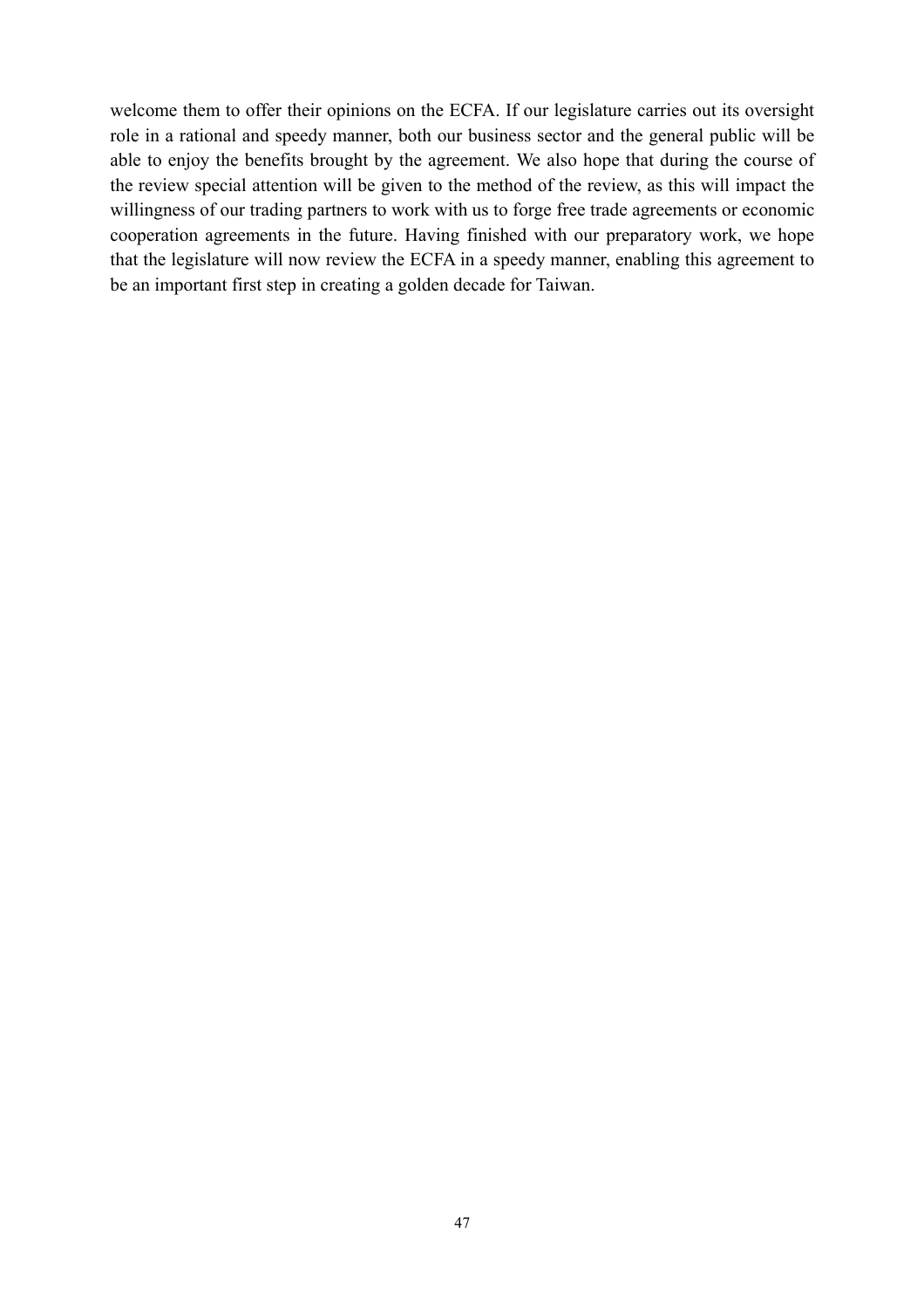welcome them to offer their opinions on the ECFA. If our legislature carries out its oversight role in a rational and speedy manner, both our business sector and the general public will be able to enjoy the benefits brought by the agreement. We also hope that during the course of the review special attention will be given to the method of the review, as this will impact the willingness of our trading partners to work with us to forge free trade agreements or economic cooperation agreements in the future. Having finished with our preparatory work, we hope that the legislature will now review the ECFA in a speedy manner, enabling this agreement to be an important first step in creating a golden decade for Taiwan.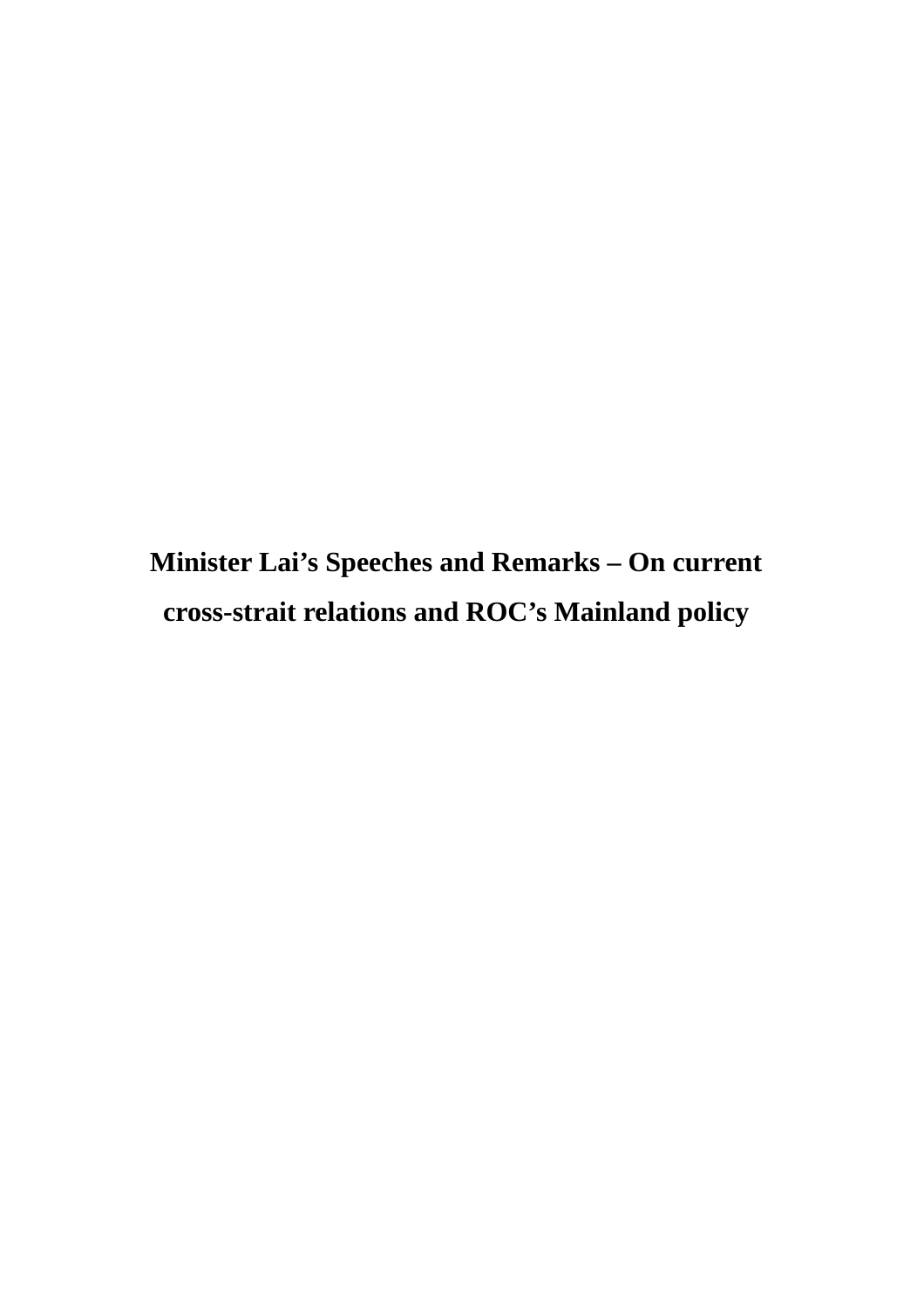# Minister Lai's Speeches and Remarks – On current cross-strait relations and ROC's Mainland policy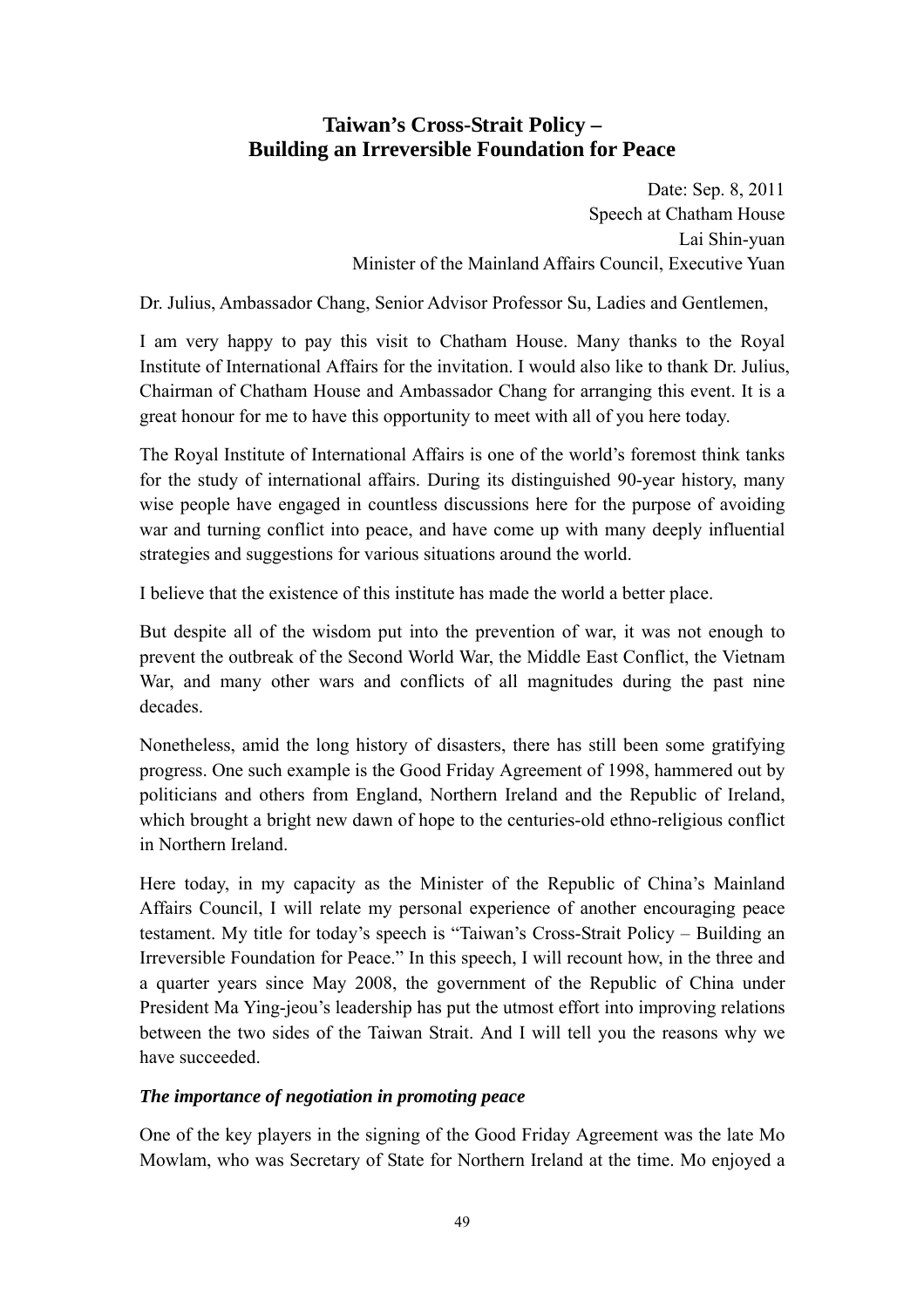# Taiwan's Cross-Strait Policy – Building an Irreversible Foundation for Peace

Date: Sep. 8, 2011
Speech at Chatham House
Lai Shin-yuan
Minister of the Mainland Affairs Council, Executive Yuan

Dr. Julius, Ambassador Chang, Senior Advisor Professor Su, Ladies and Gentlemen,

I am very happy to pay this visit to Chatham House. Many thanks to the Royal Institute of International Affairs for the invitation. I would also like to thank Dr. Julius, Chairman of Chatham House and Ambassador Chang for arranging this event. It is a great honour for me to have this opportunity to meet with all of you here today.

The Royal Institute of International Affairs is one of the world's foremost think tanks for the study of international affairs. During its distinguished 90-year history, many wise people have engaged in countless discussions here for the purpose of avoiding war and turning conflict into peace, and have come up with many deeply influential strategies and suggestions for various situations around the world.

I believe that the existence of this institute has made the world a better place.

But despite all of the wisdom put into the prevention of war, it was not enough to prevent the outbreak of the Second World War, the Middle East Conflict, the Vietnam War, and many other wars and conflicts of all magnitudes during the past nine decades.

Nonetheless, amid the long history of disasters, there has still been some gratifying progress. One such example is the Good Friday Agreement of 1998, hammered out by politicians and others from England, Northern Ireland and the Republic of Ireland, which brought a bright new dawn of hope to the centuries-old ethno-religious conflict in Northern Ireland.

Here today, in my capacity as the Minister of the Republic of China's Mainland Affairs Council, I will relate my personal experience of another encouraging peace testament. My title for today's speech is "Taiwan's Cross-Strait Policy – Building an Irreversible Foundation for Peace." In this speech, I will recount how, in the three and a quarter years since May 2008, the government of the Republic of China under President Ma Ying-jeou's leadership has put the utmost effort into improving relations between the two sides of the Taiwan Strait. And I will tell you the reasons why we have succeeded.

***The importance of negotiation in promoting peace***

One of the key players in the signing of the Good Friday Agreement was the late Mo Mowlam, who was Secretary of State for Northern Ireland at the time. Mo enjoyed a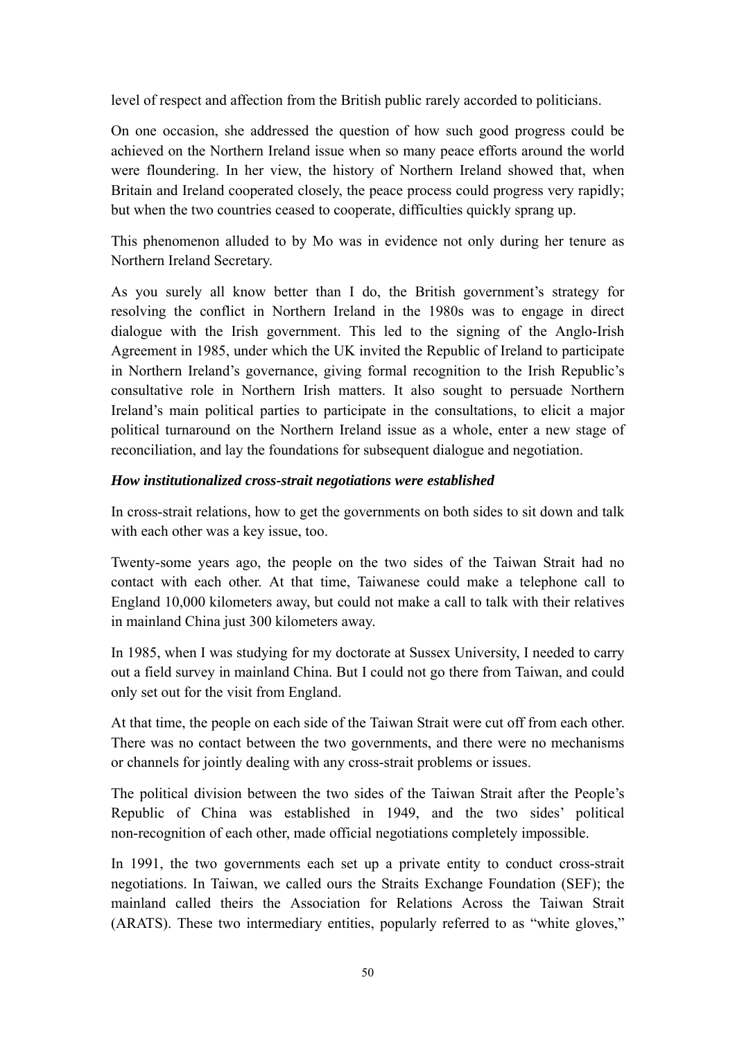level of respect and affection from the British public rarely accorded to politicians.

On one occasion, she addressed the question of how such good progress could be achieved on the Northern Ireland issue when so many peace efforts around the world were floundering. In her view, the history of Northern Ireland showed that, when Britain and Ireland cooperated closely, the peace process could progress very rapidly; but when the two countries ceased to cooperate, difficulties quickly sprang up.

This phenomenon alluded to by Mo was in evidence not only during her tenure as Northern Ireland Secretary.

As you surely all know better than I do, the British government's strategy for resolving the conflict in Northern Ireland in the 1980s was to engage in direct dialogue with the Irish government. This led to the signing of the Anglo-Irish Agreement in 1985, under which the UK invited the Republic of Ireland to participate in Northern Ireland's governance, giving formal recognition to the Irish Republic's consultative role in Northern Irish matters. It also sought to persuade Northern Ireland's main political parties to participate in the consultations, to elicit a major political turnaround on the Northern Ireland issue as a whole, enter a new stage of reconciliation, and lay the foundations for subsequent dialogue and negotiation.

***How institutionalized cross-strait negotiations were established***

In cross-strait relations, how to get the governments on both sides to sit down and talk with each other was a key issue, too.

Twenty-some years ago, the people on the two sides of the Taiwan Strait had no contact with each other. At that time, Taiwanese could make a telephone call to England 10,000 kilometers away, but could not make a call to talk with their relatives in mainland China just 300 kilometers away.

In 1985, when I was studying for my doctorate at Sussex University, I needed to carry out a field survey in mainland China. But I could not go there from Taiwan, and could only set out for the visit from England.

At that time, the people on each side of the Taiwan Strait were cut off from each other. There was no contact between the two governments, and there were no mechanisms or channels for jointly dealing with any cross-strait problems or issues.

The political division between the two sides of the Taiwan Strait after the People's Republic of China was established in 1949, and the two sides' political non-recognition of each other, made official negotiations completely impossible.

In 1991, the two governments each set up a private entity to conduct cross-strait negotiations. In Taiwan, we called ours the Straits Exchange Foundation (SEF); the mainland called theirs the Association for Relations Across the Taiwan Strait (ARATS). These two intermediary entities, popularly referred to as "white gloves,"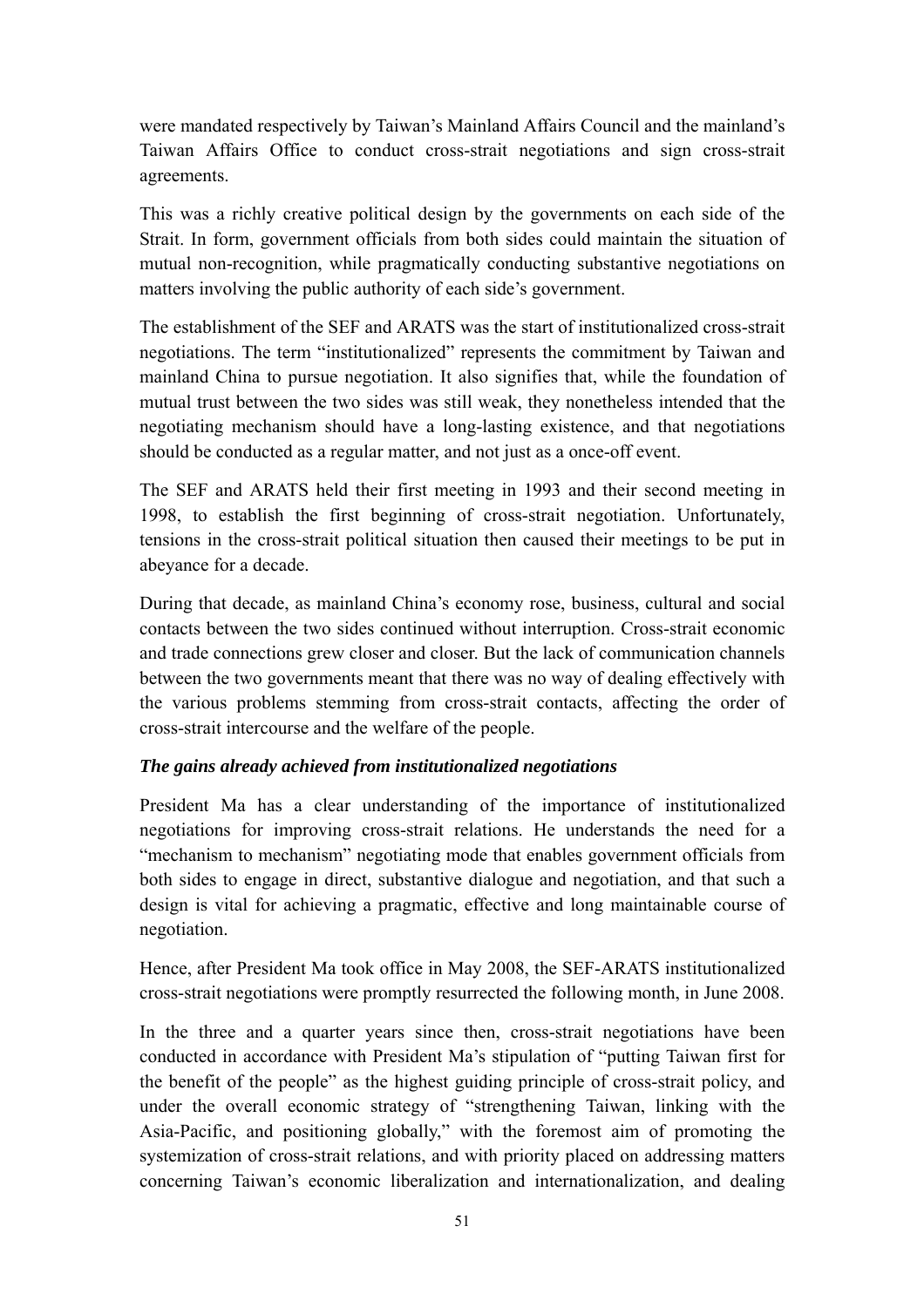were mandated respectively by Taiwan's Mainland Affairs Council and the mainland's Taiwan Affairs Office to conduct cross-strait negotiations and sign cross-strait agreements.

This was a richly creative political design by the governments on each side of the Strait. In form, government officials from both sides could maintain the situation of mutual non-recognition, while pragmatically conducting substantive negotiations on matters involving the public authority of each side's government.

The establishment of the SEF and ARATS was the start of institutionalized cross-strait negotiations. The term "institutionalized" represents the commitment by Taiwan and mainland China to pursue negotiation. It also signifies that, while the foundation of mutual trust between the two sides was still weak, they nonetheless intended that the negotiating mechanism should have a long-lasting existence, and that negotiations should be conducted as a regular matter, and not just as a once-off event.

The SEF and ARATS held their first meeting in 1993 and their second meeting in 1998, to establish the first beginning of cross-strait negotiation. Unfortunately, tensions in the cross-strait political situation then caused their meetings to be put in abeyance for a decade.

During that decade, as mainland China's economy rose, business, cultural and social contacts between the two sides continued without interruption. Cross-strait economic and trade connections grew closer and closer. But the lack of communication channels between the two governments meant that there was no way of dealing effectively with the various problems stemming from cross-strait contacts, affecting the order of cross-strait intercourse and the welfare of the people.

***The gains already achieved from institutionalized negotiations***

President Ma has a clear understanding of the importance of institutionalized negotiations for improving cross-strait relations. He understands the need for a "mechanism to mechanism" negotiating mode that enables government officials from both sides to engage in direct, substantive dialogue and negotiation, and that such a design is vital for achieving a pragmatic, effective and long maintainable course of negotiation.

Hence, after President Ma took office in May 2008, the SEF-ARATS institutionalized cross-strait negotiations were promptly resurrected the following month, in June 2008.

In the three and a quarter years since then, cross-strait negotiations have been conducted in accordance with President Ma's stipulation of "putting Taiwan first for the benefit of the people" as the highest guiding principle of cross-strait policy, and under the overall economic strategy of "strengthening Taiwan, linking with the Asia-Pacific, and positioning globally," with the foremost aim of promoting the systemization of cross-strait relations, and with priority placed on addressing matters concerning Taiwan's economic liberalization and internationalization, and dealing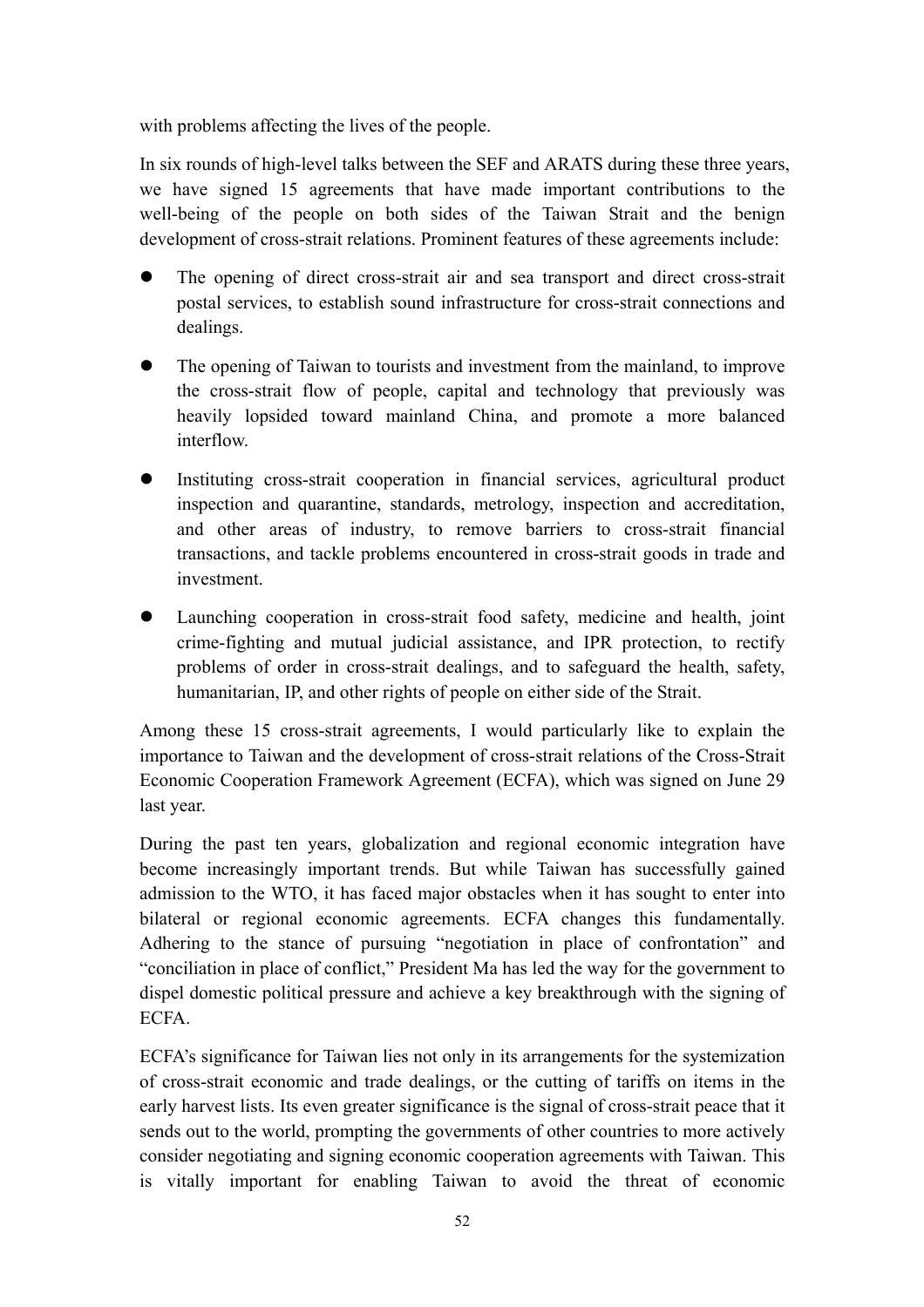with problems affecting the lives of the people.

In six rounds of high-level talks between the SEF and ARATS during these three years, we have signed 15 agreements that have made important contributions to the well-being of the people on both sides of the Taiwan Strait and the benign development of cross-strait relations. Prominent features of these agreements include:

- The opening of direct cross-strait air and sea transport and direct cross-strait postal services, to establish sound infrastructure for cross-strait connections and dealings.
- The opening of Taiwan to tourists and investment from the mainland, to improve the cross-strait flow of people, capital and technology that previously was heavily lopsided toward mainland China, and promote a more balanced interflow.
- Instituting cross-strait cooperation in financial services, agricultural product inspection and quarantine, standards, metrology, inspection and accreditation, and other areas of industry, to remove barriers to cross-strait financial transactions, and tackle problems encountered in cross-strait goods in trade and investment.
- Launching cooperation in cross-strait food safety, medicine and health, joint crime-fighting and mutual judicial assistance, and IPR protection, to rectify problems of order in cross-strait dealings, and to safeguard the health, safety, humanitarian, IP, and other rights of people on either side of the Strait.

Among these 15 cross-strait agreements, I would particularly like to explain the importance to Taiwan and the development of cross-strait relations of the Cross-Strait Economic Cooperation Framework Agreement (ECFA), which was signed on June 29 last year.

During the past ten years, globalization and regional economic integration have become increasingly important trends. But while Taiwan has successfully gained admission to the WTO, it has faced major obstacles when it has sought to enter into bilateral or regional economic agreements. ECFA changes this fundamentally. Adhering to the stance of pursuing "negotiation in place of confrontation" and "conciliation in place of conflict," President Ma has led the way for the government to dispel domestic political pressure and achieve a key breakthrough with the signing of ECFA.

ECFA's significance for Taiwan lies not only in its arrangements for the systemization of cross-strait economic and trade dealings, or the cutting of tariffs on items in the early harvest lists. Its even greater significance is the signal of cross-strait peace that it sends out to the world, prompting the governments of other countries to more actively consider negotiating and signing economic cooperation agreements with Taiwan. This is vitally important for enabling Taiwan to avoid the threat of economic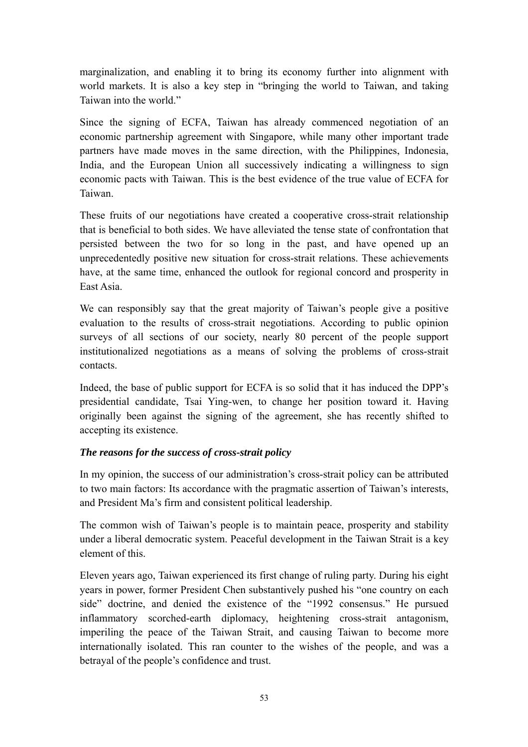marginalization, and enabling it to bring its economy further into alignment with world markets. It is also a key step in "bringing the world to Taiwan, and taking Taiwan into the world."

Since the signing of ECFA, Taiwan has already commenced negotiation of an economic partnership agreement with Singapore, while many other important trade partners have made moves in the same direction, with the Philippines, Indonesia, India, and the European Union all successively indicating a willingness to sign economic pacts with Taiwan. This is the best evidence of the true value of ECFA for Taiwan.

These fruits of our negotiations have created a cooperative cross-strait relationship that is beneficial to both sides. We have alleviated the tense state of confrontation that persisted between the two for so long in the past, and have opened up an unprecedentedly positive new situation for cross-strait relations. These achievements have, at the same time, enhanced the outlook for regional concord and prosperity in East Asia.

We can responsibly say that the great majority of Taiwan's people give a positive evaluation to the results of cross-strait negotiations. According to public opinion surveys of all sections of our society, nearly 80 percent of the people support institutionalized negotiations as a means of solving the problems of cross-strait contacts.

Indeed, the base of public support for ECFA is so solid that it has induced the DPP's presidential candidate, Tsai Ying-wen, to change her position toward it. Having originally been against the signing of the agreement, she has recently shifted to accepting its existence.

***The reasons for the success of cross-strait policy***

In my opinion, the success of our administration's cross-strait policy can be attributed to two main factors: Its accordance with the pragmatic assertion of Taiwan's interests, and President Ma's firm and consistent political leadership.

The common wish of Taiwan's people is to maintain peace, prosperity and stability under a liberal democratic system. Peaceful development in the Taiwan Strait is a key element of this.

Eleven years ago, Taiwan experienced its first change of ruling party. During his eight years in power, former President Chen substantively pushed his "one country on each side" doctrine, and denied the existence of the "1992 consensus." He pursued inflammatory scorched-earth diplomacy, heightening cross-strait antagonism, imperiling the peace of the Taiwan Strait, and causing Taiwan to become more internationally isolated. This ran counter to the wishes of the people, and was a betrayal of the people's confidence and trust.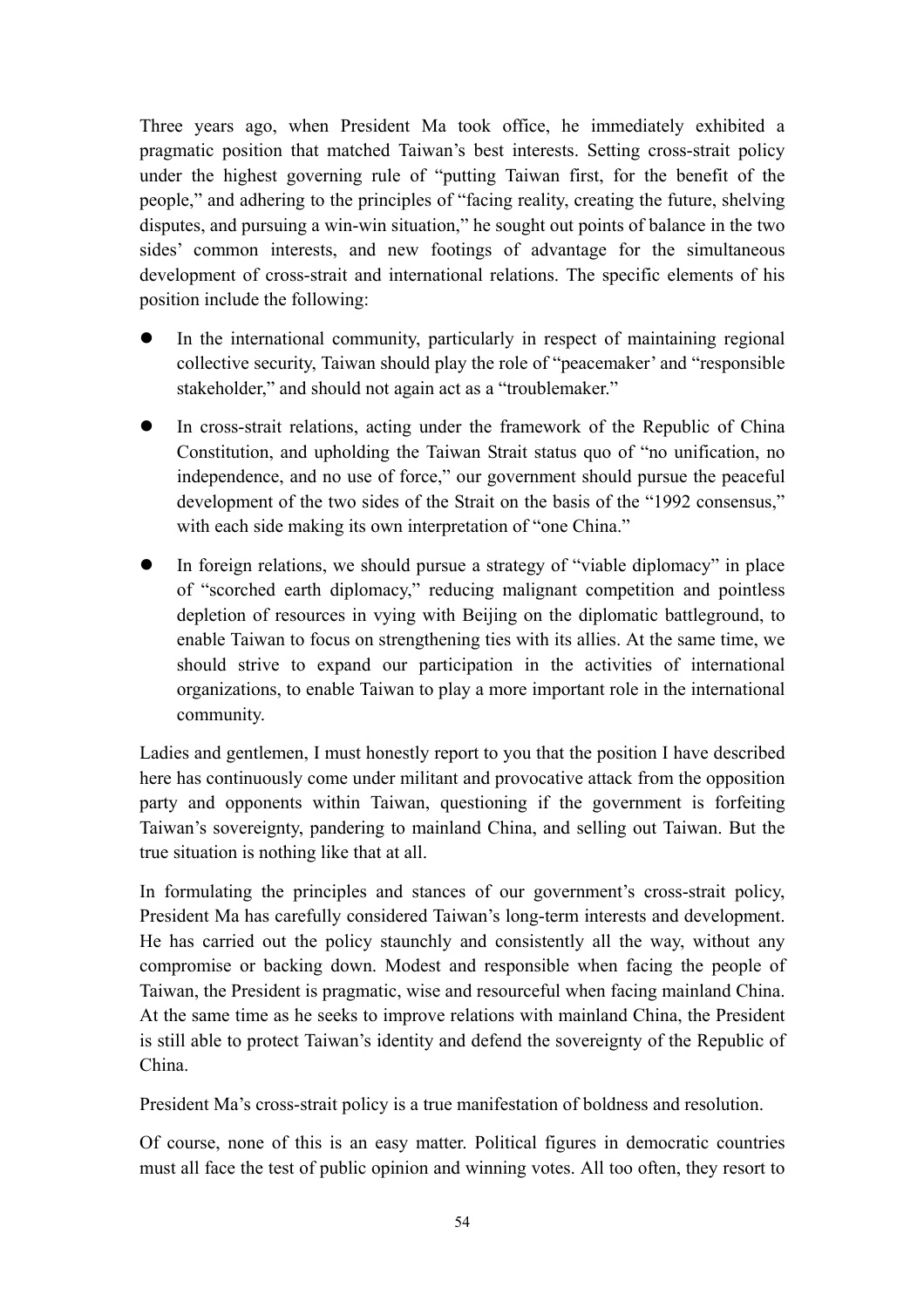Three years ago, when President Ma took office, he immediately exhibited a pragmatic position that matched Taiwan's best interests. Setting cross-strait policy under the highest governing rule of "putting Taiwan first, for the benefit of the people," and adhering to the principles of "facing reality, creating the future, shelving disputes, and pursuing a win-win situation," he sought out points of balance in the two sides' common interests, and new footings of advantage for the simultaneous development of cross-strait and international relations. The specific elements of his position include the following:

- In the international community, particularly in respect of maintaining regional collective security, Taiwan should play the role of "peacemaker' and "responsible stakeholder," and should not again act as a "troublemaker."
- In cross-strait relations, acting under the framework of the Republic of China Constitution, and upholding the Taiwan Strait status quo of "no unification, no independence, and no use of force," our government should pursue the peaceful development of the two sides of the Strait on the basis of the "1992 consensus," with each side making its own interpretation of "one China."
- In foreign relations, we should pursue a strategy of "viable diplomacy" in place of "scorched earth diplomacy," reducing malignant competition and pointless depletion of resources in vying with Beijing on the diplomatic battleground, to enable Taiwan to focus on strengthening ties with its allies. At the same time, we should strive to expand our participation in the activities of international organizations, to enable Taiwan to play a more important role in the international community.

Ladies and gentlemen, I must honestly report to you that the position I have described here has continuously come under militant and provocative attack from the opposition party and opponents within Taiwan, questioning if the government is forfeiting Taiwan's sovereignty, pandering to mainland China, and selling out Taiwan. But the true situation is nothing like that at all.

In formulating the principles and stances of our government's cross-strait policy, President Ma has carefully considered Taiwan's long-term interests and development. He has carried out the policy staunchly and consistently all the way, without any compromise or backing down. Modest and responsible when facing the people of Taiwan, the President is pragmatic, wise and resourceful when facing mainland China. At the same time as he seeks to improve relations with mainland China, the President is still able to protect Taiwan's identity and defend the sovereignty of the Republic of China.

President Ma's cross-strait policy is a true manifestation of boldness and resolution.

Of course, none of this is an easy matter. Political figures in democratic countries must all face the test of public opinion and winning votes. All too often, they resort to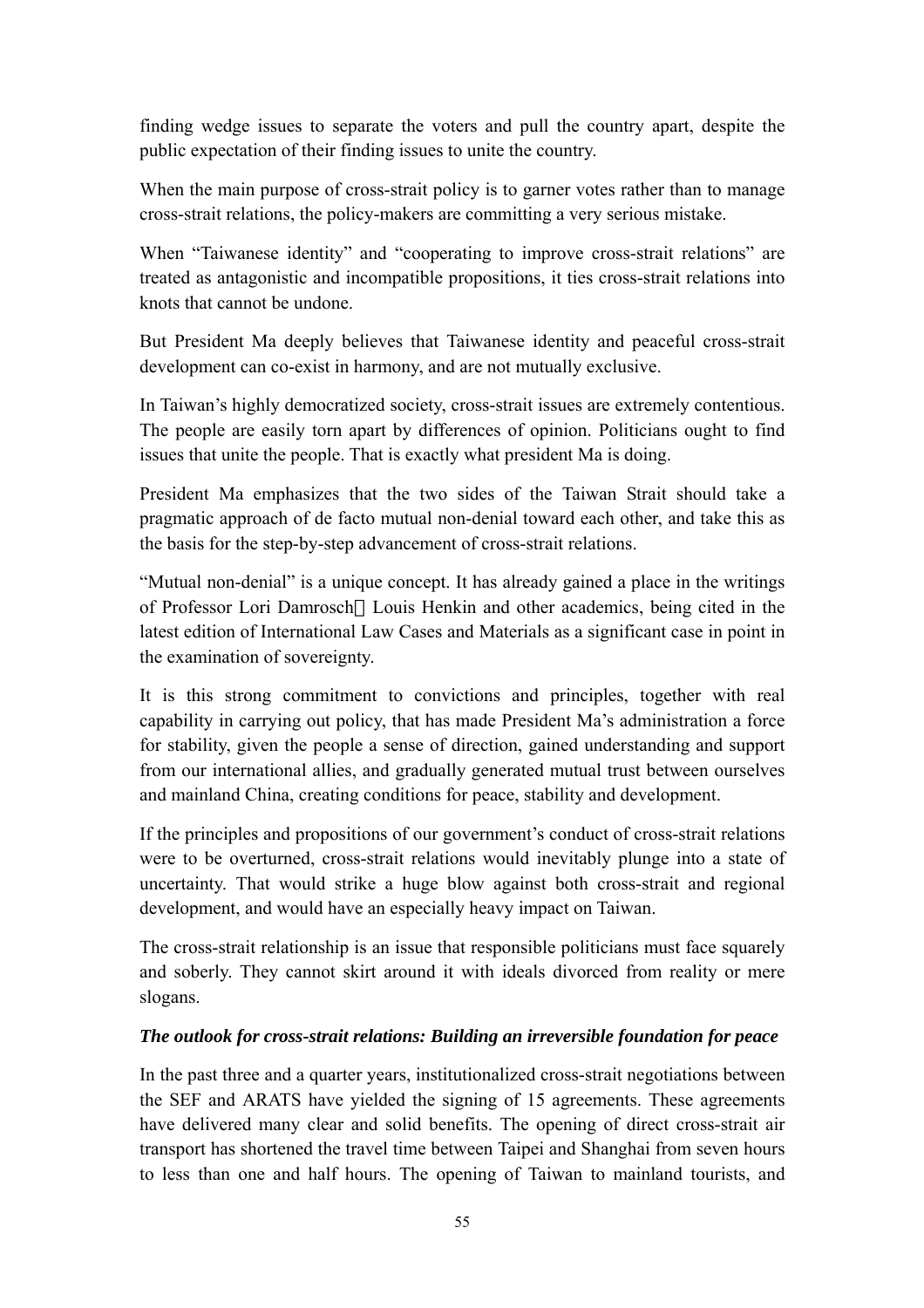finding wedge issues to separate the voters and pull the country apart, despite the public expectation of their finding issues to unite the country.

When the main purpose of cross-strait policy is to garner votes rather than to manage cross-strait relations, the policy-makers are committing a very serious mistake.

When "Taiwanese identity" and "cooperating to improve cross-strait relations" are treated as antagonistic and incompatible propositions, it ties cross-strait relations into knots that cannot be undone.

But President Ma deeply believes that Taiwanese identity and peaceful cross-strait development can co-exist in harmony, and are not mutually exclusive.

In Taiwan's highly democratized society, cross-strait issues are extremely contentious. The people are easily torn apart by differences of opinion. Politicians ought to find issues that unite the people. That is exactly what president Ma is doing.

President Ma emphasizes that the two sides of the Taiwan Strait should take a pragmatic approach of de facto mutual non-denial toward each other, and take this as the basis for the step-by-step advancement of cross-strait relations.

"Mutual non-denial" is a unique concept. It has already gained a place in the writings of Professor Lori Damrosch、Louis Henkin and other academics, being cited in the latest edition of International Law Cases and Materials as a significant case in point in the examination of sovereignty.

It is this strong commitment to convictions and principles, together with real capability in carrying out policy, that has made President Ma's administration a force for stability, given the people a sense of direction, gained understanding and support from our international allies, and gradually generated mutual trust between ourselves and mainland China, creating conditions for peace, stability and development.

If the principles and propositions of our government's conduct of cross-strait relations were to be overturned, cross-strait relations would inevitably plunge into a state of uncertainty. That would strike a huge blow against both cross-strait and regional development, and would have an especially heavy impact on Taiwan.

The cross-strait relationship is an issue that responsible politicians must face squarely and soberly. They cannot skirt around it with ideals divorced from reality or mere slogans.

***The outlook for cross-strait relations: Building an irreversible foundation for peace***

In the past three and a quarter years, institutionalized cross-strait negotiations between the SEF and ARATS have yielded the signing of 15 agreements. These agreements have delivered many clear and solid benefits. The opening of direct cross-strait air transport has shortened the travel time between Taipei and Shanghai from seven hours to less than one and half hours. The opening of Taiwan to mainland tourists, and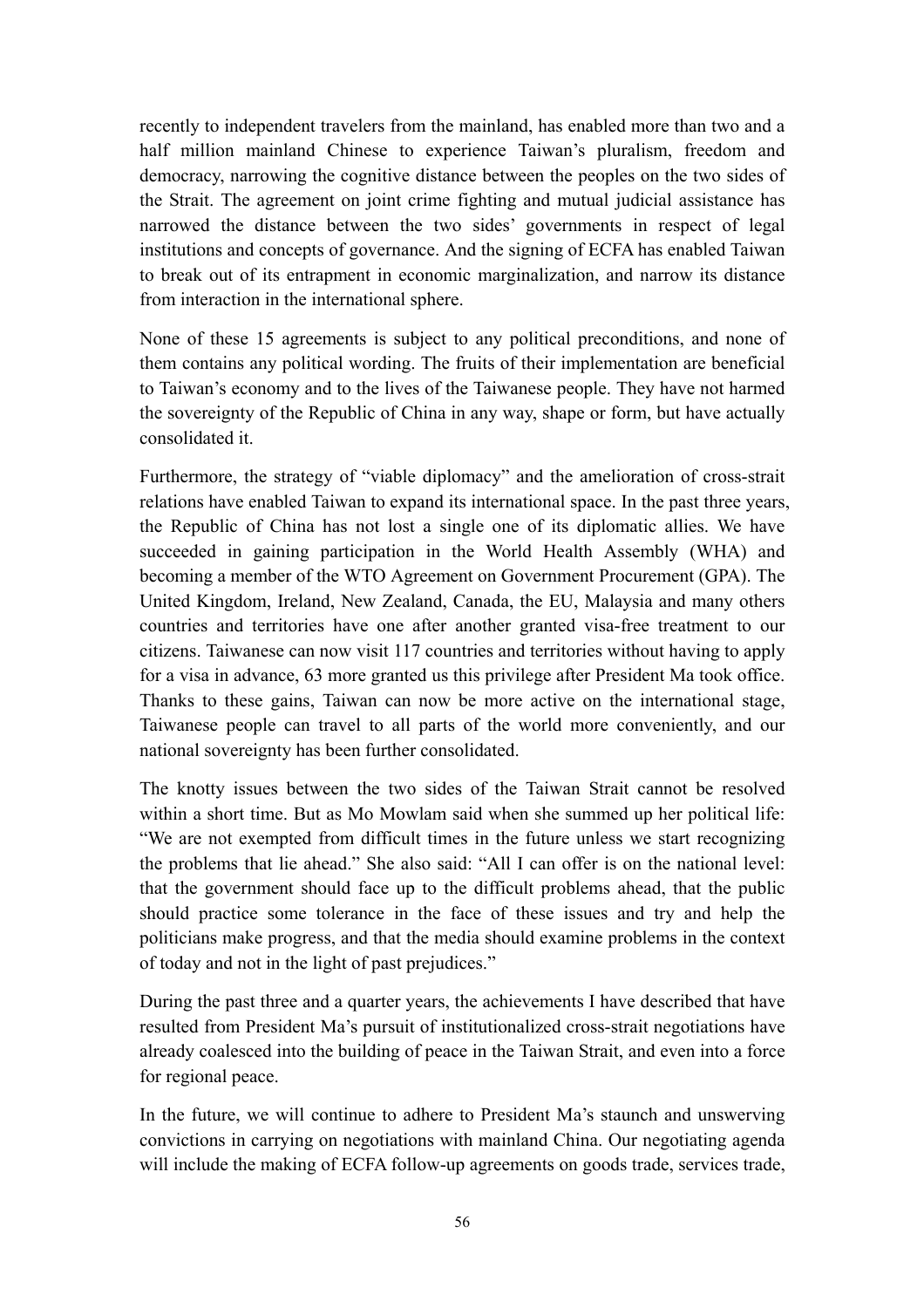recently to independent travelers from the mainland, has enabled more than two and a half million mainland Chinese to experience Taiwan's pluralism, freedom and democracy, narrowing the cognitive distance between the peoples on the two sides of the Strait. The agreement on joint crime fighting and mutual judicial assistance has narrowed the distance between the two sides' governments in respect of legal institutions and concepts of governance. And the signing of ECFA has enabled Taiwan to break out of its entrapment in economic marginalization, and narrow its distance from interaction in the international sphere.

None of these 15 agreements is subject to any political preconditions, and none of them contains any political wording. The fruits of their implementation are beneficial to Taiwan's economy and to the lives of the Taiwanese people. They have not harmed the sovereignty of the Republic of China in any way, shape or form, but have actually consolidated it.

Furthermore, the strategy of "viable diplomacy" and the amelioration of cross-strait relations have enabled Taiwan to expand its international space. In the past three years, the Republic of China has not lost a single one of its diplomatic allies. We have succeeded in gaining participation in the World Health Assembly (WHA) and becoming a member of the WTO Agreement on Government Procurement (GPA). The United Kingdom, Ireland, New Zealand, Canada, the EU, Malaysia and many others countries and territories have one after another granted visa-free treatment to our citizens. Taiwanese can now visit 117 countries and territories without having to apply for a visa in advance, 63 more granted us this privilege after President Ma took office. Thanks to these gains, Taiwan can now be more active on the international stage, Taiwanese people can travel to all parts of the world more conveniently, and our national sovereignty has been further consolidated.

The knotty issues between the two sides of the Taiwan Strait cannot be resolved within a short time. But as Mo Mowlam said when she summed up her political life: "We are not exempted from difficult times in the future unless we start recognizing the problems that lie ahead." She also said: "All I can offer is on the national level: that the government should face up to the difficult problems ahead, that the public should practice some tolerance in the face of these issues and try and help the politicians make progress, and that the media should examine problems in the context of today and not in the light of past prejudices."

During the past three and a quarter years, the achievements I have described that have resulted from President Ma's pursuit of institutionalized cross-strait negotiations have already coalesced into the building of peace in the Taiwan Strait, and even into a force for regional peace.

In the future, we will continue to adhere to President Ma's staunch and unswerving convictions in carrying on negotiations with mainland China. Our negotiating agenda will include the making of ECFA follow-up agreements on goods trade, services trade,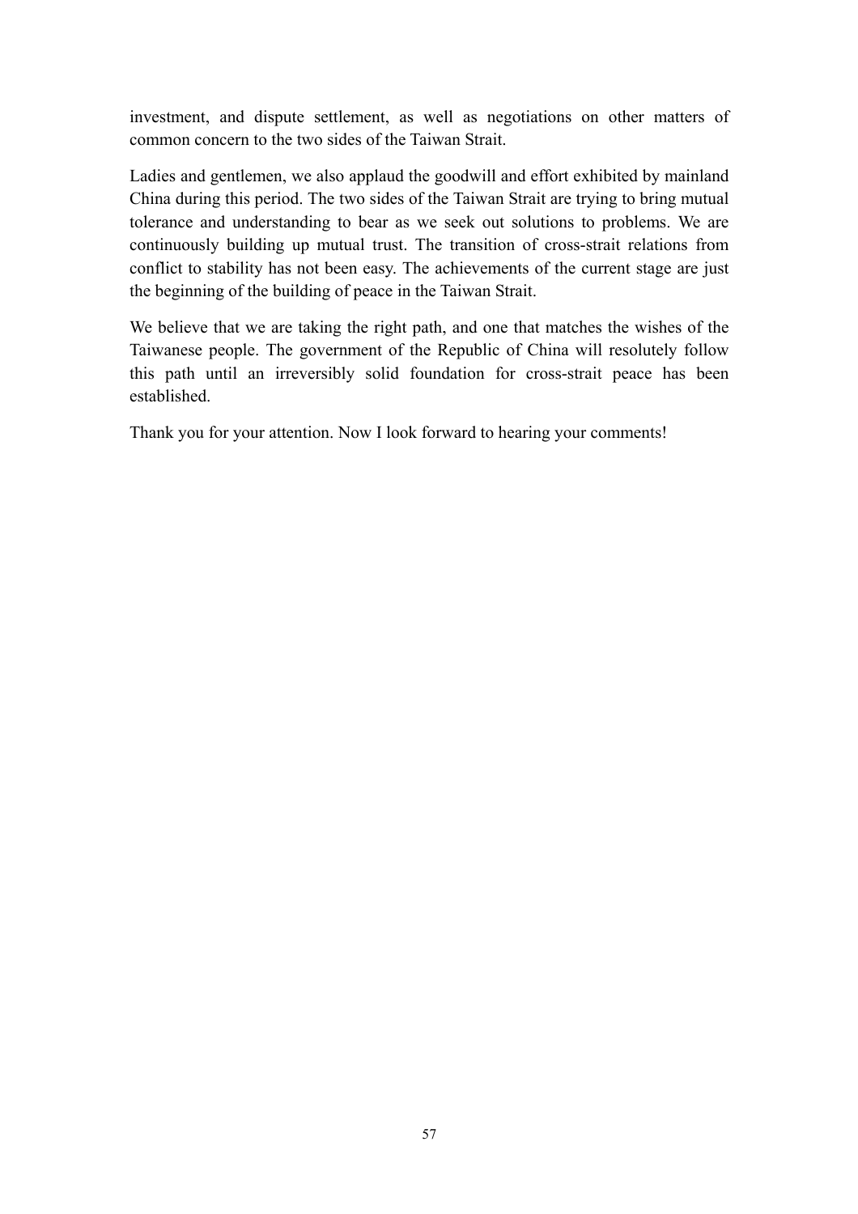investment, and dispute settlement, as well as negotiations on other matters of common concern to the two sides of the Taiwan Strait.

Ladies and gentlemen, we also applaud the goodwill and effort exhibited by mainland China during this period. The two sides of the Taiwan Strait are trying to bring mutual tolerance and understanding to bear as we seek out solutions to problems. We are continuously building up mutual trust. The transition of cross-strait relations from conflict to stability has not been easy. The achievements of the current stage are just the beginning of the building of peace in the Taiwan Strait.

We believe that we are taking the right path, and one that matches the wishes of the Taiwanese people. The government of the Republic of China will resolutely follow this path until an irreversibly solid foundation for cross-strait peace has been established.

Thank you for your attention. Now I look forward to hearing your comments!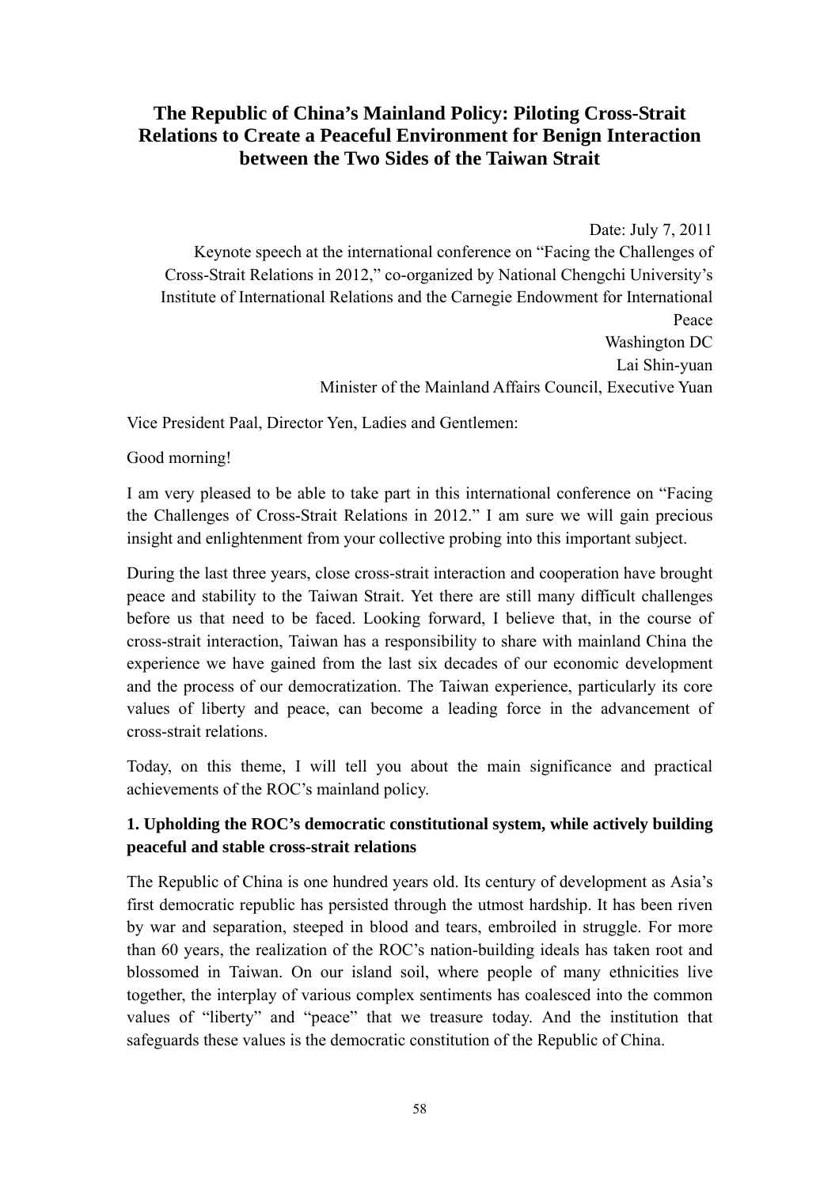# The Republic of China's Mainland Policy: Piloting Cross-Strait Relations to Create a Peaceful Environment for Benign Interaction between the Two Sides of the Taiwan Strait

Date: July 7, 2011

Keynote speech at the international conference on "Facing the Challenges of Cross-Strait Relations in 2012," co-organized by National Chengchi University's Institute of International Relations and the Carnegie Endowment for International Peace

Washington DC

Lai Shin-yuan

Minister of the Mainland Affairs Council, Executive Yuan

Vice President Paal, Director Yen, Ladies and Gentlemen:

Good morning!

I am very pleased to be able to take part in this international conference on "Facing the Challenges of Cross-Strait Relations in 2012." I am sure we will gain precious insight and enlightenment from your collective probing into this important subject.

During the last three years, close cross-strait interaction and cooperation have brought peace and stability to the Taiwan Strait. Yet there are still many difficult challenges before us that need to be faced. Looking forward, I believe that, in the course of cross-strait interaction, Taiwan has a responsibility to share with mainland China the experience we have gained from the last six decades of our economic development and the process of our democratization. The Taiwan experience, particularly its core values of liberty and peace, can become a leading force in the advancement of cross-strait relations.

Today, on this theme, I will tell you about the main significance and practical achievements of the ROC's mainland policy.

**1. Upholding the ROC's democratic constitutional system, while actively building peaceful and stable cross-strait relations**

The Republic of China is one hundred years old. Its century of development as Asia's first democratic republic has persisted through the utmost hardship. It has been riven by war and separation, steeped in blood and tears, embroiled in struggle. For more than 60 years, the realization of the ROC's nation-building ideals has taken root and blossomed in Taiwan. On our island soil, where people of many ethnicities live together, the interplay of various complex sentiments has coalesced into the common values of "liberty" and "peace" that we treasure today. And the institution that safeguards these values is the democratic constitution of the Republic of China.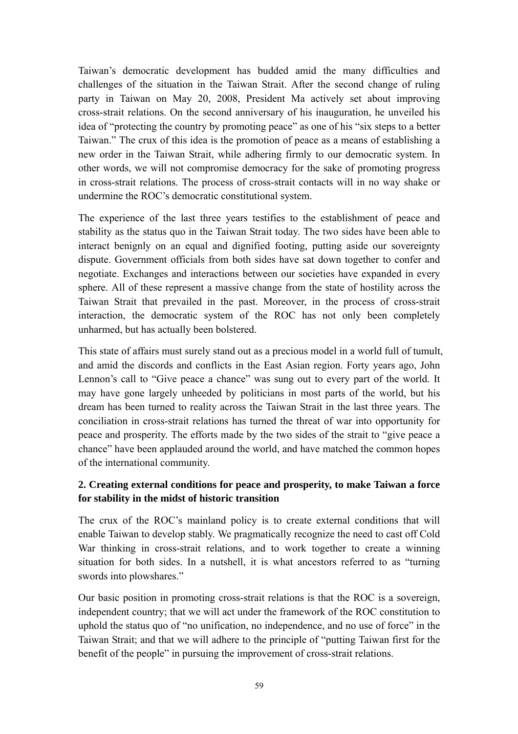Taiwan's democratic development has budded amid the many difficulties and challenges of the situation in the Taiwan Strait. After the second change of ruling party in Taiwan on May 20, 2008, President Ma actively set about improving cross-strait relations. On the second anniversary of his inauguration, he unveiled his idea of "protecting the country by promoting peace" as one of his "six steps to a better Taiwan." The crux of this idea is the promotion of peace as a means of establishing a new order in the Taiwan Strait, while adhering firmly to our democratic system. In other words, we will not compromise democracy for the sake of promoting progress in cross-strait relations. The process of cross-strait contacts will in no way shake or undermine the ROC's democratic constitutional system.

The experience of the last three years testifies to the establishment of peace and stability as the status quo in the Taiwan Strait today. The two sides have been able to interact benignly on an equal and dignified footing, putting aside our sovereignty dispute. Government officials from both sides have sat down together to confer and negotiate. Exchanges and interactions between our societies have expanded in every sphere. All of these represent a massive change from the state of hostility across the Taiwan Strait that prevailed in the past. Moreover, in the process of cross-strait interaction, the democratic system of the ROC has not only been completely unharmed, but has actually been bolstered.

This state of affairs must surely stand out as a precious model in a world full of tumult, and amid the discords and conflicts in the East Asian region. Forty years ago, John Lennon's call to "Give peace a chance" was sung out to every part of the world. It may have gone largely unheeded by politicians in most parts of the world, but his dream has been turned to reality across the Taiwan Strait in the last three years. The conciliation in cross-strait relations has turned the threat of war into opportunity for peace and prosperity. The efforts made by the two sides of the strait to "give peace a chance" have been applauded around the world, and have matched the common hopes of the international community.

### 2. Creating external conditions for peace and prosperity, to make Taiwan a force for stability in the midst of historic transition

The crux of the ROC's mainland policy is to create external conditions that will enable Taiwan to develop stably. We pragmatically recognize the need to cast off Cold War thinking in cross-strait relations, and to work together to create a winning situation for both sides. In a nutshell, it is what ancestors referred to as "turning swords into plowshares."

Our basic position in promoting cross-strait relations is that the ROC is a sovereign, independent country; that we will act under the framework of the ROC constitution to uphold the status quo of "no unification, no independence, and no use of force" in the Taiwan Strait; and that we will adhere to the principle of "putting Taiwan first for the benefit of the people" in pursuing the improvement of cross-strait relations.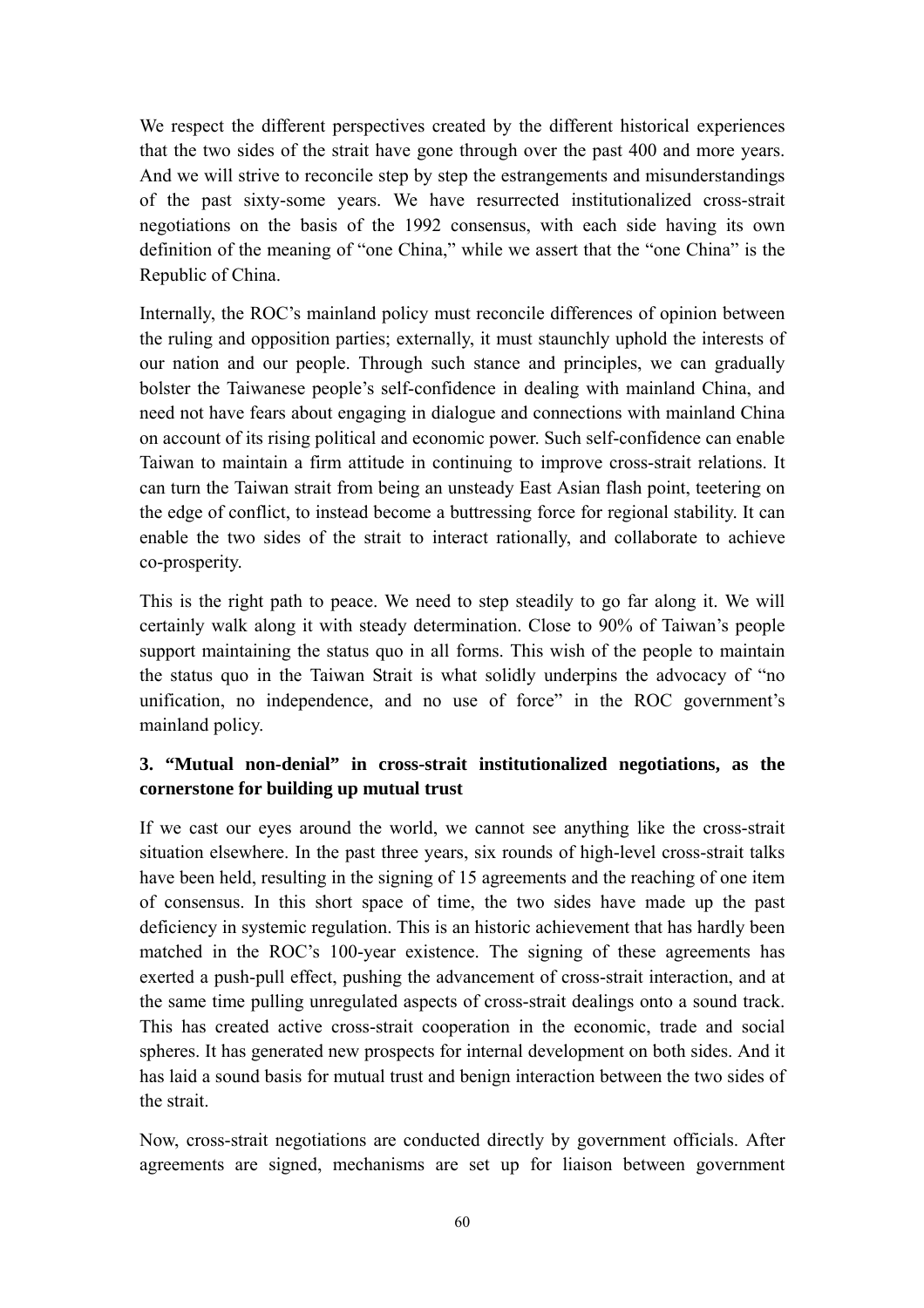We respect the different perspectives created by the different historical experiences that the two sides of the strait have gone through over the past 400 and more years. And we will strive to reconcile step by step the estrangements and misunderstandings of the past sixty-some years. We have resurrected institutionalized cross-strait negotiations on the basis of the 1992 consensus, with each side having its own definition of the meaning of "one China," while we assert that the "one China" is the Republic of China.

Internally, the ROC's mainland policy must reconcile differences of opinion between the ruling and opposition parties; externally, it must staunchly uphold the interests of our nation and our people. Through such stance and principles, we can gradually bolster the Taiwanese people's self-confidence in dealing with mainland China, and need not have fears about engaging in dialogue and connections with mainland China on account of its rising political and economic power. Such self-confidence can enable Taiwan to maintain a firm attitude in continuing to improve cross-strait relations. It can turn the Taiwan strait from being an unsteady East Asian flash point, teetering on the edge of conflict, to instead become a buttressing force for regional stability. It can enable the two sides of the strait to interact rationally, and collaborate to achieve co-prosperity.

This is the right path to peace. We need to step steadily to go far along it. We will certainly walk along it with steady determination. Close to 90% of Taiwan's people support maintaining the status quo in all forms. This wish of the people to maintain the status quo in the Taiwan Strait is what solidly underpins the advocacy of "no unification, no independence, and no use of force" in the ROC government's mainland policy.

### 3. "Mutual non-denial" in cross-strait institutionalized negotiations, as the cornerstone for building up mutual trust

If we cast our eyes around the world, we cannot see anything like the cross-strait situation elsewhere. In the past three years, six rounds of high-level cross-strait talks have been held, resulting in the signing of 15 agreements and the reaching of one item of consensus. In this short space of time, the two sides have made up the past deficiency in systemic regulation. This is an historic achievement that has hardly been matched in the ROC's 100-year existence. The signing of these agreements has exerted a push-pull effect, pushing the advancement of cross-strait interaction, and at the same time pulling unregulated aspects of cross-strait dealings onto a sound track. This has created active cross-strait cooperation in the economic, trade and social spheres. It has generated new prospects for internal development on both sides. And it has laid a sound basis for mutual trust and benign interaction between the two sides of the strait.

Now, cross-strait negotiations are conducted directly by government officials. After agreements are signed, mechanisms are set up for liaison between government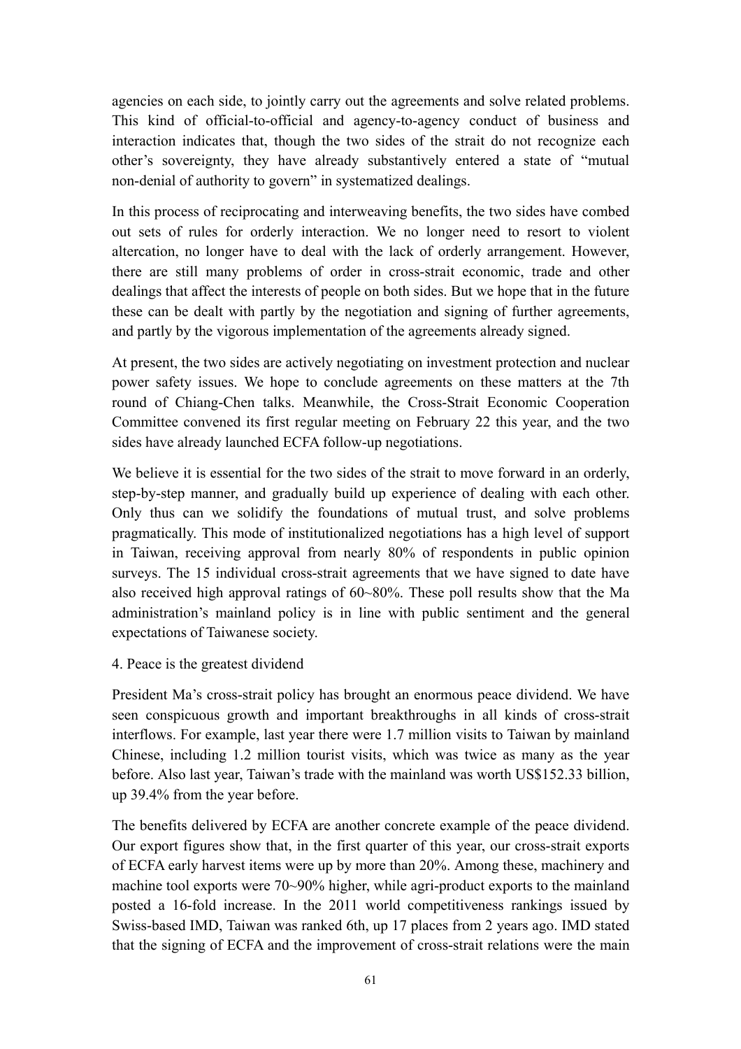agencies on each side, to jointly carry out the agreements and solve related problems. This kind of official-to-official and agency-to-agency conduct of business and interaction indicates that, though the two sides of the strait do not recognize each other's sovereignty, they have already substantively entered a state of "mutual non-denial of authority to govern" in systematized dealings.

In this process of reciprocating and interweaving benefits, the two sides have combed out sets of rules for orderly interaction. We no longer need to resort to violent altercation, no longer have to deal with the lack of orderly arrangement. However, there are still many problems of order in cross-strait economic, trade and other dealings that affect the interests of people on both sides. But we hope that in the future these can be dealt with partly by the negotiation and signing of further agreements, and partly by the vigorous implementation of the agreements already signed.

At present, the two sides are actively negotiating on investment protection and nuclear power safety issues. We hope to conclude agreements on these matters at the 7th round of Chiang-Chen talks. Meanwhile, the Cross-Strait Economic Cooperation Committee convened its first regular meeting on February 22 this year, and the two sides have already launched ECFA follow-up negotiations.

We believe it is essential for the two sides of the strait to move forward in an orderly, step-by-step manner, and gradually build up experience of dealing with each other. Only thus can we solidify the foundations of mutual trust, and solve problems pragmatically. This mode of institutionalized negotiations has a high level of support in Taiwan, receiving approval from nearly 80% of respondents in public opinion surveys. The 15 individual cross-strait agreements that we have signed to date have also received high approval ratings of 60~80%. These poll results show that the Ma administration's mainland policy is in line with public sentiment and the general expectations of Taiwanese society.

### 4. Peace is the greatest dividend

President Ma's cross-strait policy has brought an enormous peace dividend. We have seen conspicuous growth and important breakthroughs in all kinds of cross-strait interflows. For example, last year there were 1.7 million visits to Taiwan by mainland Chinese, including 1.2 million tourist visits, which was twice as many as the year before. Also last year, Taiwan's trade with the mainland was worth US$152.33 billion, up 39.4% from the year before.

The benefits delivered by ECFA are another concrete example of the peace dividend. Our export figures show that, in the first quarter of this year, our cross-strait exports of ECFA early harvest items were up by more than 20%. Among these, machinery and machine tool exports were 70~90% higher, while agri-product exports to the mainland posted a 16-fold increase. In the 2011 world competitiveness rankings issued by Swiss-based IMD, Taiwan was ranked 6th, up 17 places from 2 years ago. IMD stated that the signing of ECFA and the improvement of cross-strait relations were the main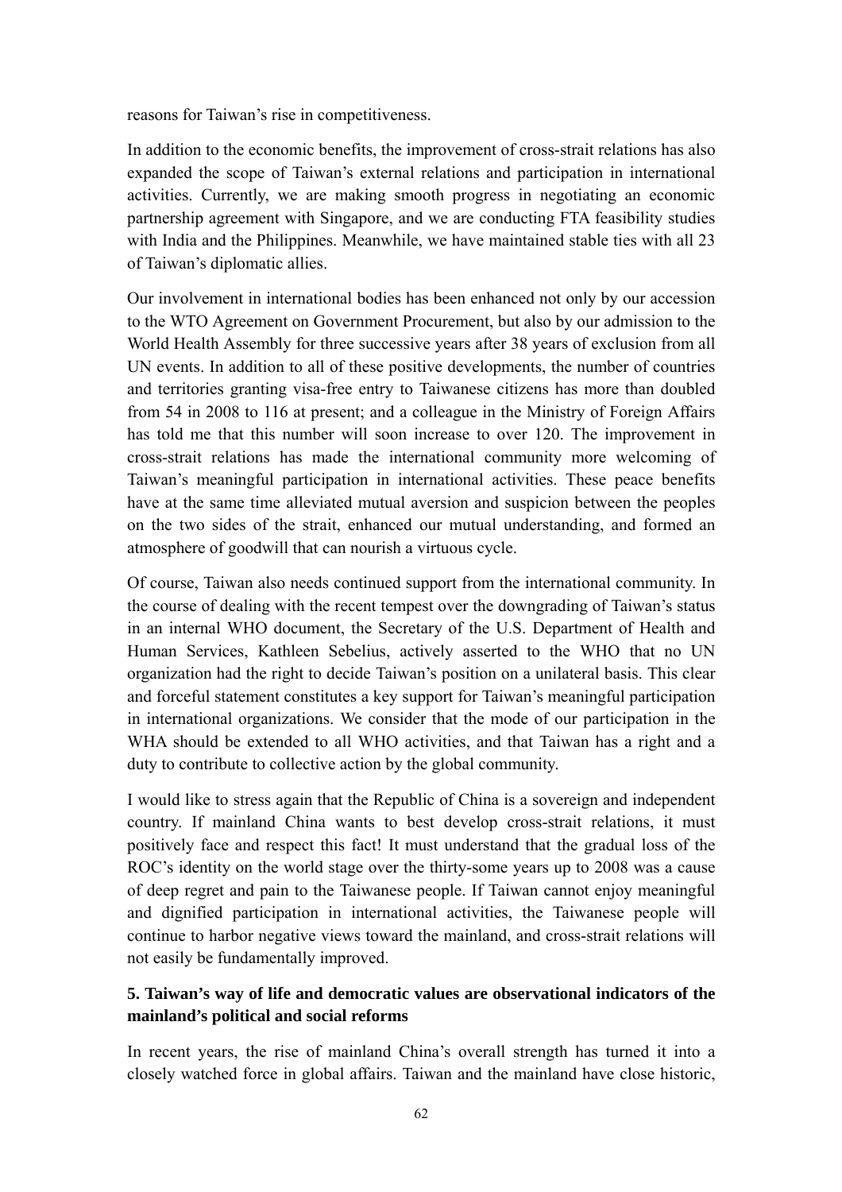reasons for Taiwan's rise in competitiveness.

In addition to the economic benefits, the improvement of cross-strait relations has also expanded the scope of Taiwan's external relations and participation in international activities. Currently, we are making smooth progress in negotiating an economic partnership agreement with Singapore, and we are conducting FTA feasibility studies with India and the Philippines. Meanwhile, we have maintained stable ties with all 23 of Taiwan's diplomatic allies.

Our involvement in international bodies has been enhanced not only by our accession to the WTO Agreement on Government Procurement, but also by our admission to the World Health Assembly for three successive years after 38 years of exclusion from all UN events. In addition to all of these positive developments, the number of countries and territories granting visa-free entry to Taiwanese citizens has more than doubled from 54 in 2008 to 116 at present; and a colleague in the Ministry of Foreign Affairs has told me that this number will soon increase to over 120. The improvement in cross-strait relations has made the international community more welcoming of Taiwan's meaningful participation in international activities. These peace benefits have at the same time alleviated mutual aversion and suspicion between the peoples on the two sides of the strait, enhanced our mutual understanding, and formed an atmosphere of goodwill that can nourish a virtuous cycle.

Of course, Taiwan also needs continued support from the international community. In the course of dealing with the recent tempest over the downgrading of Taiwan's status in an internal WHO document, the Secretary of the U.S. Department of Health and Human Services, Kathleen Sebelius, actively asserted to the WHO that no UN organization had the right to decide Taiwan's position on a unilateral basis. This clear and forceful statement constitutes a key support for Taiwan's meaningful participation in international organizations. We consider that the mode of our participation in the WHA should be extended to all WHO activities, and that Taiwan has a right and a duty to contribute to collective action by the global community.

I would like to stress again that the Republic of China is a sovereign and independent country. If mainland China wants to best develop cross-strait relations, it must positively face and respect this fact! It must understand that the gradual loss of the ROC's identity on the world stage over the thirty-some years up to 2008 was a cause of deep regret and pain to the Taiwanese people. If Taiwan cannot enjoy meaningful and dignified participation in international activities, the Taiwanese people will continue to harbor negative views toward the mainland, and cross-strait relations will not easily be fundamentally improved.

### 5. Taiwan's way of life and democratic values are observational indicators of the mainland's political and social reforms

In recent years, the rise of mainland China's overall strength has turned it into a closely watched force in global affairs. Taiwan and the mainland have close historic,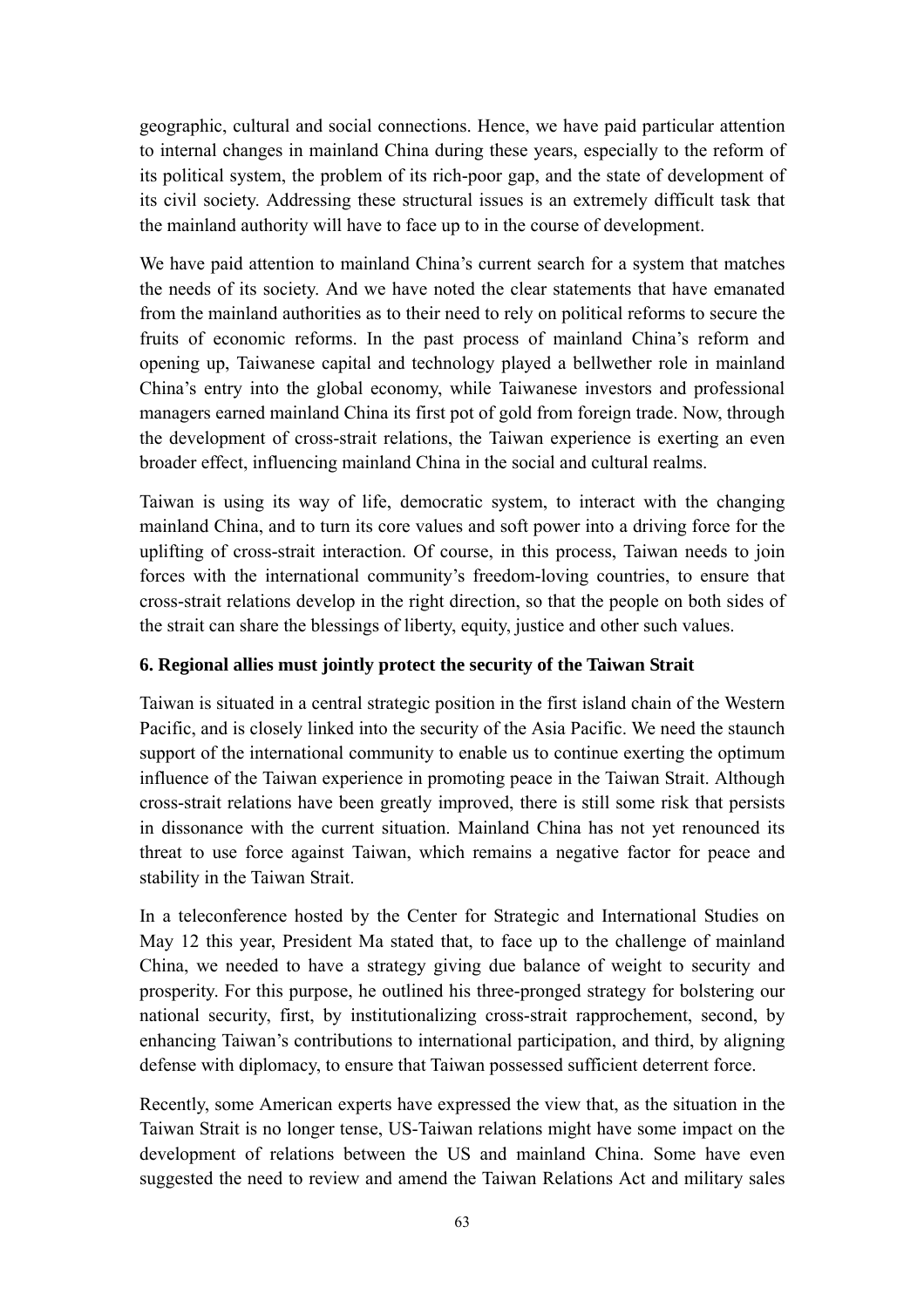geographic, cultural and social connections. Hence, we have paid particular attention to internal changes in mainland China during these years, especially to the reform of its political system, the problem of its rich-poor gap, and the state of development of its civil society. Addressing these structural issues is an extremely difficult task that the mainland authority will have to face up to in the course of development.

We have paid attention to mainland China's current search for a system that matches the needs of its society. And we have noted the clear statements that have emanated from the mainland authorities as to their need to rely on political reforms to secure the fruits of economic reforms. In the past process of mainland China's reform and opening up, Taiwanese capital and technology played a bellwether role in mainland China's entry into the global economy, while Taiwanese investors and professional managers earned mainland China its first pot of gold from foreign trade. Now, through the development of cross-strait relations, the Taiwan experience is exerting an even broader effect, influencing mainland China in the social and cultural realms.

Taiwan is using its way of life, democratic system, to interact with the changing mainland China, and to turn its core values and soft power into a driving force for the uplifting of cross-strait interaction. Of course, in this process, Taiwan needs to join forces with the international community's freedom-loving countries, to ensure that cross-strait relations develop in the right direction, so that the people on both sides of the strait can share the blessings of liberty, equity, justice and other such values.

**6. Regional allies must jointly protect the security of the Taiwan Strait**

Taiwan is situated in a central strategic position in the first island chain of the Western Pacific, and is closely linked into the security of the Asia Pacific. We need the staunch support of the international community to enable us to continue exerting the optimum influence of the Taiwan experience in promoting peace in the Taiwan Strait. Although cross-strait relations have been greatly improved, there is still some risk that persists in dissonance with the current situation. Mainland China has not yet renounced its threat to use force against Taiwan, which remains a negative factor for peace and stability in the Taiwan Strait.

In a teleconference hosted by the Center for Strategic and International Studies on May 12 this year, President Ma stated that, to face up to the challenge of mainland China, we needed to have a strategy giving due balance of weight to security and prosperity. For this purpose, he outlined his three-pronged strategy for bolstering our national security, first, by institutionalizing cross-strait rapprochement, second, by enhancing Taiwan's contributions to international participation, and third, by aligning defense with diplomacy, to ensure that Taiwan possessed sufficient deterrent force.

Recently, some American experts have expressed the view that, as the situation in the Taiwan Strait is no longer tense, US-Taiwan relations might have some impact on the development of relations between the US and mainland China. Some have even suggested the need to review and amend the Taiwan Relations Act and military sales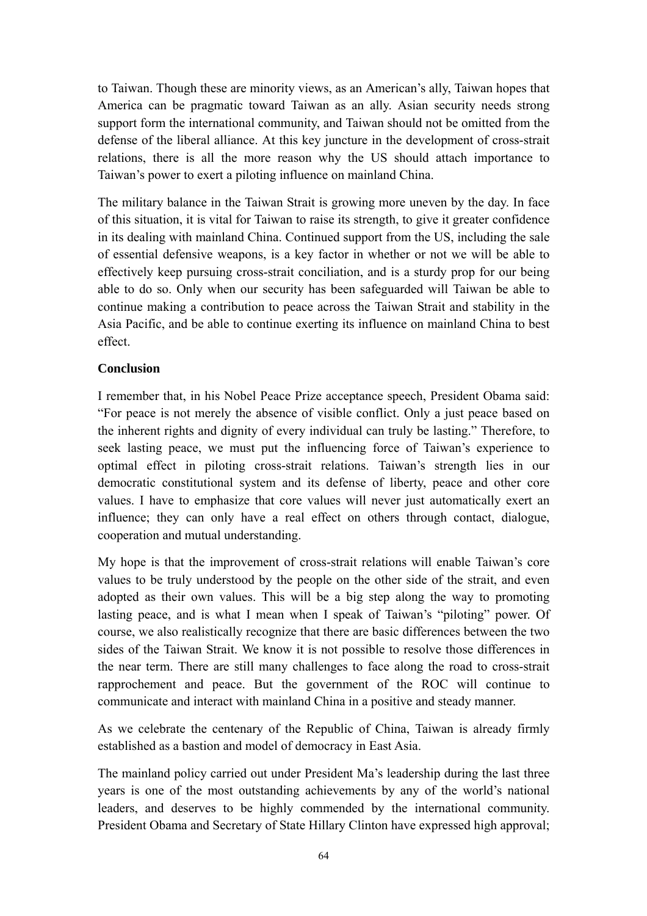to Taiwan. Though these are minority views, as an American's ally, Taiwan hopes that America can be pragmatic toward Taiwan as an ally. Asian security needs strong support form the international community, and Taiwan should not be omitted from the defense of the liberal alliance. At this key juncture in the development of cross-strait relations, there is all the more reason why the US should attach importance to Taiwan's power to exert a piloting influence on mainland China.

The military balance in the Taiwan Strait is growing more uneven by the day. In face of this situation, it is vital for Taiwan to raise its strength, to give it greater confidence in its dealing with mainland China. Continued support from the US, including the sale of essential defensive weapons, is a key factor in whether or not we will be able to effectively keep pursuing cross-strait conciliation, and is a sturdy prop for our being able to do so. Only when our security has been safeguarded will Taiwan be able to continue making a contribution to peace across the Taiwan Strait and stability in the Asia Pacific, and be able to continue exerting its influence on mainland China to best effect.

**Conclusion**

I remember that, in his Nobel Peace Prize acceptance speech, President Obama said: "For peace is not merely the absence of visible conflict. Only a just peace based on the inherent rights and dignity of every individual can truly be lasting." Therefore, to seek lasting peace, we must put the influencing force of Taiwan's experience to optimal effect in piloting cross-strait relations. Taiwan's strength lies in our democratic constitutional system and its defense of liberty, peace and other core values. I have to emphasize that core values will never just automatically exert an influence; they can only have a real effect on others through contact, dialogue, cooperation and mutual understanding.

My hope is that the improvement of cross-strait relations will enable Taiwan's core values to be truly understood by the people on the other side of the strait, and even adopted as their own values. This will be a big step along the way to promoting lasting peace, and is what I mean when I speak of Taiwan's "piloting" power. Of course, we also realistically recognize that there are basic differences between the two sides of the Taiwan Strait. We know it is not possible to resolve those differences in the near term. There are still many challenges to face along the road to cross-strait rapprochement and peace. But the government of the ROC will continue to communicate and interact with mainland China in a positive and steady manner.

As we celebrate the centenary of the Republic of China, Taiwan is already firmly established as a bastion and model of democracy in East Asia.

The mainland policy carried out under President Ma's leadership during the last three years is one of the most outstanding achievements by any of the world's national leaders, and deserves to be highly commended by the international community. President Obama and Secretary of State Hillary Clinton have expressed high approval;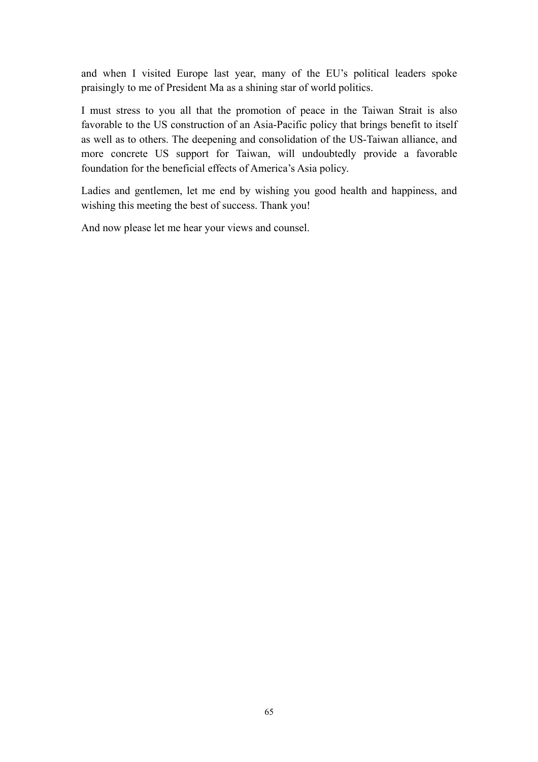and when I visited Europe last year, many of the EU's political leaders spoke praisingly to me of President Ma as a shining star of world politics.

I must stress to you all that the promotion of peace in the Taiwan Strait is also favorable to the US construction of an Asia-Pacific policy that brings benefit to itself as well as to others. The deepening and consolidation of the US-Taiwan alliance, and more concrete US support for Taiwan, will undoubtedly provide a favorable foundation for the beneficial effects of America's Asia policy.

Ladies and gentlemen, let me end by wishing you good health and happiness, and wishing this meeting the best of success. Thank you!

And now please let me hear your views and counsel.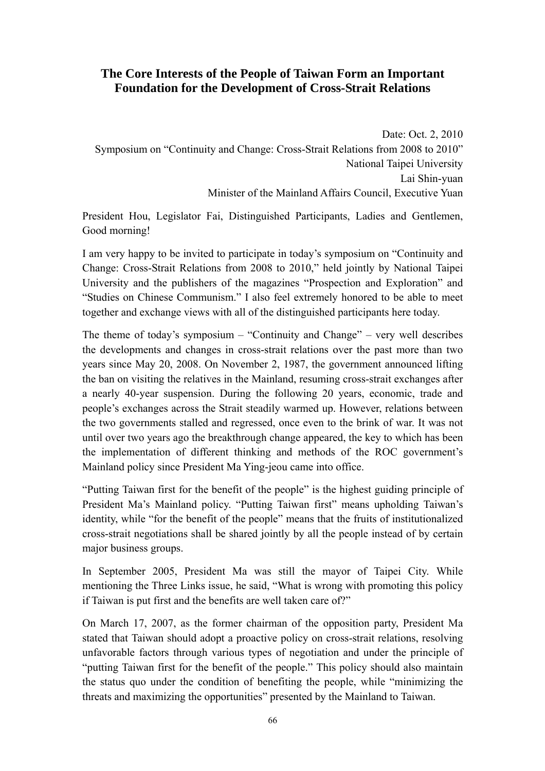## The Core Interests of the People of Taiwan Form an Important Foundation for the Development of Cross-Strait Relations

Date: Oct. 2, 2010
Symposium on "Continuity and Change: Cross-Strait Relations from 2008 to 2010"
National Taipei University
Lai Shin-yuan
Minister of the Mainland Affairs Council, Executive Yuan

President Hou, Legislator Fai, Distinguished Participants, Ladies and Gentlemen, Good morning!

I am very happy to be invited to participate in today's symposium on "Continuity and Change: Cross-Strait Relations from 2008 to 2010," held jointly by National Taipei University and the publishers of the magazines "Prospection and Exploration" and "Studies on Chinese Communism." I also feel extremely honored to be able to meet together and exchange views with all of the distinguished participants here today.

The theme of today's symposium – "Continuity and Change" – very well describes the developments and changes in cross-strait relations over the past more than two years since May 20, 2008. On November 2, 1987, the government announced lifting the ban on visiting the relatives in the Mainland, resuming cross-strait exchanges after a nearly 40-year suspension. During the following 20 years, economic, trade and people's exchanges across the Strait steadily warmed up. However, relations between the two governments stalled and regressed, once even to the brink of war. It was not until over two years ago the breakthrough change appeared, the key to which has been the implementation of different thinking and methods of the ROC government's Mainland policy since President Ma Ying-jeou came into office.

"Putting Taiwan first for the benefit of the people" is the highest guiding principle of President Ma's Mainland policy. "Putting Taiwan first" means upholding Taiwan's identity, while "for the benefit of the people" means that the fruits of institutionalized cross-strait negotiations shall be shared jointly by all the people instead of by certain major business groups.

In September 2005, President Ma was still the mayor of Taipei City. While mentioning the Three Links issue, he said, "What is wrong with promoting this policy if Taiwan is put first and the benefits are well taken care of?"

On March 17, 2007, as the former chairman of the opposition party, President Ma stated that Taiwan should adopt a proactive policy on cross-strait relations, resolving unfavorable factors through various types of negotiation and under the principle of "putting Taiwan first for the benefit of the people." This policy should also maintain the status quo under the condition of benefiting the people, while "minimizing the threats and maximizing the opportunities" presented by the Mainland to Taiwan.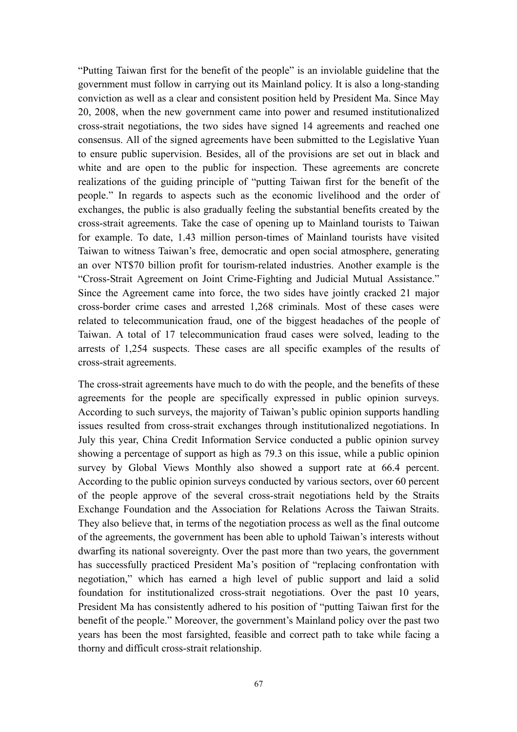"Putting Taiwan first for the benefit of the people" is an inviolable guideline that the government must follow in carrying out its Mainland policy. It is also a long-standing conviction as well as a clear and consistent position held by President Ma. Since May 20, 2008, when the new government came into power and resumed institutionalized cross-strait negotiations, the two sides have signed 14 agreements and reached one consensus. All of the signed agreements have been submitted to the Legislative Yuan to ensure public supervision. Besides, all of the provisions are set out in black and white and are open to the public for inspection. These agreements are concrete realizations of the guiding principle of "putting Taiwan first for the benefit of the people." In regards to aspects such as the economic livelihood and the order of exchanges, the public is also gradually feeling the substantial benefits created by the cross-strait agreements. Take the case of opening up to Mainland tourists to Taiwan for example. To date, 1.43 million person-times of Mainland tourists have visited Taiwan to witness Taiwan's free, democratic and open social atmosphere, generating an over NT$70 billion profit for tourism-related industries. Another example is the "Cross-Strait Agreement on Joint Crime-Fighting and Judicial Mutual Assistance." Since the Agreement came into force, the two sides have jointly cracked 21 major cross-border crime cases and arrested 1,268 criminals. Most of these cases were related to telecommunication fraud, one of the biggest headaches of the people of Taiwan. A total of 17 telecommunication fraud cases were solved, leading to the arrests of 1,254 suspects. These cases are all specific examples of the results of cross-strait agreements.

The cross-strait agreements have much to do with the people, and the benefits of these agreements for the people are specifically expressed in public opinion surveys. According to such surveys, the majority of Taiwan's public opinion supports handling issues resulted from cross-strait exchanges through institutionalized negotiations. In July this year, China Credit Information Service conducted a public opinion survey showing a percentage of support as high as 79.3 on this issue, while a public opinion survey by Global Views Monthly also showed a support rate at 66.4 percent. According to the public opinion surveys conducted by various sectors, over 60 percent of the people approve of the several cross-strait negotiations held by the Straits Exchange Foundation and the Association for Relations Across the Taiwan Straits. They also believe that, in terms of the negotiation process as well as the final outcome of the agreements, the government has been able to uphold Taiwan's interests without dwarfing its national sovereignty. Over the past more than two years, the government has successfully practiced President Ma's position of "replacing confrontation with negotiation," which has earned a high level of public support and laid a solid foundation for institutionalized cross-strait negotiations. Over the past 10 years, President Ma has consistently adhered to his position of "putting Taiwan first for the benefit of the people." Moreover, the government's Mainland policy over the past two years has been the most farsighted, feasible and correct path to take while facing a thorny and difficult cross-strait relationship.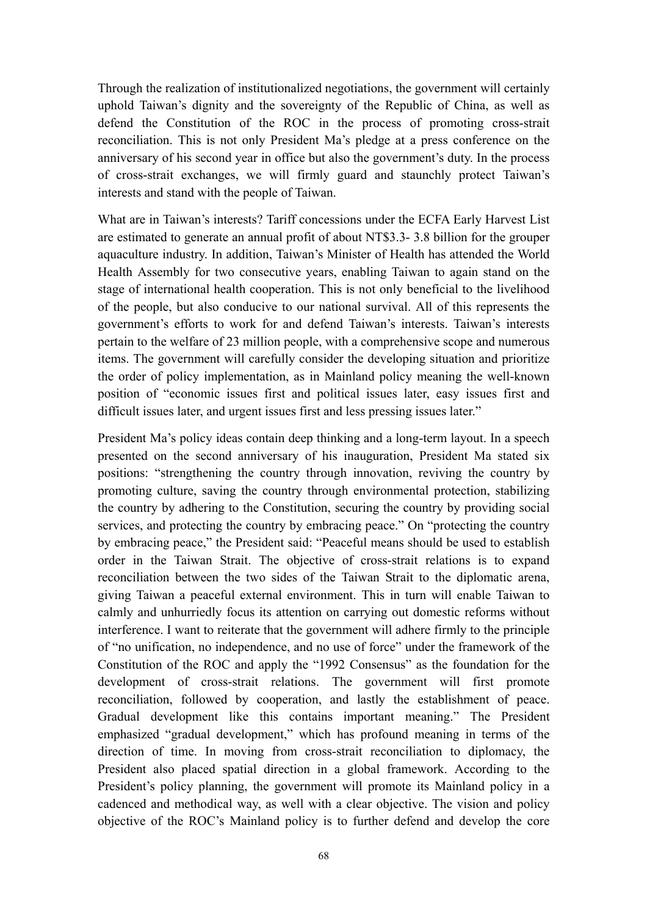Through the realization of institutionalized negotiations, the government will certainly uphold Taiwan's dignity and the sovereignty of the Republic of China, as well as defend the Constitution of the ROC in the process of promoting cross-strait reconciliation. This is not only President Ma's pledge at a press conference on the anniversary of his second year in office but also the government's duty. In the process of cross-strait exchanges, we will firmly guard and staunchly protect Taiwan's interests and stand with the people of Taiwan.

What are in Taiwan's interests? Tariff concessions under the ECFA Early Harvest List are estimated to generate an annual profit of about NT$3.3- 3.8 billion for the grouper aquaculture industry. In addition, Taiwan's Minister of Health has attended the World Health Assembly for two consecutive years, enabling Taiwan to again stand on the stage of international health cooperation. This is not only beneficial to the livelihood of the people, but also conducive to our national survival. All of this represents the government's efforts to work for and defend Taiwan's interests. Taiwan's interests pertain to the welfare of 23 million people, with a comprehensive scope and numerous items. The government will carefully consider the developing situation and prioritize the order of policy implementation, as in Mainland policy meaning the well-known position of "economic issues first and political issues later, easy issues first and difficult issues later, and urgent issues first and less pressing issues later."

President Ma's policy ideas contain deep thinking and a long-term layout. In a speech presented on the second anniversary of his inauguration, President Ma stated six positions: "strengthening the country through innovation, reviving the country by promoting culture, saving the country through environmental protection, stabilizing the country by adhering to the Constitution, securing the country by providing social services, and protecting the country by embracing peace." On "protecting the country by embracing peace," the President said: "Peaceful means should be used to establish order in the Taiwan Strait. The objective of cross-strait relations is to expand reconciliation between the two sides of the Taiwan Strait to the diplomatic arena, giving Taiwan a peaceful external environment. This in turn will enable Taiwan to calmly and unhurriedly focus its attention on carrying out domestic reforms without interference. I want to reiterate that the government will adhere firmly to the principle of "no unification, no independence, and no use of force" under the framework of the Constitution of the ROC and apply the "1992 Consensus" as the foundation for the development of cross-strait relations. The government will first promote reconciliation, followed by cooperation, and lastly the establishment of peace. Gradual development like this contains important meaning." The President emphasized "gradual development," which has profound meaning in terms of the direction of time. In moving from cross-strait reconciliation to diplomacy, the President also placed spatial direction in a global framework. According to the President's policy planning, the government will promote its Mainland policy in a cadenced and methodical way, as well with a clear objective. The vision and policy objective of the ROC's Mainland policy is to further defend and develop the core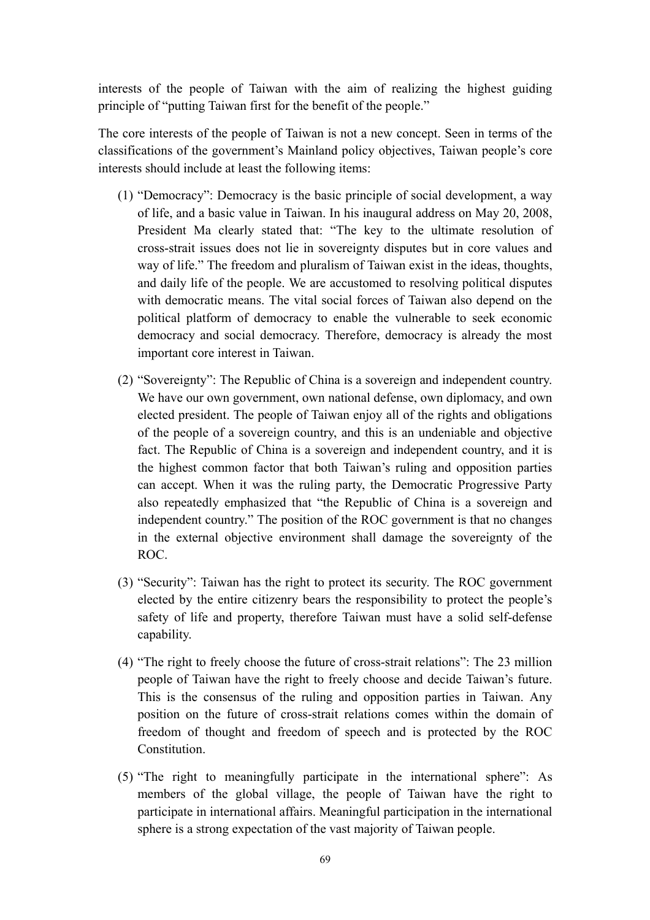interests of the people of Taiwan with the aim of realizing the highest guiding principle of "putting Taiwan first for the benefit of the people."

The core interests of the people of Taiwan is not a new concept. Seen in terms of the classifications of the government's Mainland policy objectives, Taiwan people's core interests should include at least the following items:

(1) "Democracy": Democracy is the basic principle of social development, a way of life, and a basic value in Taiwan. In his inaugural address on May 20, 2008, President Ma clearly stated that: "The key to the ultimate resolution of cross-strait issues does not lie in sovereignty disputes but in core values and way of life." The freedom and pluralism of Taiwan exist in the ideas, thoughts, and daily life of the people. We are accustomed to resolving political disputes with democratic means. The vital social forces of Taiwan also depend on the political platform of democracy to enable the vulnerable to seek economic democracy and social democracy. Therefore, democracy is already the most important core interest in Taiwan.

(2) "Sovereignty": The Republic of China is a sovereign and independent country. We have our own government, own national defense, own diplomacy, and own elected president. The people of Taiwan enjoy all of the rights and obligations of the people of a sovereign country, and this is an undeniable and objective fact. The Republic of China is a sovereign and independent country, and it is the highest common factor that both Taiwan's ruling and opposition parties can accept. When it was the ruling party, the Democratic Progressive Party also repeatedly emphasized that "the Republic of China is a sovereign and independent country." The position of the ROC government is that no changes in the external objective environment shall damage the sovereignty of the ROC.

(3) "Security": Taiwan has the right to protect its security. The ROC government elected by the entire citizenry bears the responsibility to protect the people's safety of life and property, therefore Taiwan must have a solid self-defense capability.

(4) "The right to freely choose the future of cross-strait relations": The 23 million people of Taiwan have the right to freely choose and decide Taiwan's future. This is the consensus of the ruling and opposition parties in Taiwan. Any position on the future of cross-strait relations comes within the domain of freedom of thought and freedom of speech and is protected by the ROC Constitution.

(5) "The right to meaningfully participate in the international sphere": As members of the global village, the people of Taiwan have the right to participate in international affairs. Meaningful participation in the international sphere is a strong expectation of the vast majority of Taiwan people.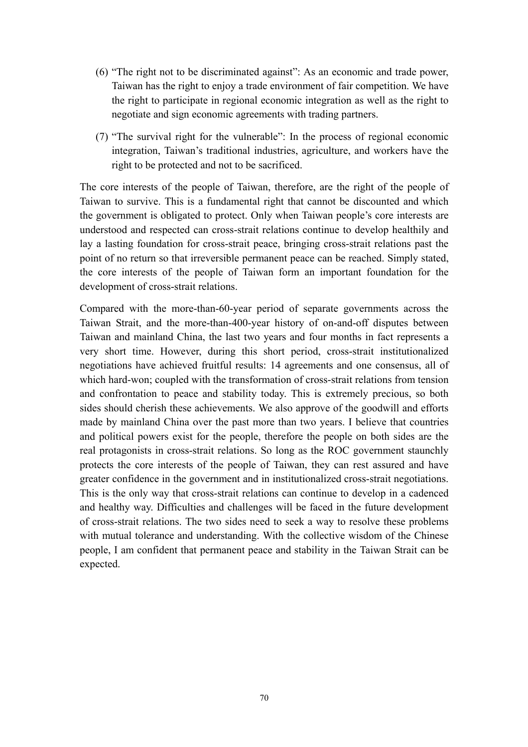(6) "The right not to be discriminated against": As an economic and trade power, Taiwan has the right to enjoy a trade environment of fair competition. We have the right to participate in regional economic integration as well as the right to negotiate and sign economic agreements with trading partners.

(7) "The survival right for the vulnerable": In the process of regional economic integration, Taiwan's traditional industries, agriculture, and workers have the right to be protected and not to be sacrificed.

The core interests of the people of Taiwan, therefore, are the right of the people of Taiwan to survive. This is a fundamental right that cannot be discounted and which the government is obligated to protect. Only when Taiwan people's core interests are understood and respected can cross-strait relations continue to develop healthily and lay a lasting foundation for cross-strait peace, bringing cross-strait relations past the point of no return so that irreversible permanent peace can be reached. Simply stated, the core interests of the people of Taiwan form an important foundation for the development of cross-strait relations.

Compared with the more-than-60-year period of separate governments across the Taiwan Strait, and the more-than-400-year history of on-and-off disputes between Taiwan and mainland China, the last two years and four months in fact represents a very short time. However, during this short period, cross-strait institutionalized negotiations have achieved fruitful results: 14 agreements and one consensus, all of which hard-won; coupled with the transformation of cross-strait relations from tension and confrontation to peace and stability today. This is extremely precious, so both sides should cherish these achievements. We also approve of the goodwill and efforts made by mainland China over the past more than two years. I believe that countries and political powers exist for the people, therefore the people on both sides are the real protagonists in cross-strait relations. So long as the ROC government staunchly protects the core interests of the people of Taiwan, they can rest assured and have greater confidence in the government and in institutionalized cross-strait negotiations. This is the only way that cross-strait relations can continue to develop in a cadenced and healthy way. Difficulties and challenges will be faced in the future development of cross-strait relations. The two sides need to seek a way to resolve these problems with mutual tolerance and understanding. With the collective wisdom of the Chinese people, I am confident that permanent peace and stability in the Taiwan Strait can be expected.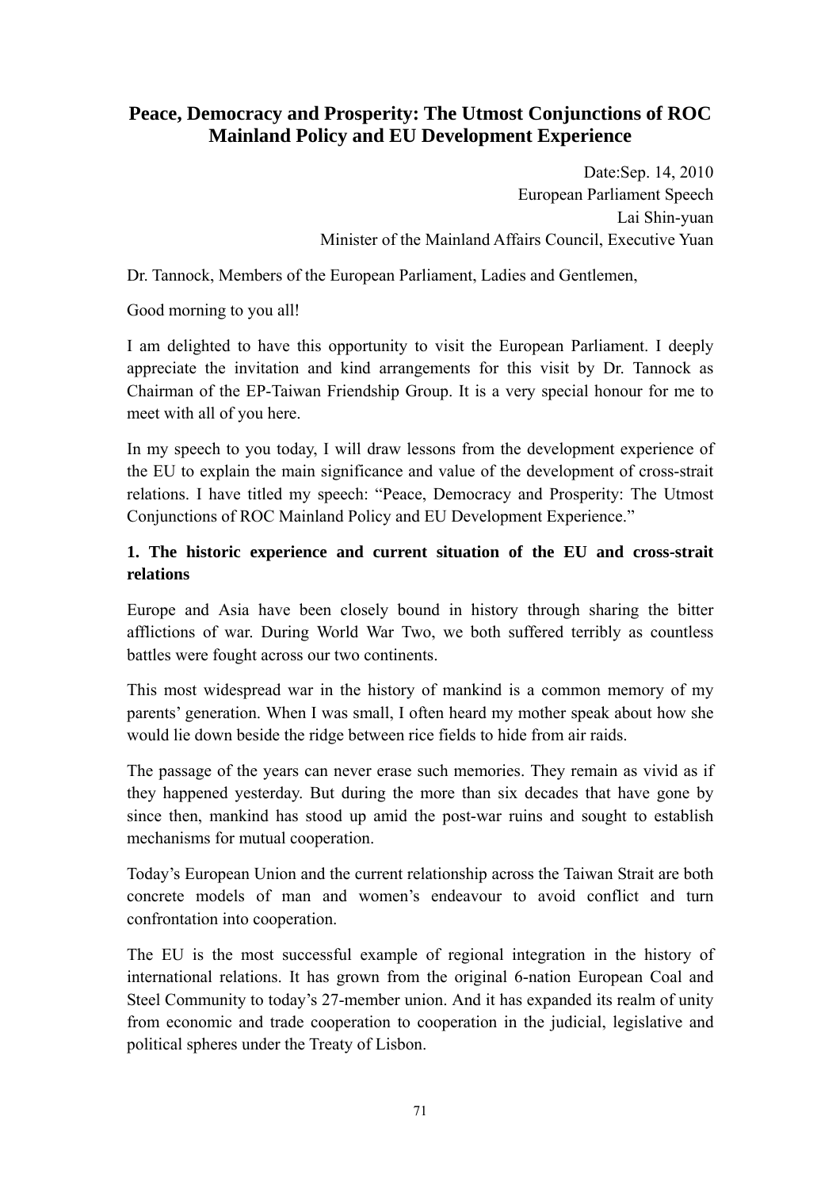# Peace, Democracy and Prosperity: The Utmost Conjunctions of ROC Mainland Policy and EU Development Experience

Date:Sep. 14, 2010
European Parliament Speech
Lai Shin-yuan
Minister of the Mainland Affairs Council, Executive Yuan

Dr. Tannock, Members of the European Parliament, Ladies and Gentlemen,

Good morning to you all!

I am delighted to have this opportunity to visit the European Parliament. I deeply appreciate the invitation and kind arrangements for this visit by Dr. Tannock as Chairman of the EP-Taiwan Friendship Group. It is a very special honour for me to meet with all of you here.

In my speech to you today, I will draw lessons from the development experience of the EU to explain the main significance and value of the development of cross-strait relations. I have titled my speech: "Peace, Democracy and Prosperity: The Utmost Conjunctions of ROC Mainland Policy and EU Development Experience."

## 1. The historic experience and current situation of the EU and cross-strait relations

Europe and Asia have been closely bound in history through sharing the bitter afflictions of war. During World War Two, we both suffered terribly as countless battles were fought across our two continents.

This most widespread war in the history of mankind is a common memory of my parents' generation. When I was small, I often heard my mother speak about how she would lie down beside the ridge between rice fields to hide from air raids.

The passage of the years can never erase such memories. They remain as vivid as if they happened yesterday. But during the more than six decades that have gone by since then, mankind has stood up amid the post-war ruins and sought to establish mechanisms for mutual cooperation.

Today's European Union and the current relationship across the Taiwan Strait are both concrete models of man and women's endeavour to avoid conflict and turn confrontation into cooperation.

The EU is the most successful example of regional integration in the history of international relations. It has grown from the original 6-nation European Coal and Steel Community to today's 27-member union. And it has expanded its realm of unity from economic and trade cooperation to cooperation in the judicial, legislative and political spheres under the Treaty of Lisbon.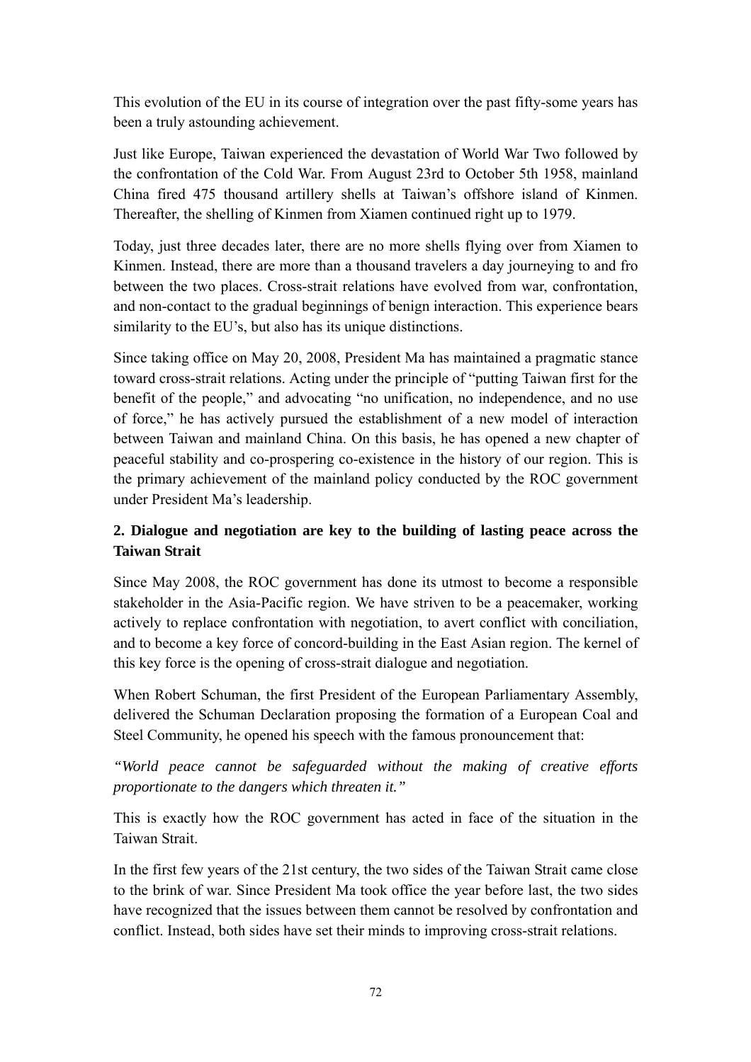This evolution of the EU in its course of integration over the past fifty-some years has been a truly astounding achievement.

Just like Europe, Taiwan experienced the devastation of World War Two followed by the confrontation of the Cold War. From August 23rd to October 5th 1958, mainland China fired 475 thousand artillery shells at Taiwan's offshore island of Kinmen. Thereafter, the shelling of Kinmen from Xiamen continued right up to 1979.

Today, just three decades later, there are no more shells flying over from Xiamen to Kinmen. Instead, there are more than a thousand travelers a day journeying to and fro between the two places. Cross-strait relations have evolved from war, confrontation, and non-contact to the gradual beginnings of benign interaction. This experience bears similarity to the EU's, but also has its unique distinctions.

Since taking office on May 20, 2008, President Ma has maintained a pragmatic stance toward cross-strait relations. Acting under the principle of "putting Taiwan first for the benefit of the people," and advocating "no unification, no independence, and no use of force," he has actively pursued the establishment of a new model of interaction between Taiwan and mainland China. On this basis, he has opened a new chapter of peaceful stability and co-prospering co-existence in the history of our region. This is the primary achievement of the mainland policy conducted by the ROC government under President Ma's leadership.

**2. Dialogue and negotiation are key to the building of lasting peace across the Taiwan Strait**

Since May 2008, the ROC government has done its utmost to become a responsible stakeholder in the Asia-Pacific region. We have striven to be a peacemaker, working actively to replace confrontation with negotiation, to avert conflict with conciliation, and to become a key force of concord-building in the East Asian region. The kernel of this key force is the opening of cross-strait dialogue and negotiation.

When Robert Schuman, the first President of the European Parliamentary Assembly, delivered the Schuman Declaration proposing the formation of a European Coal and Steel Community, he opened his speech with the famous pronouncement that:

*"World peace cannot be safeguarded without the making of creative efforts proportionate to the dangers which threaten it."*

This is exactly how the ROC government has acted in face of the situation in the Taiwan Strait.

In the first few years of the 21st century, the two sides of the Taiwan Strait came close to the brink of war. Since President Ma took office the year before last, the two sides have recognized that the issues between them cannot be resolved by confrontation and conflict. Instead, both sides have set their minds to improving cross-strait relations.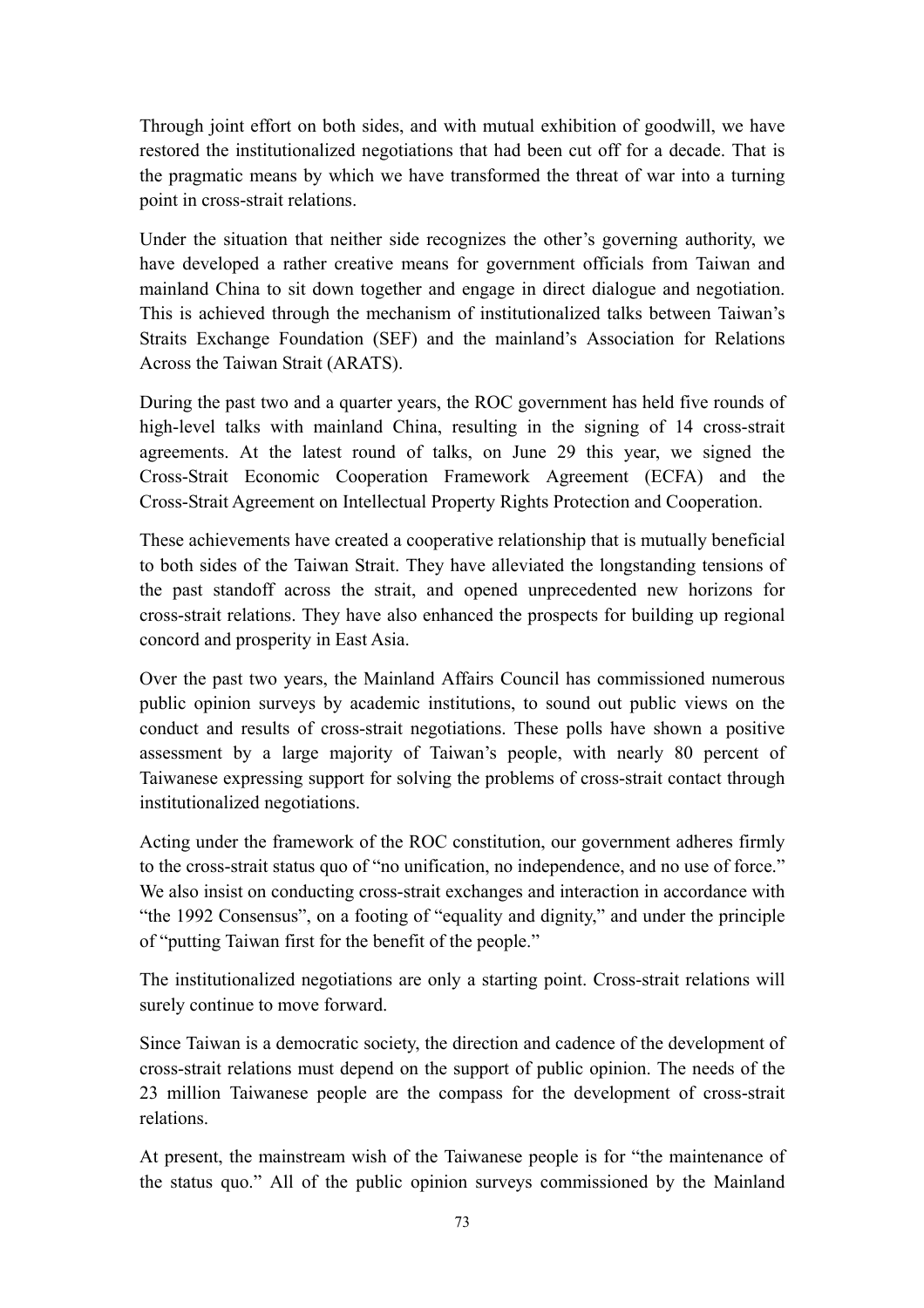Through joint effort on both sides, and with mutual exhibition of goodwill, we have restored the institutionalized negotiations that had been cut off for a decade. That is the pragmatic means by which we have transformed the threat of war into a turning point in cross-strait relations.

Under the situation that neither side recognizes the other's governing authority, we have developed a rather creative means for government officials from Taiwan and mainland China to sit down together and engage in direct dialogue and negotiation. This is achieved through the mechanism of institutionalized talks between Taiwan's Straits Exchange Foundation (SEF) and the mainland's Association for Relations Across the Taiwan Strait (ARATS).

During the past two and a quarter years, the ROC government has held five rounds of high-level talks with mainland China, resulting in the signing of 14 cross-strait agreements. At the latest round of talks, on June 29 this year, we signed the Cross-Strait Economic Cooperation Framework Agreement (ECFA) and the Cross-Strait Agreement on Intellectual Property Rights Protection and Cooperation.

These achievements have created a cooperative relationship that is mutually beneficial to both sides of the Taiwan Strait. They have alleviated the longstanding tensions of the past standoff across the strait, and opened unprecedented new horizons for cross-strait relations. They have also enhanced the prospects for building up regional concord and prosperity in East Asia.

Over the past two years, the Mainland Affairs Council has commissioned numerous public opinion surveys by academic institutions, to sound out public views on the conduct and results of cross-strait negotiations. These polls have shown a positive assessment by a large majority of Taiwan's people, with nearly 80 percent of Taiwanese expressing support for solving the problems of cross-strait contact through institutionalized negotiations.

Acting under the framework of the ROC constitution, our government adheres firmly to the cross-strait status quo of "no unification, no independence, and no use of force." We also insist on conducting cross-strait exchanges and interaction in accordance with "the 1992 Consensus", on a footing of "equality and dignity," and under the principle of "putting Taiwan first for the benefit of the people."

The institutionalized negotiations are only a starting point. Cross-strait relations will surely continue to move forward.

Since Taiwan is a democratic society, the direction and cadence of the development of cross-strait relations must depend on the support of public opinion. The needs of the 23 million Taiwanese people are the compass for the development of cross-strait relations.

At present, the mainstream wish of the Taiwanese people is for "the maintenance of the status quo." All of the public opinion surveys commissioned by the Mainland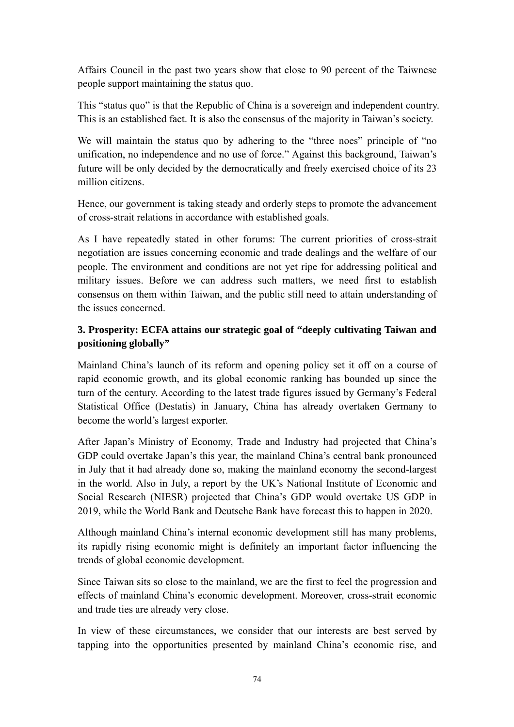Affairs Council in the past two years show that close to 90 percent of the Taiwnese people support maintaining the status quo.

This "status quo" is that the Republic of China is a sovereign and independent country. This is an established fact. It is also the consensus of the majority in Taiwan's society.

We will maintain the status quo by adhering to the "three noes" principle of "no unification, no independence and no use of force." Against this background, Taiwan's future will be only decided by the democratically and freely exercised choice of its 23 million citizens.

Hence, our government is taking steady and orderly steps to promote the advancement of cross-strait relations in accordance with established goals.

As I have repeatedly stated in other forums: The current priorities of cross-strait negotiation are issues concerning economic and trade dealings and the welfare of our people. The environment and conditions are not yet ripe for addressing political and military issues. Before we can address such matters, we need first to establish consensus on them within Taiwan, and the public still need to attain understanding of the issues concerned.

**3. Prosperity: ECFA attains our strategic goal of "deeply cultivating Taiwan and positioning globally"**

Mainland China's launch of its reform and opening policy set it off on a course of rapid economic growth, and its global economic ranking has bounded up since the turn of the century. According to the latest trade figures issued by Germany's Federal Statistical Office (Destatis) in January, China has already overtaken Germany to become the world's largest exporter.

After Japan's Ministry of Economy, Trade and Industry had projected that China's GDP could overtake Japan's this year, the mainland China's central bank pronounced in July that it had already done so, making the mainland economy the second-largest in the world. Also in July, a report by the UK's National Institute of Economic and Social Research (NIESR) projected that China's GDP would overtake US GDP in 2019, while the World Bank and Deutsche Bank have forecast this to happen in 2020.

Although mainland China's internal economic development still has many problems, its rapidly rising economic might is definitely an important factor influencing the trends of global economic development.

Since Taiwan sits so close to the mainland, we are the first to feel the progression and effects of mainland China's economic development. Moreover, cross-strait economic and trade ties are already very close.

In view of these circumstances, we consider that our interests are best served by tapping into the opportunities presented by mainland China's economic rise, and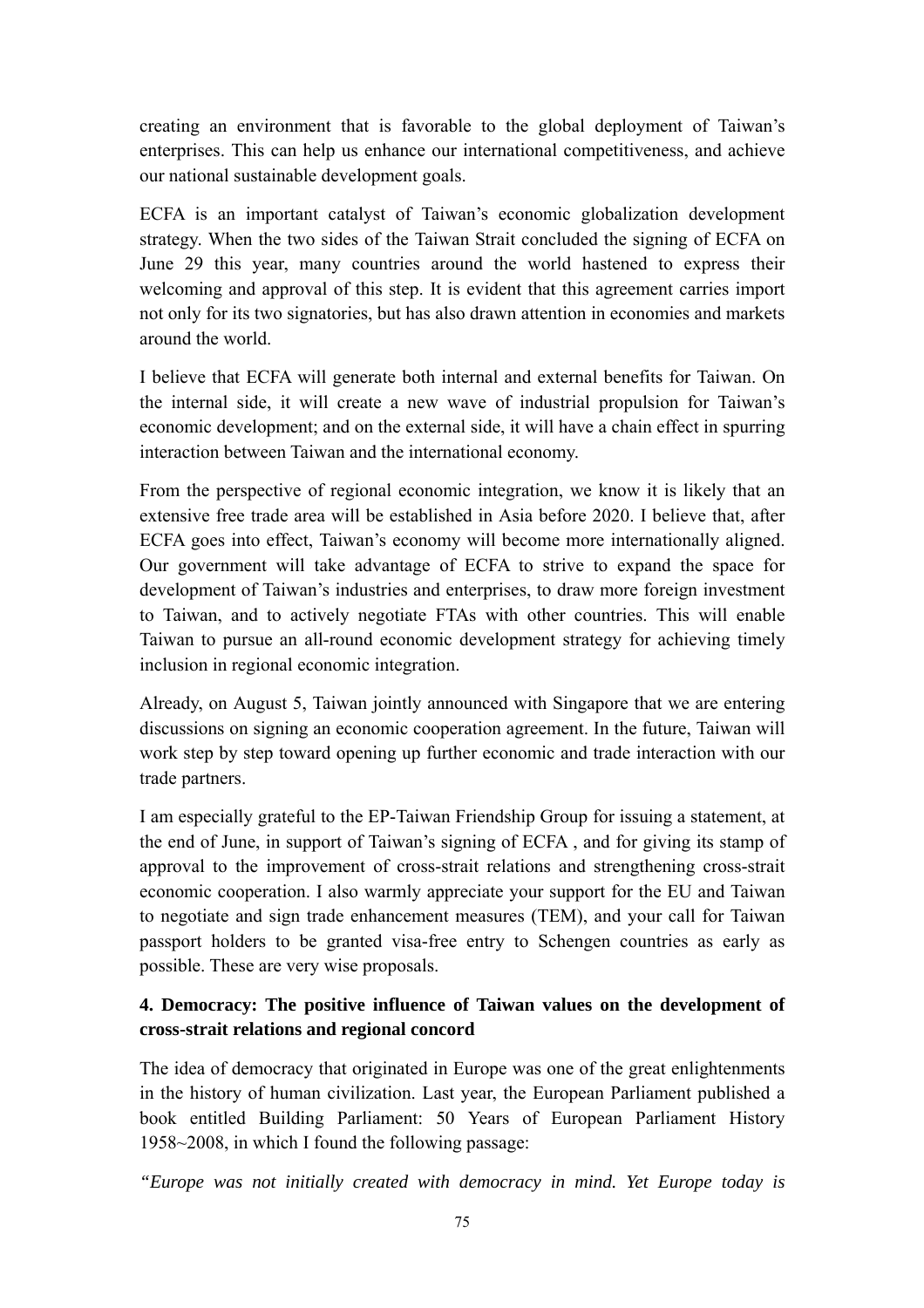creating an environment that is favorable to the global deployment of Taiwan's enterprises. This can help us enhance our international competitiveness, and achieve our national sustainable development goals.

ECFA is an important catalyst of Taiwan's economic globalization development strategy. When the two sides of the Taiwan Strait concluded the signing of ECFA on June 29 this year, many countries around the world hastened to express their welcoming and approval of this step. It is evident that this agreement carries import not only for its two signatories, but has also drawn attention in economies and markets around the world.

I believe that ECFA will generate both internal and external benefits for Taiwan. On the internal side, it will create a new wave of industrial propulsion for Taiwan's economic development; and on the external side, it will have a chain effect in spurring interaction between Taiwan and the international economy.

From the perspective of regional economic integration, we know it is likely that an extensive free trade area will be established in Asia before 2020. I believe that, after ECFA goes into effect, Taiwan's economy will become more internationally aligned. Our government will take advantage of ECFA to strive to expand the space for development of Taiwan's industries and enterprises, to draw more foreign investment to Taiwan, and to actively negotiate FTAs with other countries. This will enable Taiwan to pursue an all-round economic development strategy for achieving timely inclusion in regional economic integration.

Already, on August 5, Taiwan jointly announced with Singapore that we are entering discussions on signing an economic cooperation agreement. In the future, Taiwan will work step by step toward opening up further economic and trade interaction with our trade partners.

I am especially grateful to the EP-Taiwan Friendship Group for issuing a statement, at the end of June, in support of Taiwan's signing of ECFA , and for giving its stamp of approval to the improvement of cross-strait relations and strengthening cross-strait economic cooperation. I also warmly appreciate your support for the EU and Taiwan to negotiate and sign trade enhancement measures (TEM), and your call for Taiwan passport holders to be granted visa-free entry to Schengen countries as early as possible. These are very wise proposals.

### 4. Democracy: The positive influence of Taiwan values on the development of cross-strait relations and regional concord

The idea of democracy that originated in Europe was one of the great enlightenments in the history of human civilization. Last year, the European Parliament published a book entitled Building Parliament: 50 Years of European Parliament History 1958~2008, in which I found the following passage:

*"Europe was not initially created with democracy in mind. Yet Europe today is*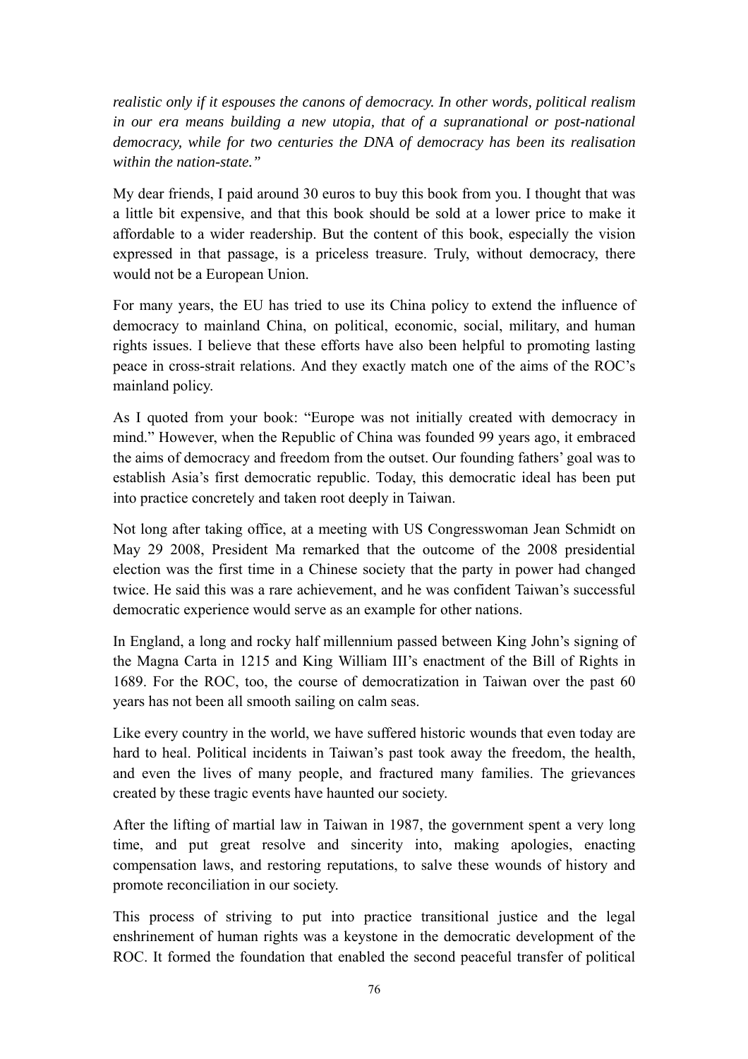*realistic only if it espouses the canons of democracy. In other words, political realism in our era means building a new utopia, that of a supranational or post-national democracy, while for two centuries the DNA of democracy has been its realisation within the nation-state."*

My dear friends, I paid around 30 euros to buy this book from you. I thought that was a little bit expensive, and that this book should be sold at a lower price to make it affordable to a wider readership. But the content of this book, especially the vision expressed in that passage, is a priceless treasure. Truly, without democracy, there would not be a European Union.

For many years, the EU has tried to use its China policy to extend the influence of democracy to mainland China, on political, economic, social, military, and human rights issues. I believe that these efforts have also been helpful to promoting lasting peace in cross-strait relations. And they exactly match one of the aims of the ROC's mainland policy.

As I quoted from your book: "Europe was not initially created with democracy in mind." However, when the Republic of China was founded 99 years ago, it embraced the aims of democracy and freedom from the outset. Our founding fathers' goal was to establish Asia's first democratic republic. Today, this democratic ideal has been put into practice concretely and taken root deeply in Taiwan.

Not long after taking office, at a meeting with US Congresswoman Jean Schmidt on May 29 2008, President Ma remarked that the outcome of the 2008 presidential election was the first time in a Chinese society that the party in power had changed twice. He said this was a rare achievement, and he was confident Taiwan's successful democratic experience would serve as an example for other nations.

In England, a long and rocky half millennium passed between King John's signing of the Magna Carta in 1215 and King William III's enactment of the Bill of Rights in 1689. For the ROC, too, the course of democratization in Taiwan over the past 60 years has not been all smooth sailing on calm seas.

Like every country in the world, we have suffered historic wounds that even today are hard to heal. Political incidents in Taiwan's past took away the freedom, the health, and even the lives of many people, and fractured many families. The grievances created by these tragic events have haunted our society.

After the lifting of martial law in Taiwan in 1987, the government spent a very long time, and put great resolve and sincerity into, making apologies, enacting compensation laws, and restoring reputations, to salve these wounds of history and promote reconciliation in our society.

This process of striving to put into practice transitional justice and the legal enshrinement of human rights was a keystone in the democratic development of the ROC. It formed the foundation that enabled the second peaceful transfer of political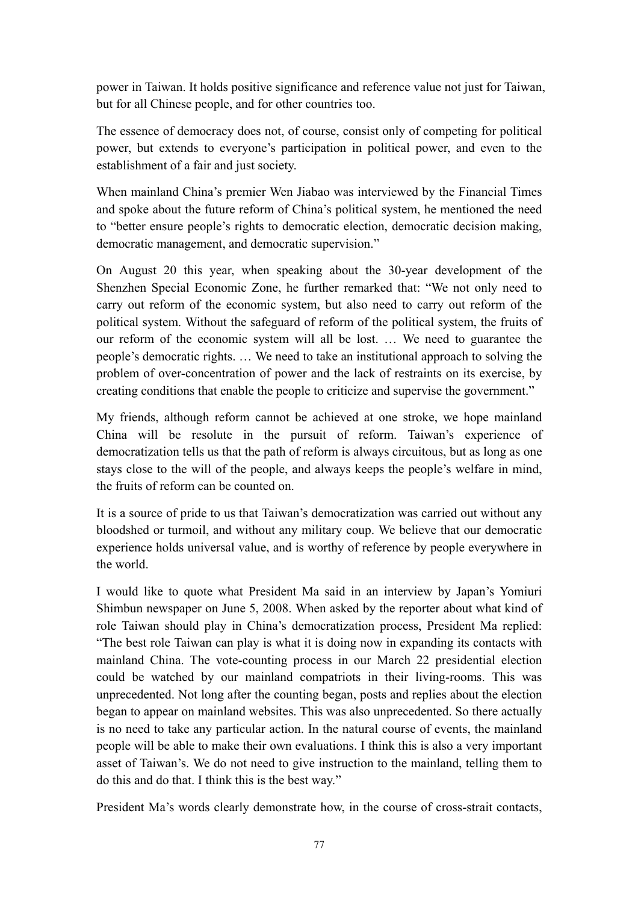power in Taiwan. It holds positive significance and reference value not just for Taiwan, but for all Chinese people, and for other countries too.

The essence of democracy does not, of course, consist only of competing for political power, but extends to everyone's participation in political power, and even to the establishment of a fair and just society.

When mainland China's premier Wen Jiabao was interviewed by the Financial Times and spoke about the future reform of China's political system, he mentioned the need to "better ensure people's rights to democratic election, democratic decision making, democratic management, and democratic supervision."

On August 20 this year, when speaking about the 30-year development of the Shenzhen Special Economic Zone, he further remarked that: "We not only need to carry out reform of the economic system, but also need to carry out reform of the political system. Without the safeguard of reform of the political system, the fruits of our reform of the economic system will all be lost. … We need to guarantee the people's democratic rights. … We need to take an institutional approach to solving the problem of over-concentration of power and the lack of restraints on its exercise, by creating conditions that enable the people to criticize and supervise the government."

My friends, although reform cannot be achieved at one stroke, we hope mainland China will be resolute in the pursuit of reform. Taiwan's experience of democratization tells us that the path of reform is always circuitous, but as long as one stays close to the will of the people, and always keeps the people's welfare in mind, the fruits of reform can be counted on.

It is a source of pride to us that Taiwan's democratization was carried out without any bloodshed or turmoil, and without any military coup. We believe that our democratic experience holds universal value, and is worthy of reference by people everywhere in the world.

I would like to quote what President Ma said in an interview by Japan's Yomiuri Shimbun newspaper on June 5, 2008. When asked by the reporter about what kind of role Taiwan should play in China's democratization process, President Ma replied: "The best role Taiwan can play is what it is doing now in expanding its contacts with mainland China. The vote-counting process in our March 22 presidential election could be watched by our mainland compatriots in their living-rooms. This was unprecedented. Not long after the counting began, posts and replies about the election began to appear on mainland websites. This was also unprecedented. So there actually is no need to take any particular action. In the natural course of events, the mainland people will be able to make their own evaluations. I think this is also a very important asset of Taiwan's. We do not need to give instruction to the mainland, telling them to do this and do that. I think this is the best way."

President Ma's words clearly demonstrate how, in the course of cross-strait contacts,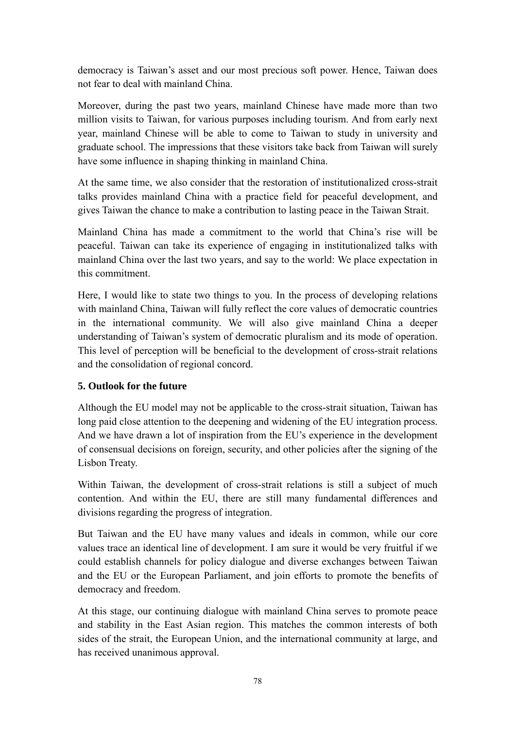democracy is Taiwan's asset and our most precious soft power. Hence, Taiwan does not fear to deal with mainland China.

Moreover, during the past two years, mainland Chinese have made more than two million visits to Taiwan, for various purposes including tourism. And from early next year, mainland Chinese will be able to come to Taiwan to study in university and graduate school. The impressions that these visitors take back from Taiwan will surely have some influence in shaping thinking in mainland China.

At the same time, we also consider that the restoration of institutionalized cross-strait talks provides mainland China with a practice field for peaceful development, and gives Taiwan the chance to make a contribution to lasting peace in the Taiwan Strait.

Mainland China has made a commitment to the world that China's rise will be peaceful. Taiwan can take its experience of engaging in institutionalized talks with mainland China over the last two years, and say to the world: We place expectation in this commitment.

Here, I would like to state two things to you. In the process of developing relations with mainland China, Taiwan will fully reflect the core values of democratic countries in the international community. We will also give mainland China a deeper understanding of Taiwan's system of democratic pluralism and its mode of operation. This level of perception will be beneficial to the development of cross-strait relations and the consolidation of regional concord.

**5. Outlook for the future**

Although the EU model may not be applicable to the cross-strait situation, Taiwan has long paid close attention to the deepening and widening of the EU integration process. And we have drawn a lot of inspiration from the EU's experience in the development of consensual decisions on foreign, security, and other policies after the signing of the Lisbon Treaty.

Within Taiwan, the development of cross-strait relations is still a subject of much contention. And within the EU, there are still many fundamental differences and divisions regarding the progress of integration.

But Taiwan and the EU have many values and ideals in common, while our core values trace an identical line of development. I am sure it would be very fruitful if we could establish channels for policy dialogue and diverse exchanges between Taiwan and the EU or the European Parliament, and join efforts to promote the benefits of democracy and freedom.

At this stage, our continuing dialogue with mainland China serves to promote peace and stability in the East Asian region. This matches the common interests of both sides of the strait, the European Union, and the international community at large, and has received unanimous approval.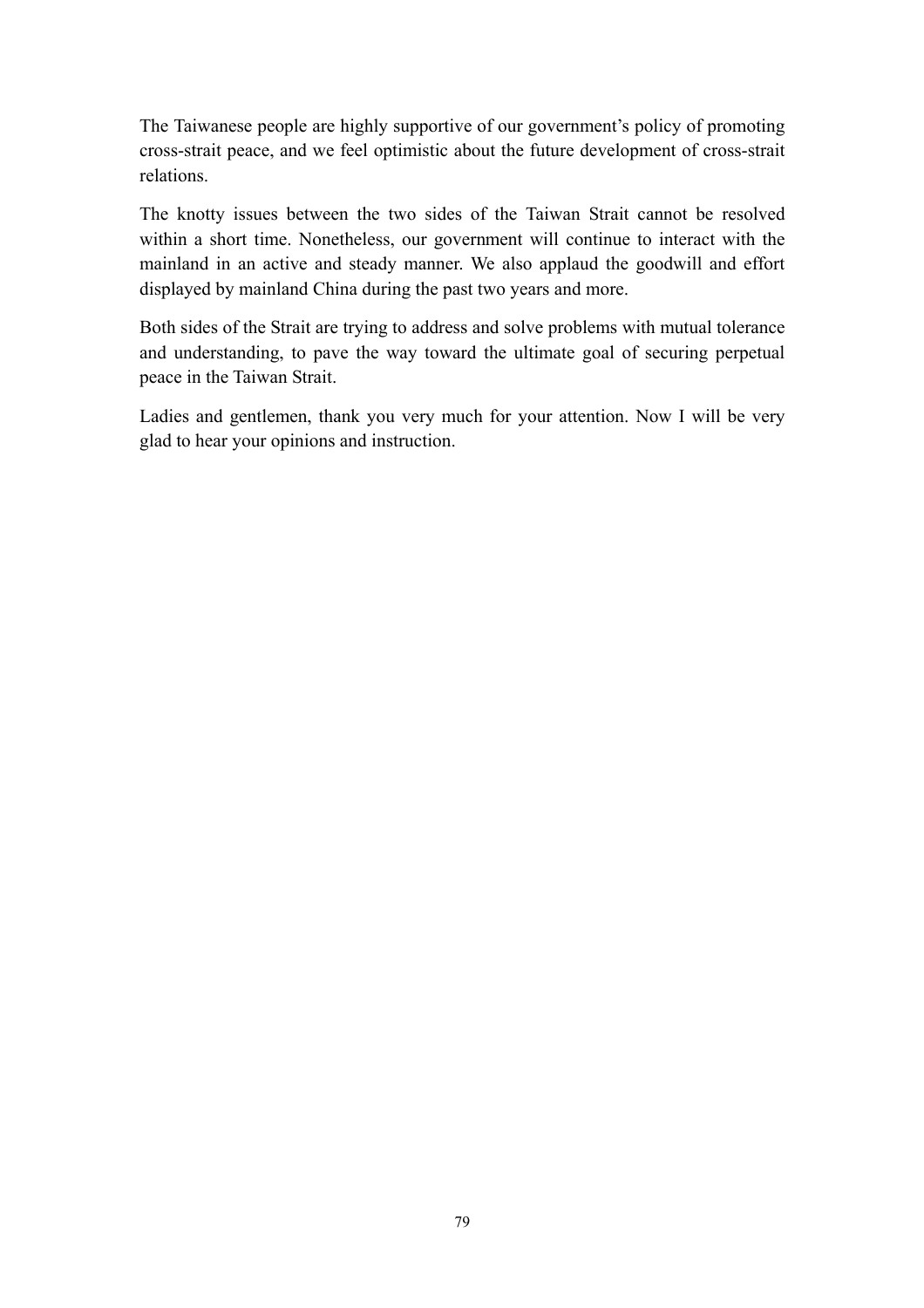The Taiwanese people are highly supportive of our government's policy of promoting cross-strait peace, and we feel optimistic about the future development of cross-strait relations.

The knotty issues between the two sides of the Taiwan Strait cannot be resolved within a short time. Nonetheless, our government will continue to interact with the mainland in an active and steady manner. We also applaud the goodwill and effort displayed by mainland China during the past two years and more.

Both sides of the Strait are trying to address and solve problems with mutual tolerance and understanding, to pave the way toward the ultimate goal of securing perpetual peace in the Taiwan Strait.

Ladies and gentlemen, thank you very much for your attention. Now I will be very glad to hear your opinions and instruction.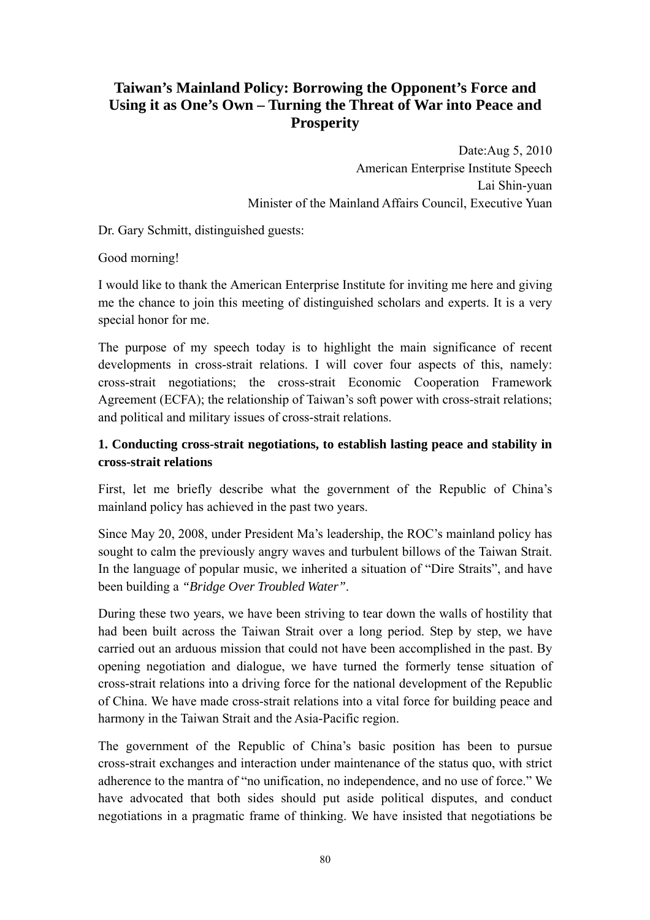# Taiwan's Mainland Policy: Borrowing the Opponent's Force and Using it as One's Own – Turning the Threat of War into Peace and Prosperity

Date:Aug 5, 2010  
American Enterprise Institute Speech  
Lai Shin-yuan  
Minister of the Mainland Affairs Council, Executive Yuan

Dr. Gary Schmitt, distinguished guests:

Good morning!

I would like to thank the American Enterprise Institute for inviting me here and giving me the chance to join this meeting of distinguished scholars and experts. It is a very special honor for me.

The purpose of my speech today is to highlight the main significance of recent developments in cross-strait relations. I will cover four aspects of this, namely: cross-strait negotiations; the cross-strait Economic Cooperation Framework Agreement (ECFA); the relationship of Taiwan's soft power with cross-strait relations; and political and military issues of cross-strait relations.

**1. Conducting cross-strait negotiations, to establish lasting peace and stability in cross-strait relations**

First, let me briefly describe what the government of the Republic of China's mainland policy has achieved in the past two years.

Since May 20, 2008, under President Ma's leadership, the ROC's mainland policy has sought to calm the previously angry waves and turbulent billows of the Taiwan Strait. In the language of popular music, we inherited a situation of "Dire Straits", and have been building a *"Bridge Over Troubled Water"*.

During these two years, we have been striving to tear down the walls of hostility that had been built across the Taiwan Strait over a long period. Step by step, we have carried out an arduous mission that could not have been accomplished in the past. By opening negotiation and dialogue, we have turned the formerly tense situation of cross-strait relations into a driving force for the national development of the Republic of China. We have made cross-strait relations into a vital force for building peace and harmony in the Taiwan Strait and the Asia-Pacific region.

The government of the Republic of China's basic position has been to pursue cross-strait exchanges and interaction under maintenance of the status quo, with strict adherence to the mantra of "no unification, no independence, and no use of force." We have advocated that both sides should put aside political disputes, and conduct negotiations in a pragmatic frame of thinking. We have insisted that negotiations be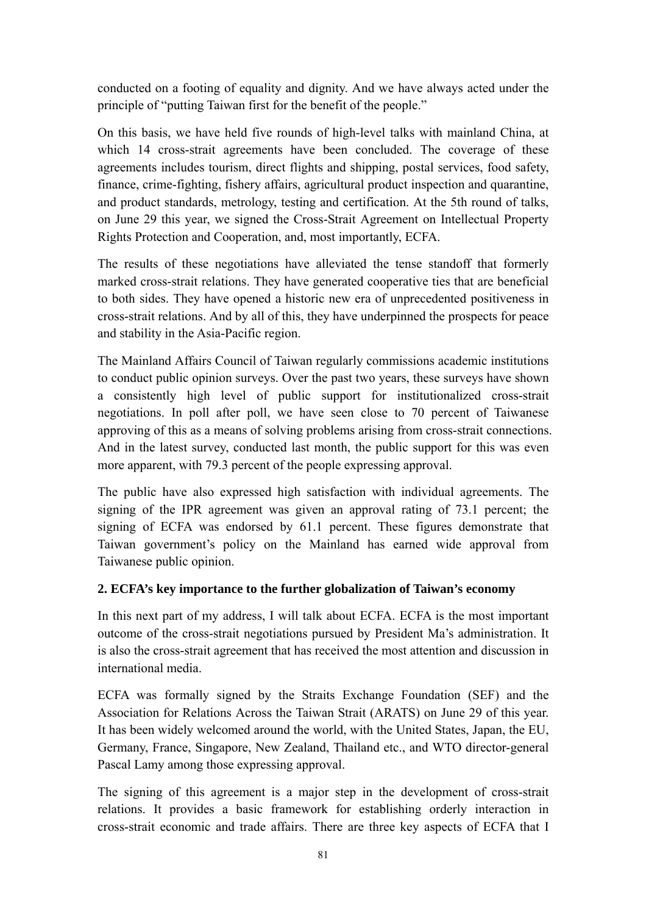conducted on a footing of equality and dignity. And we have always acted under the principle of "putting Taiwan first for the benefit of the people."

On this basis, we have held five rounds of high-level talks with mainland China, at which 14 cross-strait agreements have been concluded. The coverage of these agreements includes tourism, direct flights and shipping, postal services, food safety, finance, crime-fighting, fishery affairs, agricultural product inspection and quarantine, and product standards, metrology, testing and certification. At the 5th round of talks, on June 29 this year, we signed the Cross-Strait Agreement on Intellectual Property Rights Protection and Cooperation, and, most importantly, ECFA.

The results of these negotiations have alleviated the tense standoff that formerly marked cross-strait relations. They have generated cooperative ties that are beneficial to both sides. They have opened a historic new era of unprecedented positiveness in cross-strait relations. And by all of this, they have underpinned the prospects for peace and stability in the Asia-Pacific region.

The Mainland Affairs Council of Taiwan regularly commissions academic institutions to conduct public opinion surveys. Over the past two years, these surveys have shown a consistently high level of public support for institutionalized cross-strait negotiations. In poll after poll, we have seen close to 70 percent of Taiwanese approving of this as a means of solving problems arising from cross-strait connections. And in the latest survey, conducted last month, the public support for this was even more apparent, with 79.3 percent of the people expressing approval.

The public have also expressed high satisfaction with individual agreements. The signing of the IPR agreement was given an approval rating of 73.1 percent; the signing of ECFA was endorsed by 61.1 percent. These figures demonstrate that Taiwan government's policy on the Mainland has earned wide approval from Taiwanese public opinion.

**2. ECFA's key importance to the further globalization of Taiwan's economy**

In this next part of my address, I will talk about ECFA. ECFA is the most important outcome of the cross-strait negotiations pursued by President Ma's administration. It is also the cross-strait agreement that has received the most attention and discussion in international media.

ECFA was formally signed by the Straits Exchange Foundation (SEF) and the Association for Relations Across the Taiwan Strait (ARATS) on June 29 of this year. It has been widely welcomed around the world, with the United States, Japan, the EU, Germany, France, Singapore, New Zealand, Thailand etc., and WTO director-general Pascal Lamy among those expressing approval.

The signing of this agreement is a major step in the development of cross-strait relations. It provides a basic framework for establishing orderly interaction in cross-strait economic and trade affairs. There are three key aspects of ECFA that I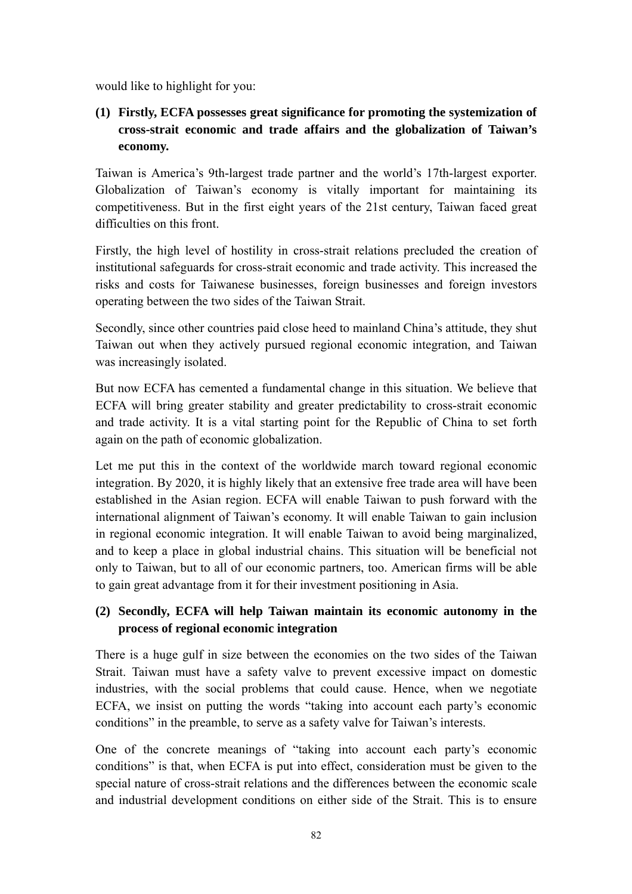would like to highlight for you:

**(1) Firstly, ECFA possesses great significance for promoting the systemization of cross-strait economic and trade affairs and the globalization of Taiwan's economy.**

Taiwan is America's 9th-largest trade partner and the world's 17th-largest exporter. Globalization of Taiwan's economy is vitally important for maintaining its competitiveness. But in the first eight years of the 21st century, Taiwan faced great difficulties on this front.

Firstly, the high level of hostility in cross-strait relations precluded the creation of institutional safeguards for cross-strait economic and trade activity. This increased the risks and costs for Taiwanese businesses, foreign businesses and foreign investors operating between the two sides of the Taiwan Strait.

Secondly, since other countries paid close heed to mainland China's attitude, they shut Taiwan out when they actively pursued regional economic integration, and Taiwan was increasingly isolated.

But now ECFA has cemented a fundamental change in this situation. We believe that ECFA will bring greater stability and greater predictability to cross-strait economic and trade activity. It is a vital starting point for the Republic of China to set forth again on the path of economic globalization.

Let me put this in the context of the worldwide march toward regional economic integration. By 2020, it is highly likely that an extensive free trade area will have been established in the Asian region. ECFA will enable Taiwan to push forward with the international alignment of Taiwan's economy. It will enable Taiwan to gain inclusion in regional economic integration. It will enable Taiwan to avoid being marginalized, and to keep a place in global industrial chains. This situation will be beneficial not only to Taiwan, but to all of our economic partners, too. American firms will be able to gain great advantage from it for their investment positioning in Asia.

**(2) Secondly, ECFA will help Taiwan maintain its economic autonomy in the process of regional economic integration**

There is a huge gulf in size between the economies on the two sides of the Taiwan Strait. Taiwan must have a safety valve to prevent excessive impact on domestic industries, with the social problems that could cause. Hence, when we negotiate ECFA, we insist on putting the words "taking into account each party's economic conditions" in the preamble, to serve as a safety valve for Taiwan's interests.

One of the concrete meanings of "taking into account each party's economic conditions" is that, when ECFA is put into effect, consideration must be given to the special nature of cross-strait relations and the differences between the economic scale and industrial development conditions on either side of the Strait. This is to ensure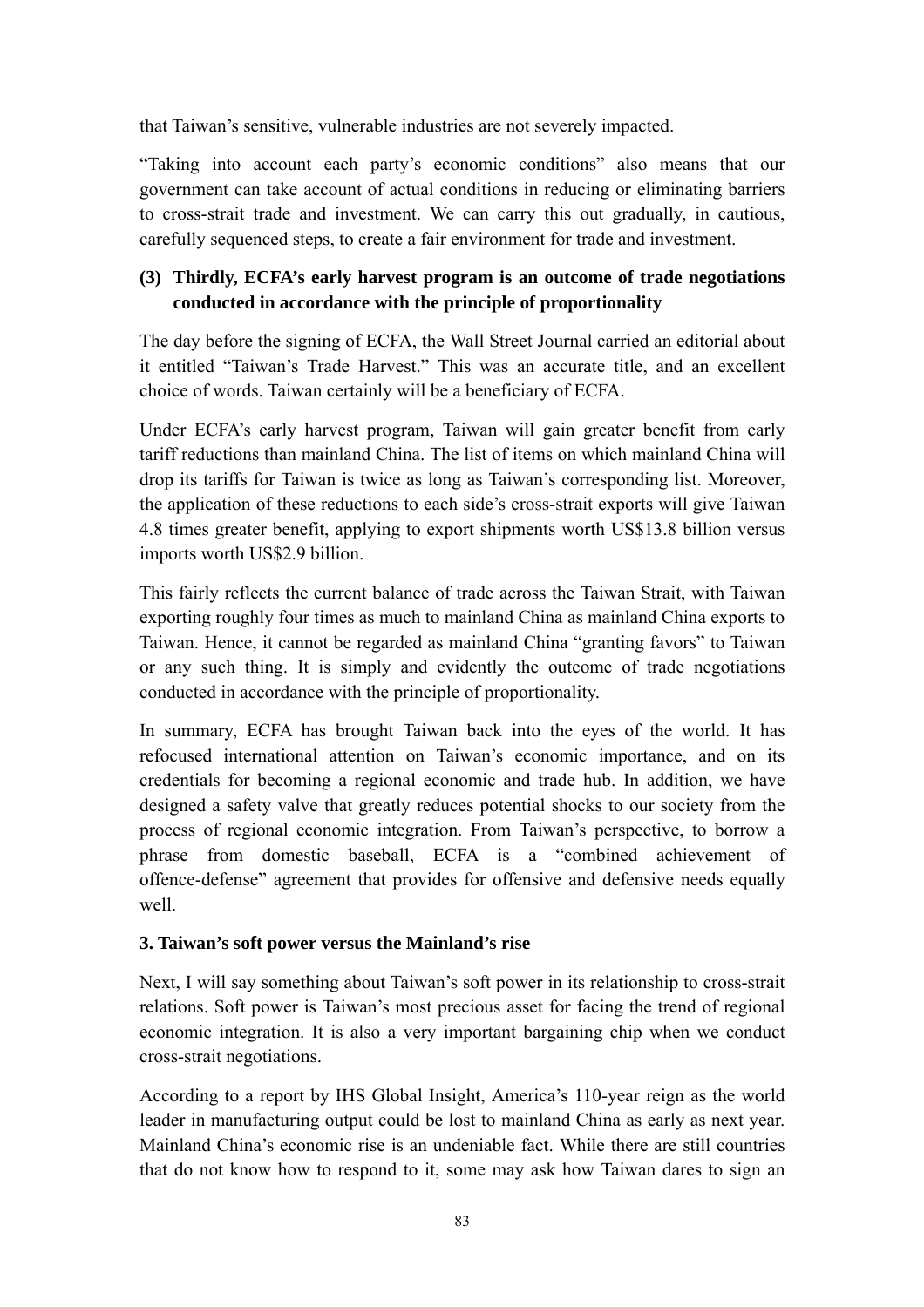that Taiwan's sensitive, vulnerable industries are not severely impacted.

"Taking into account each party's economic conditions" also means that our government can take account of actual conditions in reducing or eliminating barriers to cross-strait trade and investment. We can carry this out gradually, in cautious, carefully sequenced steps, to create a fair environment for trade and investment.

**(3) Thirdly, ECFA's early harvest program is an outcome of trade negotiations conducted in accordance with the principle of proportionality**

The day before the signing of ECFA, the Wall Street Journal carried an editorial about it entitled "Taiwan's Trade Harvest." This was an accurate title, and an excellent choice of words. Taiwan certainly will be a beneficiary of ECFA.

Under ECFA's early harvest program, Taiwan will gain greater benefit from early tariff reductions than mainland China. The list of items on which mainland China will drop its tariffs for Taiwan is twice as long as Taiwan's corresponding list. Moreover, the application of these reductions to each side's cross-strait exports will give Taiwan 4.8 times greater benefit, applying to export shipments worth US$13.8 billion versus imports worth US$2.9 billion.

This fairly reflects the current balance of trade across the Taiwan Strait, with Taiwan exporting roughly four times as much to mainland China as mainland China exports to Taiwan. Hence, it cannot be regarded as mainland China "granting favors" to Taiwan or any such thing. It is simply and evidently the outcome of trade negotiations conducted in accordance with the principle of proportionality.

In summary, ECFA has brought Taiwan back into the eyes of the world. It has refocused international attention on Taiwan's economic importance, and on its credentials for becoming a regional economic and trade hub. In addition, we have designed a safety valve that greatly reduces potential shocks to our society from the process of regional economic integration. From Taiwan's perspective, to borrow a phrase from domestic baseball, ECFA is a "combined achievement of offence-defense" agreement that provides for offensive and defensive needs equally well.

**3. Taiwan's soft power versus the Mainland's rise**

Next, I will say something about Taiwan's soft power in its relationship to cross-strait relations. Soft power is Taiwan's most precious asset for facing the trend of regional economic integration. It is also a very important bargaining chip when we conduct cross-strait negotiations.

According to a report by IHS Global Insight, America's 110-year reign as the world leader in manufacturing output could be lost to mainland China as early as next year. Mainland China's economic rise is an undeniable fact. While there are still countries that do not know how to respond to it, some may ask how Taiwan dares to sign an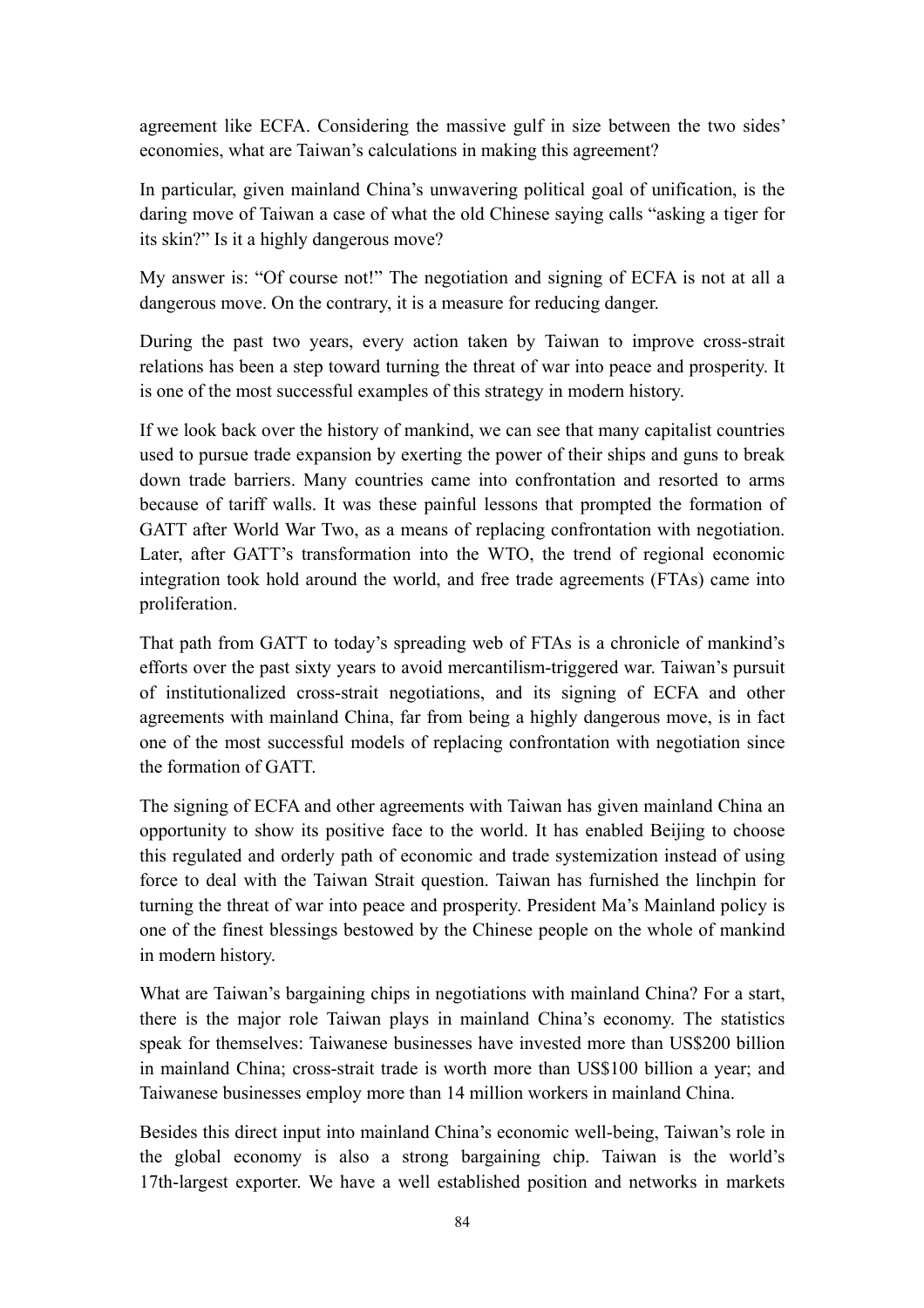agreement like ECFA. Considering the massive gulf in size between the two sides' economies, what are Taiwan's calculations in making this agreement?

In particular, given mainland China's unwavering political goal of unification, is the daring move of Taiwan a case of what the old Chinese saying calls "asking a tiger for its skin?" Is it a highly dangerous move?

My answer is: "Of course not!" The negotiation and signing of ECFA is not at all a dangerous move. On the contrary, it is a measure for reducing danger.

During the past two years, every action taken by Taiwan to improve cross-strait relations has been a step toward turning the threat of war into peace and prosperity. It is one of the most successful examples of this strategy in modern history.

If we look back over the history of mankind, we can see that many capitalist countries used to pursue trade expansion by exerting the power of their ships and guns to break down trade barriers. Many countries came into confrontation and resorted to arms because of tariff walls. It was these painful lessons that prompted the formation of GATT after World War Two, as a means of replacing confrontation with negotiation. Later, after GATT's transformation into the WTO, the trend of regional economic integration took hold around the world, and free trade agreements (FTAs) came into proliferation.

That path from GATT to today's spreading web of FTAs is a chronicle of mankind's efforts over the past sixty years to avoid mercantilism-triggered war. Taiwan's pursuit of institutionalized cross-strait negotiations, and its signing of ECFA and other agreements with mainland China, far from being a highly dangerous move, is in fact one of the most successful models of replacing confrontation with negotiation since the formation of GATT.

The signing of ECFA and other agreements with Taiwan has given mainland China an opportunity to show its positive face to the world. It has enabled Beijing to choose this regulated and orderly path of economic and trade systemization instead of using force to deal with the Taiwan Strait question. Taiwan has furnished the linchpin for turning the threat of war into peace and prosperity. President Ma's Mainland policy is one of the finest blessings bestowed by the Chinese people on the whole of mankind in modern history.

What are Taiwan's bargaining chips in negotiations with mainland China? For a start, there is the major role Taiwan plays in mainland China's economy. The statistics speak for themselves: Taiwanese businesses have invested more than US$200 billion in mainland China; cross-strait trade is worth more than US$100 billion a year; and Taiwanese businesses employ more than 14 million workers in mainland China.

Besides this direct input into mainland China's economic well-being, Taiwan's role in the global economy is also a strong bargaining chip. Taiwan is the world's 17th-largest exporter. We have a well established position and networks in markets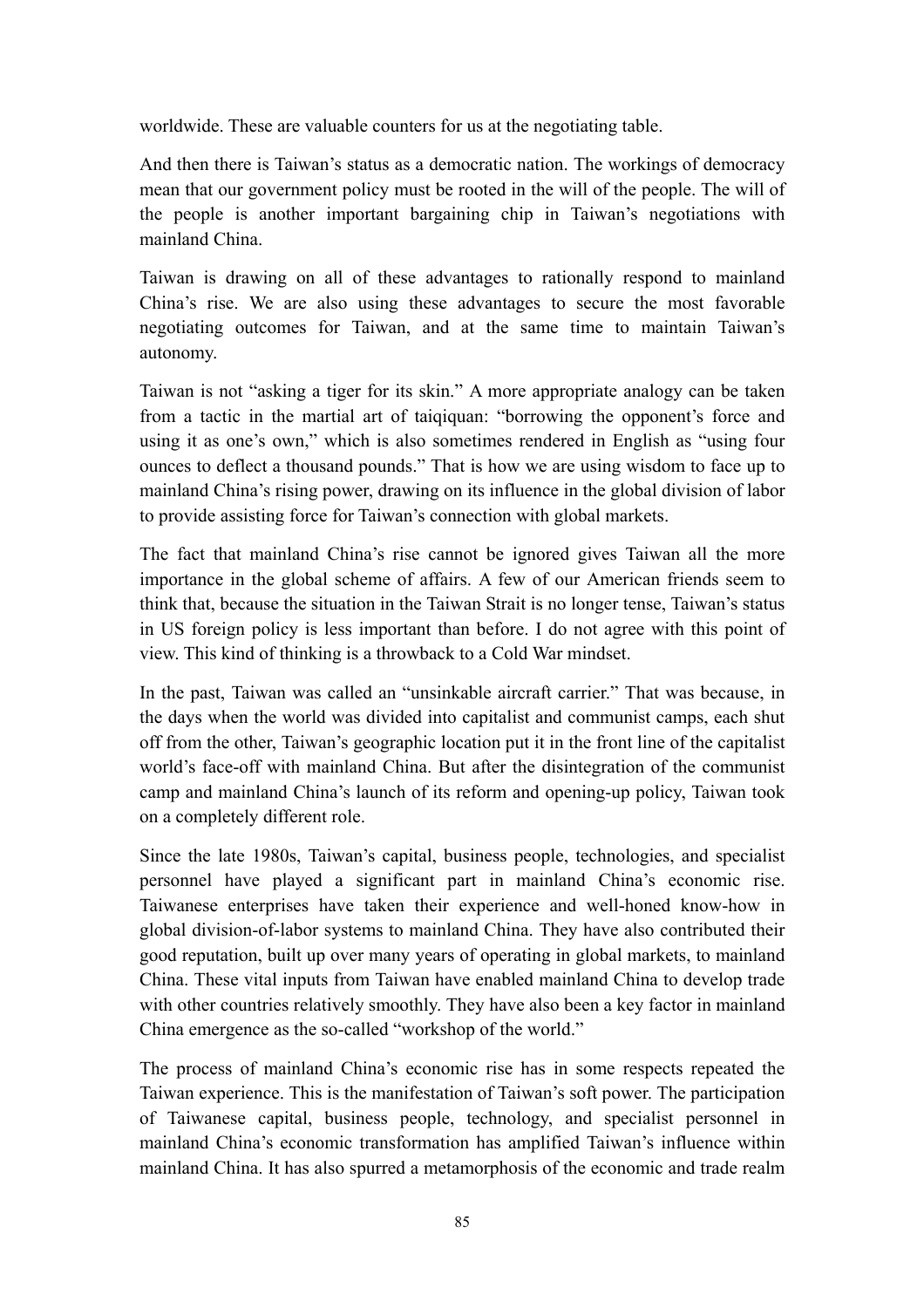worldwide. These are valuable counters for us at the negotiating table.

And then there is Taiwan's status as a democratic nation. The workings of democracy mean that our government policy must be rooted in the will of the people. The will of the people is another important bargaining chip in Taiwan's negotiations with mainland China.

Taiwan is drawing on all of these advantages to rationally respond to mainland China's rise. We are also using these advantages to secure the most favorable negotiating outcomes for Taiwan, and at the same time to maintain Taiwan's autonomy.

Taiwan is not "asking a tiger for its skin." A more appropriate analogy can be taken from a tactic in the martial art of taiqiquan: "borrowing the opponent's force and using it as one's own," which is also sometimes rendered in English as "using four ounces to deflect a thousand pounds." That is how we are using wisdom to face up to mainland China's rising power, drawing on its influence in the global division of labor to provide assisting force for Taiwan's connection with global markets.

The fact that mainland China's rise cannot be ignored gives Taiwan all the more importance in the global scheme of affairs. A few of our American friends seem to think that, because the situation in the Taiwan Strait is no longer tense, Taiwan's status in US foreign policy is less important than before. I do not agree with this point of view. This kind of thinking is a throwback to a Cold War mindset.

In the past, Taiwan was called an "unsinkable aircraft carrier." That was because, in the days when the world was divided into capitalist and communist camps, each shut off from the other, Taiwan's geographic location put it in the front line of the capitalist world's face-off with mainland China. But after the disintegration of the communist camp and mainland China's launch of its reform and opening-up policy, Taiwan took on a completely different role.

Since the late 1980s, Taiwan's capital, business people, technologies, and specialist personnel have played a significant part in mainland China's economic rise. Taiwanese enterprises have taken their experience and well-honed know-how in global division-of-labor systems to mainland China. They have also contributed their good reputation, built up over many years of operating in global markets, to mainland China. These vital inputs from Taiwan have enabled mainland China to develop trade with other countries relatively smoothly. They have also been a key factor in mainland China emergence as the so-called "workshop of the world."

The process of mainland China's economic rise has in some respects repeated the Taiwan experience. This is the manifestation of Taiwan's soft power. The participation of Taiwanese capital, business people, technology, and specialist personnel in mainland China's economic transformation has amplified Taiwan's influence within mainland China. It has also spurred a metamorphosis of the economic and trade realm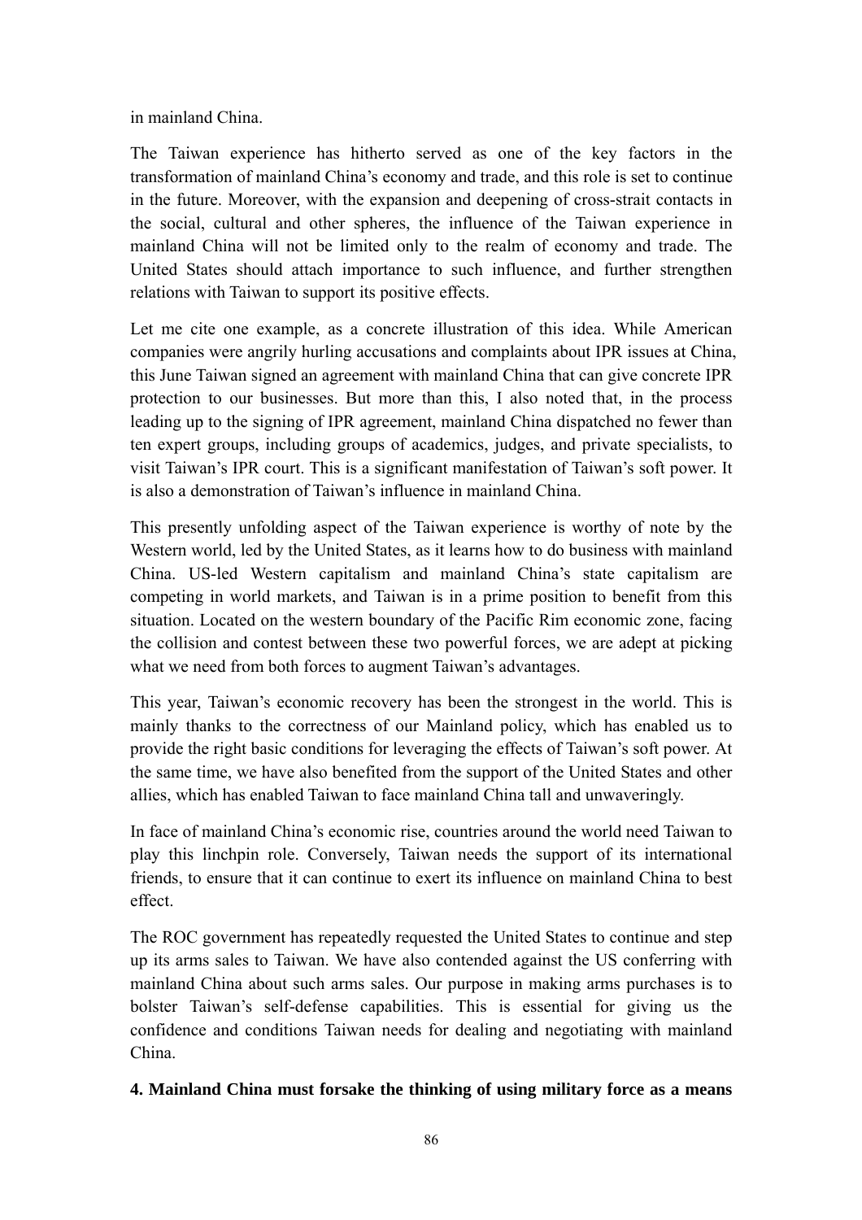in mainland China.

The Taiwan experience has hitherto served as one of the key factors in the transformation of mainland China's economy and trade, and this role is set to continue in the future. Moreover, with the expansion and deepening of cross-strait contacts in the social, cultural and other spheres, the influence of the Taiwan experience in mainland China will not be limited only to the realm of economy and trade. The United States should attach importance to such influence, and further strengthen relations with Taiwan to support its positive effects.

Let me cite one example, as a concrete illustration of this idea. While American companies were angrily hurling accusations and complaints about IPR issues at China, this June Taiwan signed an agreement with mainland China that can give concrete IPR protection to our businesses. But more than this, I also noted that, in the process leading up to the signing of IPR agreement, mainland China dispatched no fewer than ten expert groups, including groups of academics, judges, and private specialists, to visit Taiwan's IPR court. This is a significant manifestation of Taiwan's soft power. It is also a demonstration of Taiwan's influence in mainland China.

This presently unfolding aspect of the Taiwan experience is worthy of note by the Western world, led by the United States, as it learns how to do business with mainland China. US-led Western capitalism and mainland China's state capitalism are competing in world markets, and Taiwan is in a prime position to benefit from this situation. Located on the western boundary of the Pacific Rim economic zone, facing the collision and contest between these two powerful forces, we are adept at picking what we need from both forces to augment Taiwan's advantages.

This year, Taiwan's economic recovery has been the strongest in the world. This is mainly thanks to the correctness of our Mainland policy, which has enabled us to provide the right basic conditions for leveraging the effects of Taiwan's soft power. At the same time, we have also benefited from the support of the United States and other allies, which has enabled Taiwan to face mainland China tall and unwaveringly.

In face of mainland China's economic rise, countries around the world need Taiwan to play this linchpin role. Conversely, Taiwan needs the support of its international friends, to ensure that it can continue to exert its influence on mainland China to best effect.

The ROC government has repeatedly requested the United States to continue and step up its arms sales to Taiwan. We have also contended against the US conferring with mainland China about such arms sales. Our purpose in making arms purchases is to bolster Taiwan's self-defense capabilities. This is essential for giving us the confidence and conditions Taiwan needs for dealing and negotiating with mainland China.

**4. Mainland China must forsake the thinking of using military force as a means**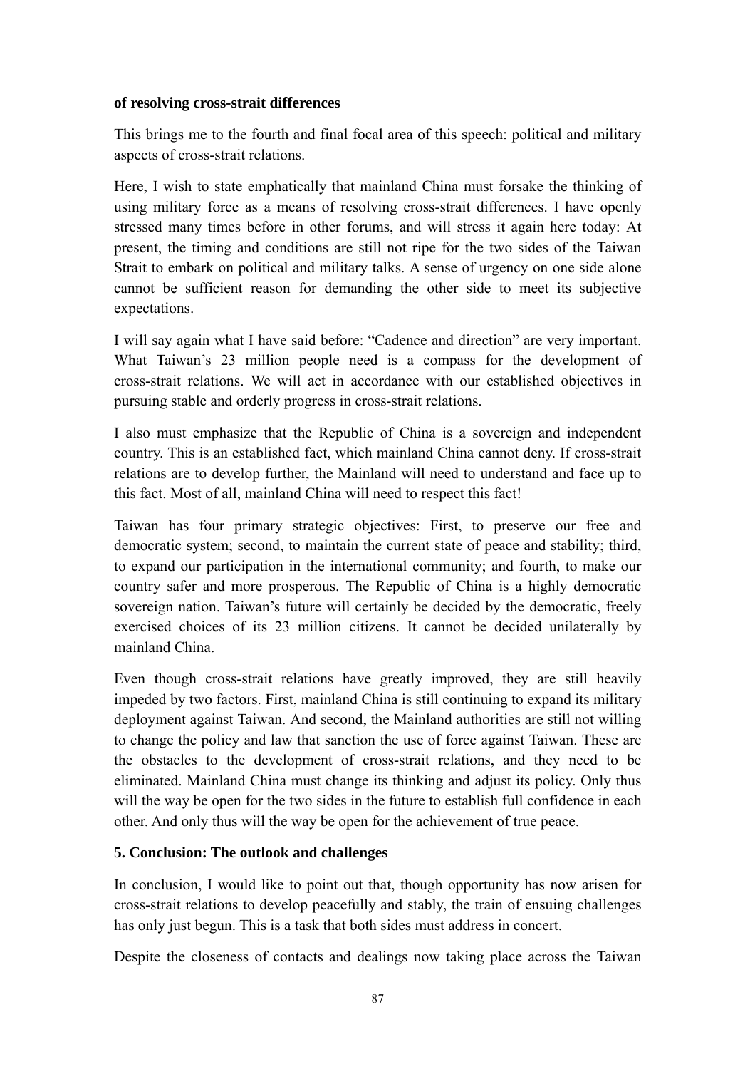**of resolving cross-strait differences**

This brings me to the fourth and final focal area of this speech: political and military aspects of cross-strait relations.

Here, I wish to state emphatically that mainland China must forsake the thinking of using military force as a means of resolving cross-strait differences. I have openly stressed many times before in other forums, and will stress it again here today: At present, the timing and conditions are still not ripe for the two sides of the Taiwan Strait to embark on political and military talks. A sense of urgency on one side alone cannot be sufficient reason for demanding the other side to meet its subjective expectations.

I will say again what I have said before: "Cadence and direction" are very important. What Taiwan's 23 million people need is a compass for the development of cross-strait relations. We will act in accordance with our established objectives in pursuing stable and orderly progress in cross-strait relations.

I also must emphasize that the Republic of China is a sovereign and independent country. This is an established fact, which mainland China cannot deny. If cross-strait relations are to develop further, the Mainland will need to understand and face up to this fact. Most of all, mainland China will need to respect this fact!

Taiwan has four primary strategic objectives: First, to preserve our free and democratic system; second, to maintain the current state of peace and stability; third, to expand our participation in the international community; and fourth, to make our country safer and more prosperous. The Republic of China is a highly democratic sovereign nation. Taiwan's future will certainly be decided by the democratic, freely exercised choices of its 23 million citizens. It cannot be decided unilaterally by mainland China.

Even though cross-strait relations have greatly improved, they are still heavily impeded by two factors. First, mainland China is still continuing to expand its military deployment against Taiwan. And second, the Mainland authorities are still not willing to change the policy and law that sanction the use of force against Taiwan. These are the obstacles to the development of cross-strait relations, and they need to be eliminated. Mainland China must change its thinking and adjust its policy. Only thus will the way be open for the two sides in the future to establish full confidence in each other. And only thus will the way be open for the achievement of true peace.

**5. Conclusion: The outlook and challenges**

In conclusion, I would like to point out that, though opportunity has now arisen for cross-strait relations to develop peacefully and stably, the train of ensuing challenges has only just begun. This is a task that both sides must address in concert.

Despite the closeness of contacts and dealings now taking place across the Taiwan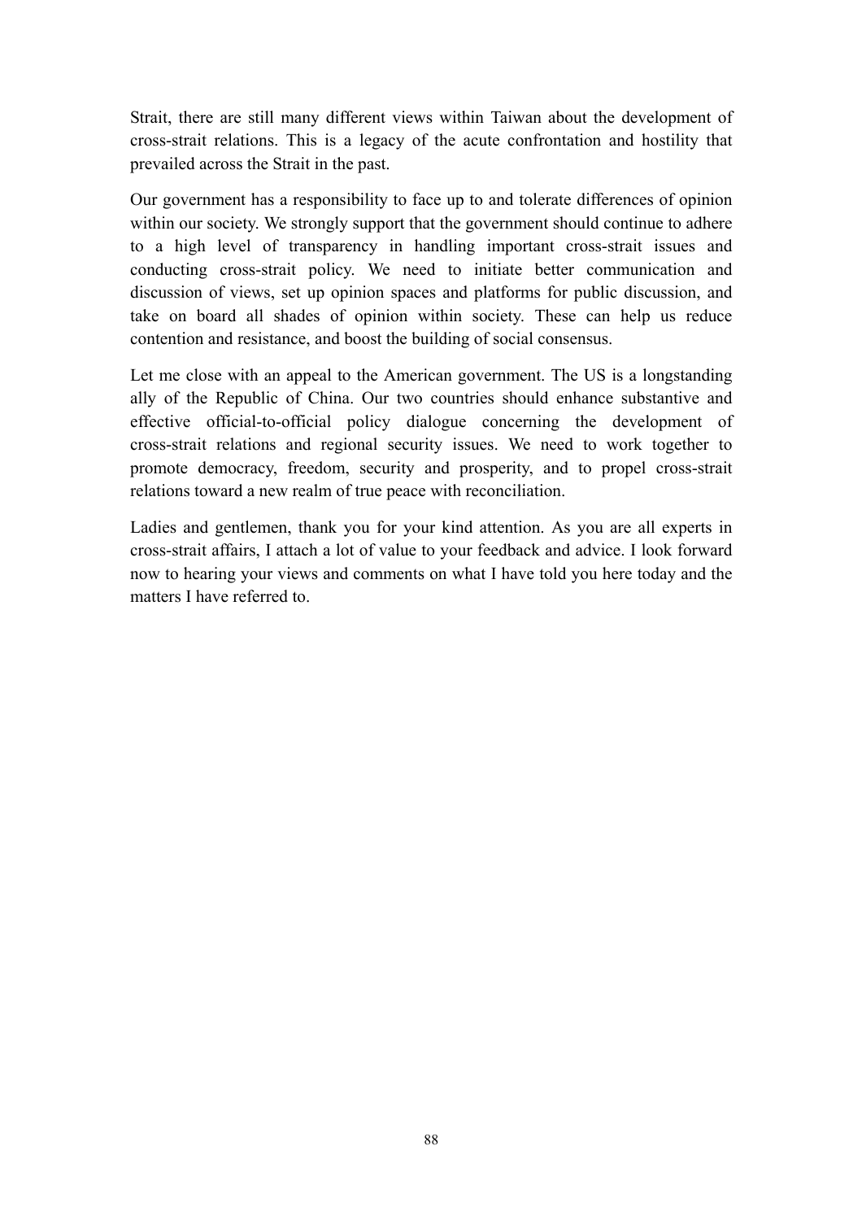Strait, there are still many different views within Taiwan about the development of cross-strait relations. This is a legacy of the acute confrontation and hostility that prevailed across the Strait in the past.

Our government has a responsibility to face up to and tolerate differences of opinion within our society. We strongly support that the government should continue to adhere to a high level of transparency in handling important cross-strait issues and conducting cross-strait policy. We need to initiate better communication and discussion of views, set up opinion spaces and platforms for public discussion, and take on board all shades of opinion within society. These can help us reduce contention and resistance, and boost the building of social consensus.

Let me close with an appeal to the American government. The US is a longstanding ally of the Republic of China. Our two countries should enhance substantive and effective official-to-official policy dialogue concerning the development of cross-strait relations and regional security issues. We need to work together to promote democracy, freedom, security and prosperity, and to propel cross-strait relations toward a new realm of true peace with reconciliation.

Ladies and gentlemen, thank you for your kind attention. As you are all experts in cross-strait affairs, I attach a lot of value to your feedback and advice. I look forward now to hearing your views and comments on what I have told you here today and the matters I have referred to.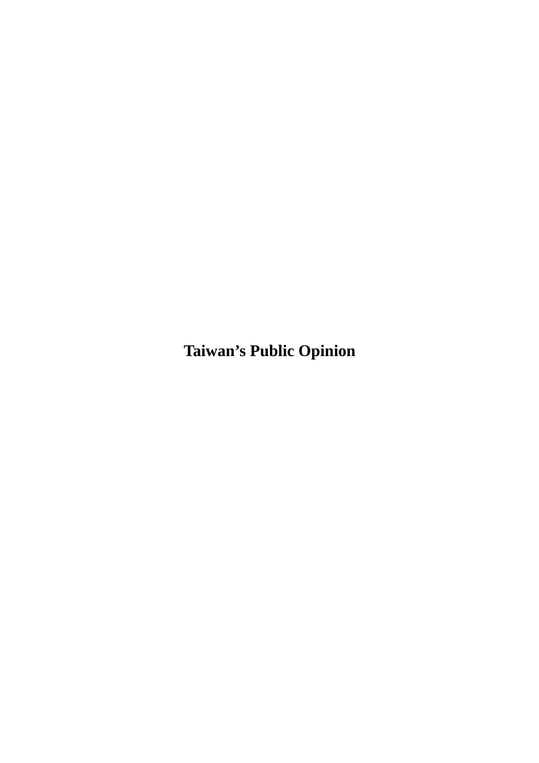# Taiwan’s Public Opinion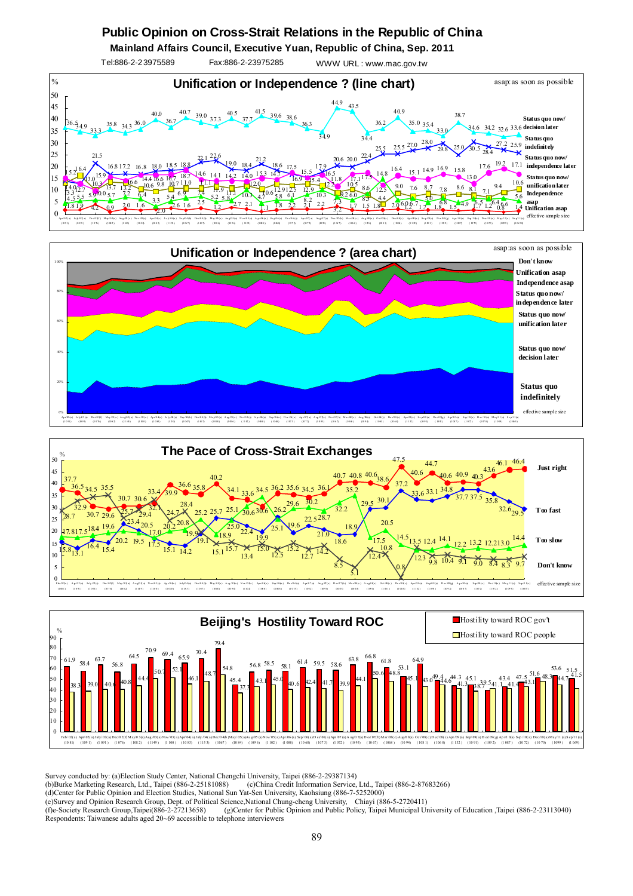# Public Opinion on Cross-Strait Relations in the Republic of China

**Mainland Affairs Council, Executive Yuan, Republic of China, Sep. 2011**

Tel:886-2-23975589 Fax:886-2-23975285 WWW URL: www.mac.gov.tw

## Unification or Independence ? (line chart)

asap:as soon as possible

Status quo now/ decision later; Status quo indefinitely; Status quo now/ independence later; Status quo now/ unification later; Independence asap; Unification asap; effective sample size

## Unification or Independence ? (area chart)

asap:as soon as possible

Don't know; Unification asap; Independence asap; Status quo now/ independence later; Status quo now/ unification later; Status quo now/ decision later; Status quo indefinitely; effective sample size

## The Pace of Cross-Strait Exchanges

Just right; Too fast; Too slow; Don't know; effective sample size

## Beijing's Hostility Toward ROC

Hostility toward ROC gov't; Hostility toward ROC people

Survey conducted by: (a)Election Study Center, National Chengchi University, Taipei (886-2-29387134)
(b)Burke Marketing Research, Ltd., Taipei (886-2-25181088) (c)China Credit Information Service, Ltd., Taipei (886-2-87683266)
(d)Center for Public Opinion and Election Studies, National Sun Yat-Sen University, Kaohsiung (886-7-5252000)
(e)Survey and Opinion Research Group, Dept. of Political Science,National Chung-cheng University, Chiayi (886-5-2720411)
(f)e-Society Research Group,Taipei(886-2-27213658) (g)Center for Public Opinion and Public Policy, Taipei Municipal University of Education ,Taipei (886-2-23113040)
Respondents: Taiwanese adults aged 20~69 accessible to telephone interviewers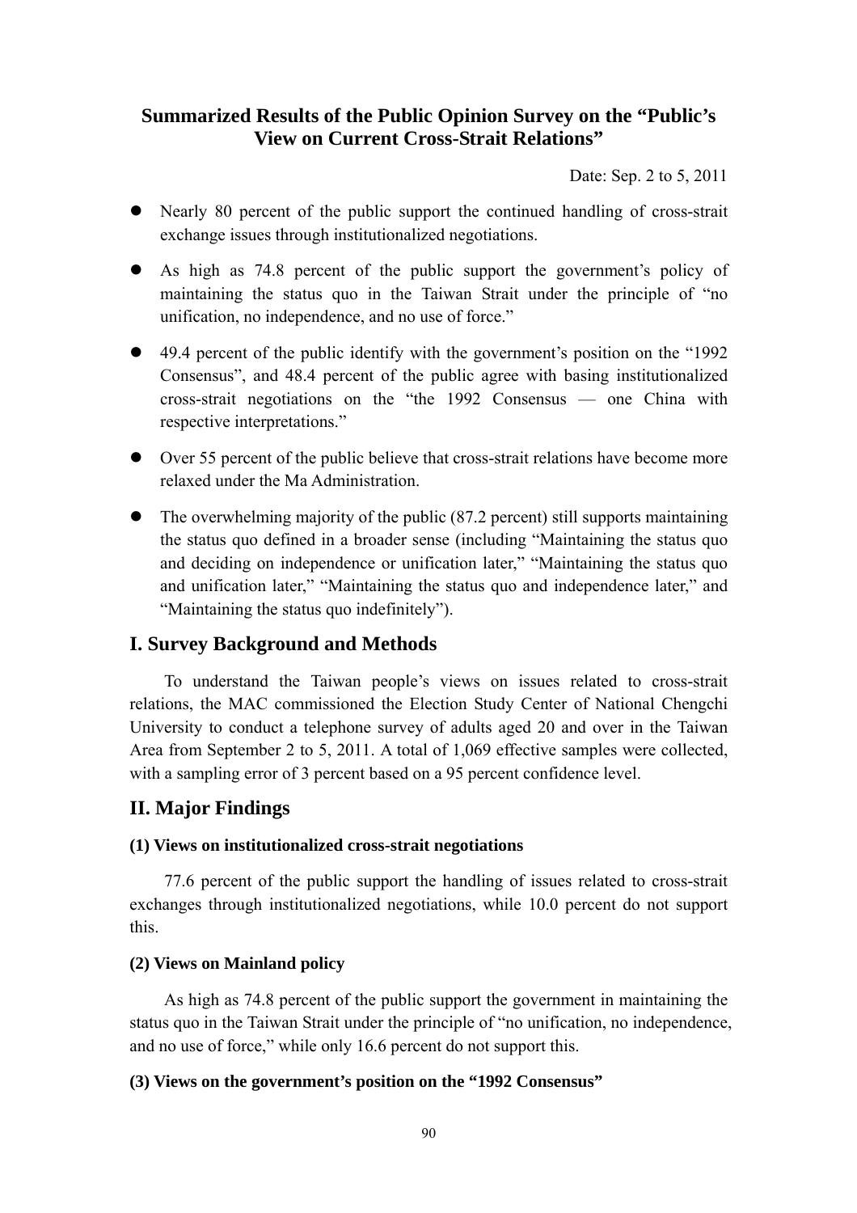## Summarized Results of the Public Opinion Survey on the "Public's View on Current Cross-Strait Relations"

Date: Sep. 2 to 5, 2011

- Nearly 80 percent of the public support the continued handling of cross-strait exchange issues through institutionalized negotiations.
- As high as 74.8 percent of the public support the government's policy of maintaining the status quo in the Taiwan Strait under the principle of "no unification, no independence, and no use of force."
- 49.4 percent of the public identify with the government's position on the "1992 Consensus", and 48.4 percent of the public agree with basing institutionalized cross-strait negotiations on the "the 1992 Consensus — one China with respective interpretations."
- Over 55 percent of the public believe that cross-strait relations have become more relaxed under the Ma Administration.
- The overwhelming majority of the public (87.2 percent) still supports maintaining the status quo defined in a broader sense (including "Maintaining the status quo and deciding on independence or unification later," "Maintaining the status quo and unification later," "Maintaining the status quo and independence later," and "Maintaining the status quo indefinitely").

## I. Survey Background and Methods

To understand the Taiwan people's views on issues related to cross-strait relations, the MAC commissioned the Election Study Center of National Chengchi University to conduct a telephone survey of adults aged 20 and over in the Taiwan Area from September 2 to 5, 2011. A total of 1,069 effective samples were collected, with a sampling error of 3 percent based on a 95 percent confidence level.

## II. Major Findings

#### (1) Views on institutionalized cross-strait negotiations

77.6 percent of the public support the handling of issues related to cross-strait exchanges through institutionalized negotiations, while 10.0 percent do not support this.

#### (2) Views on Mainland policy

As high as 74.8 percent of the public support the government in maintaining the status quo in the Taiwan Strait under the principle of "no unification, no independence, and no use of force," while only 16.6 percent do not support this.

#### (3) Views on the government's position on the "1992 Consensus"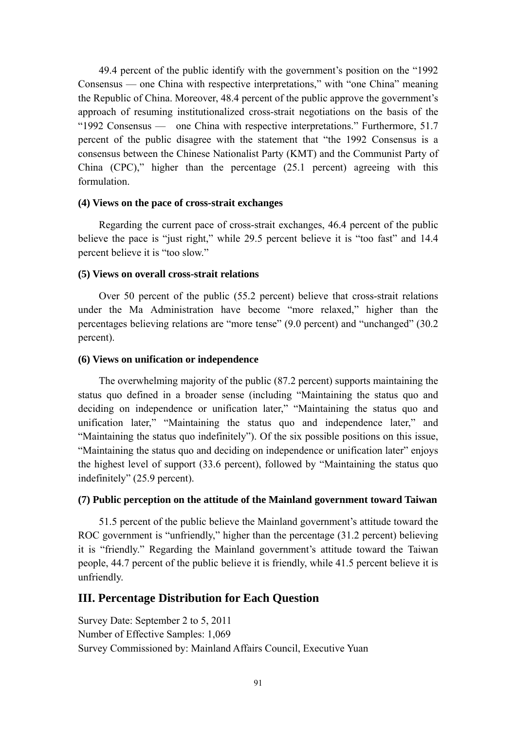49.4 percent of the public identify with the government's position on the "1992 Consensus — one China with respective interpretations," with "one China" meaning the Republic of China. Moreover, 48.4 percent of the public approve the government's approach of resuming institutionalized cross-strait negotiations on the basis of the "1992 Consensus — one China with respective interpretations." Furthermore, 51.7 percent of the public disagree with the statement that "the 1992 Consensus is a consensus between the Chinese Nationalist Party (KMT) and the Communist Party of China (CPC)," higher than the percentage (25.1 percent) agreeing with this formulation.

**(4) Views on the pace of cross-strait exchanges**

Regarding the current pace of cross-strait exchanges, 46.4 percent of the public believe the pace is "just right," while 29.5 percent believe it is "too fast" and 14.4 percent believe it is "too slow."

**(5) Views on overall cross-strait relations**

Over 50 percent of the public (55.2 percent) believe that cross-strait relations under the Ma Administration have become "more relaxed," higher than the percentages believing relations are "more tense" (9.0 percent) and "unchanged" (30.2 percent).

**(6) Views on unification or independence**

The overwhelming majority of the public (87.2 percent) supports maintaining the status quo defined in a broader sense (including "Maintaining the status quo and deciding on independence or unification later," "Maintaining the status quo and unification later," "Maintaining the status quo and independence later," and "Maintaining the status quo indefinitely"). Of the six possible positions on this issue, "Maintaining the status quo and deciding on independence or unification later" enjoys the highest level of support (33.6 percent), followed by "Maintaining the status quo indefinitely" (25.9 percent).

**(7) Public perception on the attitude of the Mainland government toward Taiwan**

51.5 percent of the public believe the Mainland government's attitude toward the ROC government is "unfriendly," higher than the percentage (31.2 percent) believing it is "friendly." Regarding the Mainland government's attitude toward the Taiwan people, 44.7 percent of the public believe it is friendly, while 41.5 percent believe it is unfriendly.

## III. Percentage Distribution for Each Question

Survey Date: September 2 to 5, 2011
Number of Effective Samples: 1,069
Survey Commissioned by: Mainland Affairs Council, Executive Yuan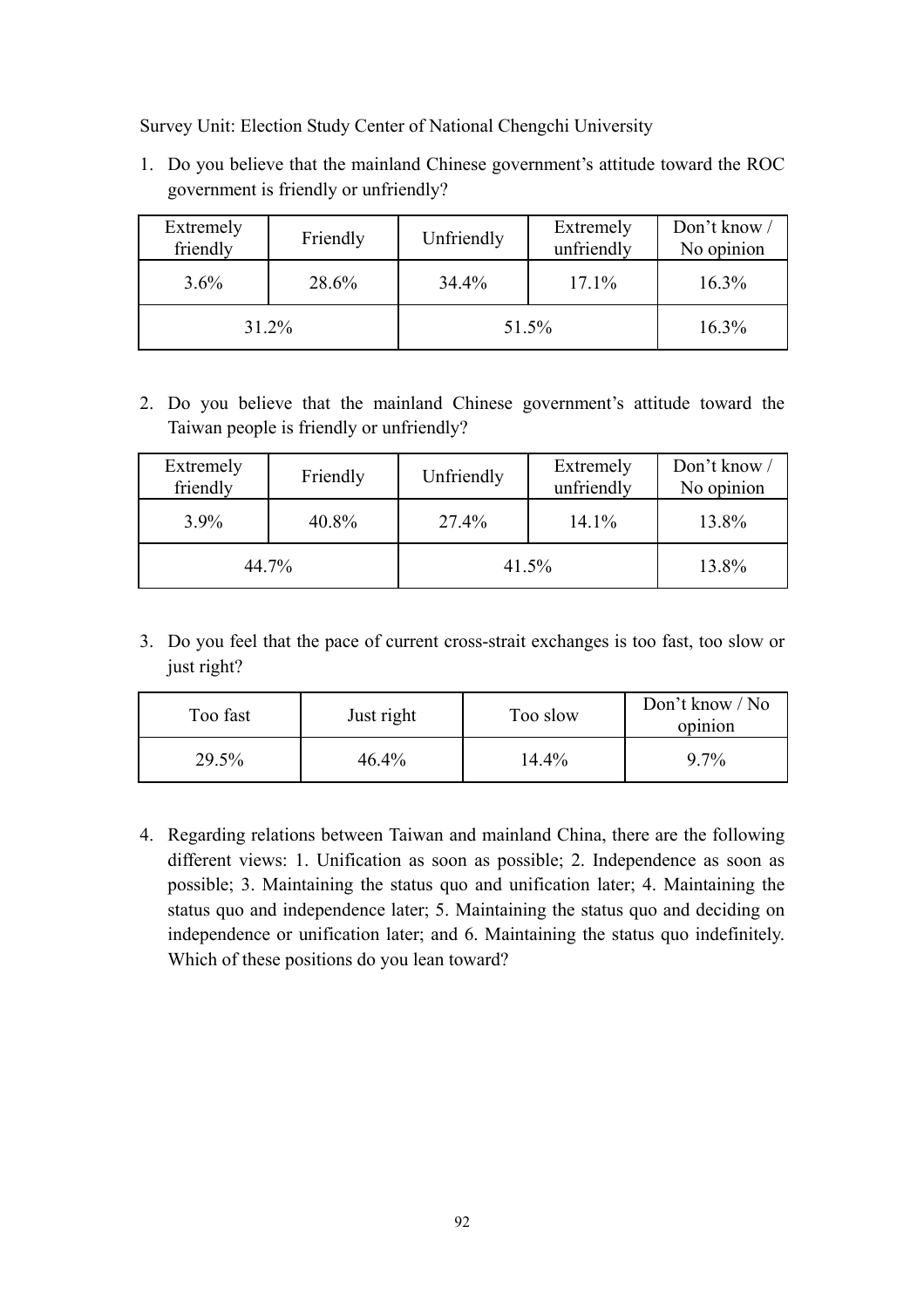Survey Unit: Election Study Center of National Chengchi University

1. Do you believe that the mainland Chinese government's attitude toward the ROC government is friendly or unfriendly?

| Extremely friendly | Friendly | Unfriendly | Extremely unfriendly | Don't know / No opinion |
|---|---|---|---|---|
| 3.6% | 28.6% | 34.4% | 17.1% | 16.3% |
| 31.2% | | 51.5% | | 16.3% |

2. Do you believe that the mainland Chinese government's attitude toward the Taiwan people is friendly or unfriendly?

| Extremely friendly | Friendly | Unfriendly | Extremely unfriendly | Don't know / No opinion |
|---|---|---|---|---|
| 3.9% | 40.8% | 27.4% | 14.1% | 13.8% |
| 44.7% | | 41.5% | | 13.8% |

3. Do you feel that the pace of current cross-strait exchanges is too fast, too slow or just right?

| Too fast | Just right | Too slow | Don't know / No opinion |
|---|---|---|---|
| 29.5% | 46.4% | 14.4% | 9.7% |

4. Regarding relations between Taiwan and mainland China, there are the following different views: 1. Unification as soon as possible; 2. Independence as soon as possible; 3. Maintaining the status quo and unification later; 4. Maintaining the status quo and independence later; 5. Maintaining the status quo and deciding on independence or unification later; and 6. Maintaining the status quo indefinitely. Which of these positions do you lean toward?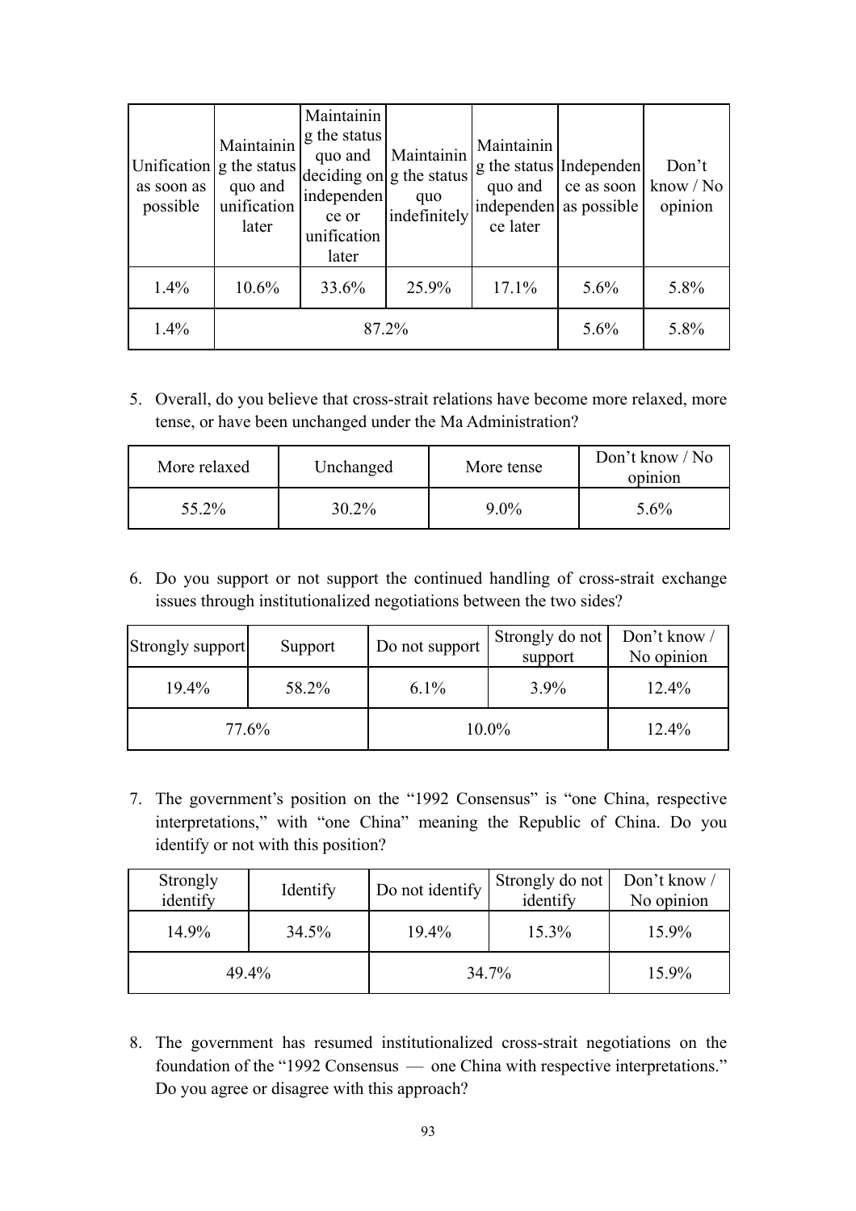| Unification as soon as possible | Maintaining the status quo and unification later | Maintaining the status quo and deciding on independence or unification later | Maintaining the status quo indefinitely | Maintaining the status quo and independence later | Independence as soon as possible | Don't know / No opinion |
|---|---|---|---|---|---|---|
| 1.4% | 10.6% | 33.6% | 25.9% | 17.1% | 5.6% | 5.8% |
| 1.4% | 87.2% | | | | 5.6% | 5.8% |

5. Overall, do you believe that cross-strait relations have become more relaxed, more tense, or have been unchanged under the Ma Administration?

| More relaxed | Unchanged | More tense | Don't know / No opinion |
|---|---|---|---|
| 55.2% | 30.2% | 9.0% | 5.6% |

6. Do you support or not support the continued handling of cross-strait exchange issues through institutionalized negotiations between the two sides?

| Strongly support | Support | Do not support | Strongly do not support | Don't know / No opinion |
|---|---|---|---|---|
| 19.4% | 58.2% | 6.1% | 3.9% | 12.4% |
| 77.6% | | 10.0% | | 12.4% |

7. The government's position on the "1992 Consensus" is "one China, respective interpretations," with "one China" meaning the Republic of China. Do you identify or not with this position?

| Strongly identify | Identify | Do not identify | Strongly do not identify | Don't know / No opinion |
|---|---|---|---|---|
| 14.9% | 34.5% | 19.4% | 15.3% | 15.9% |
| 49.4% | | 34.7% | | 15.9% |

8. The government has resumed institutionalized cross-strait negotiations on the foundation of the "1992 Consensus — one China with respective interpretations." Do you agree or disagree with this approach?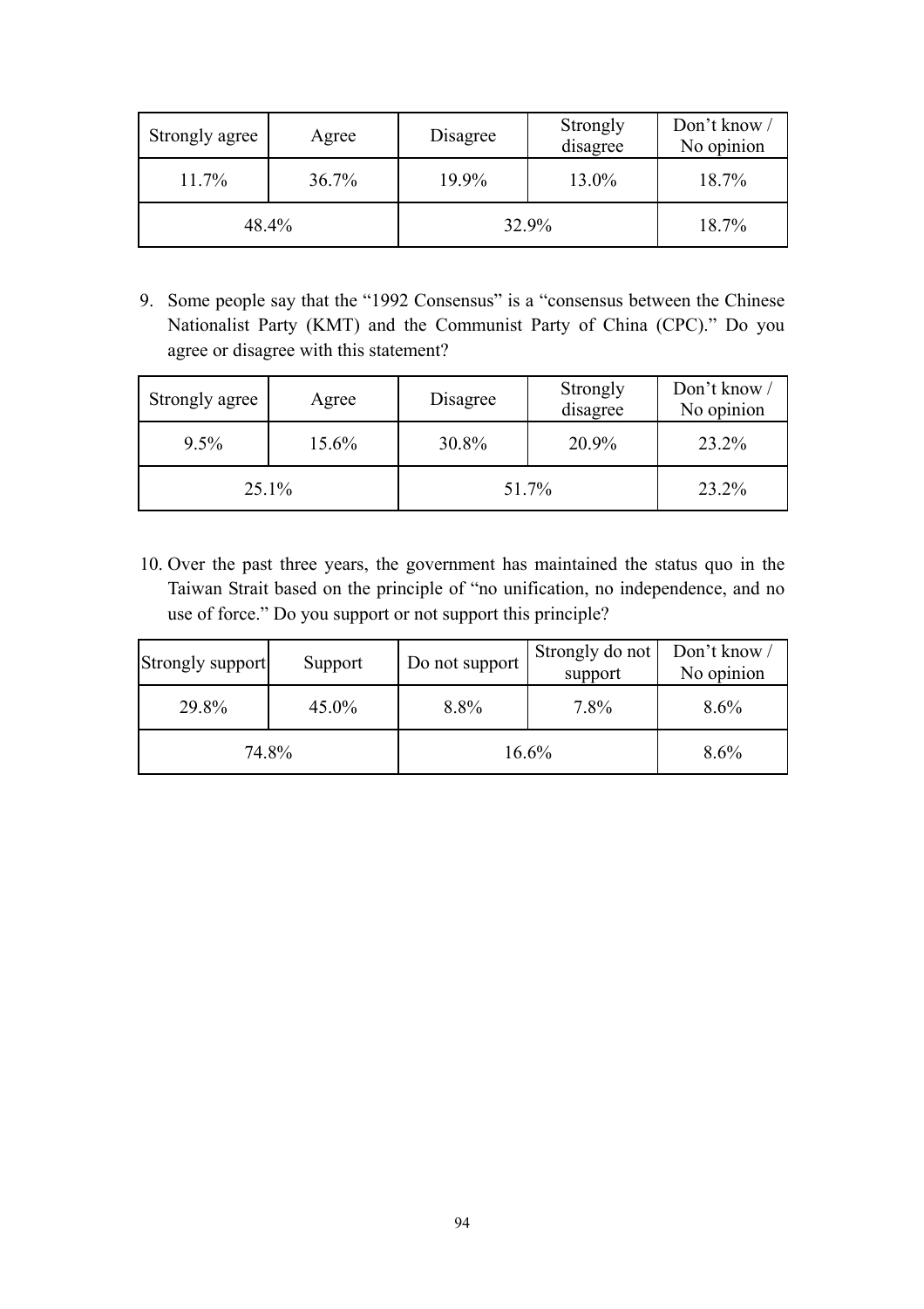| Strongly agree | Agree | Disagree | Strongly disagree | Don't know / No opinion |
|---|---|---|---|---|
| 11.7% | 36.7% | 19.9% | 13.0% | 18.7% |
| 48.4% | | 32.9% | | 18.7% |

9. Some people say that the "1992 Consensus" is a "consensus between the Chinese Nationalist Party (KMT) and the Communist Party of China (CPC)." Do you agree or disagree with this statement?

| Strongly agree | Agree | Disagree | Strongly disagree | Don't know / No opinion |
|---|---|---|---|---|
| 9.5% | 15.6% | 30.8% | 20.9% | 23.2% |
| 25.1% | | 51.7% | | 23.2% |

10. Over the past three years, the government has maintained the status quo in the Taiwan Strait based on the principle of "no unification, no independence, and no use of force." Do you support or not support this principle?

| Strongly support | Support | Do not support | Strongly do not support | Don't know / No opinion |
|---|---|---|---|---|
| 29.8% | 45.0% | 8.8% | 7.8% | 8.6% |
| 74.8% | | 16.6% | | 8.6% |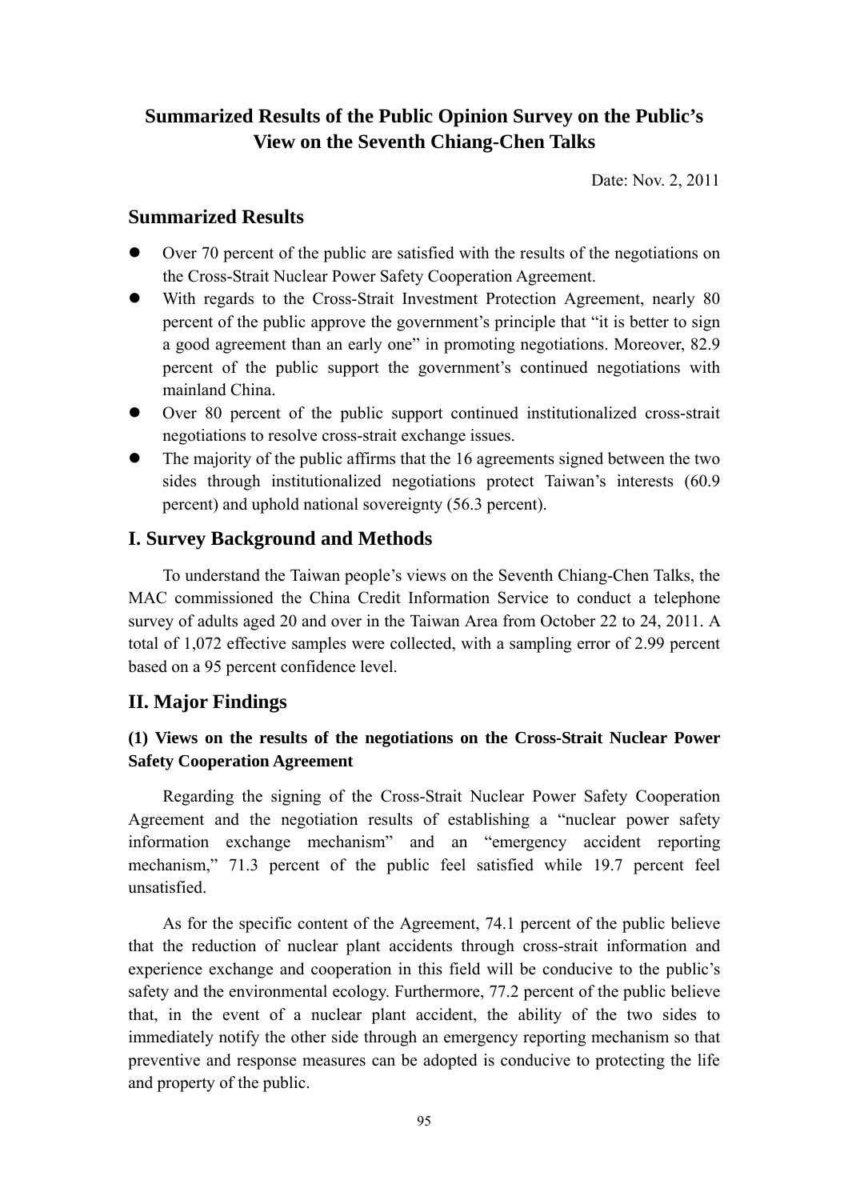# Summarized Results of the Public Opinion Survey on the Public's View on the Seventh Chiang-Chen Talks

Date: Nov. 2, 2011

## Summarized Results

- Over 70 percent of the public are satisfied with the results of the negotiations on the Cross-Strait Nuclear Power Safety Cooperation Agreement.
- With regards to the Cross-Strait Investment Protection Agreement, nearly 80 percent of the public approve the government's principle that "it is better to sign a good agreement than an early one" in promoting negotiations. Moreover, 82.9 percent of the public support the government's continued negotiations with mainland China.
- Over 80 percent of the public support continued institutionalized cross-strait negotiations to resolve cross-strait exchange issues.
- The majority of the public affirms that the 16 agreements signed between the two sides through institutionalized negotiations protect Taiwan's interests (60.9 percent) and uphold national sovereignty (56.3 percent).

## I. Survey Background and Methods

To understand the Taiwan people's views on the Seventh Chiang-Chen Talks, the MAC commissioned the China Credit Information Service to conduct a telephone survey of adults aged 20 and over in the Taiwan Area from October 22 to 24, 2011. A total of 1,072 effective samples were collected, with a sampling error of 2.99 percent based on a 95 percent confidence level.

## II. Major Findings

### (1) Views on the results of the negotiations on the Cross-Strait Nuclear Power Safety Cooperation Agreement

Regarding the signing of the Cross-Strait Nuclear Power Safety Cooperation Agreement and the negotiation results of establishing a "nuclear power safety information exchange mechanism" and an "emergency accident reporting mechanism," 71.3 percent of the public feel satisfied while 19.7 percent feel unsatisfied.

As for the specific content of the Agreement, 74.1 percent of the public believe that the reduction of nuclear plant accidents through cross-strait information and experience exchange and cooperation in this field will be conducive to the public's safety and the environmental ecology. Furthermore, 77.2 percent of the public believe that, in the event of a nuclear plant accident, the ability of the two sides to immediately notify the other side through an emergency reporting mechanism so that preventive and response measures can be adopted is conducive to protecting the life and property of the public.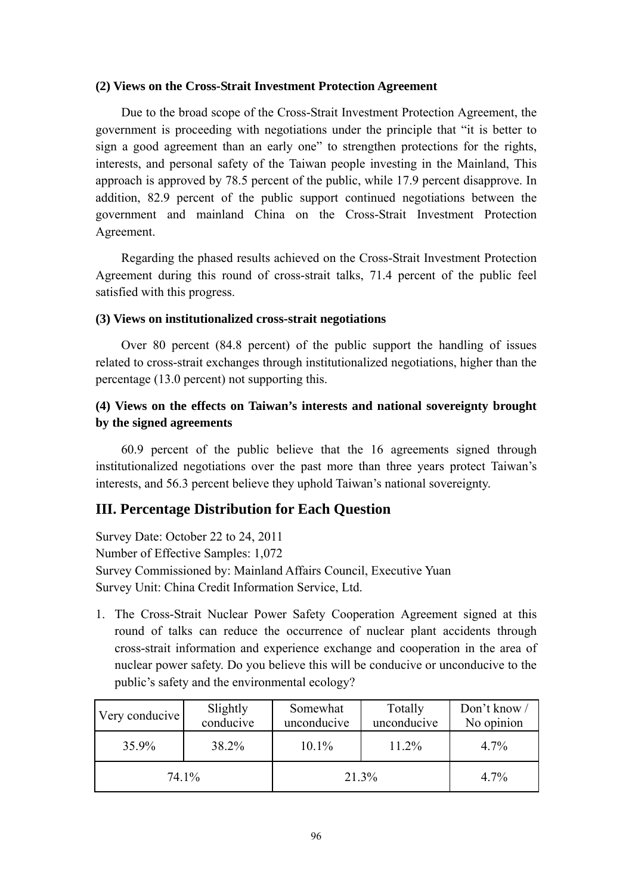**(2) Views on the Cross-Strait Investment Protection Agreement**

Due to the broad scope of the Cross-Strait Investment Protection Agreement, the government is proceeding with negotiations under the principle that "it is better to sign a good agreement than an early one" to strengthen protections for the rights, interests, and personal safety of the Taiwan people investing in the Mainland, This approach is approved by 78.5 percent of the public, while 17.9 percent disapprove. In addition, 82.9 percent of the public support continued negotiations between the government and mainland China on the Cross-Strait Investment Protection Agreement.

Regarding the phased results achieved on the Cross-Strait Investment Protection Agreement during this round of cross-strait talks, 71.4 percent of the public feel satisfied with this progress.

**(3) Views on institutionalized cross-strait negotiations**

Over 80 percent (84.8 percent) of the public support the handling of issues related to cross-strait exchanges through institutionalized negotiations, higher than the percentage (13.0 percent) not supporting this.

**(4) Views on the effects on Taiwan's interests and national sovereignty brought by the signed agreements**

60.9 percent of the public believe that the 16 agreements signed through institutionalized negotiations over the past more than three years protect Taiwan's interests, and 56.3 percent believe they uphold Taiwan's national sovereignty.

## III. Percentage Distribution for Each Question

Survey Date: October 22 to 24, 2011
Number of Effective Samples: 1,072
Survey Commissioned by: Mainland Affairs Council, Executive Yuan
Survey Unit: China Credit Information Service, Ltd.

1. The Cross-Strait Nuclear Power Safety Cooperation Agreement signed at this round of talks can reduce the occurrence of nuclear plant accidents through cross-strait information and experience exchange and cooperation in the area of nuclear power safety. Do you believe this will be conducive or unconducive to the public's safety and the environmental ecology?

| Very conducive | Slightly conducive | Somewhat unconducive | Totally unconducive | Don't know / No opinion |
|---|---|---|---|---|
| 35.9% | 38.2% | 10.1% | 11.2% | 4.7% |
| 74.1% | | 21.3% | | 4.7% |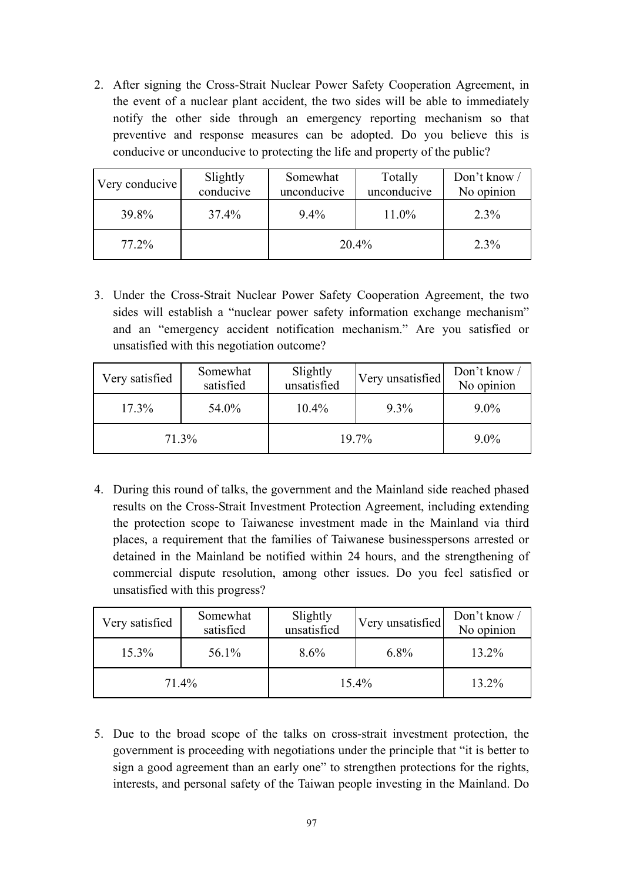2. After signing the Cross-Strait Nuclear Power Safety Cooperation Agreement, in the event of a nuclear plant accident, the two sides will be able to immediately notify the other side through an emergency reporting mechanism so that preventive and response measures can be adopted. Do you believe this is conducive or unconducive to protecting the life and property of the public?

| Very conducive | Slightly conducive | Somewhat unconducive | Totally unconducive | Don't know / No opinion |
|---|---|---|---|---|
| 39.8% | 37.4% | 9.4% | 11.0% | 2.3% |
| 77.2% | | 20.4% | | 2.3% |

3. Under the Cross-Strait Nuclear Power Safety Cooperation Agreement, the two sides will establish a "nuclear power safety information exchange mechanism" and an "emergency accident notification mechanism." Are you satisfied or unsatisfied with this negotiation outcome?

| Very satisfied | Somewhat satisfied | Slightly unsatisfied | Very unsatisfied | Don't know / No opinion |
|---|---|---|---|---|
| 17.3% | 54.0% | 10.4% | 9.3% | 9.0% |
| 71.3% | | 19.7% | | 9.0% |

4. During this round of talks, the government and the Mainland side reached phased results on the Cross-Strait Investment Protection Agreement, including extending the protection scope to Taiwanese investment made in the Mainland via third places, a requirement that the families of Taiwanese businesspersons arrested or detained in the Mainland be notified within 24 hours, and the strengthening of commercial dispute resolution, among other issues. Do you feel satisfied or unsatisfied with this progress?

| Very satisfied | Somewhat satisfied | Slightly unsatisfied | Very unsatisfied | Don't know / No opinion |
|---|---|---|---|---|
| 15.3% | 56.1% | 8.6% | 6.8% | 13.2% |
| 71.4% | | 15.4% | | 13.2% |

5. Due to the broad scope of the talks on cross-strait investment protection, the government is proceeding with negotiations under the principle that "it is better to sign a good agreement than an early one" to strengthen protections for the rights, interests, and personal safety of the Taiwan people investing in the Mainland. Do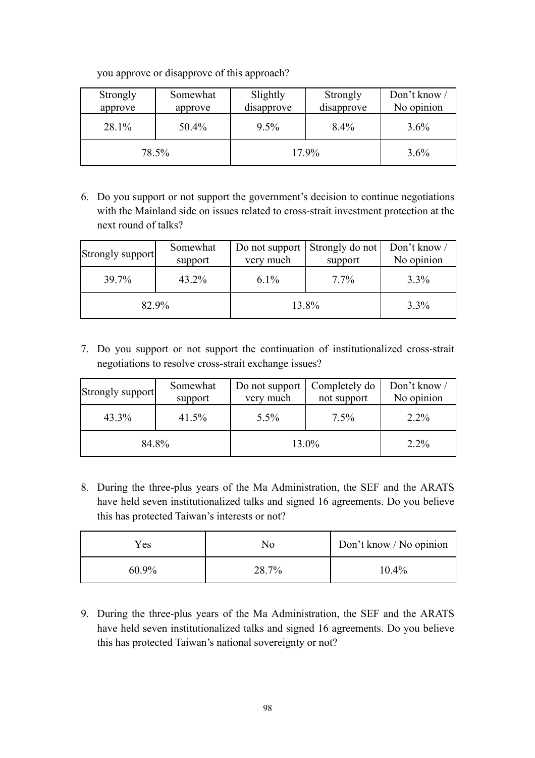you approve or disapprove of this approach?

| Strongly approve | Somewhat approve | Slightly disapprove | Strongly disapprove | Don't know / No opinion |
|---|---|---|---|---|
| 28.1% | 50.4% | 9.5% | 8.4% | 3.6% |
| 78.5% | | 17.9% | | 3.6% |

6. Do you support or not support the government's decision to continue negotiations with the Mainland side on issues related to cross-strait investment protection at the next round of talks?

| Strongly support | Somewhat support | Do not support very much | Strongly do not support | Don't know / No opinion |
|---|---|---|---|---|
| 39.7% | 43.2% | 6.1% | 7.7% | 3.3% |
| 82.9% | | 13.8% | | 3.3% |

7. Do you support or not support the continuation of institutionalized cross-strait negotiations to resolve cross-strait exchange issues?

| Strongly support | Somewhat support | Do not support very much | Completely do not support | Don't know / No opinion |
|---|---|---|---|---|
| 43.3% | 41.5% | 5.5% | 7.5% | 2.2% |
| 84.8% | | 13.0% | | 2.2% |

8. During the three-plus years of the Ma Administration, the SEF and the ARATS have held seven institutionalized talks and signed 16 agreements. Do you believe this has protected Taiwan's interests or not?

| Yes | No | Don't know / No opinion |
|---|---|---|
| 60.9% | 28.7% | 10.4% |

9. During the three-plus years of the Ma Administration, the SEF and the ARATS have held seven institutionalized talks and signed 16 agreements. Do you believe this has protected Taiwan's national sovereignty or not?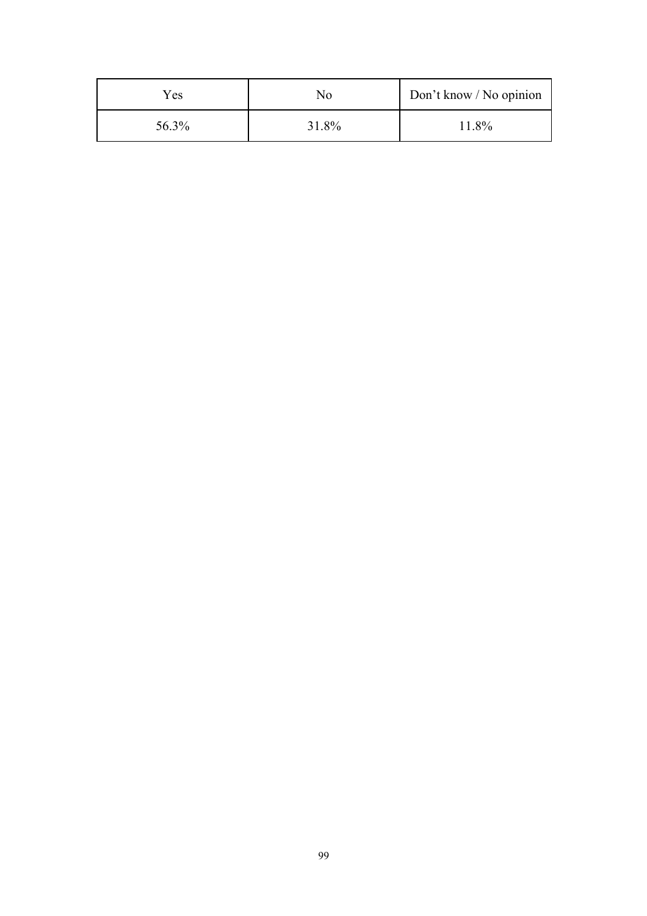| Yes | No | Don’t know / No opinion |
| --- | --- | --- |
| 56.3% | 31.8% | 11.8% |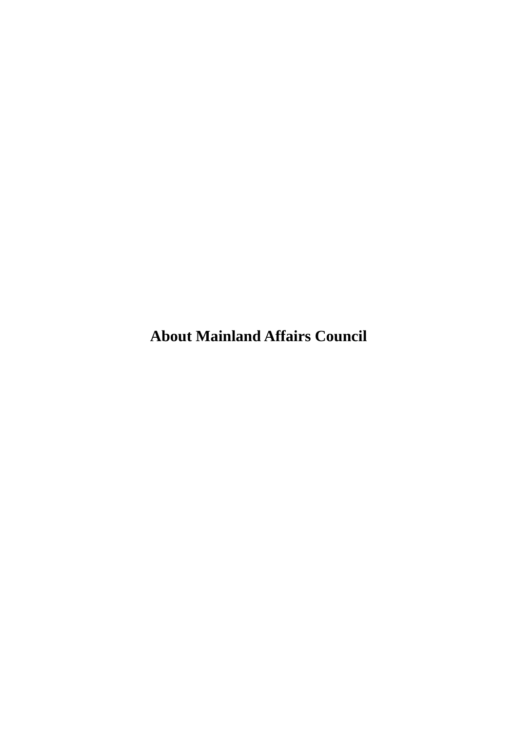# About Mainland Affairs Council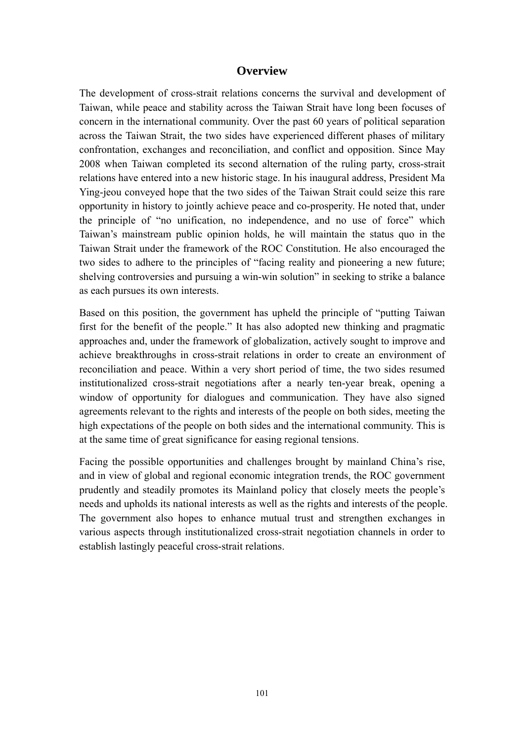## Overview

The development of cross-strait relations concerns the survival and development of Taiwan, while peace and stability across the Taiwan Strait have long been focuses of concern in the international community. Over the past 60 years of political separation across the Taiwan Strait, the two sides have experienced different phases of military confrontation, exchanges and reconciliation, and conflict and opposition. Since May 2008 when Taiwan completed its second alternation of the ruling party, cross-strait relations have entered into a new historic stage. In his inaugural address, President Ma Ying-jeou conveyed hope that the two sides of the Taiwan Strait could seize this rare opportunity in history to jointly achieve peace and co-prosperity. He noted that, under the principle of "no unification, no independence, and no use of force" which Taiwan's mainstream public opinion holds, he will maintain the status quo in the Taiwan Strait under the framework of the ROC Constitution. He also encouraged the two sides to adhere to the principles of "facing reality and pioneering a new future; shelving controversies and pursuing a win-win solution" in seeking to strike a balance as each pursues its own interests.

Based on this position, the government has upheld the principle of "putting Taiwan first for the benefit of the people." It has also adopted new thinking and pragmatic approaches and, under the framework of globalization, actively sought to improve and achieve breakthroughs in cross-strait relations in order to create an environment of reconciliation and peace. Within a very short period of time, the two sides resumed institutionalized cross-strait negotiations after a nearly ten-year break, opening a window of opportunity for dialogues and communication. They have also signed agreements relevant to the rights and interests of the people on both sides, meeting the high expectations of the people on both sides and the international community. This is at the same time of great significance for easing regional tensions.

Facing the possible opportunities and challenges brought by mainland China's rise, and in view of global and regional economic integration trends, the ROC government prudently and steadily promotes its Mainland policy that closely meets the people's needs and upholds its national interests as well as the rights and interests of the people. The government also hopes to enhance mutual trust and strengthen exchanges in various aspects through institutionalized cross-strait negotiation channels in order to establish lastingly peaceful cross-strait relations.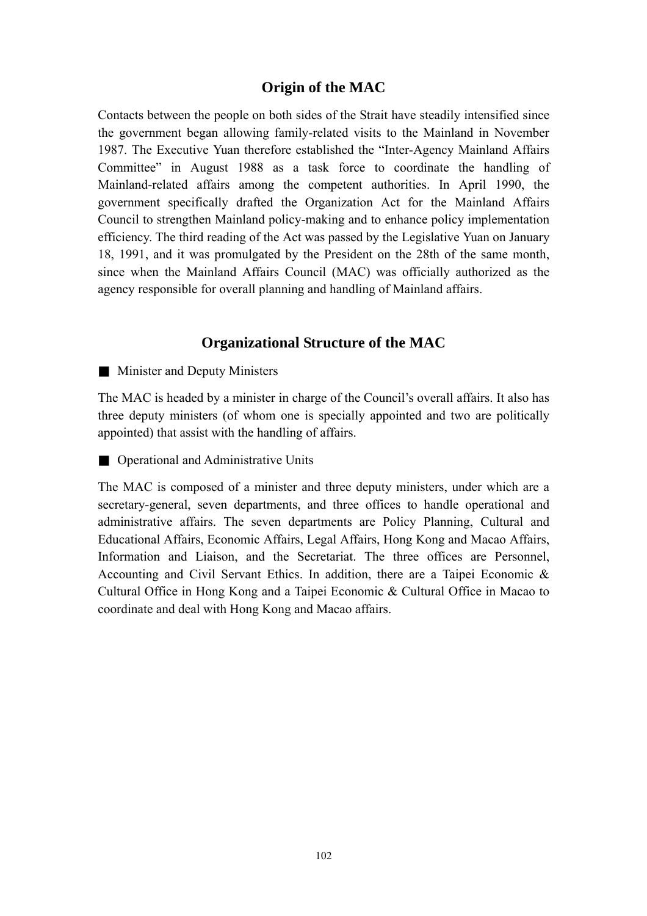## Origin of the MAC

Contacts between the people on both sides of the Strait have steadily intensified since the government began allowing family-related visits to the Mainland in November 1987. The Executive Yuan therefore established the "Inter-Agency Mainland Affairs Committee" in August 1988 as a task force to coordinate the handling of Mainland-related affairs among the competent authorities. In April 1990, the government specifically drafted the Organization Act for the Mainland Affairs Council to strengthen Mainland policy-making and to enhance policy implementation efficiency. The third reading of the Act was passed by the Legislative Yuan on January 18, 1991, and it was promulgated by the President on the 28th of the same month, since when the Mainland Affairs Council (MAC) was officially authorized as the agency responsible for overall planning and handling of Mainland affairs.

## Organizational Structure of the MAC

■ Minister and Deputy Ministers

The MAC is headed by a minister in charge of the Council's overall affairs. It also has three deputy ministers (of whom one is specially appointed and two are politically appointed) that assist with the handling of affairs.

■ Operational and Administrative Units

The MAC is composed of a minister and three deputy ministers, under which are a secretary-general, seven departments, and three offices to handle operational and administrative affairs. The seven departments are Policy Planning, Cultural and Educational Affairs, Economic Affairs, Legal Affairs, Hong Kong and Macao Affairs, Information and Liaison, and the Secretariat. The three offices are Personnel, Accounting and Civil Servant Ethics. In addition, there are a Taipei Economic & Cultural Office in Hong Kong and a Taipei Economic & Cultural Office in Macao to coordinate and deal with Hong Kong and Macao affairs.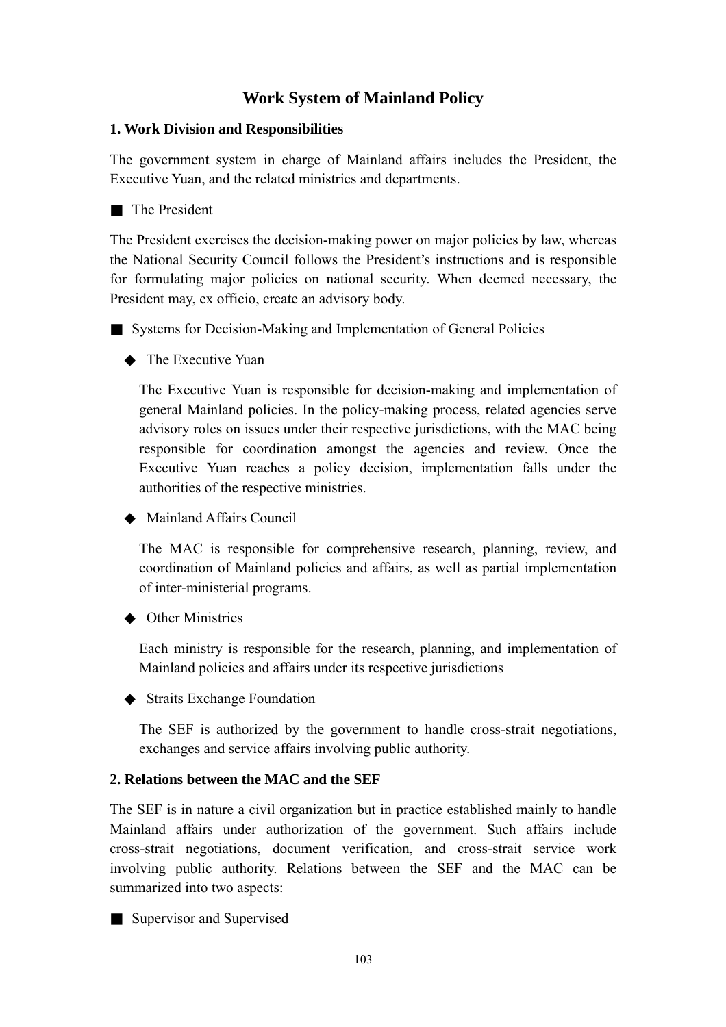# Work System of Mainland Policy

## 1. Work Division and Responsibilities

The government system in charge of Mainland affairs includes the President, the Executive Yuan, and the related ministries and departments.

■ The President

The President exercises the decision-making power on major policies by law, whereas the National Security Council follows the President's instructions and is responsible for formulating major policies on national security. When deemed necessary, the President may, ex officio, create an advisory body.

■ Systems for Decision-Making and Implementation of General Policies

◆ The Executive Yuan

The Executive Yuan is responsible for decision-making and implementation of general Mainland policies. In the policy-making process, related agencies serve advisory roles on issues under their respective jurisdictions, with the MAC being responsible for coordination amongst the agencies and review. Once the Executive Yuan reaches a policy decision, implementation falls under the authorities of the respective ministries.

◆ Mainland Affairs Council

The MAC is responsible for comprehensive research, planning, review, and coordination of Mainland policies and affairs, as well as partial implementation of inter-ministerial programs.

◆ Other Ministries

Each ministry is responsible for the research, planning, and implementation of Mainland policies and affairs under its respective jurisdictions

◆ Straits Exchange Foundation

The SEF is authorized by the government to handle cross-strait negotiations, exchanges and service affairs involving public authority.

## 2. Relations between the MAC and the SEF

The SEF is in nature a civil organization but in practice established mainly to handle Mainland affairs under authorization of the government. Such affairs include cross-strait negotiations, document verification, and cross-strait service work involving public authority. Relations between the SEF and the MAC can be summarized into two aspects:

■ Supervisor and Supervised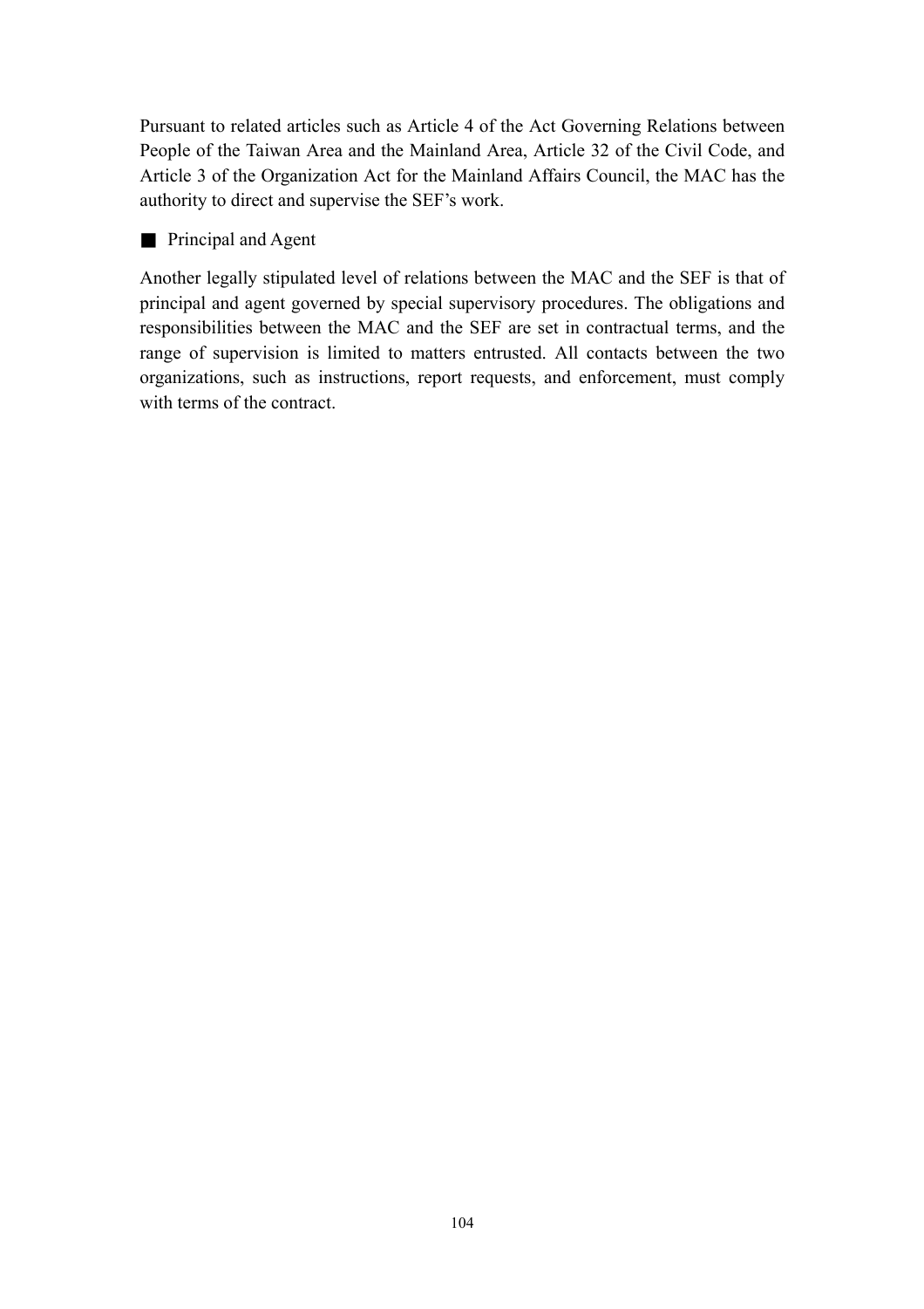Pursuant to related articles such as Article 4 of the Act Governing Relations between People of the Taiwan Area and the Mainland Area, Article 32 of the Civil Code, and Article 3 of the Organization Act for the Mainland Affairs Council, the MAC has the authority to direct and supervise the SEF's work.

■ Principal and Agent

Another legally stipulated level of relations between the MAC and the SEF is that of principal and agent governed by special supervisory procedures. The obligations and responsibilities between the MAC and the SEF are set in contractual terms, and the range of supervision is limited to matters entrusted. All contacts between the two organizations, such as instructions, report requests, and enforcement, must comply with terms of the contract.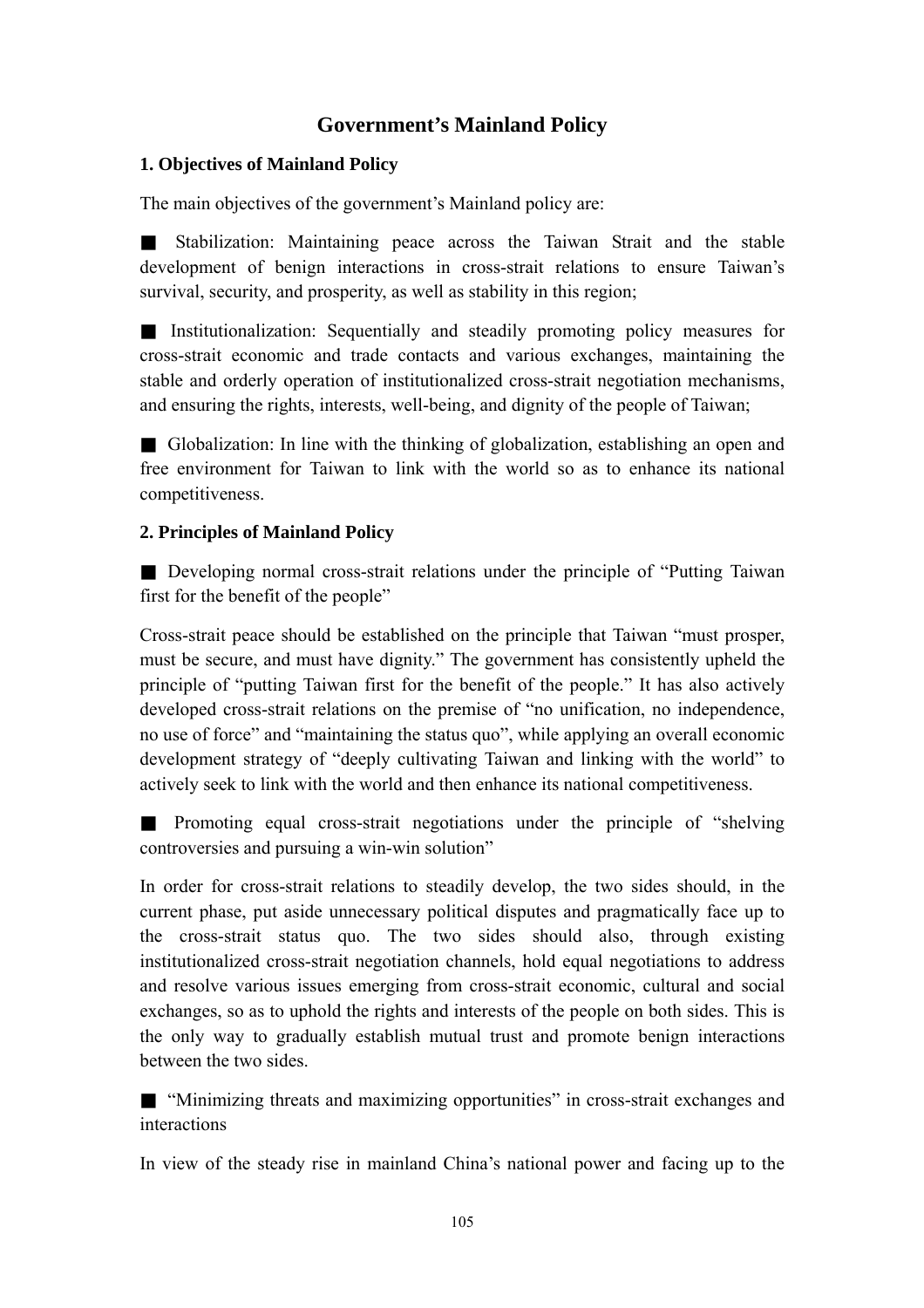# Government's Mainland Policy

## 1. Objectives of Mainland Policy

The main objectives of the government's Mainland policy are:

■ Stabilization: Maintaining peace across the Taiwan Strait and the stable development of benign interactions in cross-strait relations to ensure Taiwan's survival, security, and prosperity, as well as stability in this region;

■ Institutionalization: Sequentially and steadily promoting policy measures for cross-strait economic and trade contacts and various exchanges, maintaining the stable and orderly operation of institutionalized cross-strait negotiation mechanisms, and ensuring the rights, interests, well-being, and dignity of the people of Taiwan;

■ Globalization: In line with the thinking of globalization, establishing an open and free environment for Taiwan to link with the world so as to enhance its national competitiveness.

## 2. Principles of Mainland Policy

■ Developing normal cross-strait relations under the principle of "Putting Taiwan first for the benefit of the people"

Cross-strait peace should be established on the principle that Taiwan "must prosper, must be secure, and must have dignity." The government has consistently upheld the principle of "putting Taiwan first for the benefit of the people." It has also actively developed cross-strait relations on the premise of "no unification, no independence, no use of force" and "maintaining the status quo", while applying an overall economic development strategy of "deeply cultivating Taiwan and linking with the world" to actively seek to link with the world and then enhance its national competitiveness.

■ Promoting equal cross-strait negotiations under the principle of "shelving controversies and pursuing a win-win solution"

In order for cross-strait relations to steadily develop, the two sides should, in the current phase, put aside unnecessary political disputes and pragmatically face up to the cross-strait status quo. The two sides should also, through existing institutionalized cross-strait negotiation channels, hold equal negotiations to address and resolve various issues emerging from cross-strait economic, cultural and social exchanges, so as to uphold the rights and interests of the people on both sides. This is the only way to gradually establish mutual trust and promote benign interactions between the two sides.

■ "Minimizing threats and maximizing opportunities" in cross-strait exchanges and interactions

In view of the steady rise in mainland China's national power and facing up to the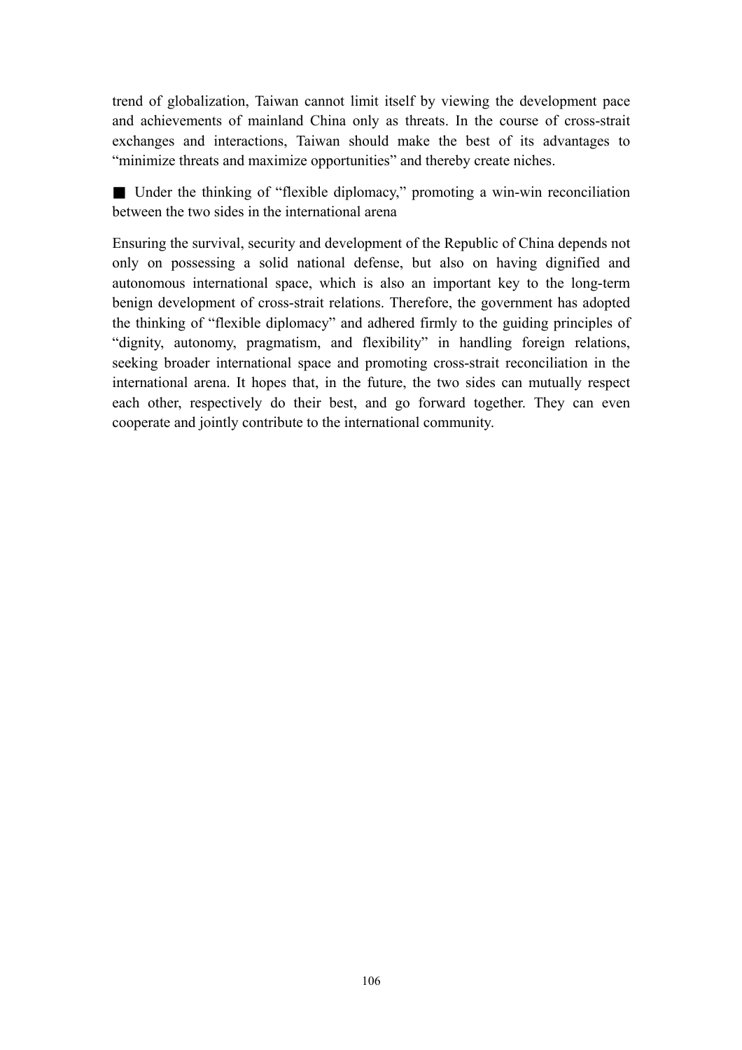trend of globalization, Taiwan cannot limit itself by viewing the development pace and achievements of mainland China only as threats. In the course of cross-strait exchanges and interactions, Taiwan should make the best of its advantages to "minimize threats and maximize opportunities" and thereby create niches.

■ Under the thinking of "flexible diplomacy," promoting a win-win reconciliation between the two sides in the international arena

Ensuring the survival, security and development of the Republic of China depends not only on possessing a solid national defense, but also on having dignified and autonomous international space, which is also an important key to the long-term benign development of cross-strait relations. Therefore, the government has adopted the thinking of "flexible diplomacy" and adhered firmly to the guiding principles of "dignity, autonomy, pragmatism, and flexibility" in handling foreign relations, seeking broader international space and promoting cross-strait reconciliation in the international arena. It hopes that, in the future, the two sides can mutually respect each other, respectively do their best, and go forward together. They can even cooperate and jointly contribute to the international community.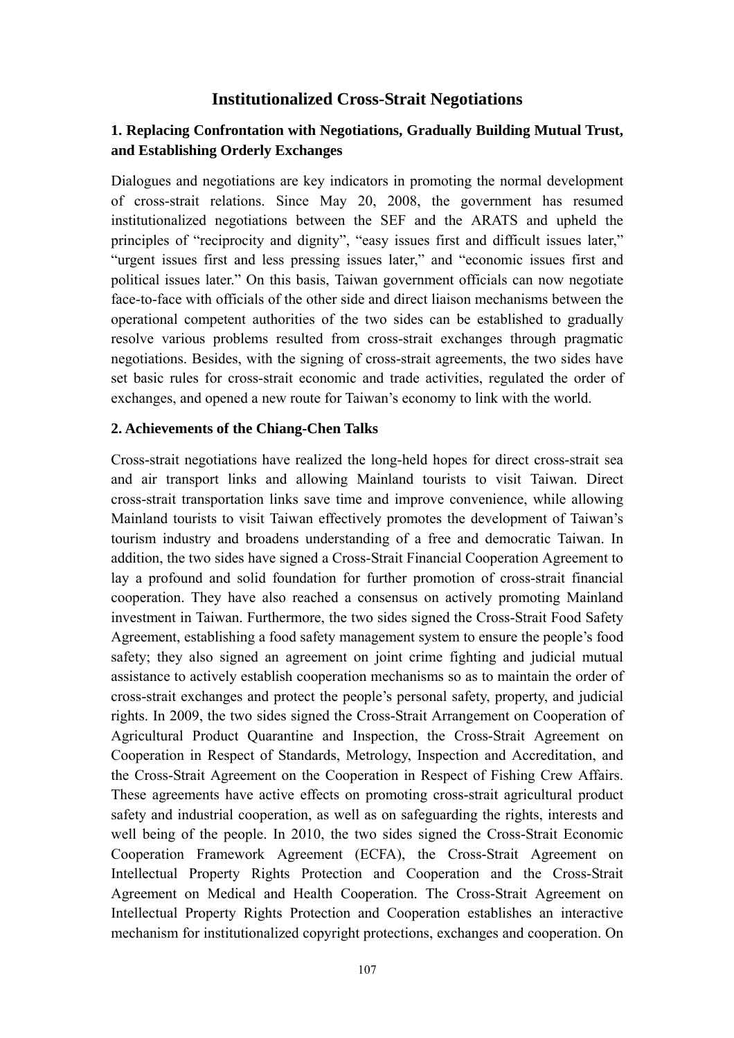# Institutionalized Cross-Strait Negotiations

## 1. Replacing Confrontation with Negotiations, Gradually Building Mutual Trust, and Establishing Orderly Exchanges

Dialogues and negotiations are key indicators in promoting the normal development of cross-strait relations. Since May 20, 2008, the government has resumed institutionalized negotiations between the SEF and the ARATS and upheld the principles of "reciprocity and dignity", "easy issues first and difficult issues later," "urgent issues first and less pressing issues later," and "economic issues first and political issues later." On this basis, Taiwan government officials can now negotiate face-to-face with officials of the other side and direct liaison mechanisms between the operational competent authorities of the two sides can be established to gradually resolve various problems resulted from cross-strait exchanges through pragmatic negotiations. Besides, with the signing of cross-strait agreements, the two sides have set basic rules for cross-strait economic and trade activities, regulated the order of exchanges, and opened a new route for Taiwan's economy to link with the world.

## 2. Achievements of the Chiang-Chen Talks

Cross-strait negotiations have realized the long-held hopes for direct cross-strait sea and air transport links and allowing Mainland tourists to visit Taiwan. Direct cross-strait transportation links save time and improve convenience, while allowing Mainland tourists to visit Taiwan effectively promotes the development of Taiwan's tourism industry and broadens understanding of a free and democratic Taiwan. In addition, the two sides have signed a Cross-Strait Financial Cooperation Agreement to lay a profound and solid foundation for further promotion of cross-strait financial cooperation. They have also reached a consensus on actively promoting Mainland investment in Taiwan. Furthermore, the two sides signed the Cross-Strait Food Safety Agreement, establishing a food safety management system to ensure the people's food safety; they also signed an agreement on joint crime fighting and judicial mutual assistance to actively establish cooperation mechanisms so as to maintain the order of cross-strait exchanges and protect the people's personal safety, property, and judicial rights. In 2009, the two sides signed the Cross-Strait Arrangement on Cooperation of Agricultural Product Quarantine and Inspection, the Cross-Strait Agreement on Cooperation in Respect of Standards, Metrology, Inspection and Accreditation, and the Cross-Strait Agreement on the Cooperation in Respect of Fishing Crew Affairs. These agreements have active effects on promoting cross-strait agricultural product safety and industrial cooperation, as well as on safeguarding the rights, interests and well being of the people. In 2010, the two sides signed the Cross-Strait Economic Cooperation Framework Agreement (ECFA), the Cross-Strait Agreement on Intellectual Property Rights Protection and Cooperation and the Cross-Strait Agreement on Medical and Health Cooperation. The Cross-Strait Agreement on Intellectual Property Rights Protection and Cooperation establishes an interactive mechanism for institutionalized copyright protections, exchanges and cooperation. On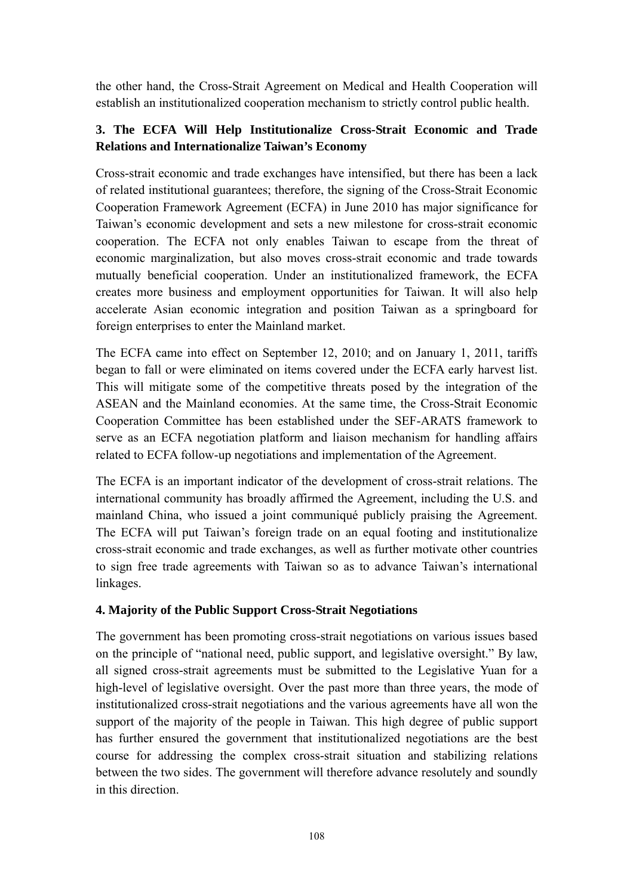the other hand, the Cross-Strait Agreement on Medical and Health Cooperation will establish an institutionalized cooperation mechanism to strictly control public health.

### 3. The ECFA Will Help Institutionalize Cross-Strait Economic and Trade Relations and Internationalize Taiwan's Economy

Cross-strait economic and trade exchanges have intensified, but there has been a lack of related institutional guarantees; therefore, the signing of the Cross-Strait Economic Cooperation Framework Agreement (ECFA) in June 2010 has major significance for Taiwan's economic development and sets a new milestone for cross-strait economic cooperation. The ECFA not only enables Taiwan to escape from the threat of economic marginalization, but also moves cross-strait economic and trade towards mutually beneficial cooperation. Under an institutionalized framework, the ECFA creates more business and employment opportunities for Taiwan. It will also help accelerate Asian economic integration and position Taiwan as a springboard for foreign enterprises to enter the Mainland market.

The ECFA came into effect on September 12, 2010; and on January 1, 2011, tariffs began to fall or were eliminated on items covered under the ECFA early harvest list. This will mitigate some of the competitive threats posed by the integration of the ASEAN and the Mainland economies. At the same time, the Cross-Strait Economic Cooperation Committee has been established under the SEF-ARATS framework to serve as an ECFA negotiation platform and liaison mechanism for handling affairs related to ECFA follow-up negotiations and implementation of the Agreement.

The ECFA is an important indicator of the development of cross-strait relations. The international community has broadly affirmed the Agreement, including the U.S. and mainland China, who issued a joint communiqué publicly praising the Agreement. The ECFA will put Taiwan's foreign trade on an equal footing and institutionalize cross-strait economic and trade exchanges, as well as further motivate other countries to sign free trade agreements with Taiwan so as to advance Taiwan's international linkages.

### 4. Majority of the Public Support Cross-Strait Negotiations

The government has been promoting cross-strait negotiations on various issues based on the principle of "national need, public support, and legislative oversight." By law, all signed cross-strait agreements must be submitted to the Legislative Yuan for a high-level of legislative oversight. Over the past more than three years, the mode of institutionalized cross-strait negotiations and the various agreements have all won the support of the majority of the people in Taiwan. This high degree of public support has further ensured the government that institutionalized negotiations are the best course for addressing the complex cross-strait situation and stabilizing relations between the two sides. The government will therefore advance resolutely and soundly in this direction.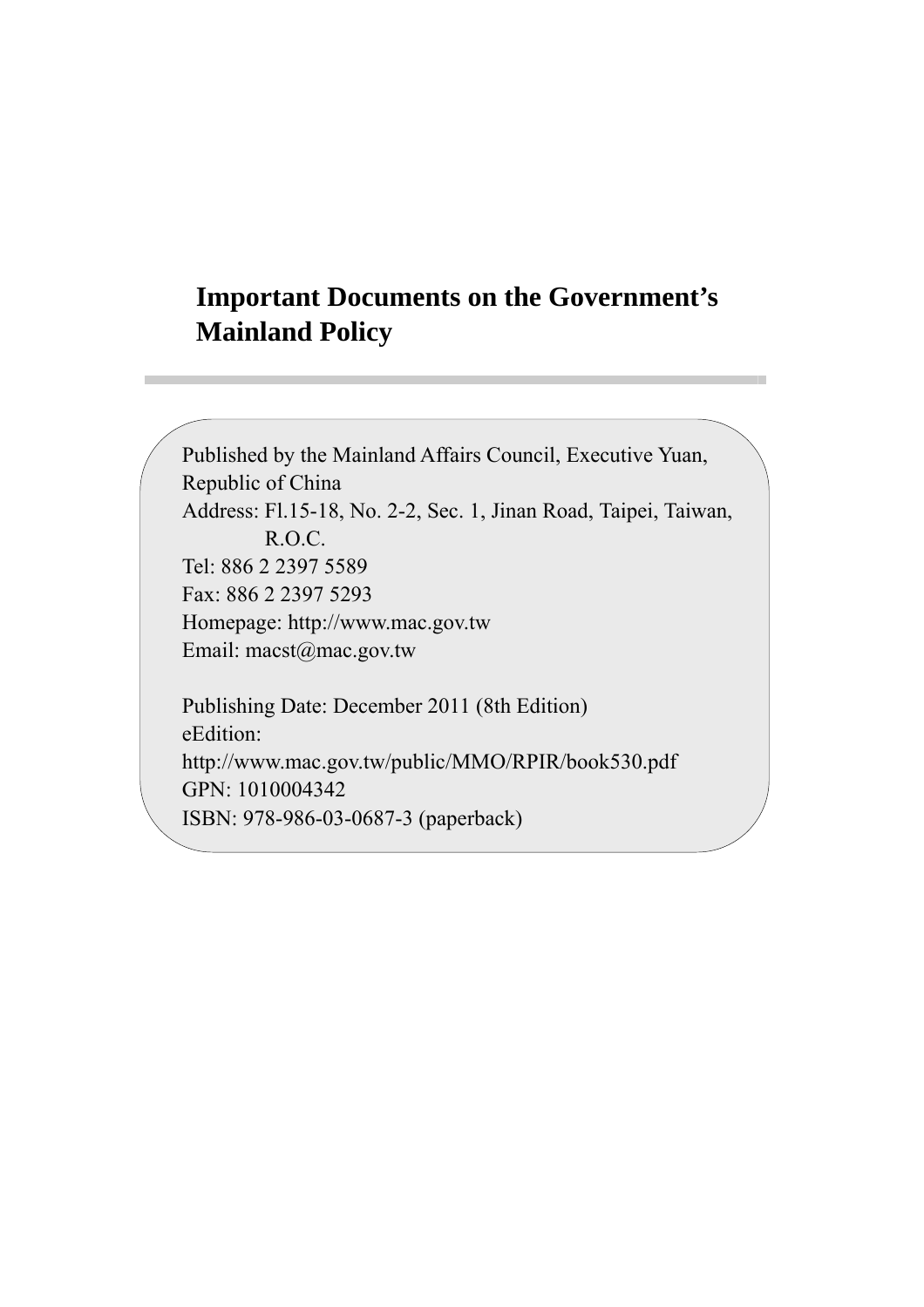# Important Documents on the Government's Mainland Policy

Published by the Mainland Affairs Council, Executive Yuan, Republic of China
Address: Fl.15-18, No. 2-2, Sec. 1, Jinan Road, Taipei, Taiwan, R.O.C.
Tel: 886 2 2397 5589
Fax: 886 2 2397 5293
Homepage: http://www.mac.gov.tw
Email: macst@mac.gov.tw

Publishing Date: December 2011 (8th Edition)
eEdition:
http://www.mac.gov.tw/public/MMO/RPIR/book530.pdf
GPN: 1010004342
ISBN: 978-986-03-0687-3 (paperback)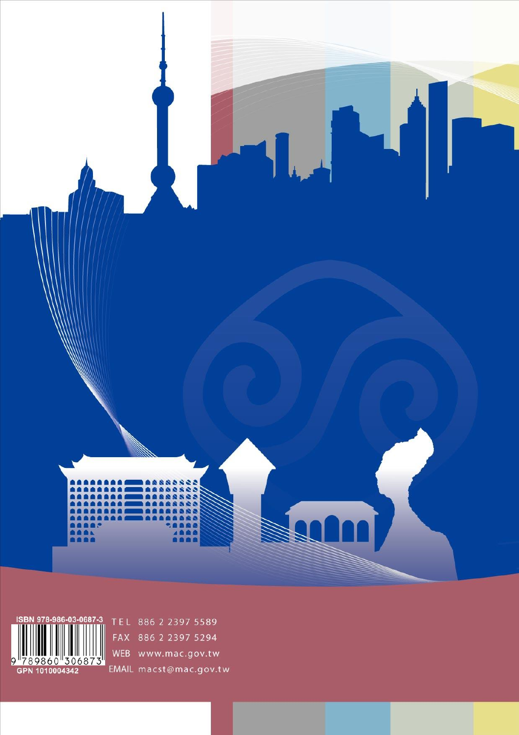ISBN 978-986-03-0687-3

9 789860 306873

GPN 1010004342

TEL 886 2 2397 5589

FAX 886 2 2397 5294

WEB www.mac.gov.tw

EMAIL macst@mac.gov.tw